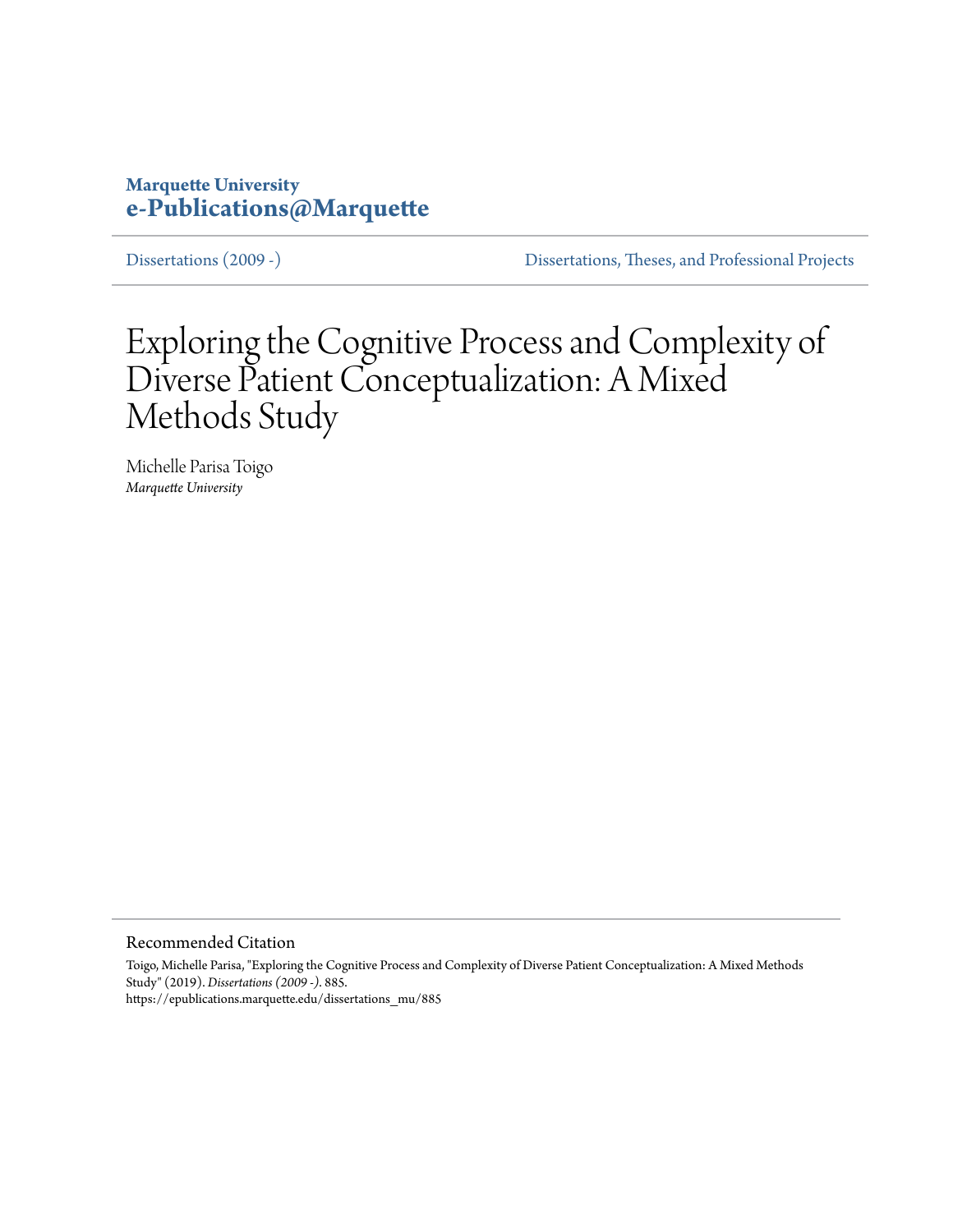Marquette University
**e-Publications@Marquette**

Dissertations (2009 -)

Dissertations, Theses, and Professional Projects

# Exploring the Cognitive Process and Complexity of Diverse Patient Conceptualization: A Mixed Methods Study

Michelle Parisa Toigo
*Marquette University*

## Recommended Citation

Toigo, Michelle Parisa, "Exploring the Cognitive Process and Complexity of Diverse Patient Conceptualization: A Mixed Methods Study" (2019). *Dissertations (2009 -)*. 885.
https://epublications.marquette.edu/dissertations_mu/885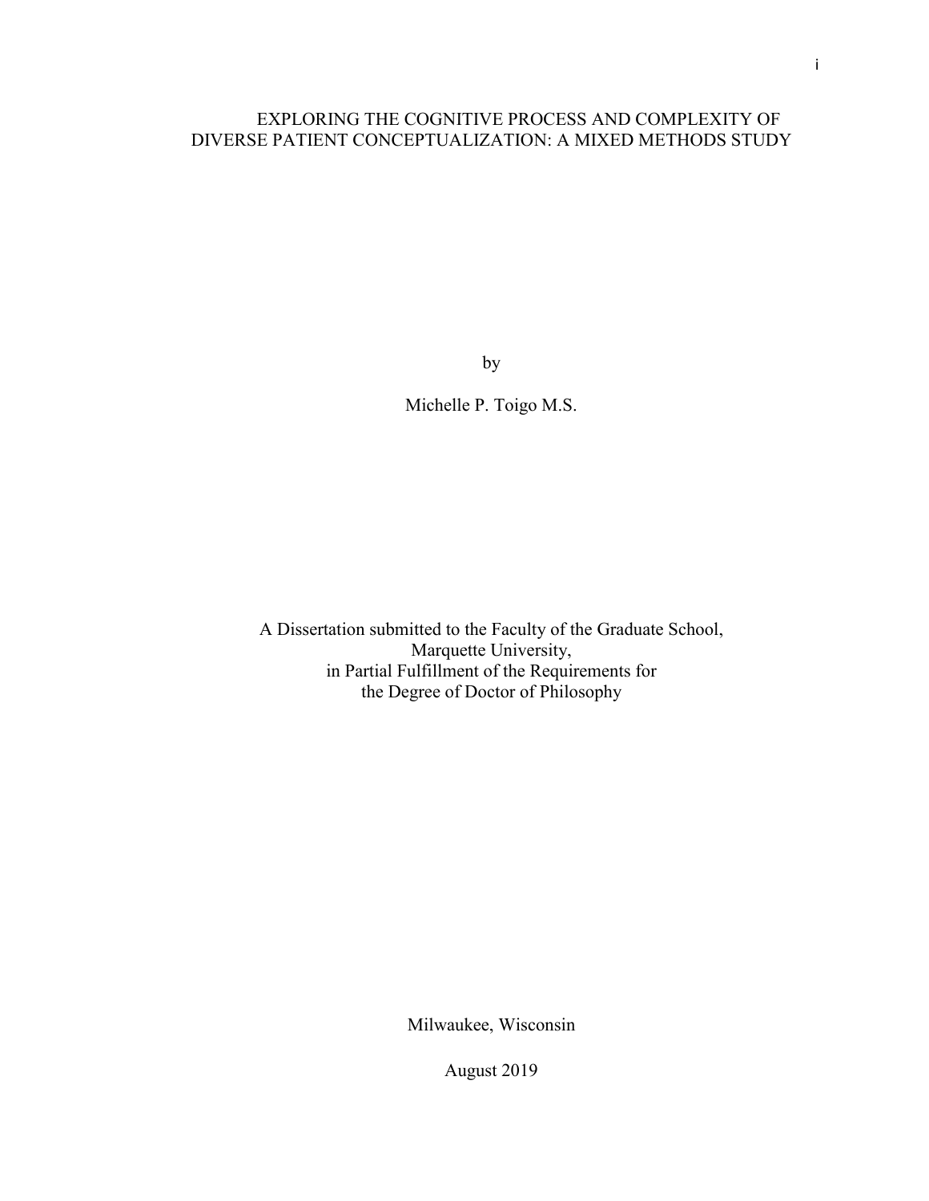# EXPLORING THE COGNITIVE PROCESS AND COMPLEXITY OF DIVERSE PATIENT CONCEPTUALIZATION: A MIXED METHODS STUDY

by

Michelle P. Toigo M.S.

A Dissertation submitted to the Faculty of the Graduate School,
Marquette University,
in Partial Fulfillment of the Requirements for
the Degree of Doctor of Philosophy

Milwaukee, Wisconsin

August 2019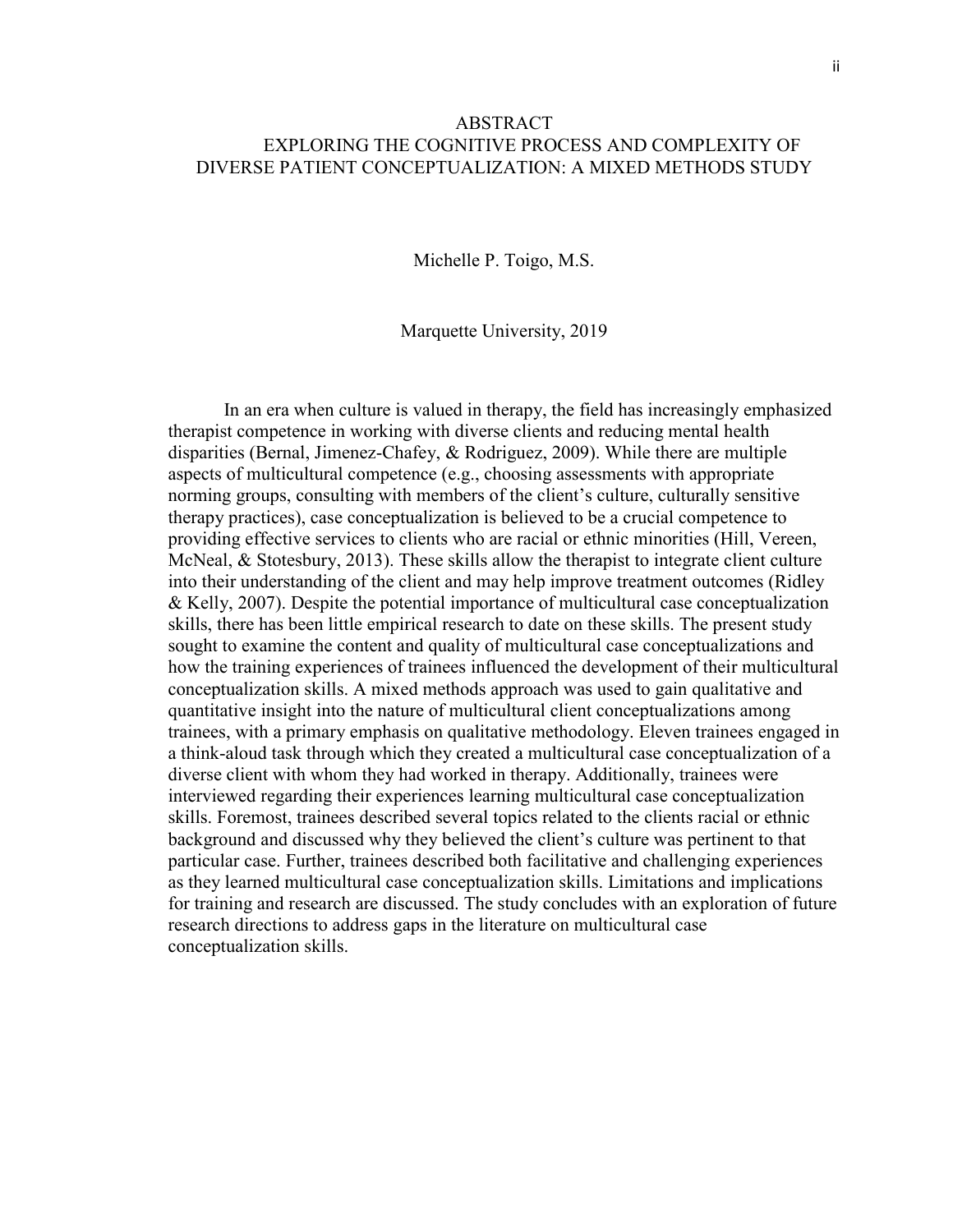# ABSTRACT

## EXPLORING THE COGNITIVE PROCESS AND COMPLEXITY OF DIVERSE PATIENT CONCEPTUALIZATION: A MIXED METHODS STUDY

Michelle P. Toigo, M.S.

Marquette University, 2019

In an era when culture is valued in therapy, the field has increasingly emphasized therapist competence in working with diverse clients and reducing mental health disparities (Bernal, Jimenez-Chafey, & Rodriguez, 2009). While there are multiple aspects of multicultural competence (e.g., choosing assessments with appropriate norming groups, consulting with members of the client's culture, culturally sensitive therapy practices), case conceptualization is believed to be a crucial competence to providing effective services to clients who are racial or ethnic minorities (Hill, Vereen, McNeal, & Stotesbury, 2013). These skills allow the therapist to integrate client culture into their understanding of the client and may help improve treatment outcomes (Ridley & Kelly, 2007). Despite the potential importance of multicultural case conceptualization skills, there has been little empirical research to date on these skills. The present study sought to examine the content and quality of multicultural case conceptualizations and how the training experiences of trainees influenced the development of their multicultural conceptualization skills. A mixed methods approach was used to gain qualitative and quantitative insight into the nature of multicultural client conceptualizations among trainees, with a primary emphasis on qualitative methodology. Eleven trainees engaged in a think-aloud task through which they created a multicultural case conceptualization of a diverse client with whom they had worked in therapy. Additionally, trainees were interviewed regarding their experiences learning multicultural case conceptualization skills. Foremost, trainees described several topics related to the clients racial or ethnic background and discussed why they believed the client's culture was pertinent to that particular case. Further, trainees described both facilitative and challenging experiences as they learned multicultural case conceptualization skills. Limitations and implications for training and research are discussed. The study concludes with an exploration of future research directions to address gaps in the literature on multicultural case conceptualization skills.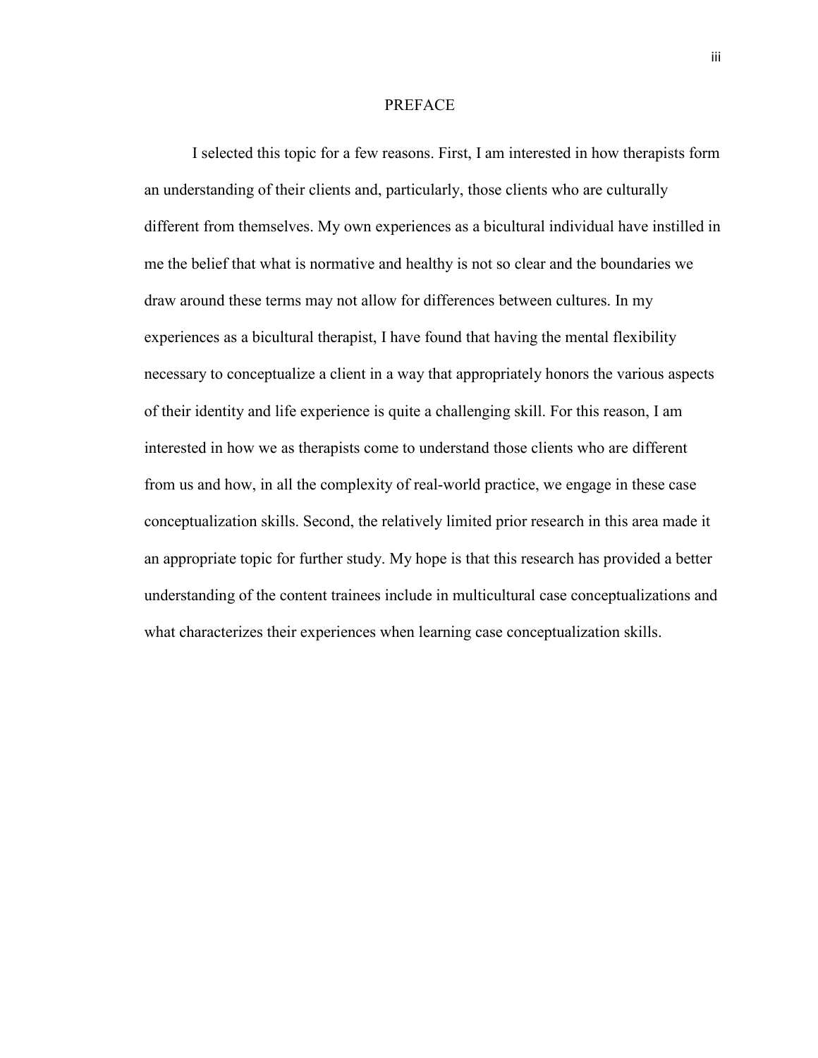# PREFACE

I selected this topic for a few reasons. First, I am interested in how therapists form an understanding of their clients and, particularly, those clients who are culturally different from themselves. My own experiences as a bicultural individual have instilled in me the belief that what is normative and healthy is not so clear and the boundaries we draw around these terms may not allow for differences between cultures. In my experiences as a bicultural therapist, I have found that having the mental flexibility necessary to conceptualize a client in a way that appropriately honors the various aspects of their identity and life experience is quite a challenging skill. For this reason, I am interested in how we as therapists come to understand those clients who are different from us and how, in all the complexity of real-world practice, we engage in these case conceptualization skills. Second, the relatively limited prior research in this area made it an appropriate topic for further study. My hope is that this research has provided a better understanding of the content trainees include in multicultural case conceptualizations and what characterizes their experiences when learning case conceptualization skills.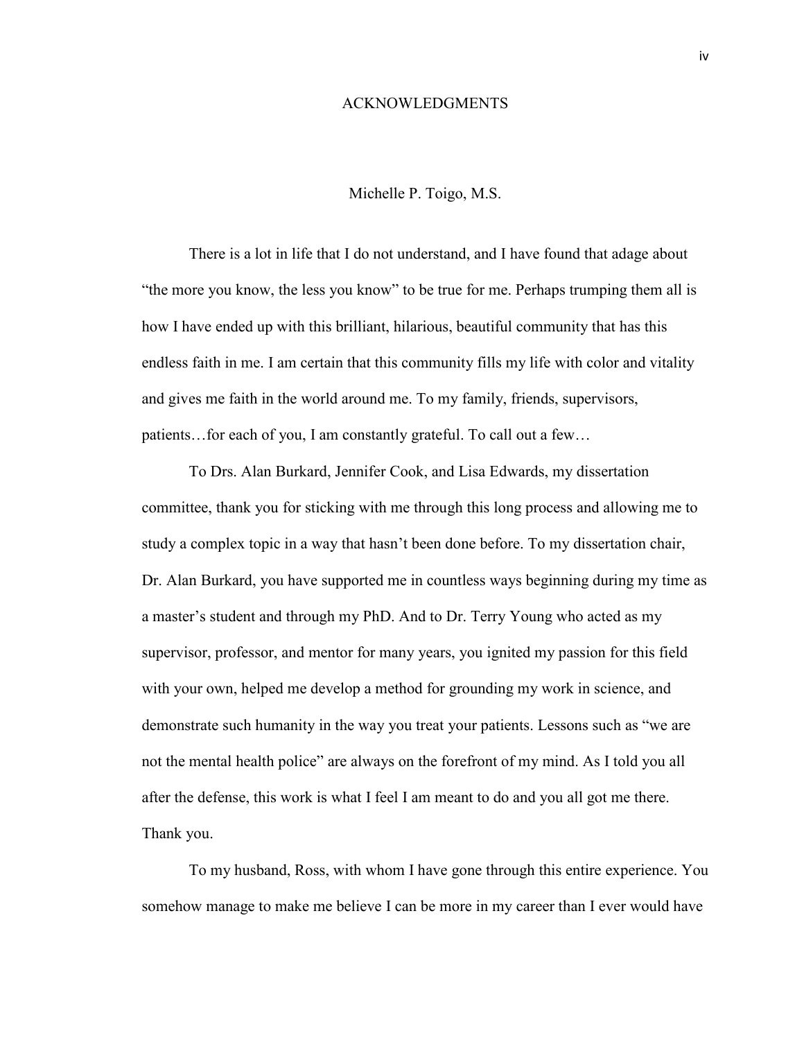# ACKNOWLEDGMENTS

Michelle P. Toigo, M.S.

There is a lot in life that I do not understand, and I have found that adage about "the more you know, the less you know" to be true for me. Perhaps trumping them all is how I have ended up with this brilliant, hilarious, beautiful community that has this endless faith in me. I am certain that this community fills my life with color and vitality and gives me faith in the world around me. To my family, friends, supervisors, patients…for each of you, I am constantly grateful. To call out a few…

To Drs. Alan Burkard, Jennifer Cook, and Lisa Edwards, my dissertation committee, thank you for sticking with me through this long process and allowing me to study a complex topic in a way that hasn't been done before. To my dissertation chair, Dr. Alan Burkard, you have supported me in countless ways beginning during my time as a master's student and through my PhD. And to Dr. Terry Young who acted as my supervisor, professor, and mentor for many years, you ignited my passion for this field with your own, helped me develop a method for grounding my work in science, and demonstrate such humanity in the way you treat your patients. Lessons such as "we are not the mental health police" are always on the forefront of my mind. As I told you all after the defense, this work is what I feel I am meant to do and you all got me there. Thank you.

To my husband, Ross, with whom I have gone through this entire experience. You somehow manage to make me believe I can be more in my career than I ever would have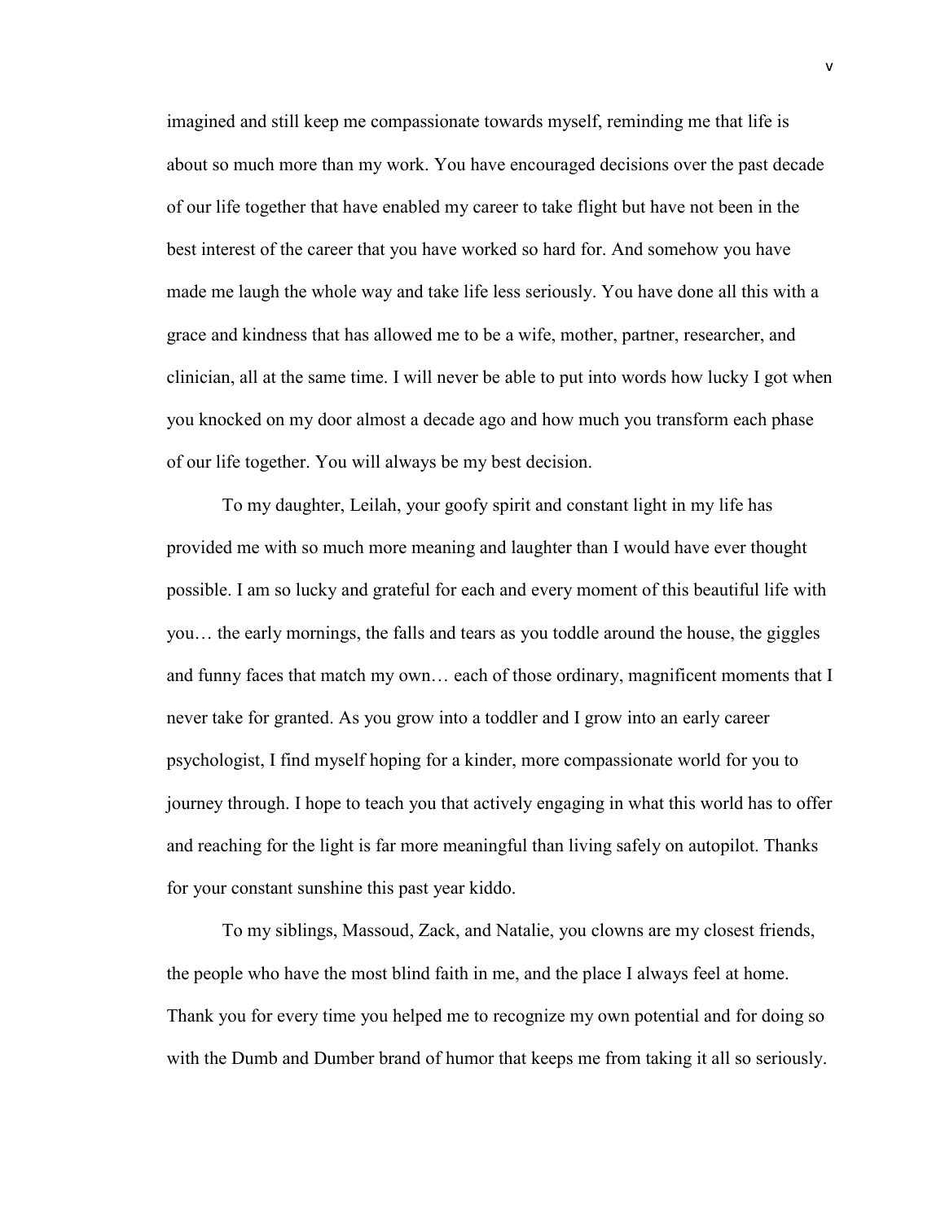imagined and still keep me compassionate towards myself, reminding me that life is about so much more than my work. You have encouraged decisions over the past decade of our life together that have enabled my career to take flight but have not been in the best interest of the career that you have worked so hard for. And somehow you have made me laugh the whole way and take life less seriously. You have done all this with a grace and kindness that has allowed me to be a wife, mother, partner, researcher, and clinician, all at the same time. I will never be able to put into words how lucky I got when you knocked on my door almost a decade ago and how much you transform each phase of our life together. You will always be my best decision.

To my daughter, Leilah, your goofy spirit and constant light in my life has provided me with so much more meaning and laughter than I would have ever thought possible. I am so lucky and grateful for each and every moment of this beautiful life with you… the early mornings, the falls and tears as you toddle around the house, the giggles and funny faces that match my own… each of those ordinary, magnificent moments that I never take for granted. As you grow into a toddler and I grow into an early career psychologist, I find myself hoping for a kinder, more compassionate world for you to journey through. I hope to teach you that actively engaging in what this world has to offer and reaching for the light is far more meaningful than living safely on autopilot. Thanks for your constant sunshine this past year kiddo.

To my siblings, Massoud, Zack, and Natalie, you clowns are my closest friends, the people who have the most blind faith in me, and the place I always feel at home. Thank you for every time you helped me to recognize my own potential and for doing so with the Dumb and Dumber brand of humor that keeps me from taking it all so seriously.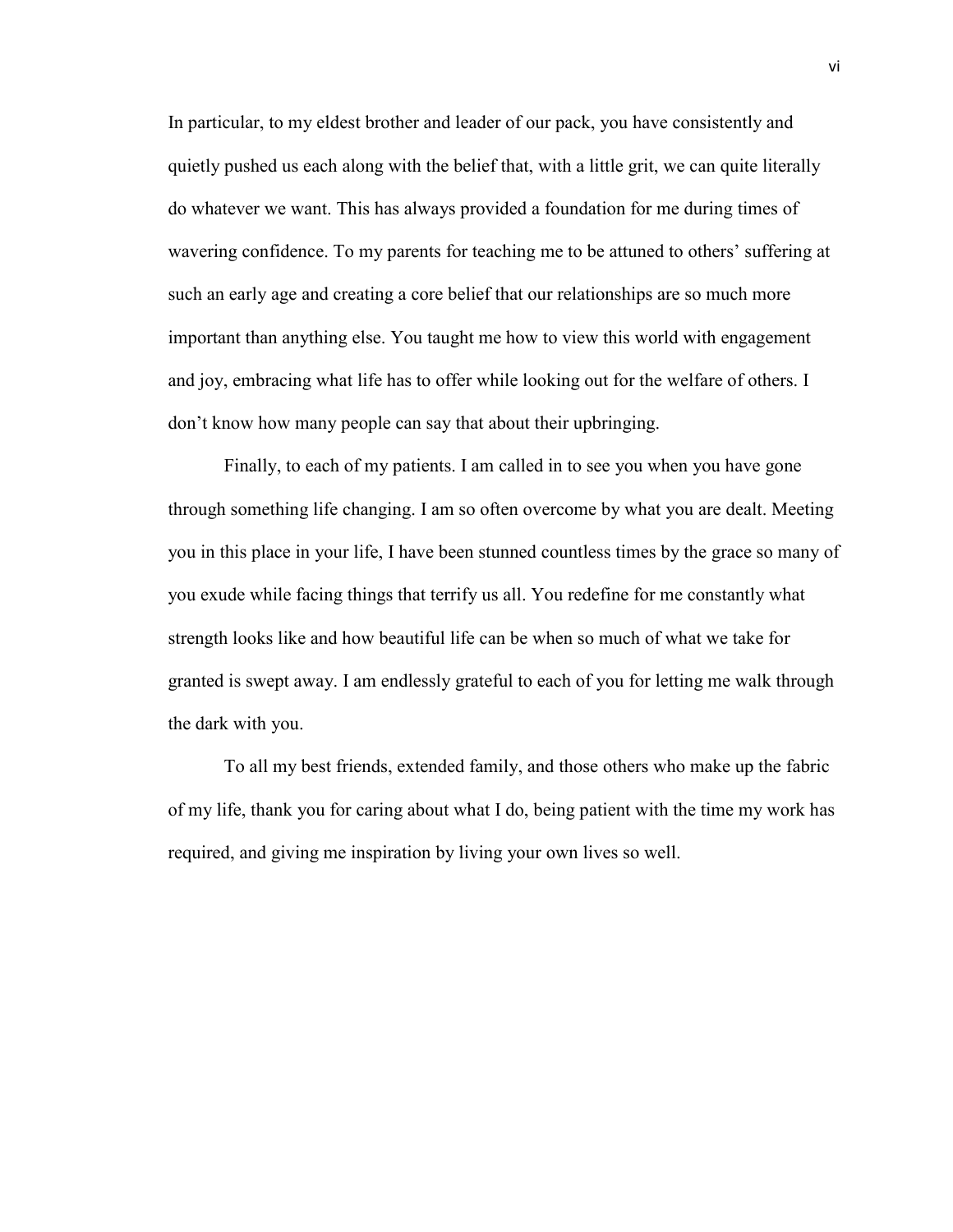In particular, to my eldest brother and leader of our pack, you have consistently and quietly pushed us each along with the belief that, with a little grit, we can quite literally do whatever we want. This has always provided a foundation for me during times of wavering confidence. To my parents for teaching me to be attuned to others' suffering at such an early age and creating a core belief that our relationships are so much more important than anything else. You taught me how to view this world with engagement and joy, embracing what life has to offer while looking out for the welfare of others. I don't know how many people can say that about their upbringing.

Finally, to each of my patients. I am called in to see you when you have gone through something life changing. I am so often overcome by what you are dealt. Meeting you in this place in your life, I have been stunned countless times by the grace so many of you exude while facing things that terrify us all. You redefine for me constantly what strength looks like and how beautiful life can be when so much of what we take for granted is swept away. I am endlessly grateful to each of you for letting me walk through the dark with you.

To all my best friends, extended family, and those others who make up the fabric of my life, thank you for caring about what I do, being patient with the time my work has required, and giving me inspiration by living your own lives so well.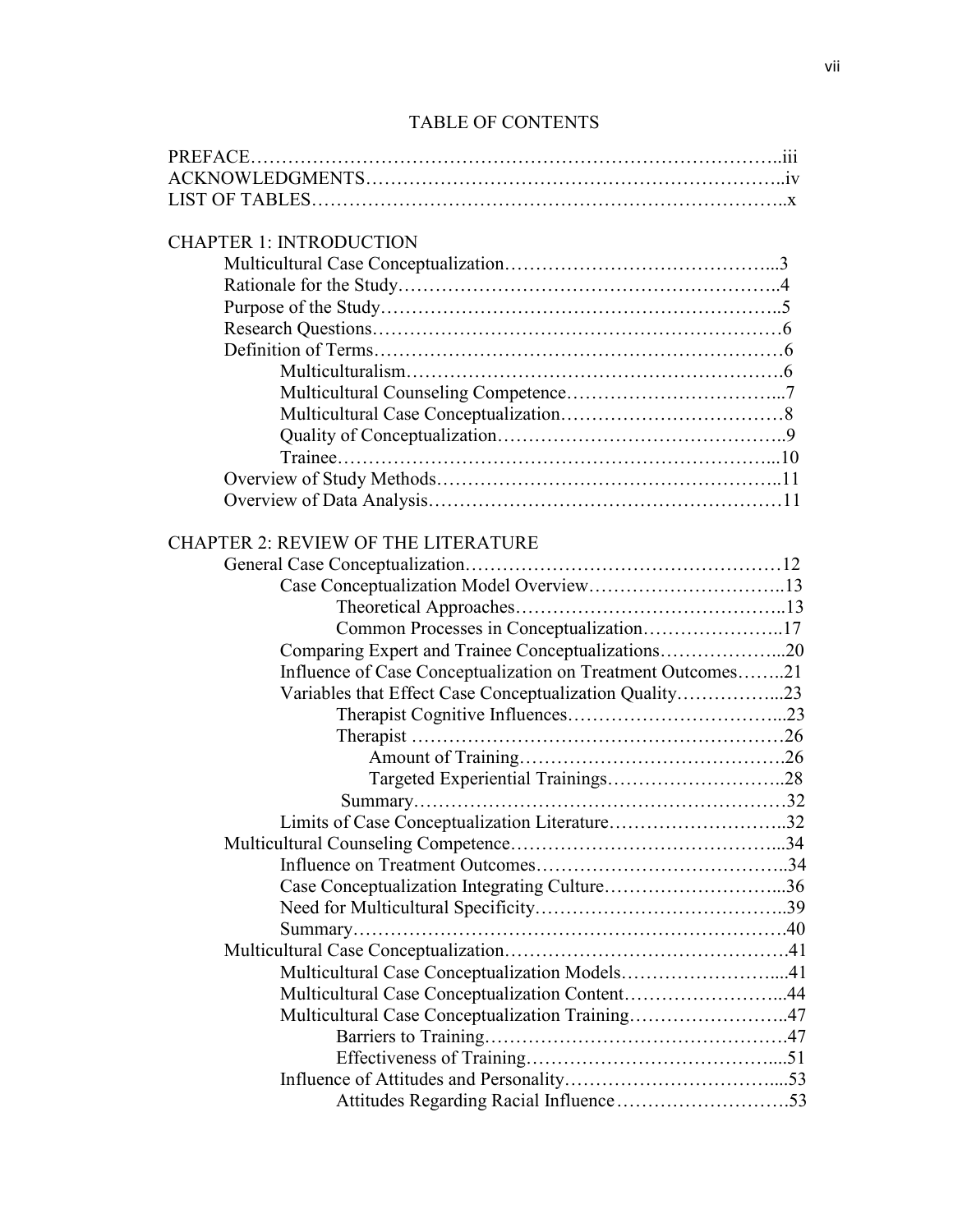# TABLE OF CONTENTS

PREFACE…………………………………………………………………………..iii
ACKNOWLEDGMENTS………………………………………………………..iv
LIST OF TABLES………………………………………………………………..x

CHAPTER 1: INTRODUCTION
- Multicultural Case Conceptualization…………………………………...3
- Rationale for the Study…………………………………………………..4
- Purpose of the Study……………………………………………………..5
- Research Questions……………………………………………………6
- Definition of Terms……………………………………………………6
  - Multiculturalism……………………………………………………….6
  - Multicultural Counseling Competence…………………………...7
  - Multicultural Case Conceptualization……………………………8
  - Quality of Conceptualization……………………………………..9
  - Trainee…………………………………………………………...10
- Overview of Study Methods……………………………………………..11
- Overview of Data Analysis………………………………………………11

CHAPTER 2: REVIEW OF THE LITERATURE
- General Case Conceptualization…………………………………………12
  - Case Conceptualization Model Overview…………………………..13
    - Theoretical Approaches……………………………………..13
    - Common Processes in Conceptualization…………………..17
  - Comparing Expert and Trainee Conceptualizations………………...20
  - Influence of Case Conceptualization on Treatment Outcomes……..21
  - Variables that Effect Case Conceptualization Quality……………...23
    - Therapist Cognitive Influences…………………………….…23
    - Therapist ……………………………………………………26
      - Amount of Training…………………………………….26
      - Targeted Experiential Trainings………………………..28
    - Summary…………………………………………………32
  - Limits of Case Conceptualization Literature………………………..32
- Multicultural Counseling Competence…………………………………...34
  - Influence on Treatment Outcomes…………………………………..34
  - Case Conceptualization Integrating Culture………………………...36
  - Need for Multicultural Specificity…………………………………..39
  - Summary……………………………………………………………40
- Multicultural Case Conceptualization……………………………………41
  - Multicultural Case Conceptualization Models……………………....41
  - Multicultural Case Conceptualization Content……………………...44
  - Multicultural Case Conceptualization Training……………………..47
    - Barriers to Training…………………………………………47
    - Effectiveness of Training………………………………….....51
  - Influence of Attitudes and Personality……………………………....53
    - Attitudes Regarding Racial Influence……………………….53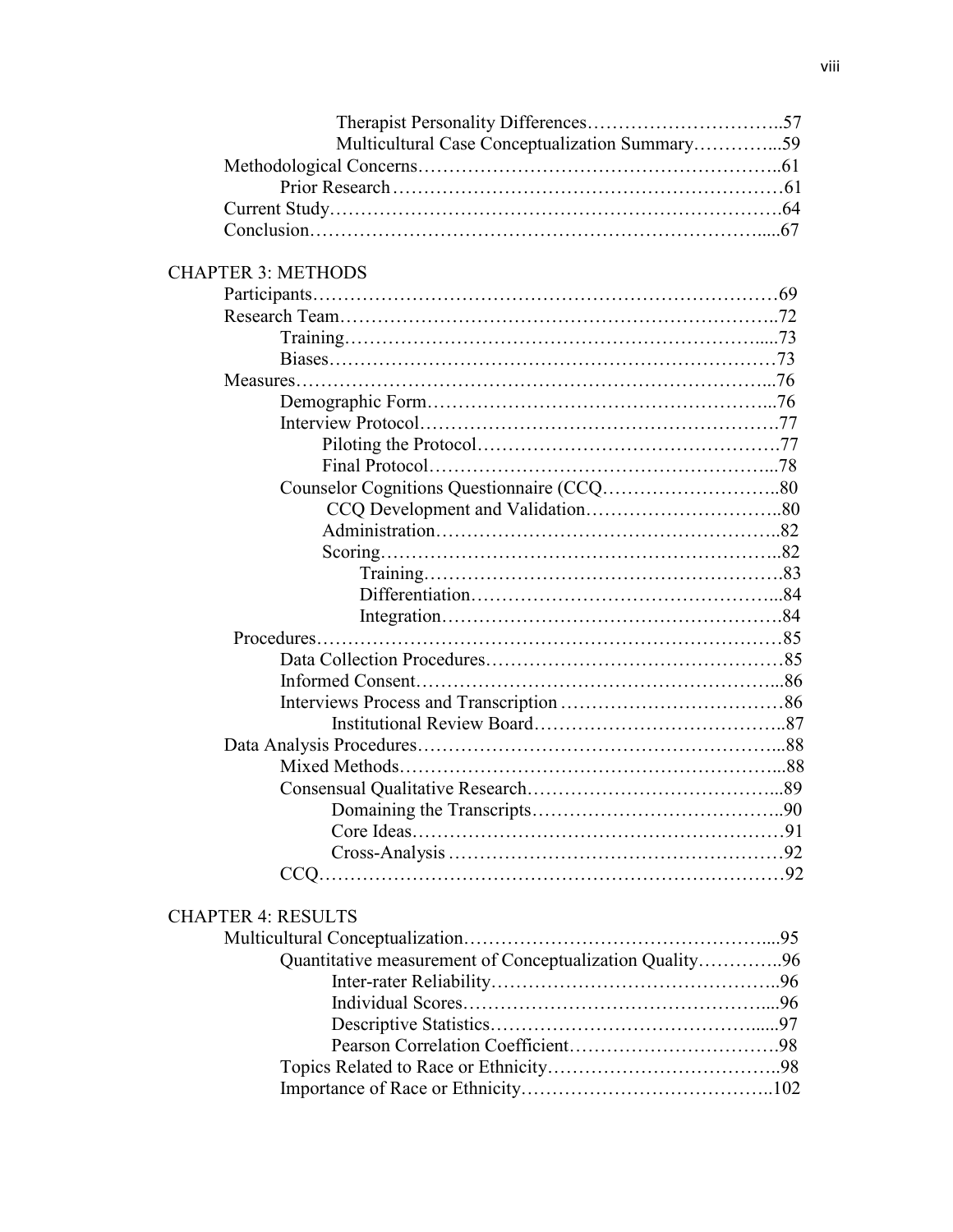Therapist Personality Differences…………………………..57
Multicultural Case Conceptualization Summary…………...59
Methodological Concerns………………………………………………..61
Prior Research……………………………………………………61
Current Study……………………………………………………………64
Conclusion……………………………………………………………....67

CHAPTER 3: METHODS

Participants………………………………………………………………69
Research Team…………………………………………………………..72
Training……………………………………………………….....73
Biases……………………………………………………………73
Measures………………………………………………………………...76
Demographic Form……………………………………………...76
Interview Protocol……………………………………………….77
Piloting the Protocol…………………………………………77
Final Protocol………………………………………………...78
Counselor Cognitions Questionnaire (CCQ……………………..80
CCQ Development and Validation…………………………..80
Administration………………………………………………..82
Scoring………………………………………………………..82
Training…………………………………………………….83
Differentiation……………………………………………...84
Integration…………………………………………………84
Procedures………………………………………………………………85
Data Collection Procedures………………………………………85
Informed Consent…………………………………………………...86
Interviews Process and Transcription ……………………………86
Institutional Review Board…………………………………..87
Data Analysis Procedures…………………………………………………...88
Mixed Methods…………………………………………………...88
Consensual Qualitative Research…………………………………...89
Domaining the Transcripts…………………………………..90
Core Ideas…………………………………………………91
Cross-Analysis ……………………………………………92
CCQ…………………………………………………………………92

CHAPTER 4: RESULTS

Multicultural Conceptualization……………………………………….....95
Quantitative measurement of Conceptualization Quality…………..96
Inter-rater Reliability……………………………………..96
Individual Scores…………………………………………....96
Descriptive Statistics…………………………………….....97
Pearson Correlation Coefficient……………………………98
Topics Related to Race or Ethnicity………………………………..98
Importance of Race or Ethnicity…………………………………..102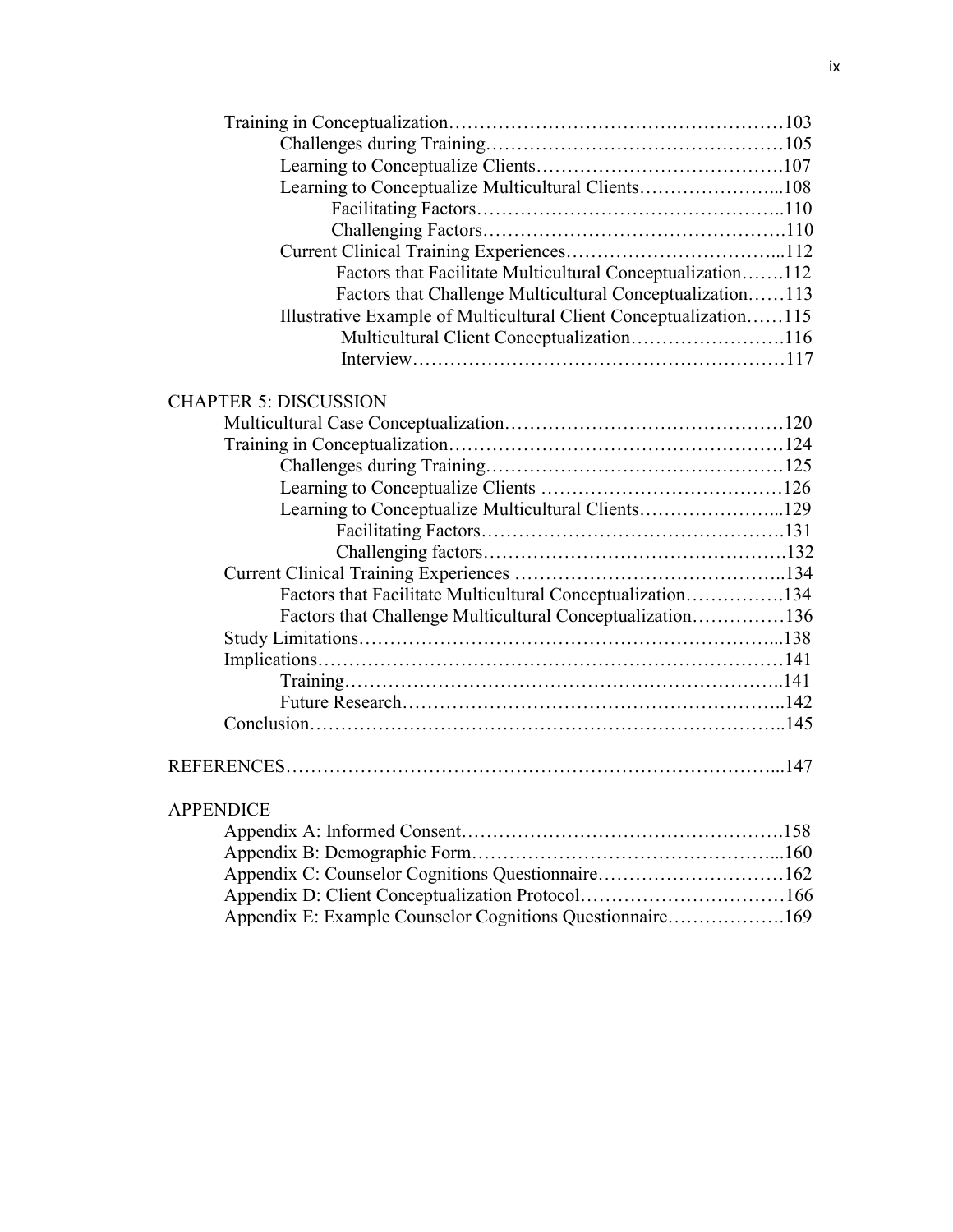Training in Conceptualization………………………………………………103
- Challenges during Training…………………………………………105
- Learning to Conceptualize Clients………………………………….107
- Learning to Conceptualize Multicultural Clients…………………...108
  - Facilitating Factors………………………………………………..110
  - Challenging Factors……………………………………………….110
- Current Clinical Training Experiences……………………………...112
  - Factors that Facilitate Multicultural Conceptualization…….112
  - Factors that Challenge Multicultural Conceptualization……113
- Illustrative Example of Multicultural Client Conceptualization……115
  - Multicultural Client Conceptualization…………………….116
  - Interview……………………………………………………117

CHAPTER 5: DISCUSSION

Multicultural Case Conceptualization………………………………………120

Training in Conceptualization………………………………………………124
- Challenges during Training…………………………………………125
- Learning to Conceptualize Clients …………………………………126
- Learning to Conceptualize Multicultural Clients…………………...129
  - Facilitating Factors………………………………………………131
  - Challenging factors……………………………………………….132

Current Clinical Training Experiences ……………………………………..134
- Factors that Facilitate Multicultural Conceptualization…………….134
- Factors that Challenge Multicultural Conceptualization……………136

Study Limitations…………………………………………………………...138

Implications…………………………………………………………………141
- Training……………………………………………………………...141
- Future Research……………………………………………………..142

Conclusion…………………………………………………………………..145

REFERENCES……………………………………………………………………...147

APPENDICE

Appendix A: Informed Consent…………………………………………….158

Appendix B: Demographic Form…………………………………………...160

Appendix C: Counselor Cognitions Questionnaire…………………………162

Appendix D: Client Conceptualization Protocol……………………………166

Appendix E: Example Counselor Cognitions Questionnaire……………….169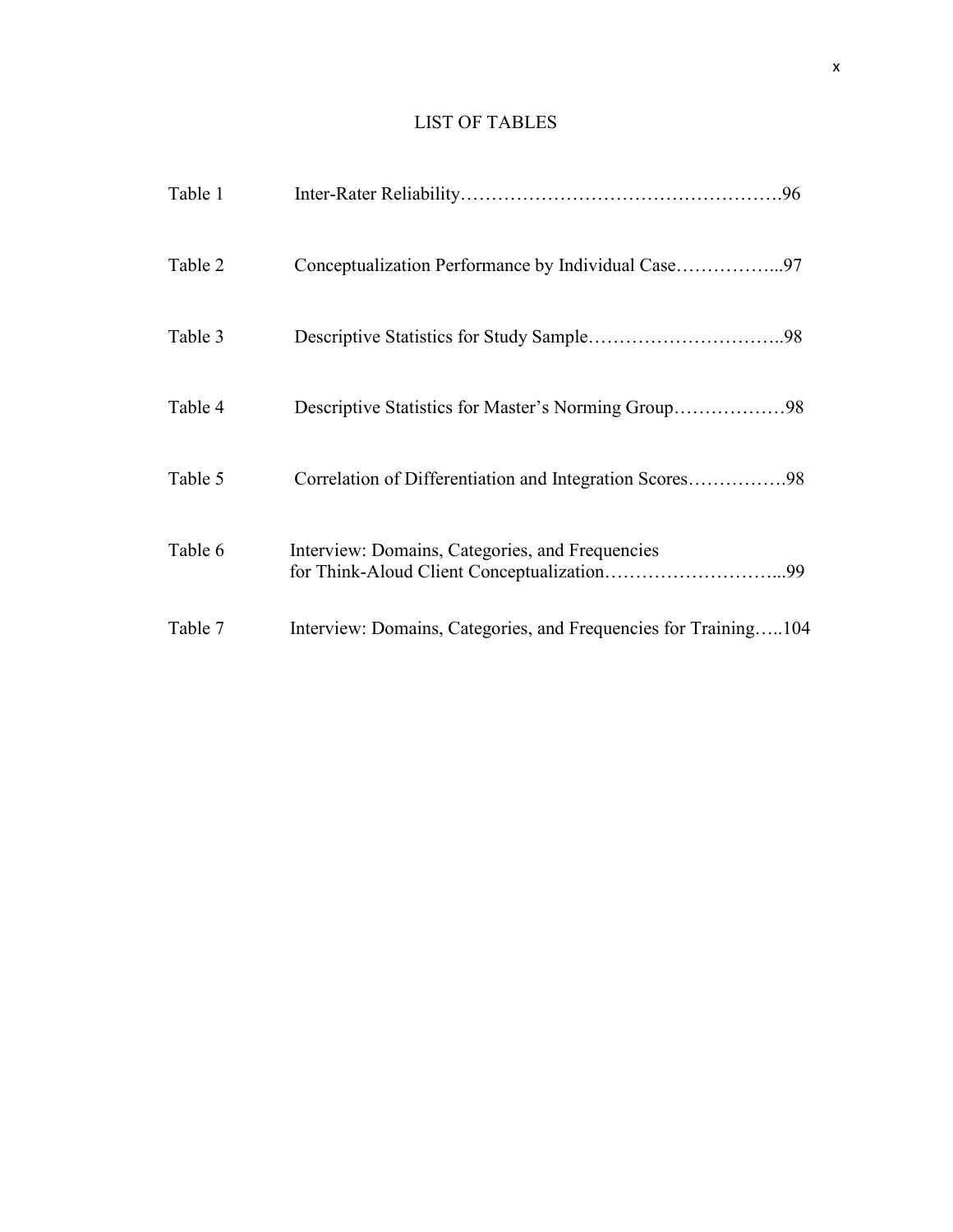# LIST OF TABLES

| | | |
|---|---|---|
| Table 1 | Inter-Rater Reliability | 96 |
| Table 2 | Conceptualization Performance by Individual Case | 97 |
| Table 3 | Descriptive Statistics for Study Sample | 98 |
| Table 4 | Descriptive Statistics for Master's Norming Group | 98 |
| Table 5 | Correlation of Differentiation and Integration Scores | 98 |
| Table 6 | Interview: Domains, Categories, and Frequencies for Think-Aloud Client Conceptualization | 99 |
| Table 7 | Interview: Domains, Categories, and Frequencies for Training | 104 |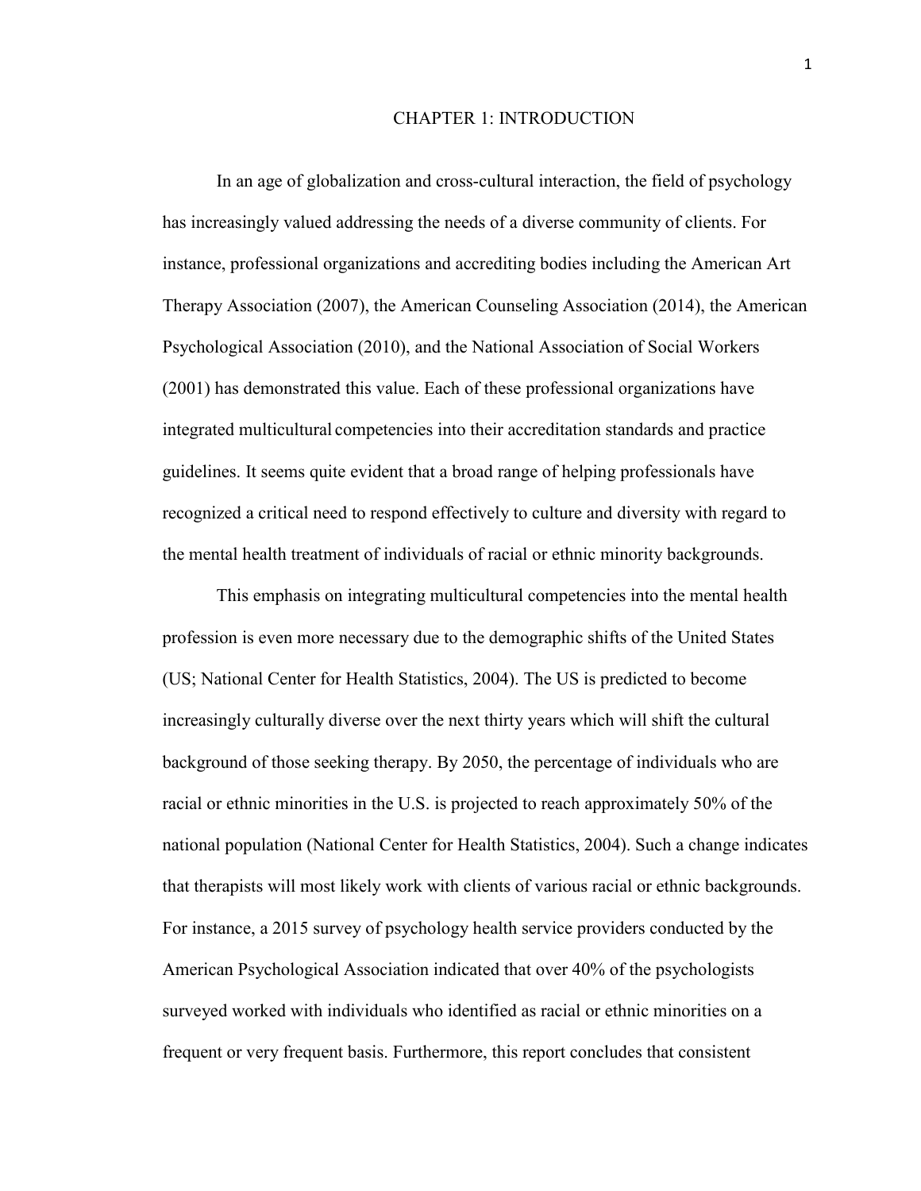# CHAPTER 1: INTRODUCTION

In an age of globalization and cross-cultural interaction, the field of psychology has increasingly valued addressing the needs of a diverse community of clients. For instance, professional organizations and accrediting bodies including the American Art Therapy Association (2007), the American Counseling Association (2014), the American Psychological Association (2010), and the National Association of Social Workers (2001) has demonstrated this value. Each of these professional organizations have integrated multicultural competencies into their accreditation standards and practice guidelines. It seems quite evident that a broad range of helping professionals have recognized a critical need to respond effectively to culture and diversity with regard to the mental health treatment of individuals of racial or ethnic minority backgrounds.

This emphasis on integrating multicultural competencies into the mental health profession is even more necessary due to the demographic shifts of the United States (US; National Center for Health Statistics, 2004). The US is predicted to become increasingly culturally diverse over the next thirty years which will shift the cultural background of those seeking therapy. By 2050, the percentage of individuals who are racial or ethnic minorities in the U.S. is projected to reach approximately 50% of the national population (National Center for Health Statistics, 2004). Such a change indicates that therapists will most likely work with clients of various racial or ethnic backgrounds. For instance, a 2015 survey of psychology health service providers conducted by the American Psychological Association indicated that over 40% of the psychologists surveyed worked with individuals who identified as racial or ethnic minorities on a frequent or very frequent basis. Furthermore, this report concludes that consistent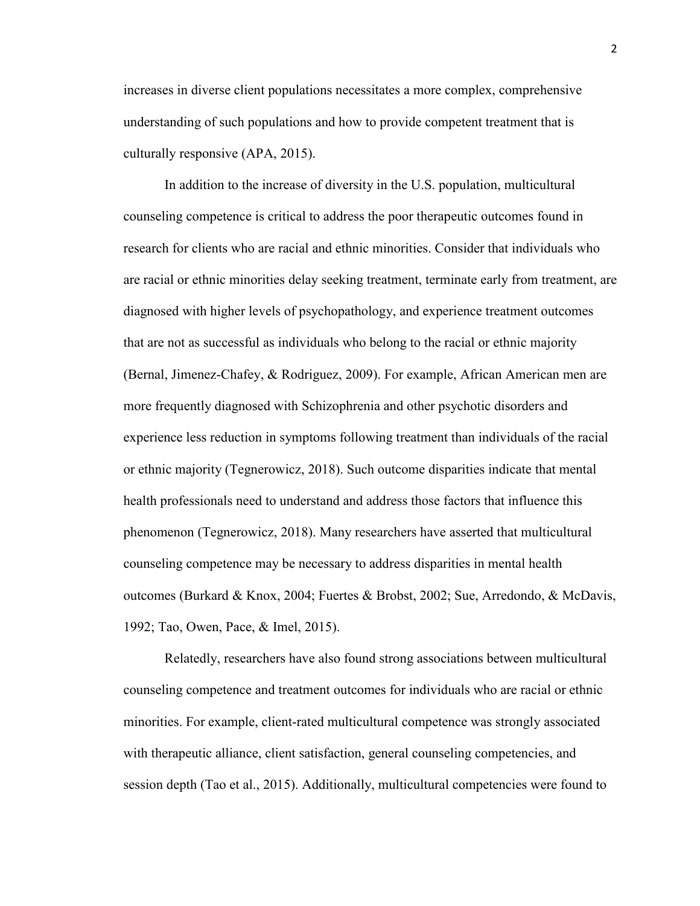increases in diverse client populations necessitates a more complex, comprehensive understanding of such populations and how to provide competent treatment that is culturally responsive (APA, 2015).

In addition to the increase of diversity in the U.S. population, multicultural counseling competence is critical to address the poor therapeutic outcomes found in research for clients who are racial and ethnic minorities. Consider that individuals who are racial or ethnic minorities delay seeking treatment, terminate early from treatment, are diagnosed with higher levels of psychopathology, and experience treatment outcomes that are not as successful as individuals who belong to the racial or ethnic majority (Bernal, Jimenez-Chafey, & Rodriguez, 2009). For example, African American men are more frequently diagnosed with Schizophrenia and other psychotic disorders and experience less reduction in symptoms following treatment than individuals of the racial or ethnic majority (Tegnerowicz, 2018). Such outcome disparities indicate that mental health professionals need to understand and address those factors that influence this phenomenon (Tegnerowicz, 2018). Many researchers have asserted that multicultural counseling competence may be necessary to address disparities in mental health outcomes (Burkard & Knox, 2004; Fuertes & Brobst, 2002; Sue, Arredondo, & McDavis, 1992; Tao, Owen, Pace, & Imel, 2015).

Relatedly, researchers have also found strong associations between multicultural counseling competence and treatment outcomes for individuals who are racial or ethnic minorities. For example, client-rated multicultural competence was strongly associated with therapeutic alliance, client satisfaction, general counseling competencies, and session depth (Tao et al., 2015). Additionally, multicultural competencies were found to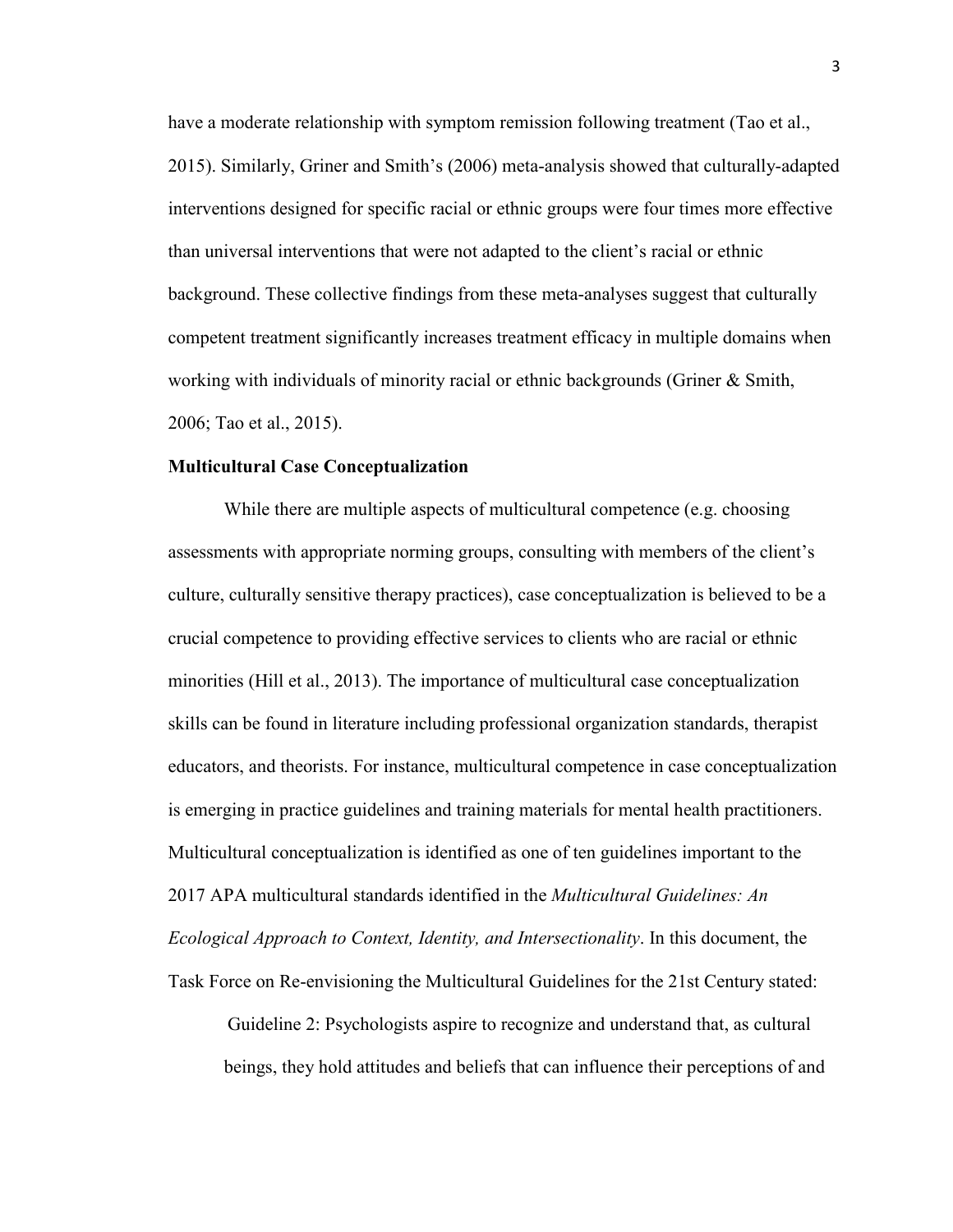have a moderate relationship with symptom remission following treatment (Tao et al., 2015). Similarly, Griner and Smith's (2006) meta-analysis showed that culturally-adapted interventions designed for specific racial or ethnic groups were four times more effective than universal interventions that were not adapted to the client's racial or ethnic background. These collective findings from these meta-analyses suggest that culturally competent treatment significantly increases treatment efficacy in multiple domains when working with individuals of minority racial or ethnic backgrounds (Griner & Smith, 2006; Tao et al., 2015).

**Multicultural Case Conceptualization**

While there are multiple aspects of multicultural competence (e.g. choosing assessments with appropriate norming groups, consulting with members of the client's culture, culturally sensitive therapy practices), case conceptualization is believed to be a crucial competence to providing effective services to clients who are racial or ethnic minorities (Hill et al., 2013). The importance of multicultural case conceptualization skills can be found in literature including professional organization standards, therapist educators, and theorists. For instance, multicultural competence in case conceptualization is emerging in practice guidelines and training materials for mental health practitioners. Multicultural conceptualization is identified as one of ten guidelines important to the 2017 APA multicultural standards identified in the *Multicultural Guidelines: An Ecological Approach to Context, Identity, and Intersectionality*. In this document, the Task Force on Re-envisioning the Multicultural Guidelines for the 21st Century stated:

> Guideline 2: Psychologists aspire to recognize and understand that, as cultural beings, they hold attitudes and beliefs that can influence their perceptions of and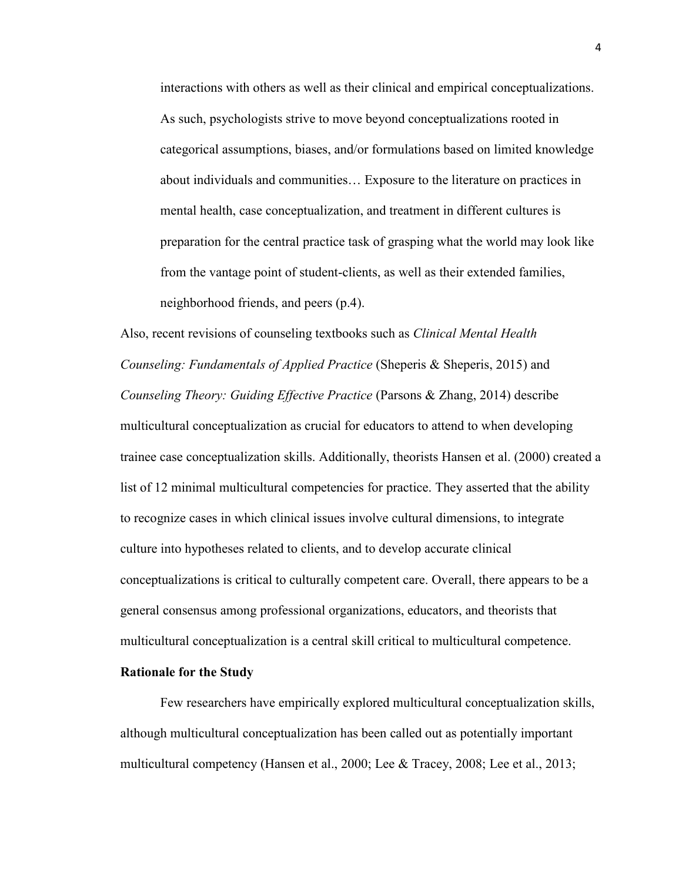> interactions with others as well as their clinical and empirical conceptualizations. As such, psychologists strive to move beyond conceptualizations rooted in categorical assumptions, biases, and/or formulations based on limited knowledge about individuals and communities… Exposure to the literature on practices in mental health, case conceptualization, and treatment in different cultures is preparation for the central practice task of grasping what the world may look like from the vantage point of student-clients, as well as their extended families, neighborhood friends, and peers (p.4).

Also, recent revisions of counseling textbooks such as *Clinical Mental Health Counseling: Fundamentals of Applied Practice* (Sheperis & Sheperis, 2015) and *Counseling Theory: Guiding Effective Practice* (Parsons & Zhang, 2014) describe multicultural conceptualization as crucial for educators to attend to when developing trainee case conceptualization skills. Additionally, theorists Hansen et al. (2000) created a list of 12 minimal multicultural competencies for practice. They asserted that the ability to recognize cases in which clinical issues involve cultural dimensions, to integrate culture into hypotheses related to clients, and to develop accurate clinical conceptualizations is critical to culturally competent care. Overall, there appears to be a general consensus among professional organizations, educators, and theorists that multicultural conceptualization is a central skill critical to multicultural competence.

**Rationale for the Study**

Few researchers have empirically explored multicultural conceptualization skills, although multicultural conceptualization has been called out as potentially important multicultural competency (Hansen et al., 2000; Lee & Tracey, 2008; Lee et al., 2013;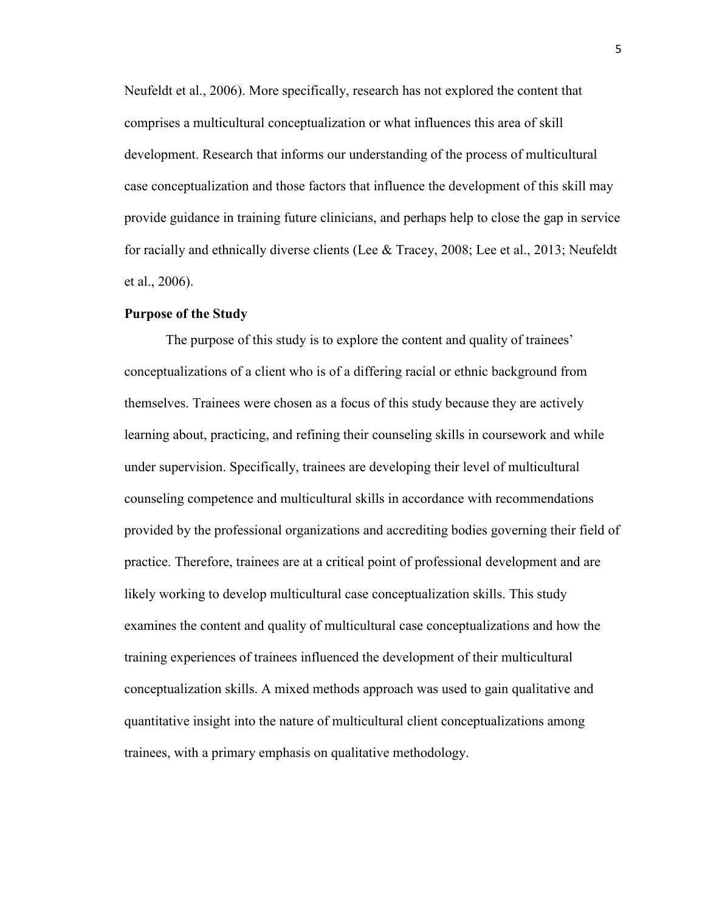Neufeldt et al., 2006). More specifically, research has not explored the content that comprises a multicultural conceptualization or what influences this area of skill development. Research that informs our understanding of the process of multicultural case conceptualization and those factors that influence the development of this skill may provide guidance in training future clinicians, and perhaps help to close the gap in service for racially and ethnically diverse clients (Lee & Tracey, 2008; Lee et al., 2013; Neufeldt et al., 2006).

**Purpose of the Study**

The purpose of this study is to explore the content and quality of trainees' conceptualizations of a client who is of a differing racial or ethnic background from themselves. Trainees were chosen as a focus of this study because they are actively learning about, practicing, and refining their counseling skills in coursework and while under supervision. Specifically, trainees are developing their level of multicultural counseling competence and multicultural skills in accordance with recommendations provided by the professional organizations and accrediting bodies governing their field of practice. Therefore, trainees are at a critical point of professional development and are likely working to develop multicultural case conceptualization skills. This study examines the content and quality of multicultural case conceptualizations and how the training experiences of trainees influenced the development of their multicultural conceptualization skills. A mixed methods approach was used to gain qualitative and quantitative insight into the nature of multicultural client conceptualizations among trainees, with a primary emphasis on qualitative methodology.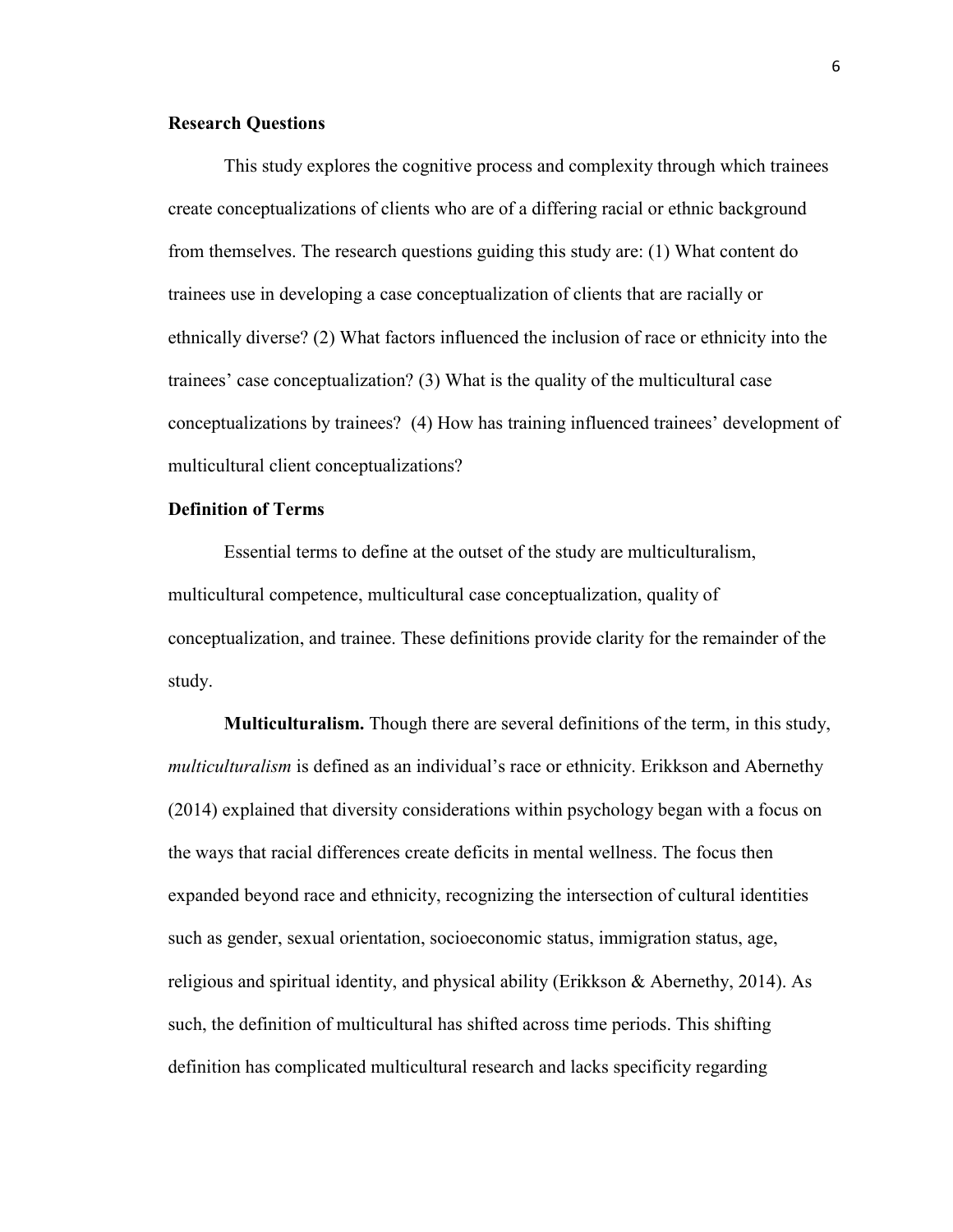## Research Questions

This study explores the cognitive process and complexity through which trainees create conceptualizations of clients who are of a differing racial or ethnic background from themselves. The research questions guiding this study are: (1) What content do trainees use in developing a case conceptualization of clients that are racially or ethnically diverse? (2) What factors influenced the inclusion of race or ethnicity into the trainees' case conceptualization? (3) What is the quality of the multicultural case conceptualizations by trainees? (4) How has training influenced trainees' development of multicultural client conceptualizations?

## Definition of Terms

Essential terms to define at the outset of the study are multiculturalism, multicultural competence, multicultural case conceptualization, quality of conceptualization, and trainee. These definitions provide clarity for the remainder of the study.

**Multiculturalism.** Though there are several definitions of the term, in this study, *multiculturalism* is defined as an individual's race or ethnicity. Erikkson and Abernethy (2014) explained that diversity considerations within psychology began with a focus on the ways that racial differences create deficits in mental wellness. The focus then expanded beyond race and ethnicity, recognizing the intersection of cultural identities such as gender, sexual orientation, socioeconomic status, immigration status, age, religious and spiritual identity, and physical ability (Erikkson & Abernethy, 2014). As such, the definition of multicultural has shifted across time periods. This shifting definition has complicated multicultural research and lacks specificity regarding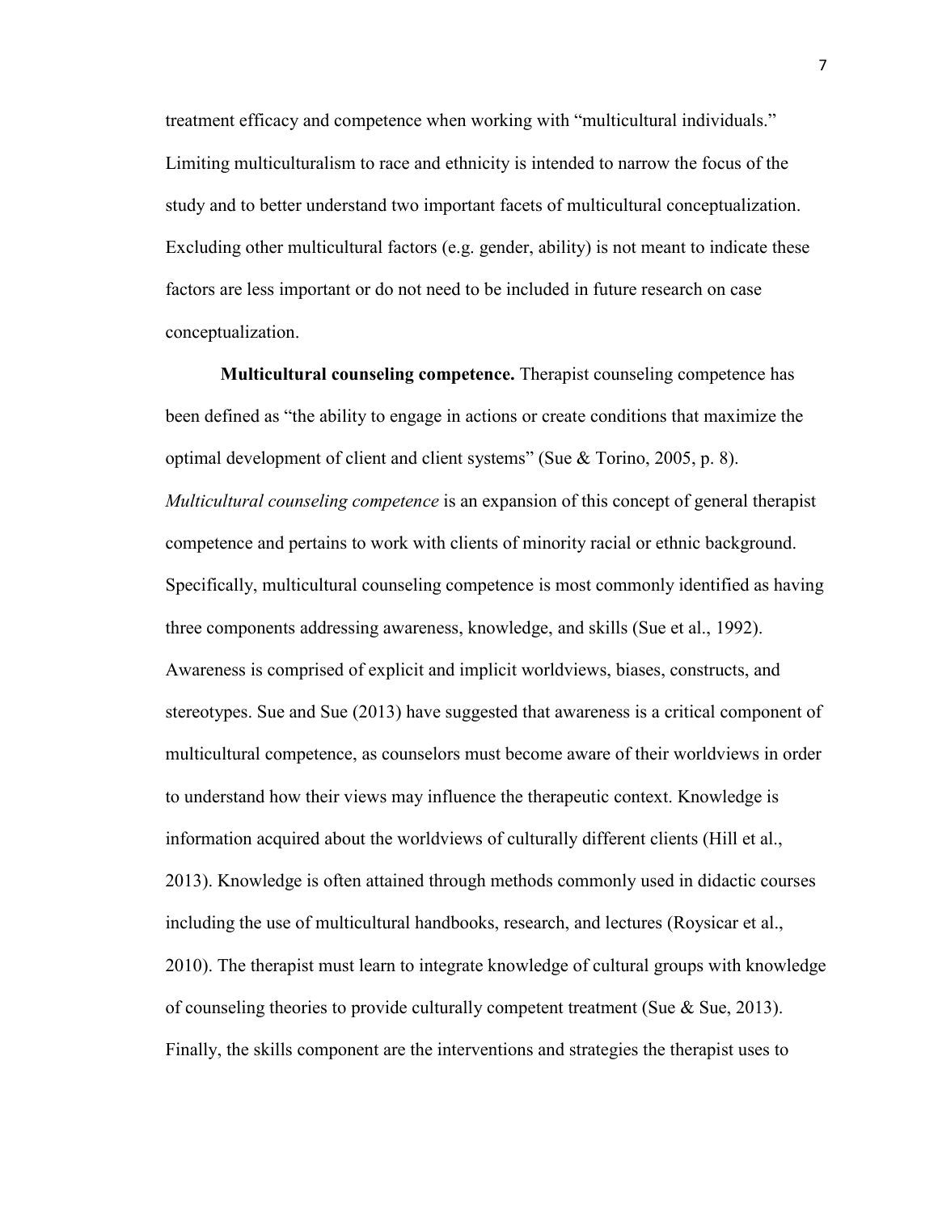treatment efficacy and competence when working with "multicultural individuals." Limiting multiculturalism to race and ethnicity is intended to narrow the focus of the study and to better understand two important facets of multicultural conceptualization. Excluding other multicultural factors (e.g. gender, ability) is not meant to indicate these factors are less important or do not need to be included in future research on case conceptualization.

**Multicultural counseling competence.** Therapist counseling competence has been defined as "the ability to engage in actions or create conditions that maximize the optimal development of client and client systems" (Sue & Torino, 2005, p. 8). *Multicultural counseling competence* is an expansion of this concept of general therapist competence and pertains to work with clients of minority racial or ethnic background. Specifically, multicultural counseling competence is most commonly identified as having three components addressing awareness, knowledge, and skills (Sue et al., 1992). Awareness is comprised of explicit and implicit worldviews, biases, constructs, and stereotypes. Sue and Sue (2013) have suggested that awareness is a critical component of multicultural competence, as counselors must become aware of their worldviews in order to understand how their views may influence the therapeutic context. Knowledge is information acquired about the worldviews of culturally different clients (Hill et al., 2013). Knowledge is often attained through methods commonly used in didactic courses including the use of multicultural handbooks, research, and lectures (Roysicar et al., 2010). The therapist must learn to integrate knowledge of cultural groups with knowledge of counseling theories to provide culturally competent treatment (Sue & Sue, 2013). Finally, the skills component are the interventions and strategies the therapist uses to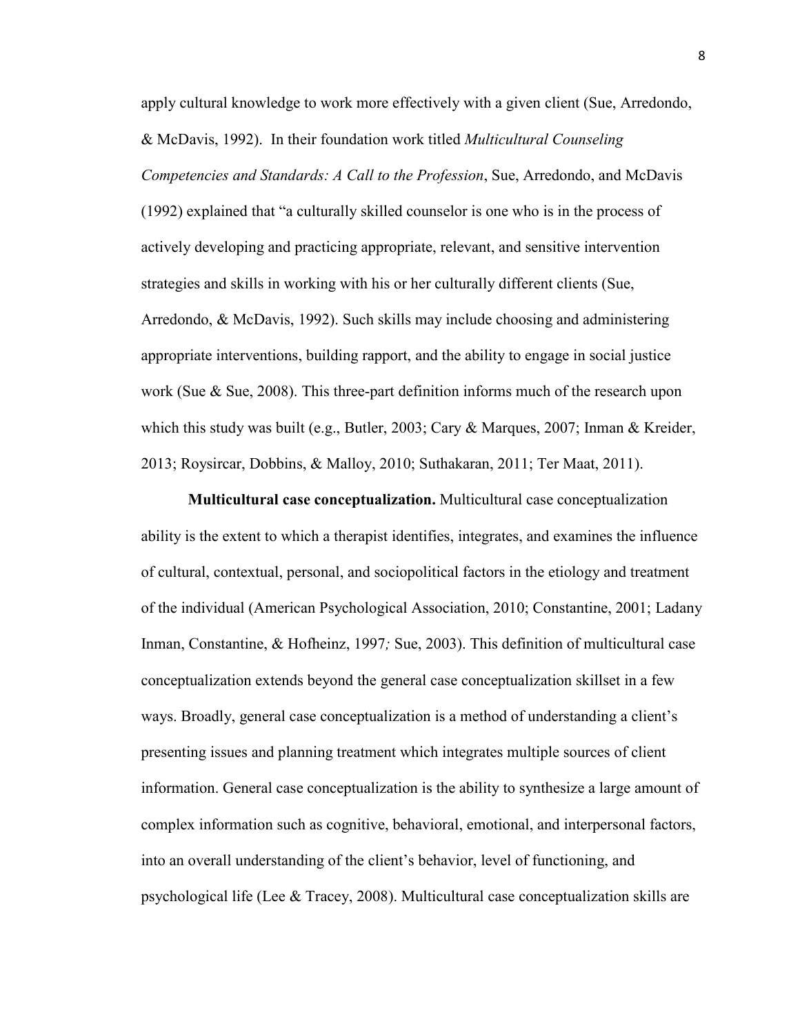apply cultural knowledge to work more effectively with a given client (Sue, Arredondo, & McDavis, 1992). In their foundation work titled *Multicultural Counseling Competencies and Standards: A Call to the Profession*, Sue, Arredondo, and McDavis (1992) explained that "a culturally skilled counselor is one who is in the process of actively developing and practicing appropriate, relevant, and sensitive intervention strategies and skills in working with his or her culturally different clients (Sue, Arredondo, & McDavis, 1992). Such skills may include choosing and administering appropriate interventions, building rapport, and the ability to engage in social justice work (Sue & Sue, 2008). This three-part definition informs much of the research upon which this study was built (e.g., Butler, 2003; Cary & Marques, 2007; Inman & Kreider, 2013; Roysircar, Dobbins, & Malloy, 2010; Suthakaran, 2011; Ter Maat, 2011).

**Multicultural case conceptualization.** Multicultural case conceptualization ability is the extent to which a therapist identifies, integrates, and examines the influence of cultural, contextual, personal, and sociopolitical factors in the etiology and treatment of the individual (American Psychological Association, 2010; Constantine, 2001; Ladany Inman, Constantine, & Hofheinz, 1997*;* Sue, 2003). This definition of multicultural case conceptualization extends beyond the general case conceptualization skillset in a few ways. Broadly, general case conceptualization is a method of understanding a client's presenting issues and planning treatment which integrates multiple sources of client information. General case conceptualization is the ability to synthesize a large amount of complex information such as cognitive, behavioral, emotional, and interpersonal factors, into an overall understanding of the client's behavior, level of functioning, and psychological life (Lee & Tracey, 2008). Multicultural case conceptualization skills are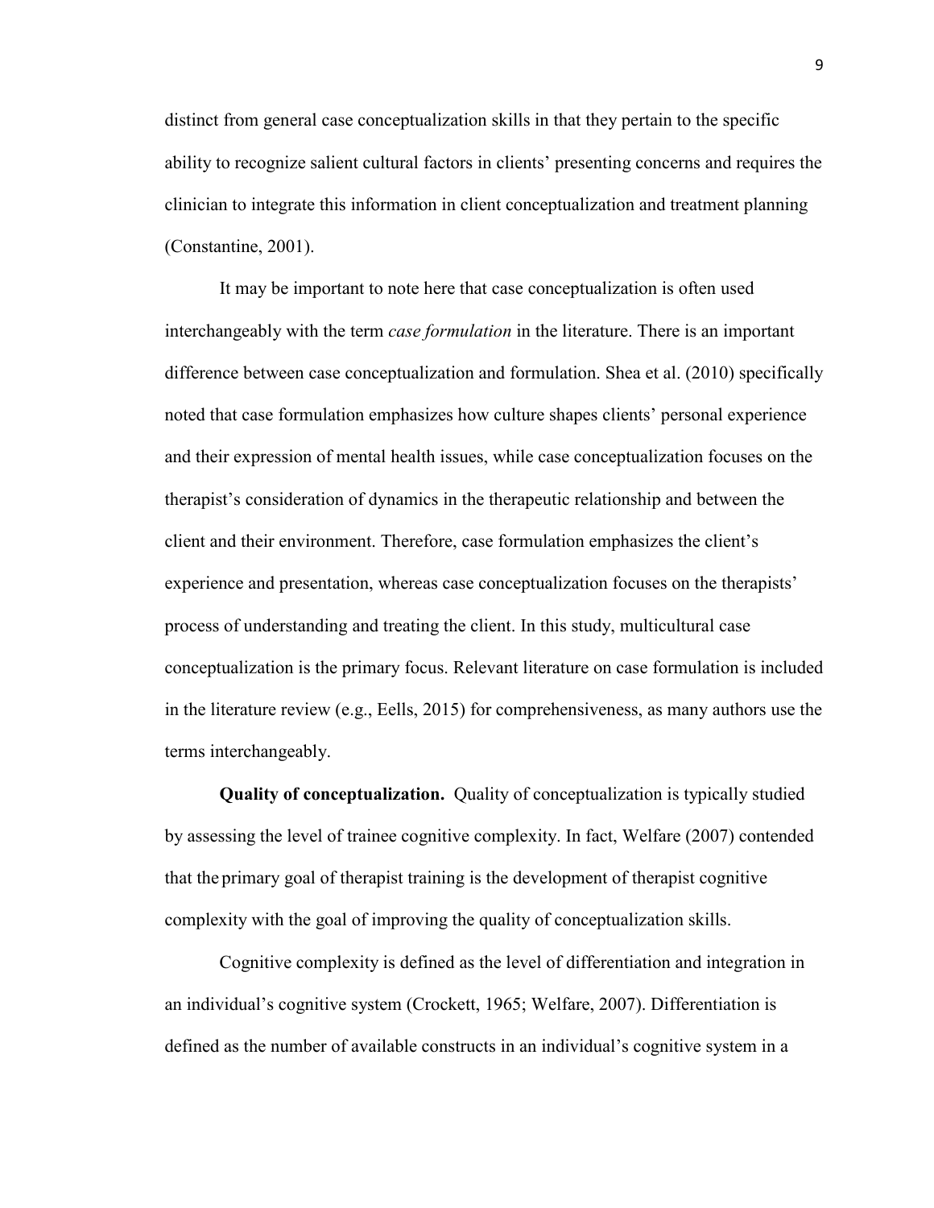distinct from general case conceptualization skills in that they pertain to the specific ability to recognize salient cultural factors in clients' presenting concerns and requires the clinician to integrate this information in client conceptualization and treatment planning (Constantine, 2001).

It may be important to note here that case conceptualization is often used interchangeably with the term *case formulation* in the literature. There is an important difference between case conceptualization and formulation. Shea et al. (2010) specifically noted that case formulation emphasizes how culture shapes clients' personal experience and their expression of mental health issues, while case conceptualization focuses on the therapist's consideration of dynamics in the therapeutic relationship and between the client and their environment. Therefore, case formulation emphasizes the client's experience and presentation, whereas case conceptualization focuses on the therapists' process of understanding and treating the client. In this study, multicultural case conceptualization is the primary focus. Relevant literature on case formulation is included in the literature review (e.g., Eells, 2015) for comprehensiveness, as many authors use the terms interchangeably.

**Quality of conceptualization.** Quality of conceptualization is typically studied by assessing the level of trainee cognitive complexity. In fact, Welfare (2007) contended that the primary goal of therapist training is the development of therapist cognitive complexity with the goal of improving the quality of conceptualization skills.

Cognitive complexity is defined as the level of differentiation and integration in an individual's cognitive system (Crockett, 1965; Welfare, 2007). Differentiation is defined as the number of available constructs in an individual's cognitive system in a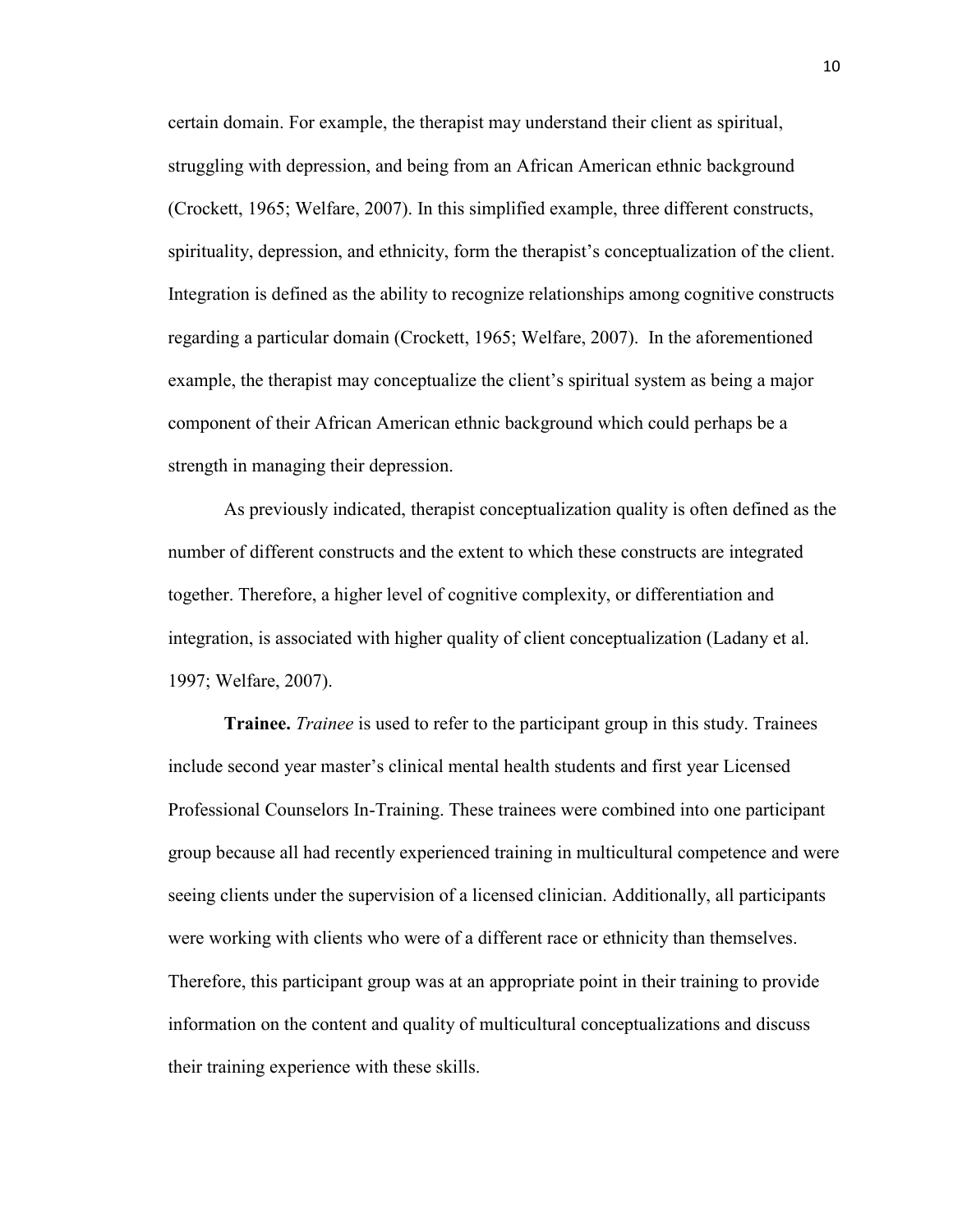certain domain. For example, the therapist may understand their client as spiritual, struggling with depression, and being from an African American ethnic background (Crockett, 1965; Welfare, 2007). In this simplified example, three different constructs, spirituality, depression, and ethnicity, form the therapist's conceptualization of the client. Integration is defined as the ability to recognize relationships among cognitive constructs regarding a particular domain (Crockett, 1965; Welfare, 2007). In the aforementioned example, the therapist may conceptualize the client's spiritual system as being a major component of their African American ethnic background which could perhaps be a strength in managing their depression.

As previously indicated, therapist conceptualization quality is often defined as the number of different constructs and the extent to which these constructs are integrated together. Therefore, a higher level of cognitive complexity, or differentiation and integration, is associated with higher quality of client conceptualization (Ladany et al. 1997; Welfare, 2007).

**Trainee.** *Trainee* is used to refer to the participant group in this study. Trainees include second year master's clinical mental health students and first year Licensed Professional Counselors In-Training. These trainees were combined into one participant group because all had recently experienced training in multicultural competence and were seeing clients under the supervision of a licensed clinician. Additionally, all participants were working with clients who were of a different race or ethnicity than themselves. Therefore, this participant group was at an appropriate point in their training to provide information on the content and quality of multicultural conceptualizations and discuss their training experience with these skills.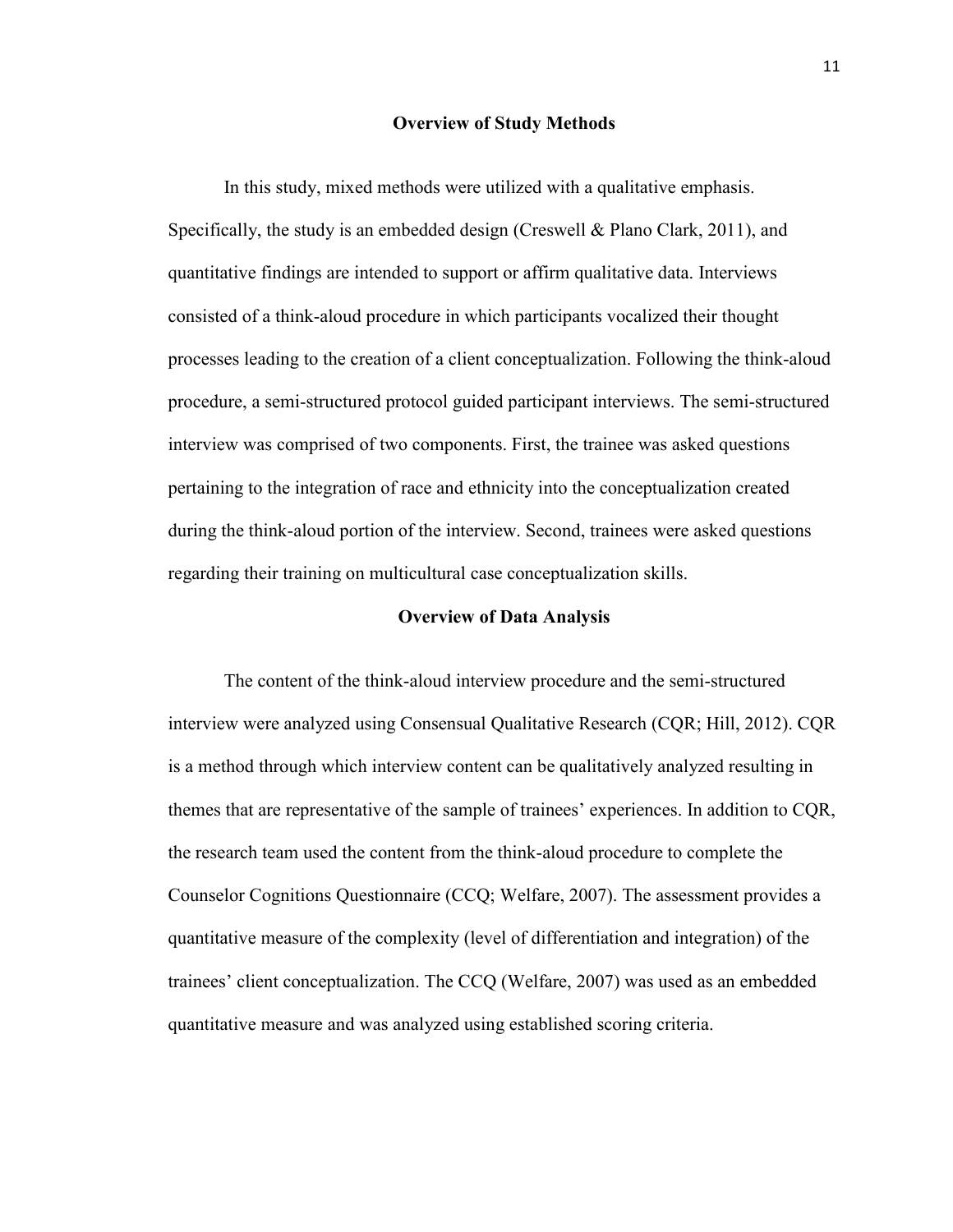## Overview of Study Methods

In this study, mixed methods were utilized with a qualitative emphasis. Specifically, the study is an embedded design (Creswell & Plano Clark, 2011), and quantitative findings are intended to support or affirm qualitative data. Interviews consisted of a think-aloud procedure in which participants vocalized their thought processes leading to the creation of a client conceptualization. Following the think-aloud procedure, a semi-structured protocol guided participant interviews. The semi-structured interview was comprised of two components. First, the trainee was asked questions pertaining to the integration of race and ethnicity into the conceptualization created during the think-aloud portion of the interview. Second, trainees were asked questions regarding their training on multicultural case conceptualization skills.

## Overview of Data Analysis

The content of the think-aloud interview procedure and the semi-structured interview were analyzed using Consensual Qualitative Research (CQR; Hill, 2012). CQR is a method through which interview content can be qualitatively analyzed resulting in themes that are representative of the sample of trainees' experiences. In addition to CQR, the research team used the content from the think-aloud procedure to complete the Counselor Cognitions Questionnaire (CCQ; Welfare, 2007). The assessment provides a quantitative measure of the complexity (level of differentiation and integration) of the trainees' client conceptualization. The CCQ (Welfare, 2007) was used as an embedded quantitative measure and was analyzed using established scoring criteria.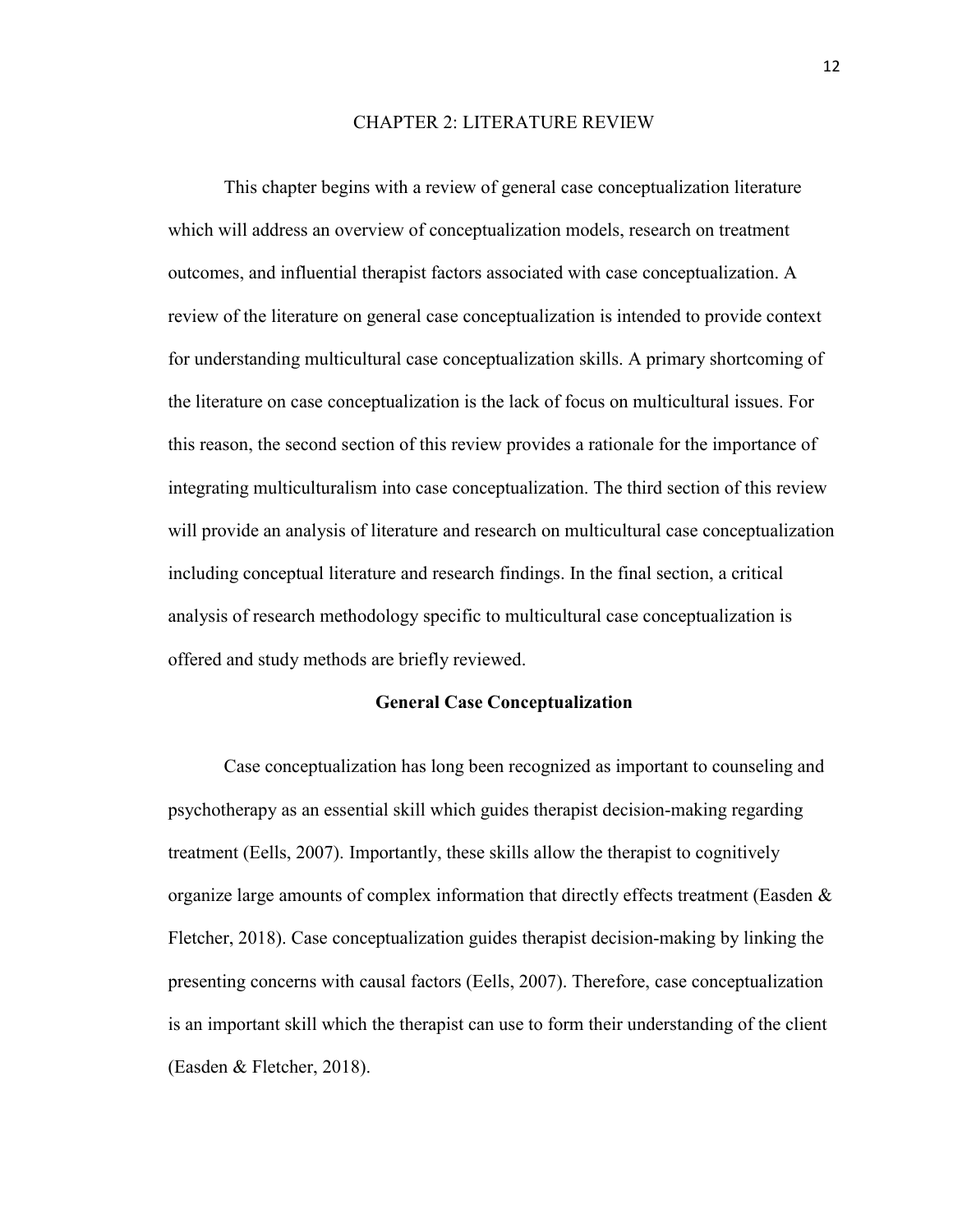# CHAPTER 2: LITERATURE REVIEW

This chapter begins with a review of general case conceptualization literature which will address an overview of conceptualization models, research on treatment outcomes, and influential therapist factors associated with case conceptualization. A review of the literature on general case conceptualization is intended to provide context for understanding multicultural case conceptualization skills. A primary shortcoming of the literature on case conceptualization is the lack of focus on multicultural issues. For this reason, the second section of this review provides a rationale for the importance of integrating multiculturalism into case conceptualization. The third section of this review will provide an analysis of literature and research on multicultural case conceptualization including conceptual literature and research findings. In the final section, a critical analysis of research methodology specific to multicultural case conceptualization is offered and study methods are briefly reviewed.

## General Case Conceptualization

Case conceptualization has long been recognized as important to counseling and psychotherapy as an essential skill which guides therapist decision-making regarding treatment (Eells, 2007). Importantly, these skills allow the therapist to cognitively organize large amounts of complex information that directly effects treatment (Easden & Fletcher, 2018). Case conceptualization guides therapist decision-making by linking the presenting concerns with causal factors (Eells, 2007). Therefore, case conceptualization is an important skill which the therapist can use to form their understanding of the client (Easden & Fletcher, 2018).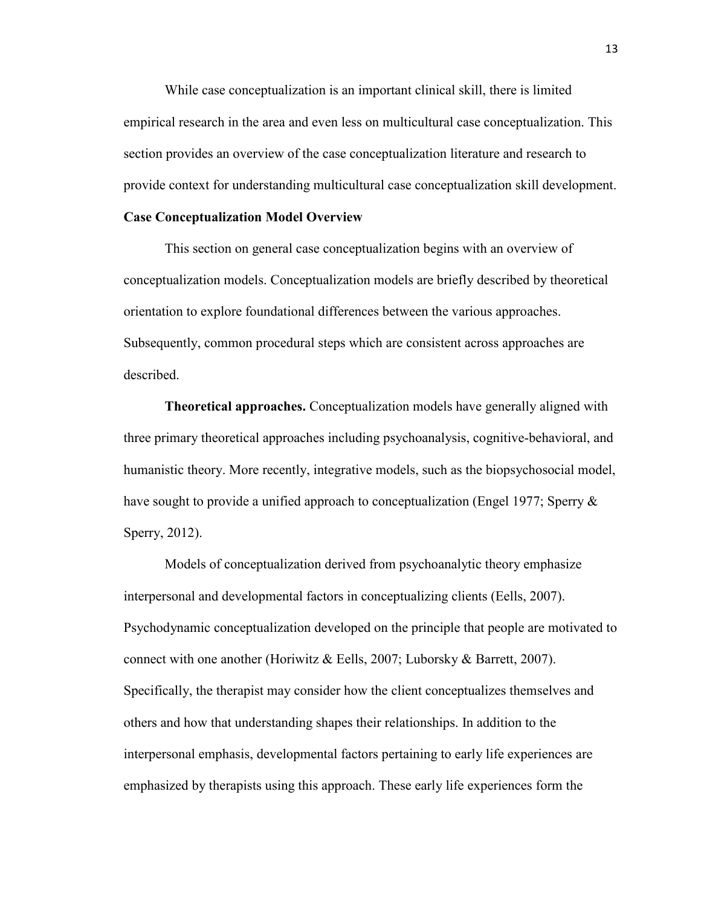While case conceptualization is an important clinical skill, there is limited empirical research in the area and even less on multicultural case conceptualization. This section provides an overview of the case conceptualization literature and research to provide context for understanding multicultural case conceptualization skill development.

## Case Conceptualization Model Overview

This section on general case conceptualization begins with an overview of conceptualization models. Conceptualization models are briefly described by theoretical orientation to explore foundational differences between the various approaches. Subsequently, common procedural steps which are consistent across approaches are described.

**Theoretical approaches.** Conceptualization models have generally aligned with three primary theoretical approaches including psychoanalysis, cognitive-behavioral, and humanistic theory. More recently, integrative models, such as the biopsychosocial model, have sought to provide a unified approach to conceptualization (Engel 1977; Sperry & Sperry, 2012).

Models of conceptualization derived from psychoanalytic theory emphasize interpersonal and developmental factors in conceptualizing clients (Eells, 2007). Psychodynamic conceptualization developed on the principle that people are motivated to connect with one another (Horiwitz & Eells, 2007; Luborsky & Barrett, 2007). Specifically, the therapist may consider how the client conceptualizes themselves and others and how that understanding shapes their relationships. In addition to the interpersonal emphasis, developmental factors pertaining to early life experiences are emphasized by therapists using this approach. These early life experiences form the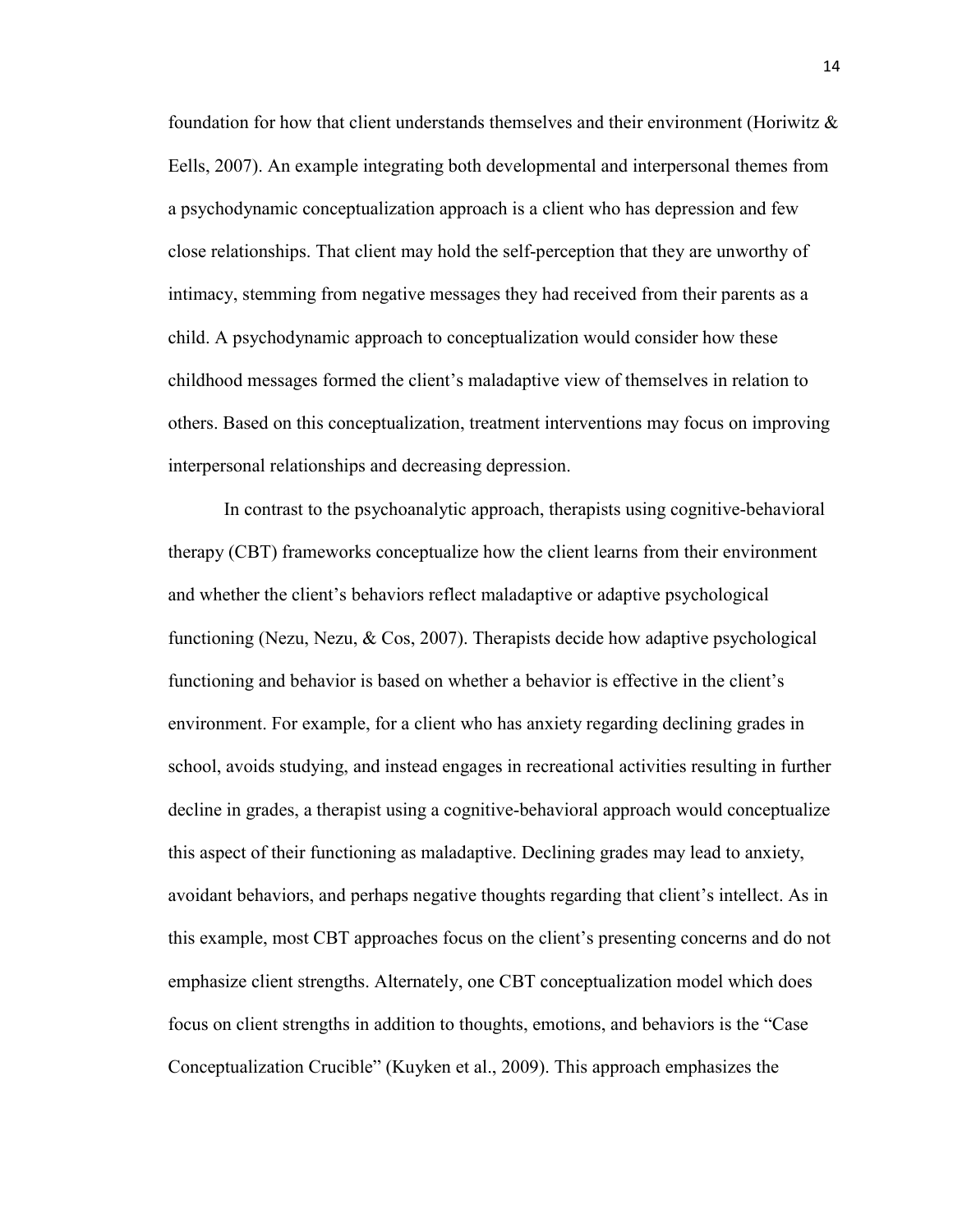foundation for how that client understands themselves and their environment (Horiwitz & Eells, 2007). An example integrating both developmental and interpersonal themes from a psychodynamic conceptualization approach is a client who has depression and few close relationships. That client may hold the self-perception that they are unworthy of intimacy, stemming from negative messages they had received from their parents as a child. A psychodynamic approach to conceptualization would consider how these childhood messages formed the client's maladaptive view of themselves in relation to others. Based on this conceptualization, treatment interventions may focus on improving interpersonal relationships and decreasing depression.

In contrast to the psychoanalytic approach, therapists using cognitive-behavioral therapy (CBT) frameworks conceptualize how the client learns from their environment and whether the client's behaviors reflect maladaptive or adaptive psychological functioning (Nezu, Nezu, & Cos, 2007). Therapists decide how adaptive psychological functioning and behavior is based on whether a behavior is effective in the client's environment. For example, for a client who has anxiety regarding declining grades in school, avoids studying, and instead engages in recreational activities resulting in further decline in grades, a therapist using a cognitive-behavioral approach would conceptualize this aspect of their functioning as maladaptive. Declining grades may lead to anxiety, avoidant behaviors, and perhaps negative thoughts regarding that client's intellect. As in this example, most CBT approaches focus on the client's presenting concerns and do not emphasize client strengths. Alternately, one CBT conceptualization model which does focus on client strengths in addition to thoughts, emotions, and behaviors is the "Case Conceptualization Crucible" (Kuyken et al., 2009). This approach emphasizes the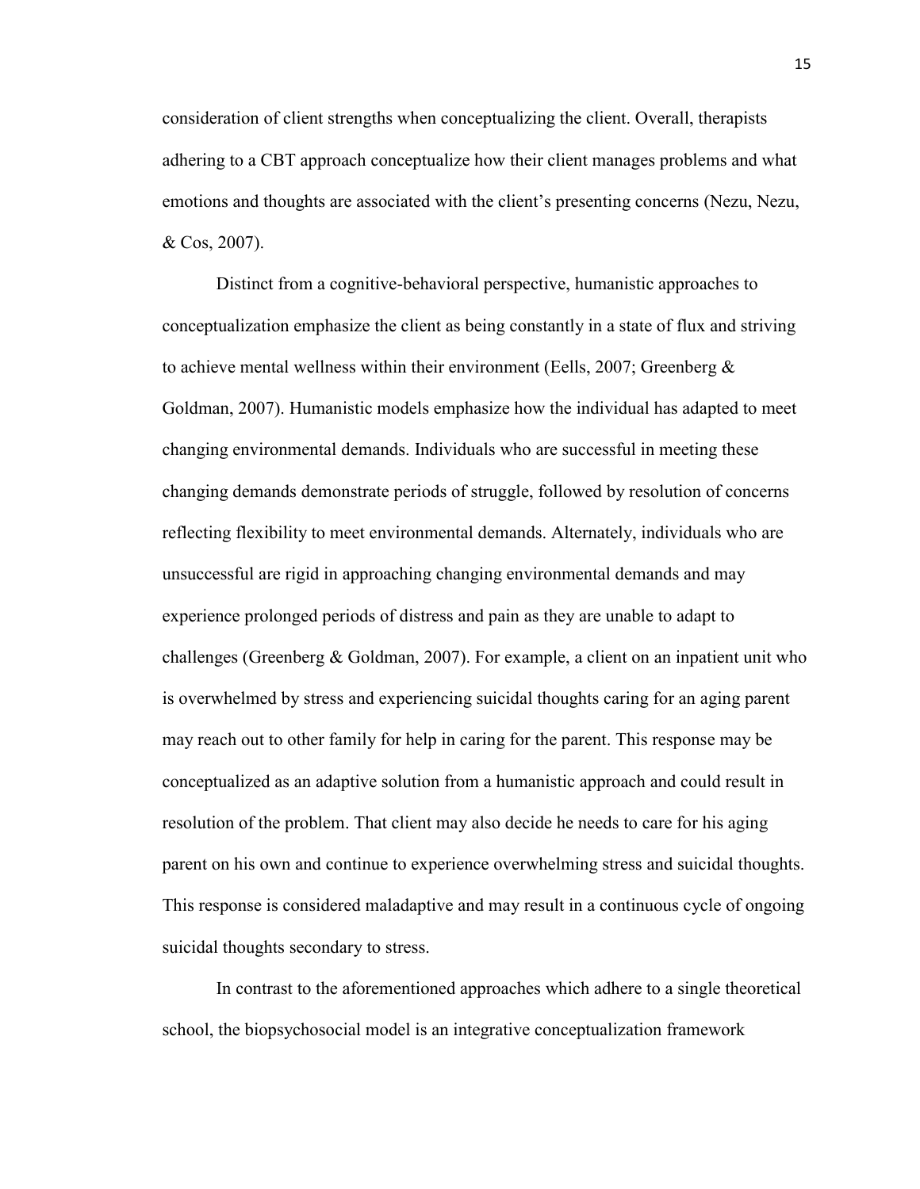consideration of client strengths when conceptualizing the client. Overall, therapists adhering to a CBT approach conceptualize how their client manages problems and what emotions and thoughts are associated with the client's presenting concerns (Nezu, Nezu, & Cos, 2007).

Distinct from a cognitive-behavioral perspective, humanistic approaches to conceptualization emphasize the client as being constantly in a state of flux and striving to achieve mental wellness within their environment (Eells, 2007; Greenberg & Goldman, 2007). Humanistic models emphasize how the individual has adapted to meet changing environmental demands. Individuals who are successful in meeting these changing demands demonstrate periods of struggle, followed by resolution of concerns reflecting flexibility to meet environmental demands. Alternately, individuals who are unsuccessful are rigid in approaching changing environmental demands and may experience prolonged periods of distress and pain as they are unable to adapt to challenges (Greenberg & Goldman, 2007). For example, a client on an inpatient unit who is overwhelmed by stress and experiencing suicidal thoughts caring for an aging parent may reach out to other family for help in caring for the parent. This response may be conceptualized as an adaptive solution from a humanistic approach and could result in resolution of the problem. That client may also decide he needs to care for his aging parent on his own and continue to experience overwhelming stress and suicidal thoughts. This response is considered maladaptive and may result in a continuous cycle of ongoing suicidal thoughts secondary to stress.

In contrast to the aforementioned approaches which adhere to a single theoretical school, the biopsychosocial model is an integrative conceptualization framework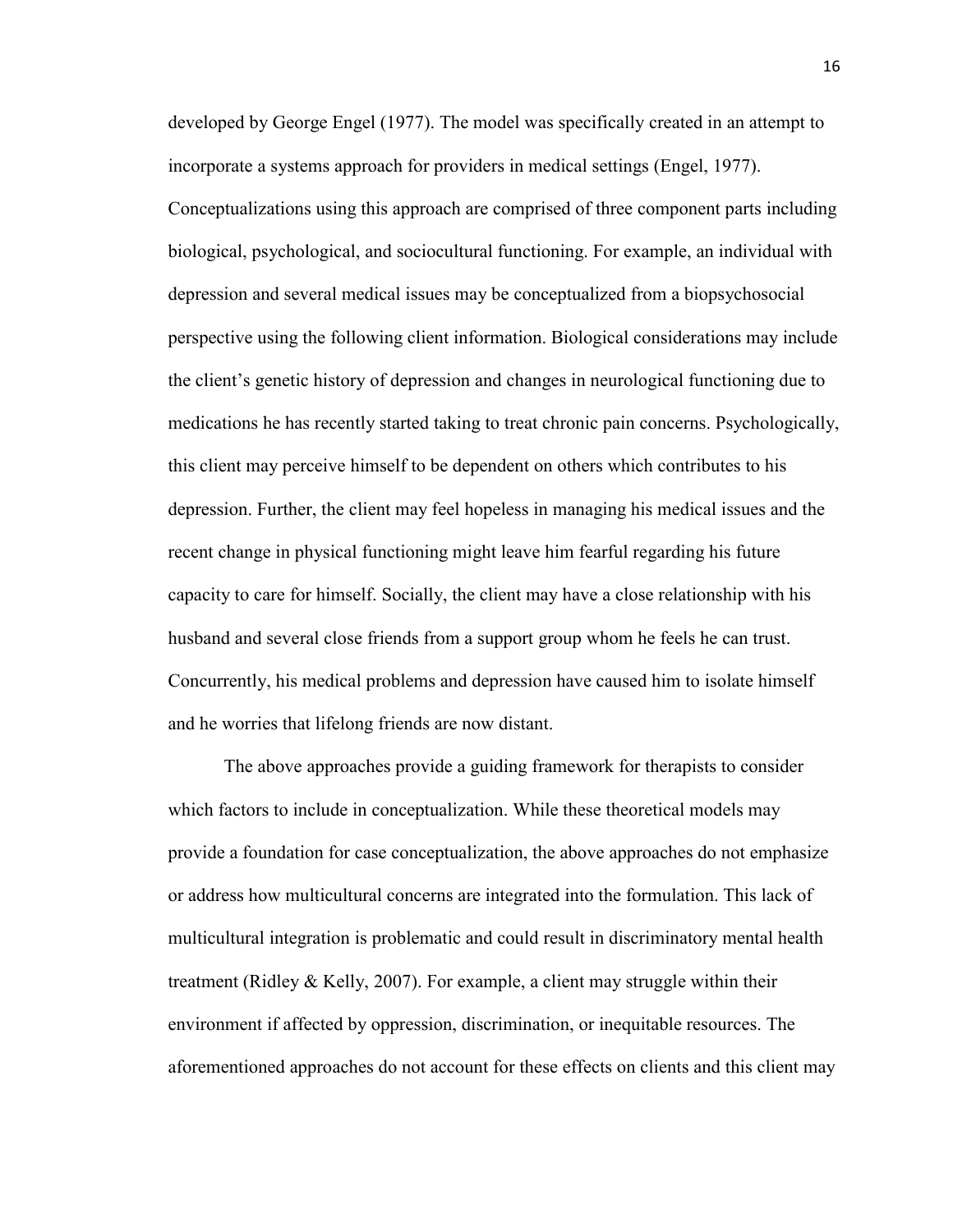developed by George Engel (1977). The model was specifically created in an attempt to incorporate a systems approach for providers in medical settings (Engel, 1977). Conceptualizations using this approach are comprised of three component parts including biological, psychological, and sociocultural functioning. For example, an individual with depression and several medical issues may be conceptualized from a biopsychosocial perspective using the following client information. Biological considerations may include the client's genetic history of depression and changes in neurological functioning due to medications he has recently started taking to treat chronic pain concerns. Psychologically, this client may perceive himself to be dependent on others which contributes to his depression. Further, the client may feel hopeless in managing his medical issues and the recent change in physical functioning might leave him fearful regarding his future capacity to care for himself. Socially, the client may have a close relationship with his husband and several close friends from a support group whom he feels he can trust. Concurrently, his medical problems and depression have caused him to isolate himself and he worries that lifelong friends are now distant.

The above approaches provide a guiding framework for therapists to consider which factors to include in conceptualization. While these theoretical models may provide a foundation for case conceptualization, the above approaches do not emphasize or address how multicultural concerns are integrated into the formulation. This lack of multicultural integration is problematic and could result in discriminatory mental health treatment (Ridley & Kelly, 2007). For example, a client may struggle within their environment if affected by oppression, discrimination, or inequitable resources. The aforementioned approaches do not account for these effects on clients and this client may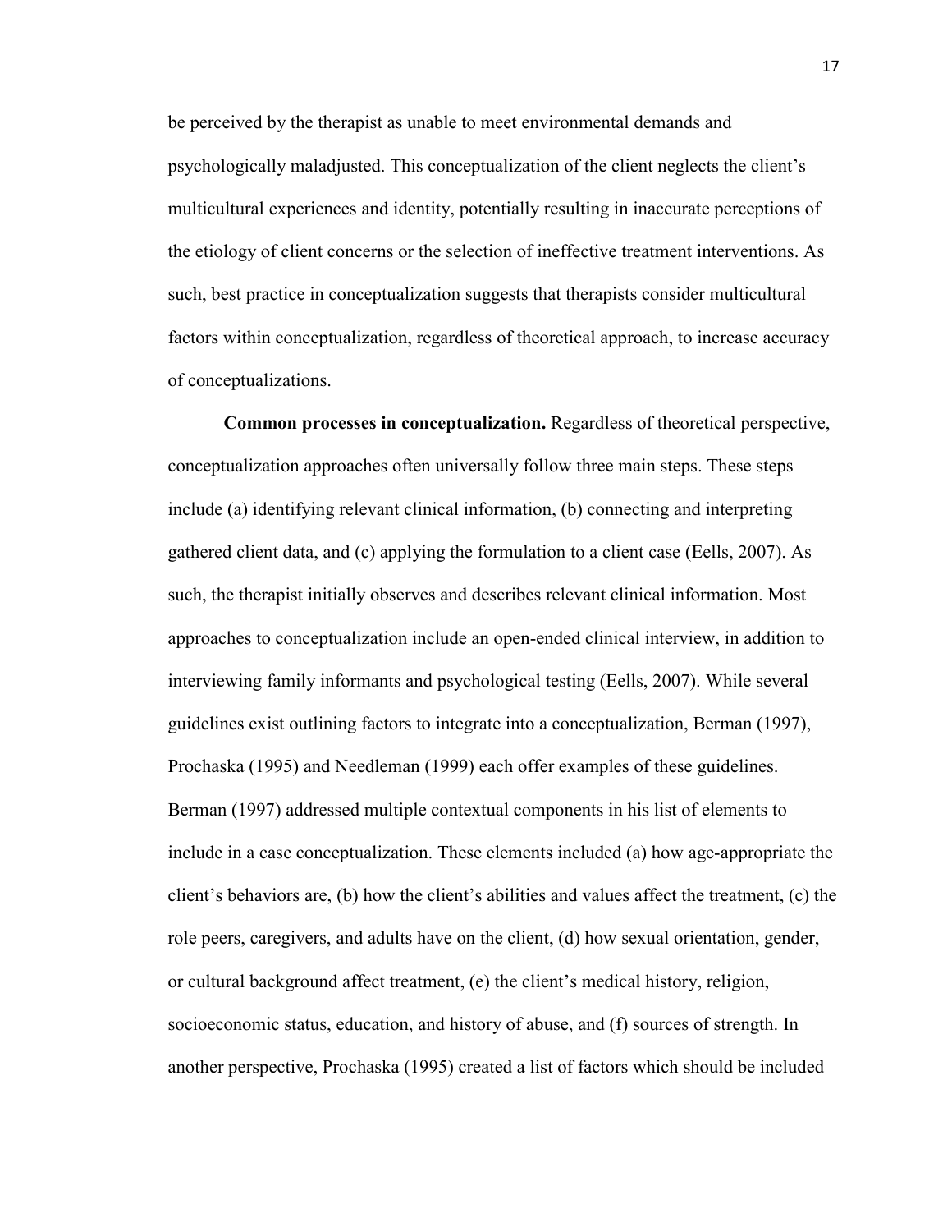be perceived by the therapist as unable to meet environmental demands and psychologically maladjusted. This conceptualization of the client neglects the client's multicultural experiences and identity, potentially resulting in inaccurate perceptions of the etiology of client concerns or the selection of ineffective treatment interventions. As such, best practice in conceptualization suggests that therapists consider multicultural factors within conceptualization, regardless of theoretical approach, to increase accuracy of conceptualizations.

**Common processes in conceptualization.** Regardless of theoretical perspective, conceptualization approaches often universally follow three main steps. These steps include (a) identifying relevant clinical information, (b) connecting and interpreting gathered client data, and (c) applying the formulation to a client case (Eells, 2007). As such, the therapist initially observes and describes relevant clinical information. Most approaches to conceptualization include an open-ended clinical interview, in addition to interviewing family informants and psychological testing (Eells, 2007). While several guidelines exist outlining factors to integrate into a conceptualization, Berman (1997), Prochaska (1995) and Needleman (1999) each offer examples of these guidelines. Berman (1997) addressed multiple contextual components in his list of elements to include in a case conceptualization. These elements included (a) how age-appropriate the client's behaviors are, (b) how the client's abilities and values affect the treatment, (c) the role peers, caregivers, and adults have on the client, (d) how sexual orientation, gender, or cultural background affect treatment, (e) the client's medical history, religion, socioeconomic status, education, and history of abuse, and (f) sources of strength. In another perspective, Prochaska (1995) created a list of factors which should be included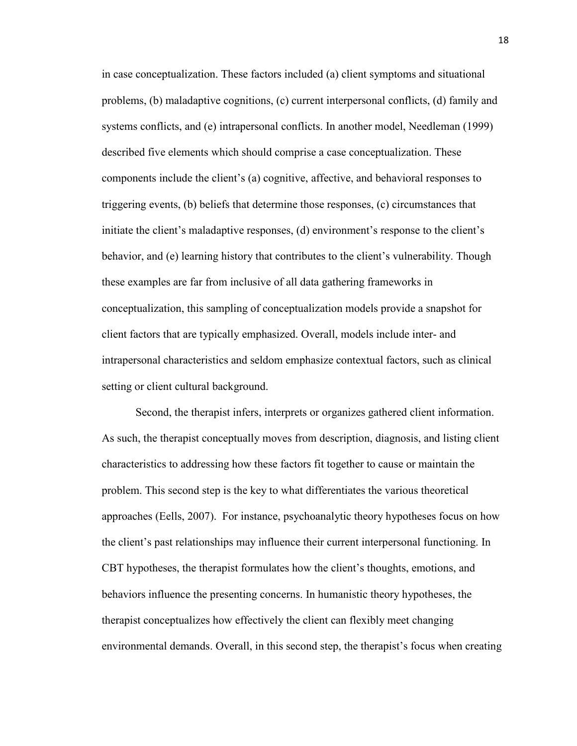in case conceptualization. These factors included (a) client symptoms and situational problems, (b) maladaptive cognitions, (c) current interpersonal conflicts, (d) family and systems conflicts, and (e) intrapersonal conflicts. In another model, Needleman (1999) described five elements which should comprise a case conceptualization. These components include the client's (a) cognitive, affective, and behavioral responses to triggering events, (b) beliefs that determine those responses, (c) circumstances that initiate the client's maladaptive responses, (d) environment's response to the client's behavior, and (e) learning history that contributes to the client's vulnerability. Though these examples are far from inclusive of all data gathering frameworks in conceptualization, this sampling of conceptualization models provide a snapshot for client factors that are typically emphasized. Overall, models include inter- and intrapersonal characteristics and seldom emphasize contextual factors, such as clinical setting or client cultural background.

Second, the therapist infers, interprets or organizes gathered client information. As such, the therapist conceptually moves from description, diagnosis, and listing client characteristics to addressing how these factors fit together to cause or maintain the problem. This second step is the key to what differentiates the various theoretical approaches (Eells, 2007). For instance, psychoanalytic theory hypotheses focus on how the client's past relationships may influence their current interpersonal functioning. In CBT hypotheses, the therapist formulates how the client's thoughts, emotions, and behaviors influence the presenting concerns. In humanistic theory hypotheses, the therapist conceptualizes how effectively the client can flexibly meet changing environmental demands. Overall, in this second step, the therapist's focus when creating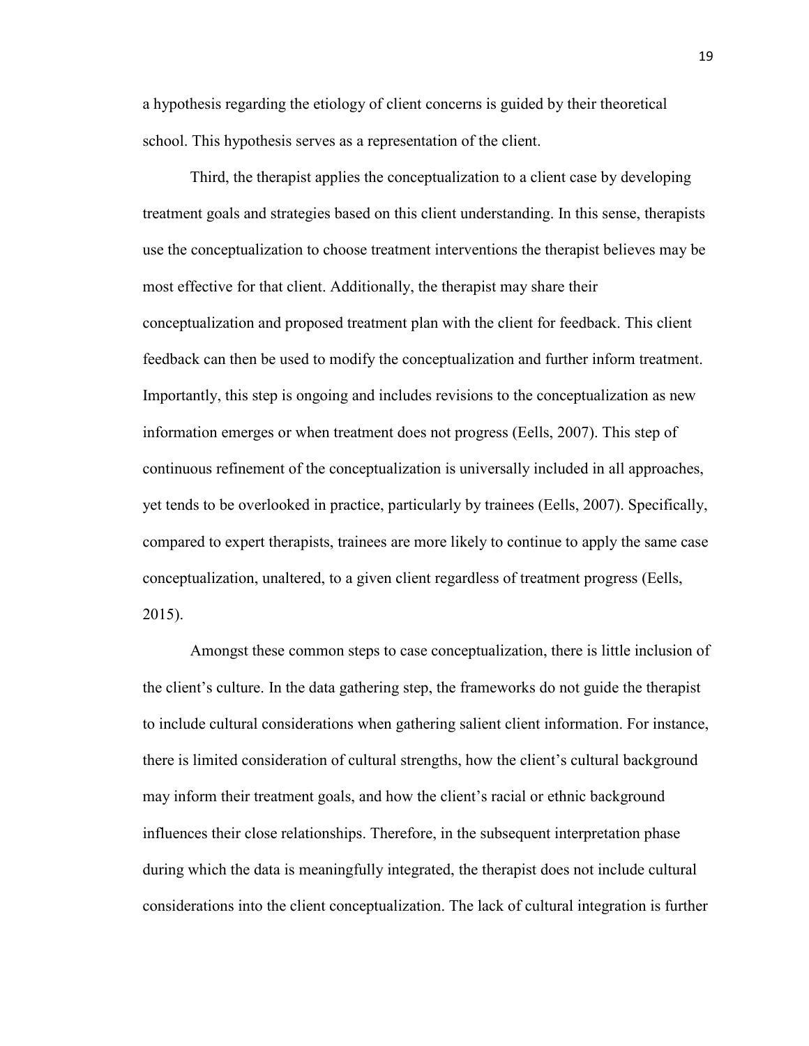a hypothesis regarding the etiology of client concerns is guided by their theoretical school. This hypothesis serves as a representation of the client.

Third, the therapist applies the conceptualization to a client case by developing treatment goals and strategies based on this client understanding. In this sense, therapists use the conceptualization to choose treatment interventions the therapist believes may be most effective for that client. Additionally, the therapist may share their conceptualization and proposed treatment plan with the client for feedback. This client feedback can then be used to modify the conceptualization and further inform treatment. Importantly, this step is ongoing and includes revisions to the conceptualization as new information emerges or when treatment does not progress (Eells, 2007). This step of continuous refinement of the conceptualization is universally included in all approaches, yet tends to be overlooked in practice, particularly by trainees (Eells, 2007). Specifically, compared to expert therapists, trainees are more likely to continue to apply the same case conceptualization, unaltered, to a given client regardless of treatment progress (Eells, 2015).

Amongst these common steps to case conceptualization, there is little inclusion of the client's culture. In the data gathering step, the frameworks do not guide the therapist to include cultural considerations when gathering salient client information. For instance, there is limited consideration of cultural strengths, how the client's cultural background may inform their treatment goals, and how the client's racial or ethnic background influences their close relationships. Therefore, in the subsequent interpretation phase during which the data is meaningfully integrated, the therapist does not include cultural considerations into the client conceptualization. The lack of cultural integration is further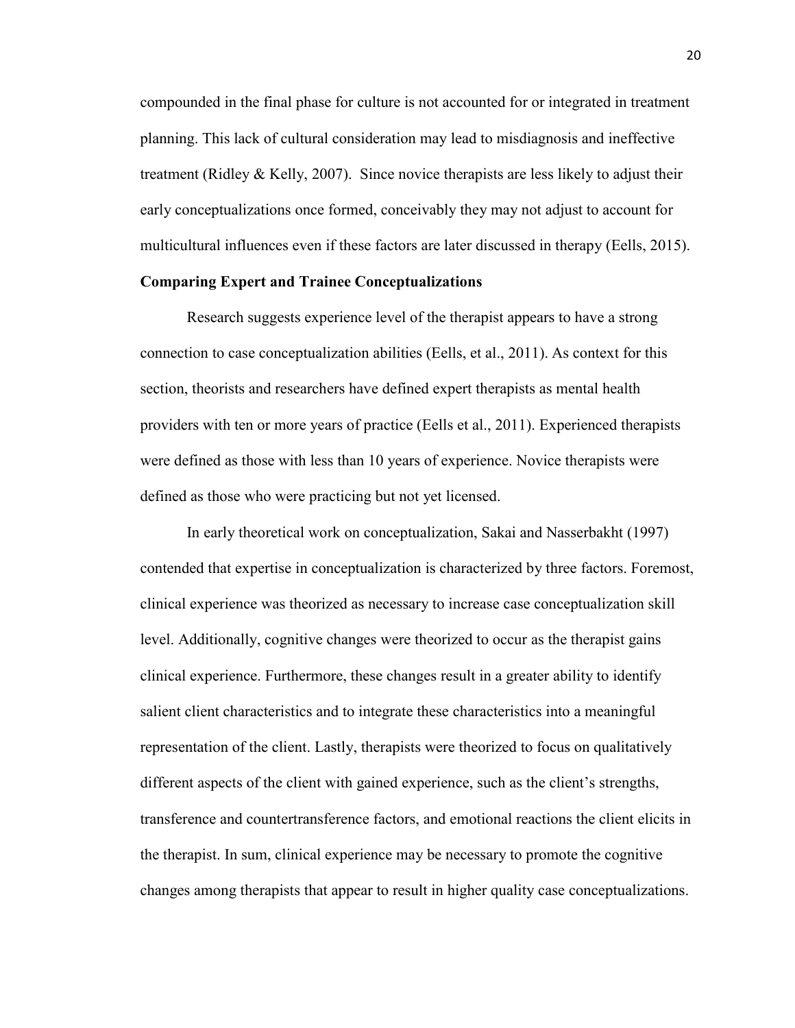compounded in the final phase for culture is not accounted for or integrated in treatment planning. This lack of cultural consideration may lead to misdiagnosis and ineffective treatment (Ridley & Kelly, 2007). Since novice therapists are less likely to adjust their early conceptualizations once formed, conceivably they may not adjust to account for multicultural influences even if these factors are later discussed in therapy (Eells, 2015).

**Comparing Expert and Trainee Conceptualizations**

Research suggests experience level of the therapist appears to have a strong connection to case conceptualization abilities (Eells, et al., 2011). As context for this section, theorists and researchers have defined expert therapists as mental health providers with ten or more years of practice (Eells et al., 2011). Experienced therapists were defined as those with less than 10 years of experience. Novice therapists were defined as those who were practicing but not yet licensed.

In early theoretical work on conceptualization, Sakai and Nasserbakht (1997) contended that expertise in conceptualization is characterized by three factors. Foremost, clinical experience was theorized as necessary to increase case conceptualization skill level. Additionally, cognitive changes were theorized to occur as the therapist gains clinical experience. Furthermore, these changes result in a greater ability to identify salient client characteristics and to integrate these characteristics into a meaningful representation of the client. Lastly, therapists were theorized to focus on qualitatively different aspects of the client with gained experience, such as the client's strengths, transference and countertransference factors, and emotional reactions the client elicits in the therapist. In sum, clinical experience may be necessary to promote the cognitive changes among therapists that appear to result in higher quality case conceptualizations.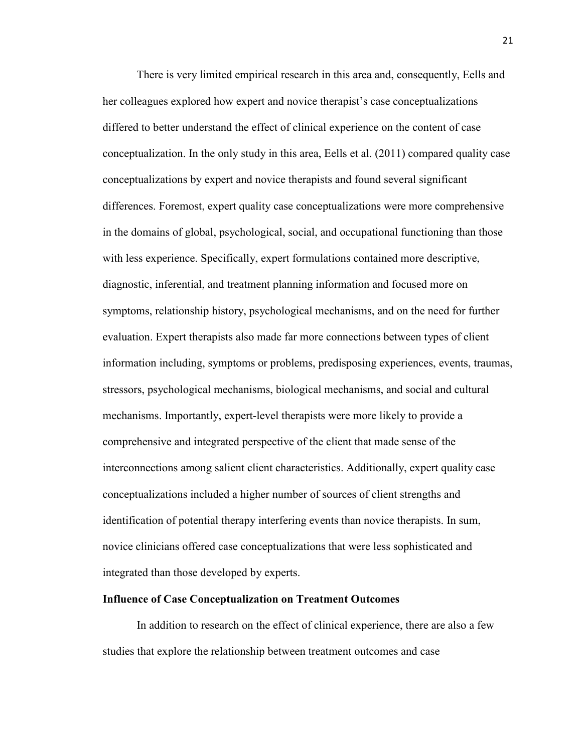There is very limited empirical research in this area and, consequently, Eells and her colleagues explored how expert and novice therapist's case conceptualizations differed to better understand the effect of clinical experience on the content of case conceptualization. In the only study in this area, Eells et al. (2011) compared quality case conceptualizations by expert and novice therapists and found several significant differences. Foremost, expert quality case conceptualizations were more comprehensive in the domains of global, psychological, social, and occupational functioning than those with less experience. Specifically, expert formulations contained more descriptive, diagnostic, inferential, and treatment planning information and focused more on symptoms, relationship history, psychological mechanisms, and on the need for further evaluation. Expert therapists also made far more connections between types of client information including, symptoms or problems, predisposing experiences, events, traumas, stressors, psychological mechanisms, biological mechanisms, and social and cultural mechanisms. Importantly, expert-level therapists were more likely to provide a comprehensive and integrated perspective of the client that made sense of the interconnections among salient client characteristics. Additionally, expert quality case conceptualizations included a higher number of sources of client strengths and identification of potential therapy interfering events than novice therapists. In sum, novice clinicians offered case conceptualizations that were less sophisticated and integrated than those developed by experts.

**Influence of Case Conceptualization on Treatment Outcomes**

In addition to research on the effect of clinical experience, there are also a few studies that explore the relationship between treatment outcomes and case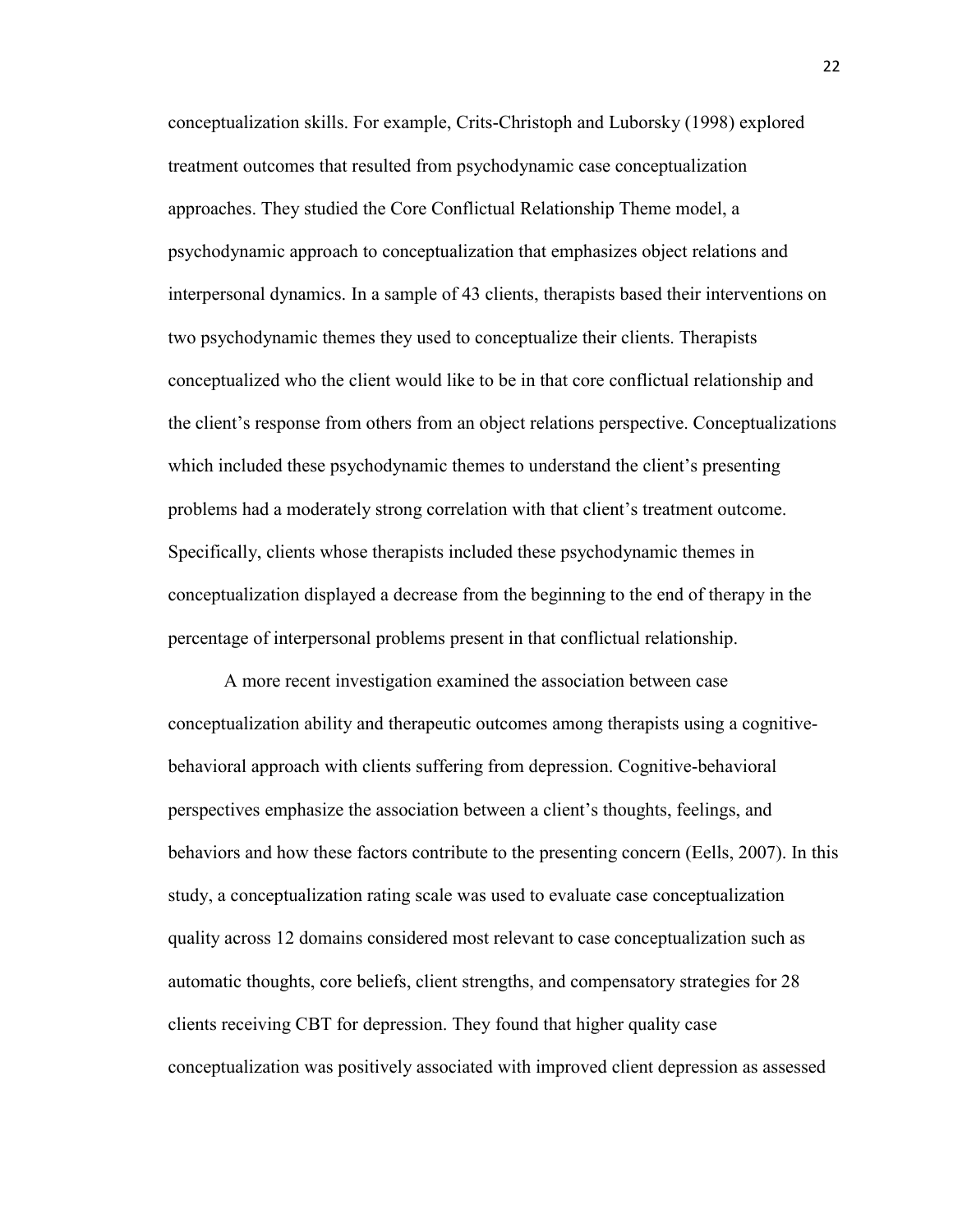conceptualization skills. For example, Crits-Christoph and Luborsky (1998) explored treatment outcomes that resulted from psychodynamic case conceptualization approaches. They studied the Core Conflictual Relationship Theme model, a psychodynamic approach to conceptualization that emphasizes object relations and interpersonal dynamics. In a sample of 43 clients, therapists based their interventions on two psychodynamic themes they used to conceptualize their clients. Therapists conceptualized who the client would like to be in that core conflictual relationship and the client's response from others from an object relations perspective. Conceptualizations which included these psychodynamic themes to understand the client's presenting problems had a moderately strong correlation with that client's treatment outcome. Specifically, clients whose therapists included these psychodynamic themes in conceptualization displayed a decrease from the beginning to the end of therapy in the percentage of interpersonal problems present in that conflictual relationship.

A more recent investigation examined the association between case conceptualization ability and therapeutic outcomes among therapists using a cognitive-behavioral approach with clients suffering from depression. Cognitive-behavioral perspectives emphasize the association between a client's thoughts, feelings, and behaviors and how these factors contribute to the presenting concern (Eells, 2007). In this study, a conceptualization rating scale was used to evaluate case conceptualization quality across 12 domains considered most relevant to case conceptualization such as automatic thoughts, core beliefs, client strengths, and compensatory strategies for 28 clients receiving CBT for depression. They found that higher quality case conceptualization was positively associated with improved client depression as assessed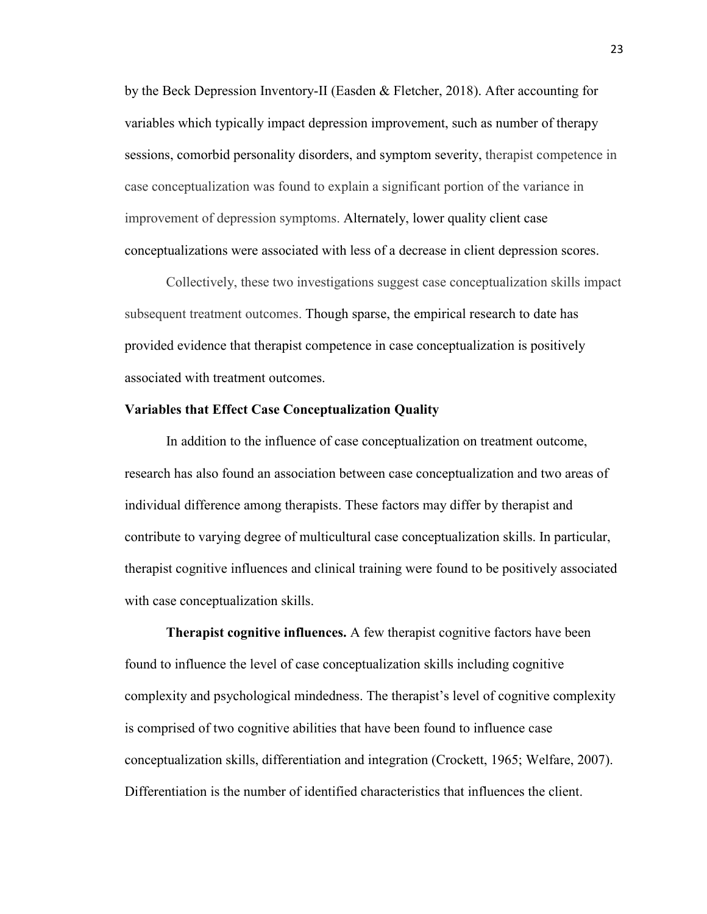by the Beck Depression Inventory-II (Easden & Fletcher, 2018). After accounting for variables which typically impact depression improvement, such as number of therapy sessions, comorbid personality disorders, and symptom severity, therapist competence in case conceptualization was found to explain a significant portion of the variance in improvement of depression symptoms. Alternately, lower quality client case conceptualizations were associated with less of a decrease in client depression scores.

Collectively, these two investigations suggest case conceptualization skills impact subsequent treatment outcomes. Though sparse, the empirical research to date has provided evidence that therapist competence in case conceptualization is positively associated with treatment outcomes.

## Variables that Effect Case Conceptualization Quality

In addition to the influence of case conceptualization on treatment outcome, research has also found an association between case conceptualization and two areas of individual difference among therapists. These factors may differ by therapist and contribute to varying degree of multicultural case conceptualization skills. In particular, therapist cognitive influences and clinical training were found to be positively associated with case conceptualization skills.

**Therapist cognitive influences.** A few therapist cognitive factors have been found to influence the level of case conceptualization skills including cognitive complexity and psychological mindedness. The therapist's level of cognitive complexity is comprised of two cognitive abilities that have been found to influence case conceptualization skills, differentiation and integration (Crockett, 1965; Welfare, 2007). Differentiation is the number of identified characteristics that influences the client.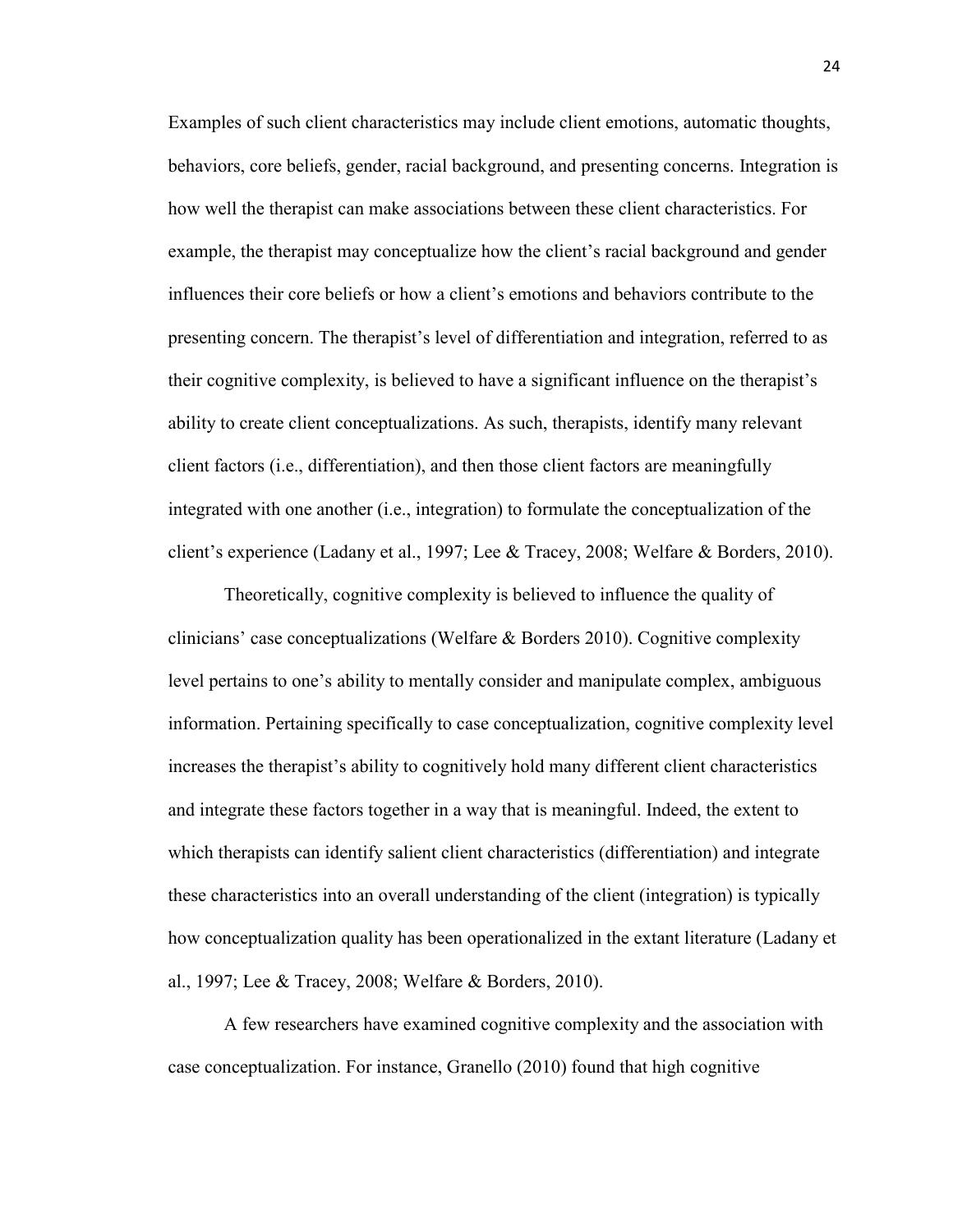Examples of such client characteristics may include client emotions, automatic thoughts, behaviors, core beliefs, gender, racial background, and presenting concerns. Integration is how well the therapist can make associations between these client characteristics. For example, the therapist may conceptualize how the client's racial background and gender influences their core beliefs or how a client's emotions and behaviors contribute to the presenting concern. The therapist's level of differentiation and integration, referred to as their cognitive complexity, is believed to have a significant influence on the therapist's ability to create client conceptualizations. As such, therapists, identify many relevant client factors (i.e., differentiation), and then those client factors are meaningfully integrated with one another (i.e., integration) to formulate the conceptualization of the client's experience (Ladany et al., 1997; Lee & Tracey, 2008; Welfare & Borders, 2010).

Theoretically, cognitive complexity is believed to influence the quality of clinicians' case conceptualizations (Welfare & Borders 2010). Cognitive complexity level pertains to one's ability to mentally consider and manipulate complex, ambiguous information. Pertaining specifically to case conceptualization, cognitive complexity level increases the therapist's ability to cognitively hold many different client characteristics and integrate these factors together in a way that is meaningful. Indeed, the extent to which therapists can identify salient client characteristics (differentiation) and integrate these characteristics into an overall understanding of the client (integration) is typically how conceptualization quality has been operationalized in the extant literature (Ladany et al., 1997; Lee & Tracey, 2008; Welfare & Borders, 2010).

A few researchers have examined cognitive complexity and the association with case conceptualization. For instance, Granello (2010) found that high cognitive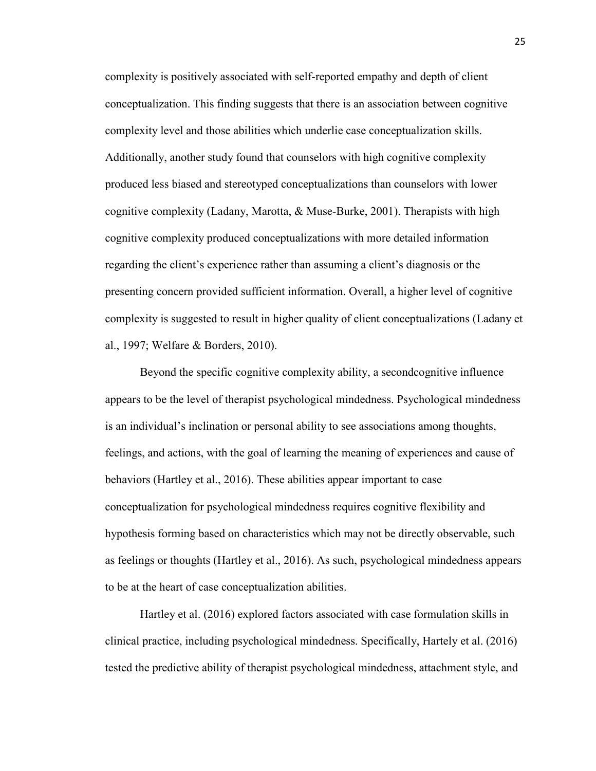complexity is positively associated with self-reported empathy and depth of client conceptualization. This finding suggests that there is an association between cognitive complexity level and those abilities which underlie case conceptualization skills. Additionally, another study found that counselors with high cognitive complexity produced less biased and stereotyped conceptualizations than counselors with lower cognitive complexity (Ladany, Marotta, & Muse-Burke, 2001). Therapists with high cognitive complexity produced conceptualizations with more detailed information regarding the client's experience rather than assuming a client's diagnosis or the presenting concern provided sufficient information. Overall, a higher level of cognitive complexity is suggested to result in higher quality of client conceptualizations (Ladany et al., 1997; Welfare & Borders, 2010).

Beyond the specific cognitive complexity ability, a secondcognitive influence appears to be the level of therapist psychological mindedness. Psychological mindedness is an individual's inclination or personal ability to see associations among thoughts, feelings, and actions, with the goal of learning the meaning of experiences and cause of behaviors (Hartley et al., 2016). These abilities appear important to case conceptualization for psychological mindedness requires cognitive flexibility and hypothesis forming based on characteristics which may not be directly observable, such as feelings or thoughts (Hartley et al., 2016). As such, psychological mindedness appears to be at the heart of case conceptualization abilities.

Hartley et al. (2016) explored factors associated with case formulation skills in clinical practice, including psychological mindedness. Specifically, Hartely et al. (2016) tested the predictive ability of therapist psychological mindedness, attachment style, and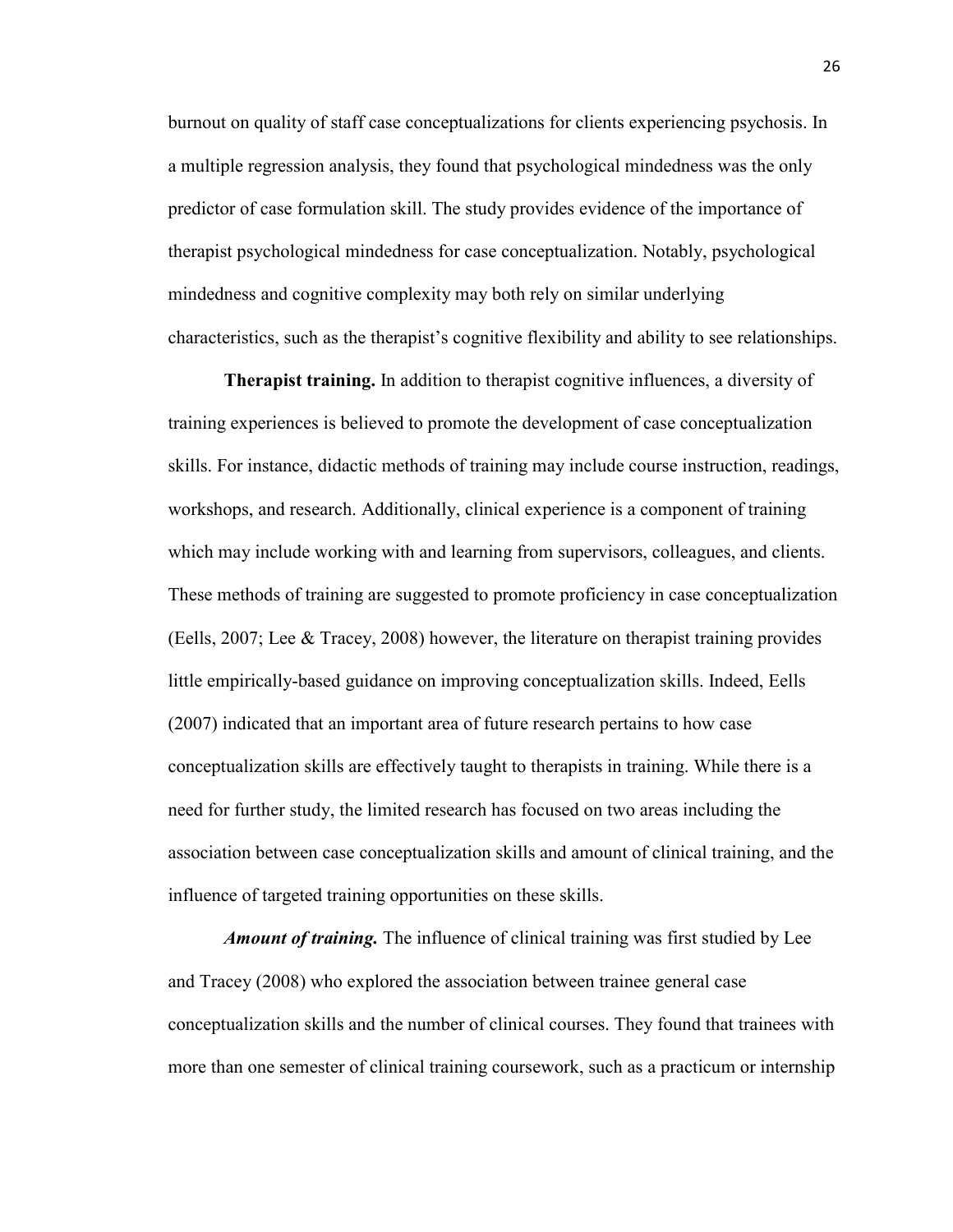burnout on quality of staff case conceptualizations for clients experiencing psychosis. In a multiple regression analysis, they found that psychological mindedness was the only predictor of case formulation skill. The study provides evidence of the importance of therapist psychological mindedness for case conceptualization. Notably, psychological mindedness and cognitive complexity may both rely on similar underlying characteristics, such as the therapist's cognitive flexibility and ability to see relationships.

**Therapist training.** In addition to therapist cognitive influences, a diversity of training experiences is believed to promote the development of case conceptualization skills. For instance, didactic methods of training may include course instruction, readings, workshops, and research. Additionally, clinical experience is a component of training which may include working with and learning from supervisors, colleagues, and clients. These methods of training are suggested to promote proficiency in case conceptualization (Eells, 2007; Lee & Tracey, 2008) however, the literature on therapist training provides little empirically-based guidance on improving conceptualization skills. Indeed, Eells (2007) indicated that an important area of future research pertains to how case conceptualization skills are effectively taught to therapists in training. While there is a need for further study, the limited research has focused on two areas including the association between case conceptualization skills and amount of clinical training, and the influence of targeted training opportunities on these skills.

***Amount of training.*** The influence of clinical training was first studied by Lee and Tracey (2008) who explored the association between trainee general case conceptualization skills and the number of clinical courses. They found that trainees with more than one semester of clinical training coursework, such as a practicum or internship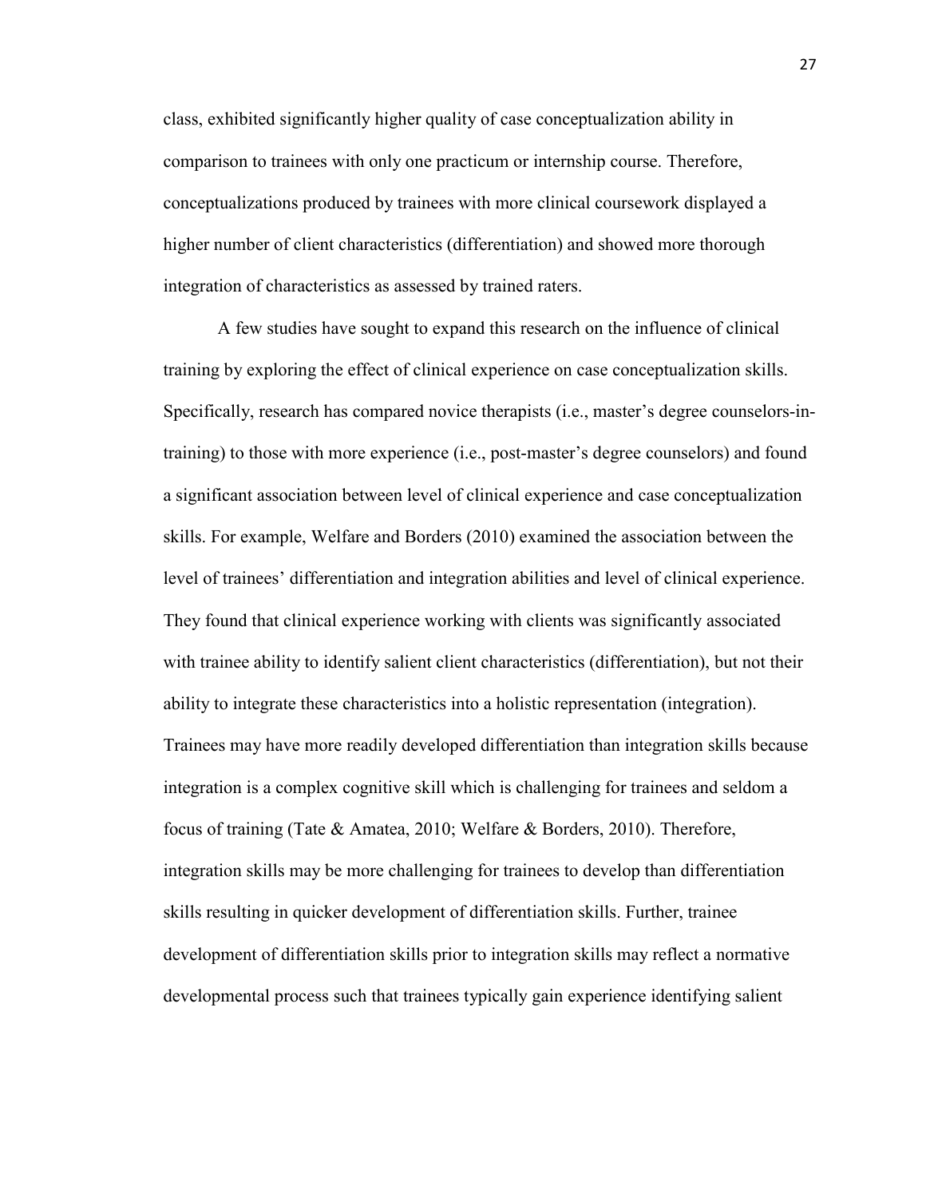class, exhibited significantly higher quality of case conceptualization ability in comparison to trainees with only one practicum or internship course. Therefore, conceptualizations produced by trainees with more clinical coursework displayed a higher number of client characteristics (differentiation) and showed more thorough integration of characteristics as assessed by trained raters.

A few studies have sought to expand this research on the influence of clinical training by exploring the effect of clinical experience on case conceptualization skills. Specifically, research has compared novice therapists (i.e., master's degree counselors-in-training) to those with more experience (i.e., post-master's degree counselors) and found a significant association between level of clinical experience and case conceptualization skills. For example, Welfare and Borders (2010) examined the association between the level of trainees' differentiation and integration abilities and level of clinical experience. They found that clinical experience working with clients was significantly associated with trainee ability to identify salient client characteristics (differentiation), but not their ability to integrate these characteristics into a holistic representation (integration). Trainees may have more readily developed differentiation than integration skills because integration is a complex cognitive skill which is challenging for trainees and seldom a focus of training (Tate & Amatea, 2010; Welfare & Borders, 2010). Therefore, integration skills may be more challenging for trainees to develop than differentiation skills resulting in quicker development of differentiation skills. Further, trainee development of differentiation skills prior to integration skills may reflect a normative developmental process such that trainees typically gain experience identifying salient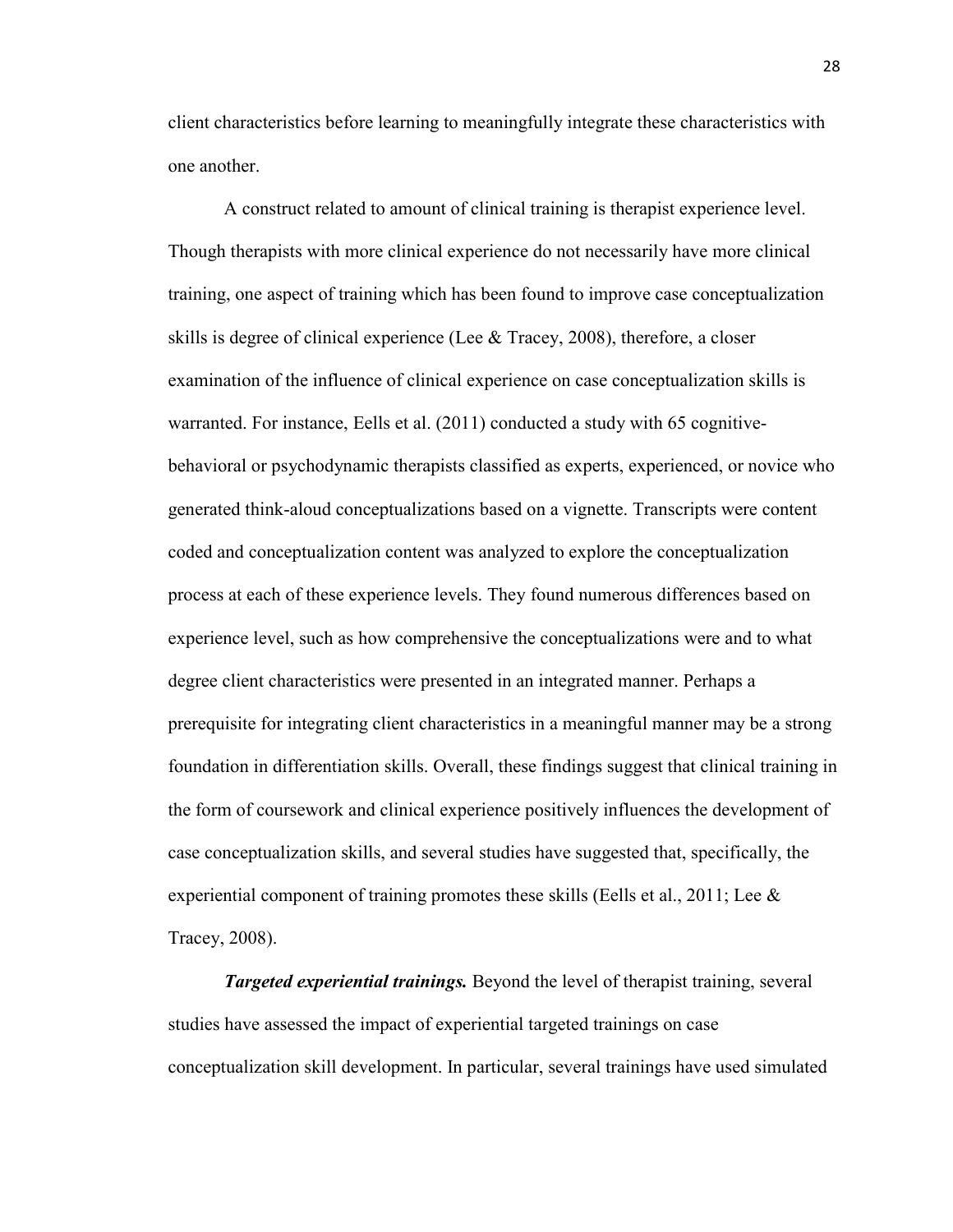client characteristics before learning to meaningfully integrate these characteristics with one another.

A construct related to amount of clinical training is therapist experience level. Though therapists with more clinical experience do not necessarily have more clinical training, one aspect of training which has been found to improve case conceptualization skills is degree of clinical experience (Lee & Tracey, 2008), therefore, a closer examination of the influence of clinical experience on case conceptualization skills is warranted. For instance, Eells et al. (2011) conducted a study with 65 cognitive-behavioral or psychodynamic therapists classified as experts, experienced, or novice who generated think-aloud conceptualizations based on a vignette. Transcripts were content coded and conceptualization content was analyzed to explore the conceptualization process at each of these experience levels. They found numerous differences based on experience level, such as how comprehensive the conceptualizations were and to what degree client characteristics were presented in an integrated manner. Perhaps a prerequisite for integrating client characteristics in a meaningful manner may be a strong foundation in differentiation skills. Overall, these findings suggest that clinical training in the form of coursework and clinical experience positively influences the development of case conceptualization skills, and several studies have suggested that, specifically, the experiential component of training promotes these skills (Eells et al., 2011; Lee & Tracey, 2008).

***Targeted experiential trainings.*** Beyond the level of therapist training, several studies have assessed the impact of experiential targeted trainings on case conceptualization skill development. In particular, several trainings have used simulated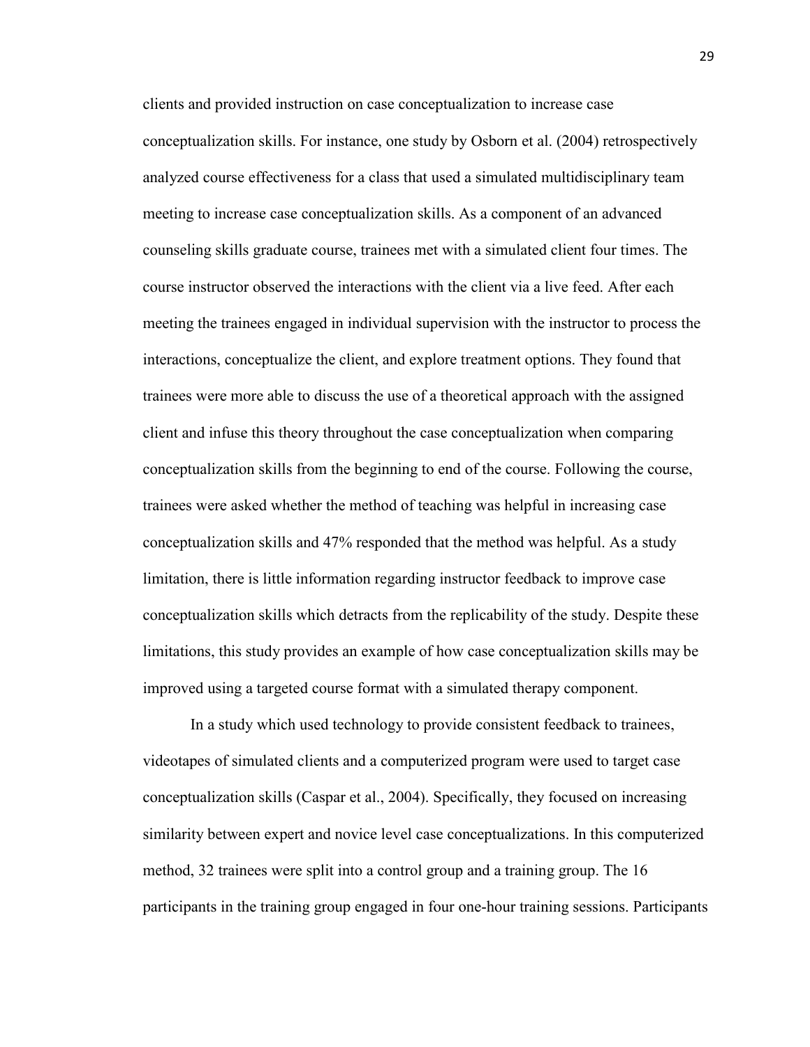clients and provided instruction on case conceptualization to increase case conceptualization skills. For instance, one study by Osborn et al. (2004) retrospectively analyzed course effectiveness for a class that used a simulated multidisciplinary team meeting to increase case conceptualization skills. As a component of an advanced counseling skills graduate course, trainees met with a simulated client four times. The course instructor observed the interactions with the client via a live feed. After each meeting the trainees engaged in individual supervision with the instructor to process the interactions, conceptualize the client, and explore treatment options. They found that trainees were more able to discuss the use of a theoretical approach with the assigned client and infuse this theory throughout the case conceptualization when comparing conceptualization skills from the beginning to end of the course. Following the course, trainees were asked whether the method of teaching was helpful in increasing case conceptualization skills and 47% responded that the method was helpful. As a study limitation, there is little information regarding instructor feedback to improve case conceptualization skills which detracts from the replicability of the study. Despite these limitations, this study provides an example of how case conceptualization skills may be improved using a targeted course format with a simulated therapy component.

In a study which used technology to provide consistent feedback to trainees, videotapes of simulated clients and a computerized program were used to target case conceptualization skills (Caspar et al., 2004). Specifically, they focused on increasing similarity between expert and novice level case conceptualizations. In this computerized method, 32 trainees were split into a control group and a training group. The 16 participants in the training group engaged in four one-hour training sessions. Participants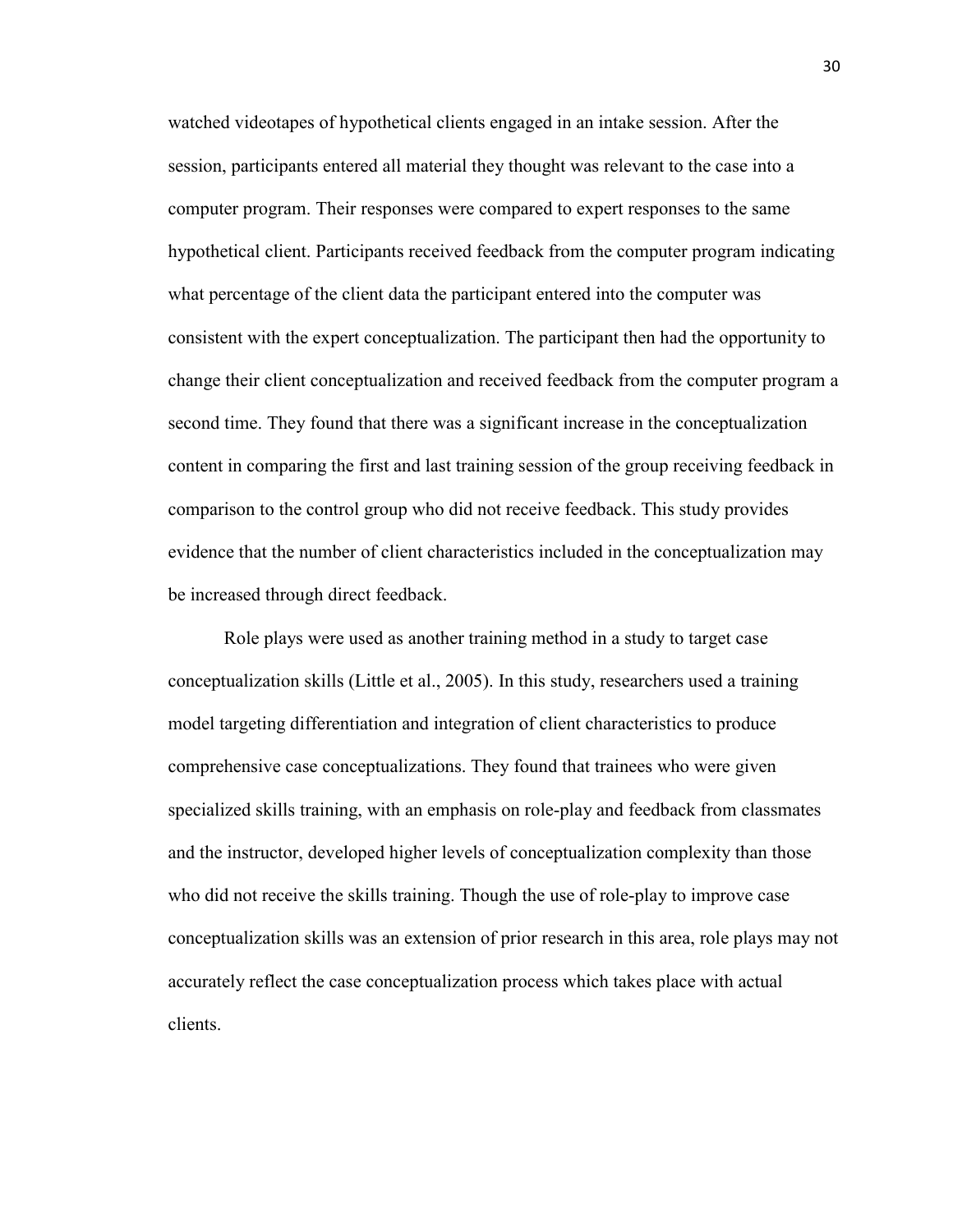watched videotapes of hypothetical clients engaged in an intake session. After the session, participants entered all material they thought was relevant to the case into a computer program. Their responses were compared to expert responses to the same hypothetical client. Participants received feedback from the computer program indicating what percentage of the client data the participant entered into the computer was consistent with the expert conceptualization. The participant then had the opportunity to change their client conceptualization and received feedback from the computer program a second time. They found that there was a significant increase in the conceptualization content in comparing the first and last training session of the group receiving feedback in comparison to the control group who did not receive feedback. This study provides evidence that the number of client characteristics included in the conceptualization may be increased through direct feedback.

Role plays were used as another training method in a study to target case conceptualization skills (Little et al., 2005). In this study, researchers used a training model targeting differentiation and integration of client characteristics to produce comprehensive case conceptualizations. They found that trainees who were given specialized skills training, with an emphasis on role-play and feedback from classmates and the instructor, developed higher levels of conceptualization complexity than those who did not receive the skills training. Though the use of role-play to improve case conceptualization skills was an extension of prior research in this area, role plays may not accurately reflect the case conceptualization process which takes place with actual clients.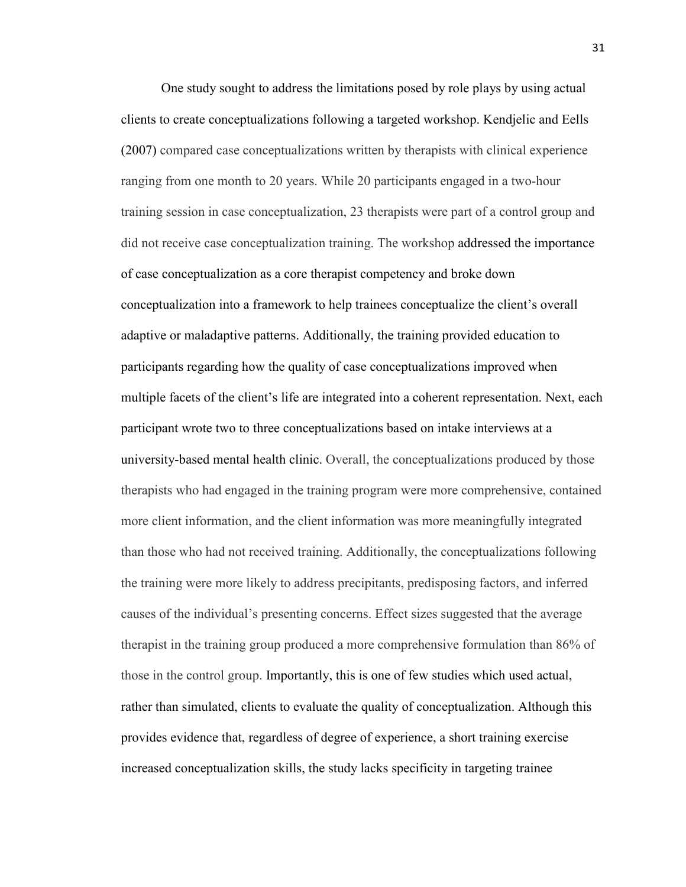One study sought to address the limitations posed by role plays by using actual clients to create conceptualizations following a targeted workshop. Kendjelic and Eells (2007) compared case conceptualizations written by therapists with clinical experience ranging from one month to 20 years. While 20 participants engaged in a two-hour training session in case conceptualization, 23 therapists were part of a control group and did not receive case conceptualization training. The workshop addressed the importance of case conceptualization as a core therapist competency and broke down conceptualization into a framework to help trainees conceptualize the client's overall adaptive or maladaptive patterns. Additionally, the training provided education to participants regarding how the quality of case conceptualizations improved when multiple facets of the client's life are integrated into a coherent representation. Next, each participant wrote two to three conceptualizations based on intake interviews at a university-based mental health clinic. Overall, the conceptualizations produced by those therapists who had engaged in the training program were more comprehensive, contained more client information, and the client information was more meaningfully integrated than those who had not received training. Additionally, the conceptualizations following the training were more likely to address precipitants, predisposing factors, and inferred causes of the individual's presenting concerns. Effect sizes suggested that the average therapist in the training group produced a more comprehensive formulation than 86% of those in the control group. Importantly, this is one of few studies which used actual, rather than simulated, clients to evaluate the quality of conceptualization. Although this provides evidence that, regardless of degree of experience, a short training exercise increased conceptualization skills, the study lacks specificity in targeting trainee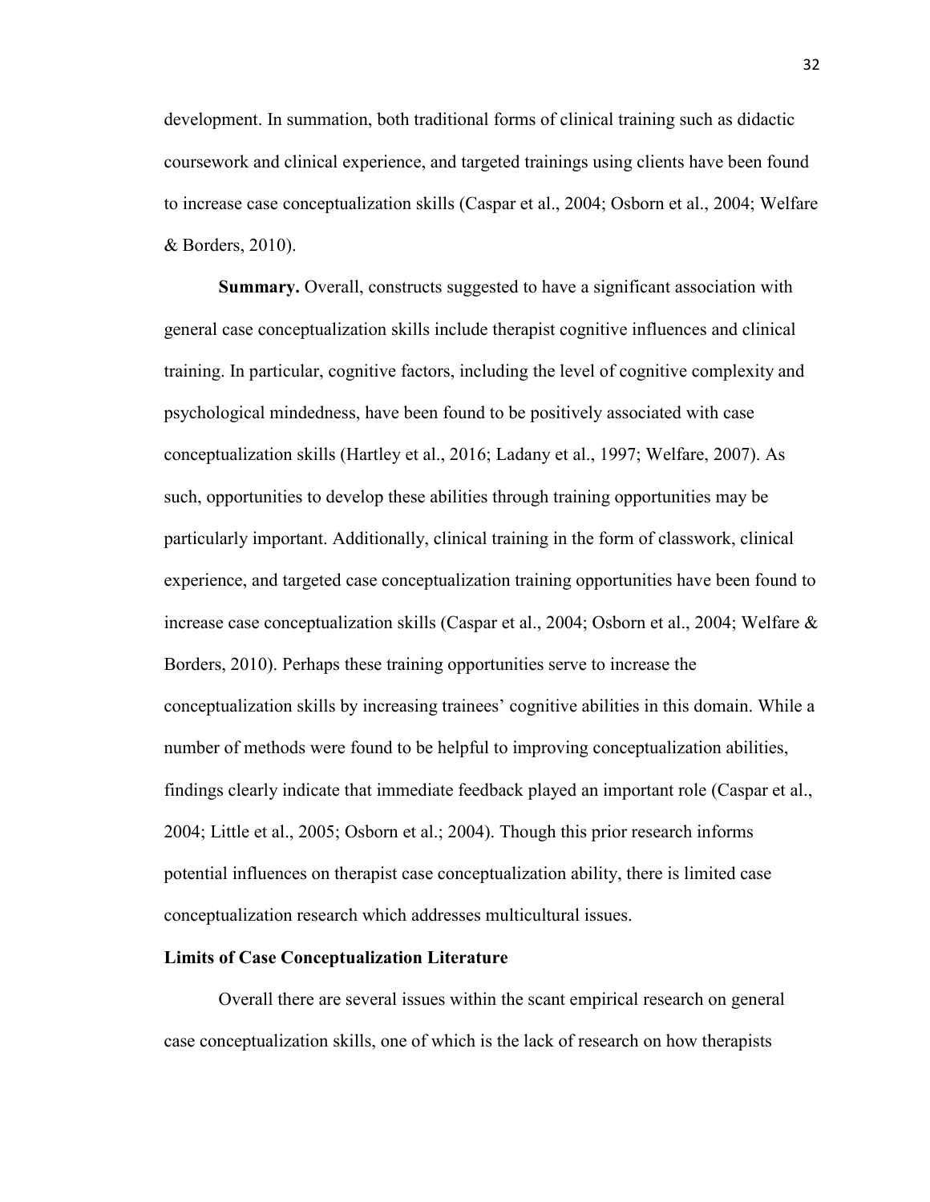development. In summation, both traditional forms of clinical training such as didactic coursework and clinical experience, and targeted trainings using clients have been found to increase case conceptualization skills (Caspar et al., 2004; Osborn et al., 2004; Welfare & Borders, 2010).

**Summary.** Overall, constructs suggested to have a significant association with general case conceptualization skills include therapist cognitive influences and clinical training. In particular, cognitive factors, including the level of cognitive complexity and psychological mindedness, have been found to be positively associated with case conceptualization skills (Hartley et al., 2016; Ladany et al., 1997; Welfare, 2007). As such, opportunities to develop these abilities through training opportunities may be particularly important. Additionally, clinical training in the form of classwork, clinical experience, and targeted case conceptualization training opportunities have been found to increase case conceptualization skills (Caspar et al., 2004; Osborn et al., 2004; Welfare & Borders, 2010). Perhaps these training opportunities serve to increase the conceptualization skills by increasing trainees' cognitive abilities in this domain. While a number of methods were found to be helpful to improving conceptualization abilities, findings clearly indicate that immediate feedback played an important role (Caspar et al., 2004; Little et al., 2005; Osborn et al.; 2004). Though this prior research informs potential influences on therapist case conceptualization ability, there is limited case conceptualization research which addresses multicultural issues.

## Limits of Case Conceptualization Literature

Overall there are several issues within the scant empirical research on general case conceptualization skills, one of which is the lack of research on how therapists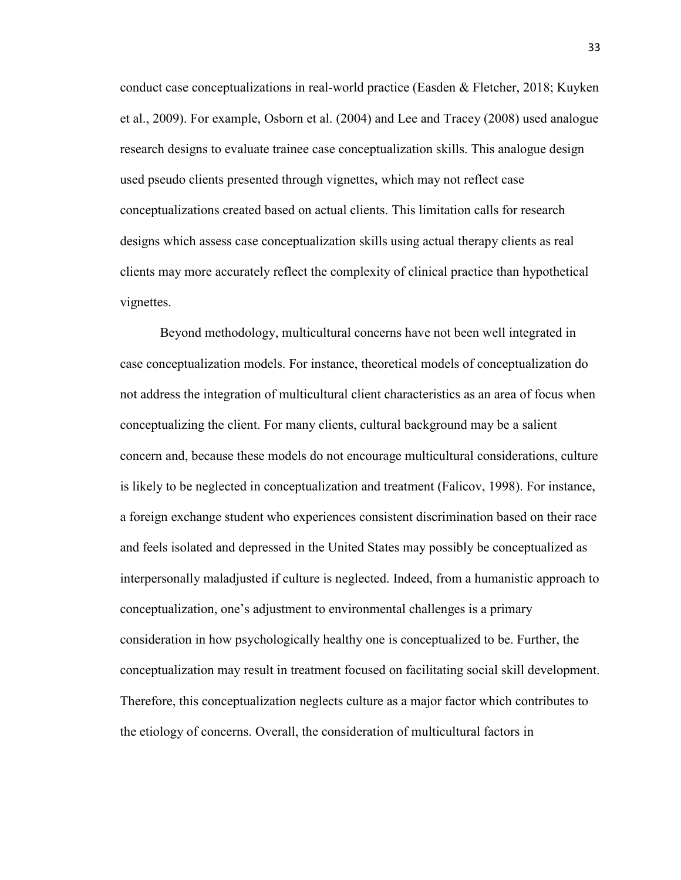conduct case conceptualizations in real-world practice (Easden & Fletcher, 2018; Kuyken et al., 2009). For example, Osborn et al. (2004) and Lee and Tracey (2008) used analogue research designs to evaluate trainee case conceptualization skills. This analogue design used pseudo clients presented through vignettes, which may not reflect case conceptualizations created based on actual clients. This limitation calls for research designs which assess case conceptualization skills using actual therapy clients as real clients may more accurately reflect the complexity of clinical practice than hypothetical vignettes.

Beyond methodology, multicultural concerns have not been well integrated in case conceptualization models. For instance, theoretical models of conceptualization do not address the integration of multicultural client characteristics as an area of focus when conceptualizing the client. For many clients, cultural background may be a salient concern and, because these models do not encourage multicultural considerations, culture is likely to be neglected in conceptualization and treatment (Falicov, 1998). For instance, a foreign exchange student who experiences consistent discrimination based on their race and feels isolated and depressed in the United States may possibly be conceptualized as interpersonally maladjusted if culture is neglected. Indeed, from a humanistic approach to conceptualization, one's adjustment to environmental challenges is a primary consideration in how psychologically healthy one is conceptualized to be. Further, the conceptualization may result in treatment focused on facilitating social skill development. Therefore, this conceptualization neglects culture as a major factor which contributes to the etiology of concerns. Overall, the consideration of multicultural factors in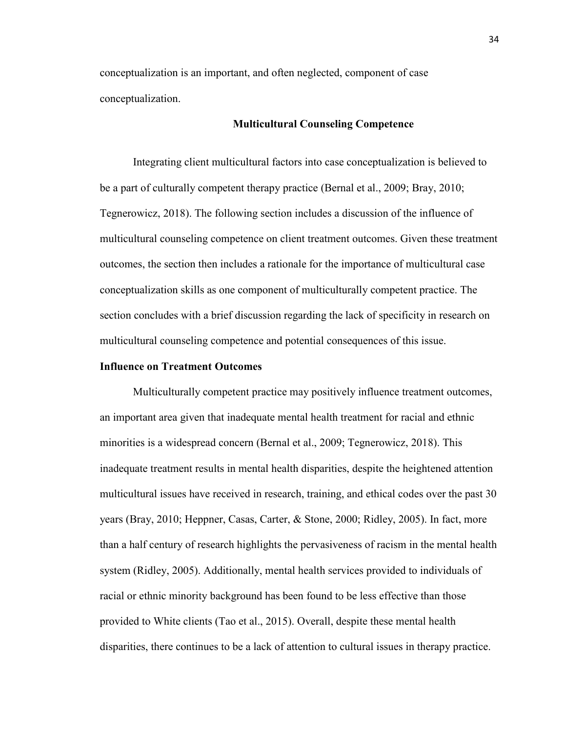conceptualization is an important, and often neglected, component of case conceptualization.

## Multicultural Counseling Competence

Integrating client multicultural factors into case conceptualization is believed to be a part of culturally competent therapy practice (Bernal et al., 2009; Bray, 2010; Tegnerowicz, 2018). The following section includes a discussion of the influence of multicultural counseling competence on client treatment outcomes. Given these treatment outcomes, the section then includes a rationale for the importance of multicultural case conceptualization skills as one component of multiculturally competent practice. The section concludes with a brief discussion regarding the lack of specificity in research on multicultural counseling competence and potential consequences of this issue.

### Influence on Treatment Outcomes

Multiculturally competent practice may positively influence treatment outcomes, an important area given that inadequate mental health treatment for racial and ethnic minorities is a widespread concern (Bernal et al., 2009; Tegnerowicz, 2018). This inadequate treatment results in mental health disparities, despite the heightened attention multicultural issues have received in research, training, and ethical codes over the past 30 years (Bray, 2010; Heppner, Casas, Carter, & Stone, 2000; Ridley, 2005). In fact, more than a half century of research highlights the pervasiveness of racism in the mental health system (Ridley, 2005). Additionally, mental health services provided to individuals of racial or ethnic minority background has been found to be less effective than those provided to White clients (Tao et al., 2015). Overall, despite these mental health disparities, there continues to be a lack of attention to cultural issues in therapy practice.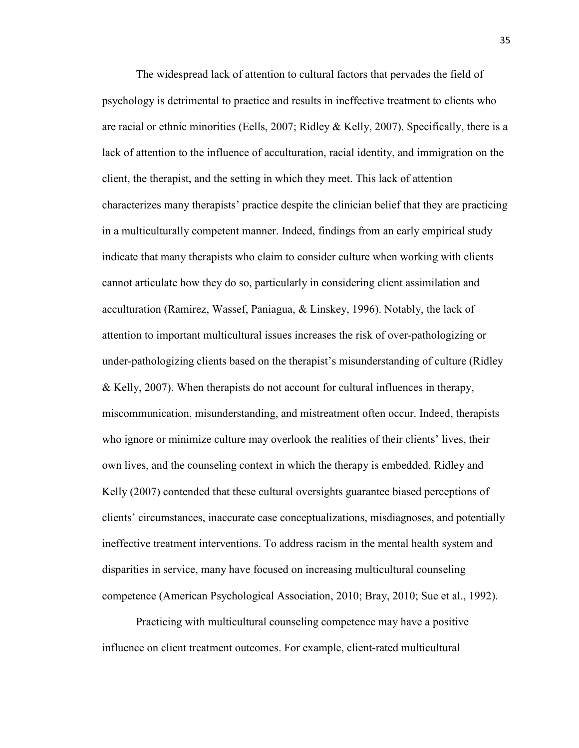The widespread lack of attention to cultural factors that pervades the field of psychology is detrimental to practice and results in ineffective treatment to clients who are racial or ethnic minorities (Eells, 2007; Ridley & Kelly, 2007). Specifically, there is a lack of attention to the influence of acculturation, racial identity, and immigration on the client, the therapist, and the setting in which they meet. This lack of attention characterizes many therapists' practice despite the clinician belief that they are practicing in a multiculturally competent manner. Indeed, findings from an early empirical study indicate that many therapists who claim to consider culture when working with clients cannot articulate how they do so, particularly in considering client assimilation and acculturation (Ramirez, Wassef, Paniagua, & Linskey, 1996). Notably, the lack of attention to important multicultural issues increases the risk of over-pathologizing or under-pathologizing clients based on the therapist's misunderstanding of culture (Ridley & Kelly, 2007). When therapists do not account for cultural influences in therapy, miscommunication, misunderstanding, and mistreatment often occur. Indeed, therapists who ignore or minimize culture may overlook the realities of their clients' lives, their own lives, and the counseling context in which the therapy is embedded. Ridley and Kelly (2007) contended that these cultural oversights guarantee biased perceptions of clients' circumstances, inaccurate case conceptualizations, misdiagnoses, and potentially ineffective treatment interventions. To address racism in the mental health system and disparities in service, many have focused on increasing multicultural counseling competence (American Psychological Association, 2010; Bray, 2010; Sue et al., 1992).

Practicing with multicultural counseling competence may have a positive influence on client treatment outcomes. For example, client-rated multicultural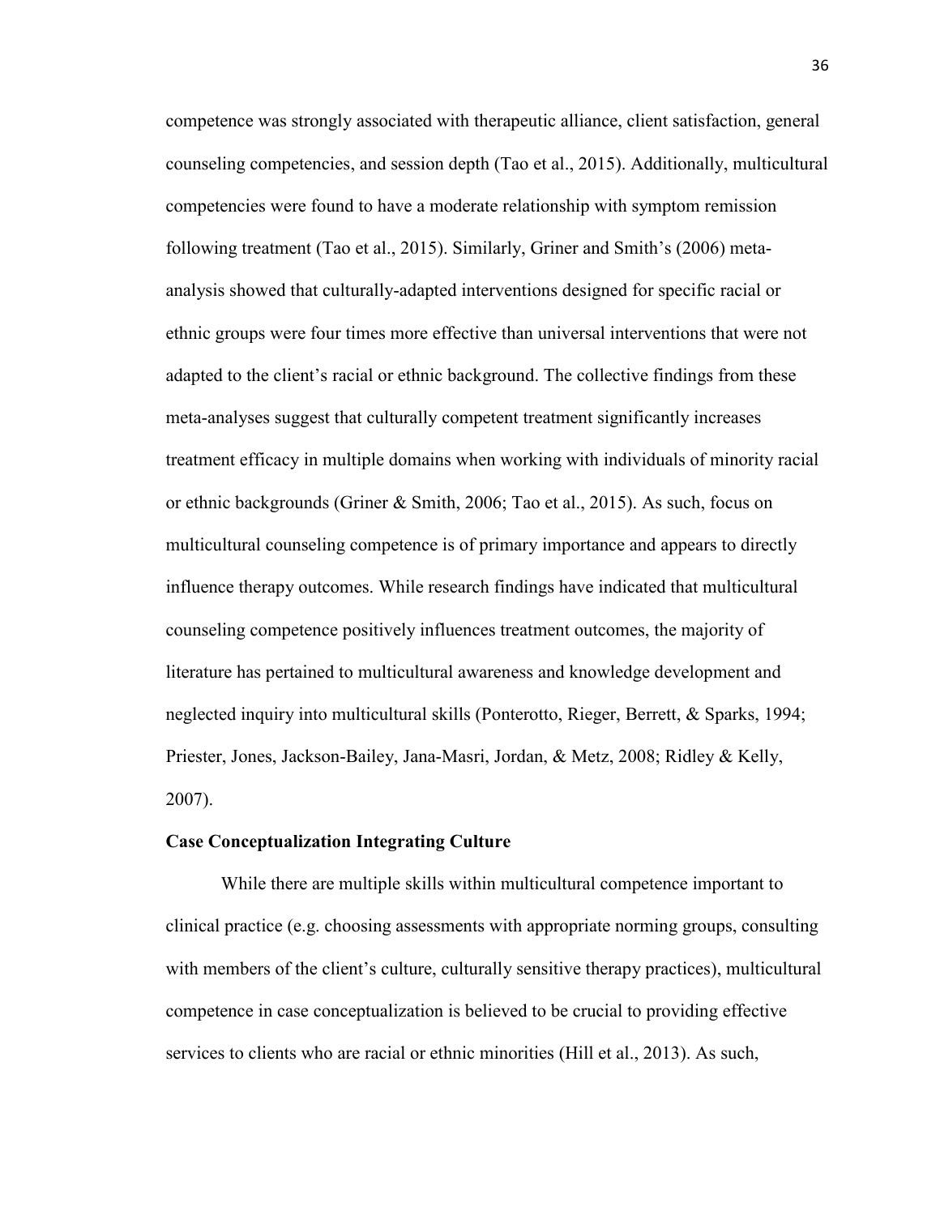competence was strongly associated with therapeutic alliance, client satisfaction, general counseling competencies, and session depth (Tao et al., 2015). Additionally, multicultural competencies were found to have a moderate relationship with symptom remission following treatment (Tao et al., 2015). Similarly, Griner and Smith's (2006) meta-analysis showed that culturally-adapted interventions designed for specific racial or ethnic groups were four times more effective than universal interventions that were not adapted to the client's racial or ethnic background. The collective findings from these meta-analyses suggest that culturally competent treatment significantly increases treatment efficacy in multiple domains when working with individuals of minority racial or ethnic backgrounds (Griner & Smith, 2006; Tao et al., 2015). As such, focus on multicultural counseling competence is of primary importance and appears to directly influence therapy outcomes. While research findings have indicated that multicultural counseling competence positively influences treatment outcomes, the majority of literature has pertained to multicultural awareness and knowledge development and neglected inquiry into multicultural skills (Ponterotto, Rieger, Berrett, & Sparks, 1994; Priester, Jones, Jackson-Bailey, Jana-Masri, Jordan, & Metz, 2008; Ridley & Kelly, 2007).

**Case Conceptualization Integrating Culture**

While there are multiple skills within multicultural competence important to clinical practice (e.g. choosing assessments with appropriate norming groups, consulting with members of the client's culture, culturally sensitive therapy practices), multicultural competence in case conceptualization is believed to be crucial to providing effective services to clients who are racial or ethnic minorities (Hill et al., 2013). As such,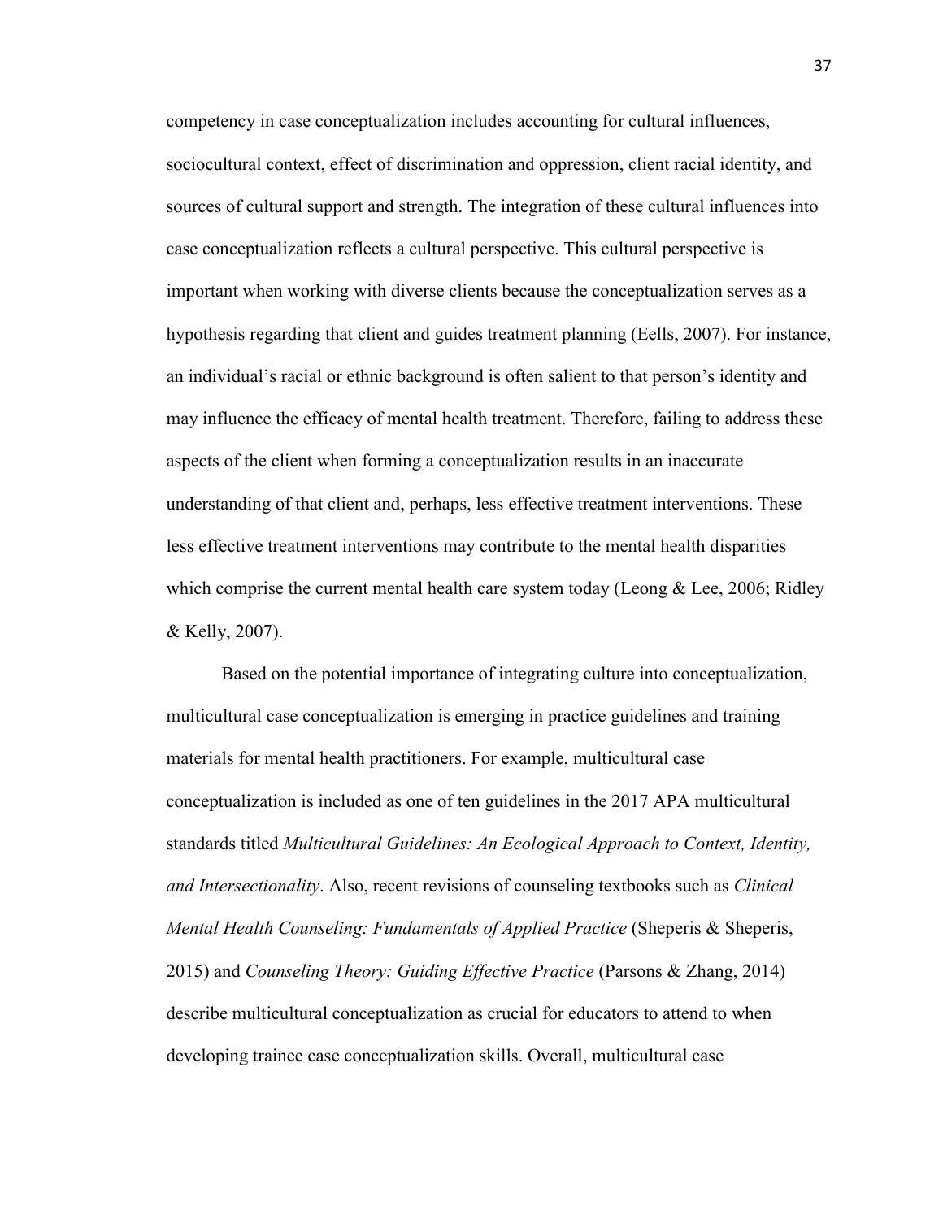competency in case conceptualization includes accounting for cultural influences, sociocultural context, effect of discrimination and oppression, client racial identity, and sources of cultural support and strength. The integration of these cultural influences into case conceptualization reflects a cultural perspective. This cultural perspective is important when working with diverse clients because the conceptualization serves as a hypothesis regarding that client and guides treatment planning (Eells, 2007). For instance, an individual's racial or ethnic background is often salient to that person's identity and may influence the efficacy of mental health treatment. Therefore, failing to address these aspects of the client when forming a conceptualization results in an inaccurate understanding of that client and, perhaps, less effective treatment interventions. These less effective treatment interventions may contribute to the mental health disparities which comprise the current mental health care system today (Leong & Lee, 2006; Ridley & Kelly, 2007).

Based on the potential importance of integrating culture into conceptualization, multicultural case conceptualization is emerging in practice guidelines and training materials for mental health practitioners. For example, multicultural case conceptualization is included as one of ten guidelines in the 2017 APA multicultural standards titled *Multicultural Guidelines: An Ecological Approach to Context, Identity, and Intersectionality*. Also, recent revisions of counseling textbooks such as *Clinical Mental Health Counseling: Fundamentals of Applied Practice* (Sheperis & Sheperis, 2015) and *Counseling Theory: Guiding Effective Practice* (Parsons & Zhang, 2014) describe multicultural conceptualization as crucial for educators to attend to when developing trainee case conceptualization skills. Overall, multicultural case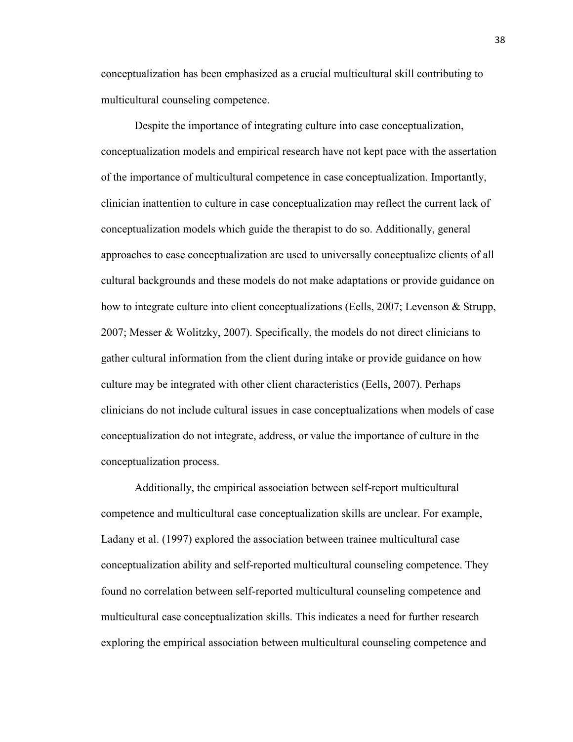conceptualization has been emphasized as a crucial multicultural skill contributing to multicultural counseling competence.

Despite the importance of integrating culture into case conceptualization, conceptualization models and empirical research have not kept pace with the assertation of the importance of multicultural competence in case conceptualization. Importantly, clinician inattention to culture in case conceptualization may reflect the current lack of conceptualization models which guide the therapist to do so. Additionally, general approaches to case conceptualization are used to universally conceptualize clients of all cultural backgrounds and these models do not make adaptations or provide guidance on how to integrate culture into client conceptualizations (Eells, 2007; Levenson & Strupp, 2007; Messer & Wolitzky, 2007). Specifically, the models do not direct clinicians to gather cultural information from the client during intake or provide guidance on how culture may be integrated with other client characteristics (Eells, 2007). Perhaps clinicians do not include cultural issues in case conceptualizations when models of case conceptualization do not integrate, address, or value the importance of culture in the conceptualization process.

Additionally, the empirical association between self-report multicultural competence and multicultural case conceptualization skills are unclear. For example, Ladany et al. (1997) explored the association between trainee multicultural case conceptualization ability and self-reported multicultural counseling competence. They found no correlation between self-reported multicultural counseling competence and multicultural case conceptualization skills. This indicates a need for further research exploring the empirical association between multicultural counseling competence and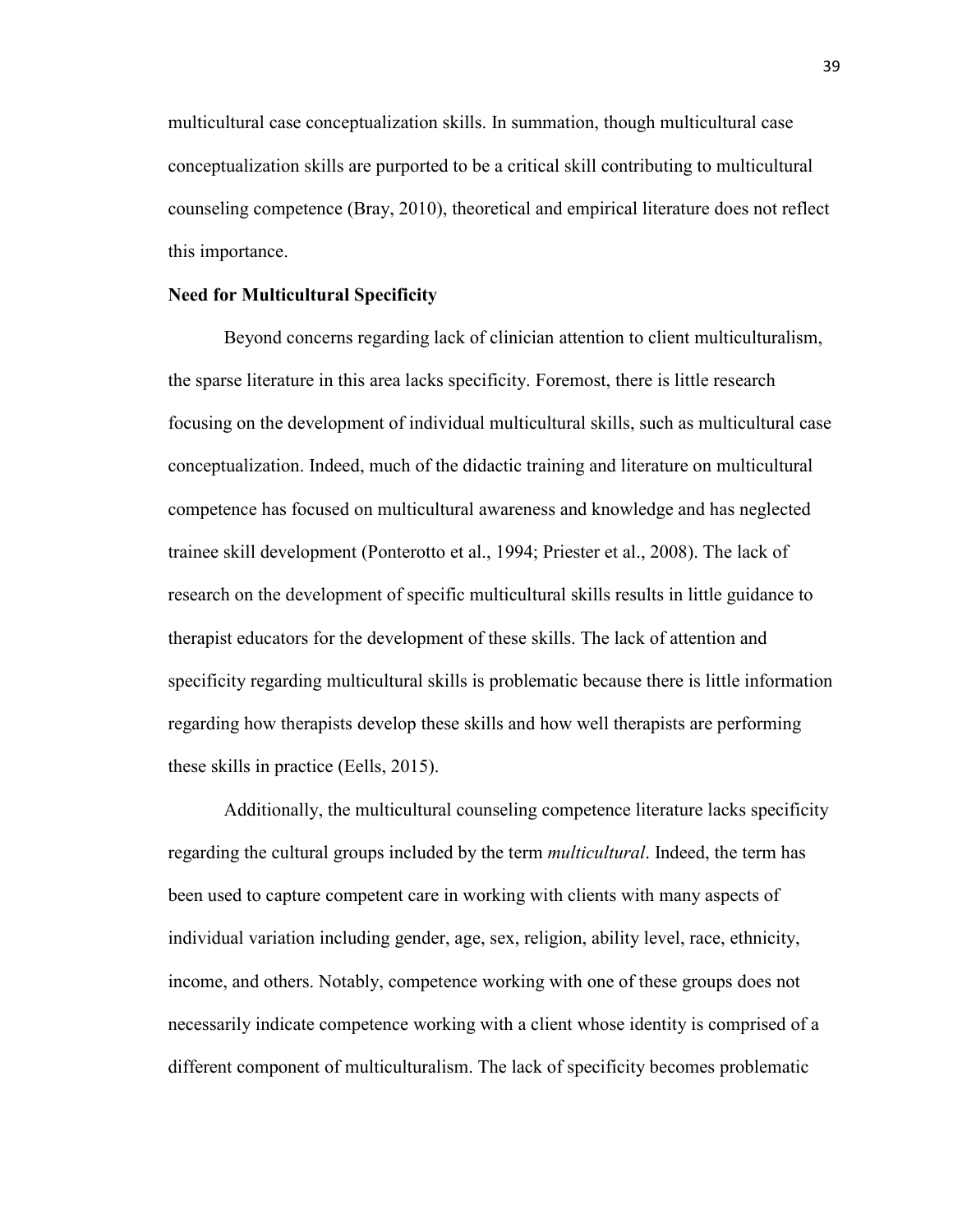multicultural case conceptualization skills. In summation, though multicultural case conceptualization skills are purported to be a critical skill contributing to multicultural counseling competence (Bray, 2010), theoretical and empirical literature does not reflect this importance.

**Need for Multicultural Specificity**

Beyond concerns regarding lack of clinician attention to client multiculturalism, the sparse literature in this area lacks specificity. Foremost, there is little research focusing on the development of individual multicultural skills, such as multicultural case conceptualization. Indeed, much of the didactic training and literature on multicultural competence has focused on multicultural awareness and knowledge and has neglected trainee skill development (Ponterotto et al., 1994; Priester et al., 2008). The lack of research on the development of specific multicultural skills results in little guidance to therapist educators for the development of these skills. The lack of attention and specificity regarding multicultural skills is problematic because there is little information regarding how therapists develop these skills and how well therapists are performing these skills in practice (Eells, 2015).

Additionally, the multicultural counseling competence literature lacks specificity regarding the cultural groups included by the term *multicultural*. Indeed, the term has been used to capture competent care in working with clients with many aspects of individual variation including gender, age, sex, religion, ability level, race, ethnicity, income, and others. Notably, competence working with one of these groups does not necessarily indicate competence working with a client whose identity is comprised of a different component of multiculturalism. The lack of specificity becomes problematic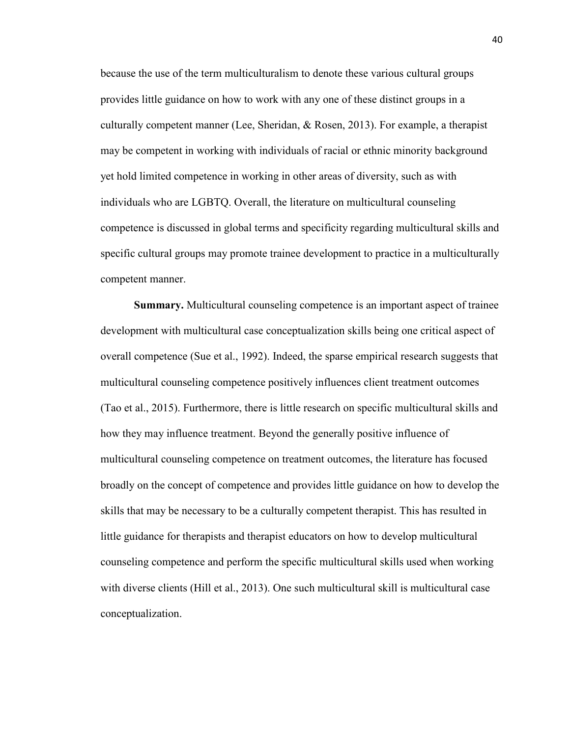because the use of the term multiculturalism to denote these various cultural groups provides little guidance on how to work with any one of these distinct groups in a culturally competent manner (Lee, Sheridan, & Rosen, 2013). For example, a therapist may be competent in working with individuals of racial or ethnic minority background yet hold limited competence in working in other areas of diversity, such as with individuals who are LGBTQ. Overall, the literature on multicultural counseling competence is discussed in global terms and specificity regarding multicultural skills and specific cultural groups may promote trainee development to practice in a multiculturally competent manner.

**Summary.** Multicultural counseling competence is an important aspect of trainee development with multicultural case conceptualization skills being one critical aspect of overall competence (Sue et al., 1992). Indeed, the sparse empirical research suggests that multicultural counseling competence positively influences client treatment outcomes (Tao et al., 2015). Furthermore, there is little research on specific multicultural skills and how they may influence treatment. Beyond the generally positive influence of multicultural counseling competence on treatment outcomes, the literature has focused broadly on the concept of competence and provides little guidance on how to develop the skills that may be necessary to be a culturally competent therapist. This has resulted in little guidance for therapists and therapist educators on how to develop multicultural counseling competence and perform the specific multicultural skills used when working with diverse clients (Hill et al., 2013). One such multicultural skill is multicultural case conceptualization.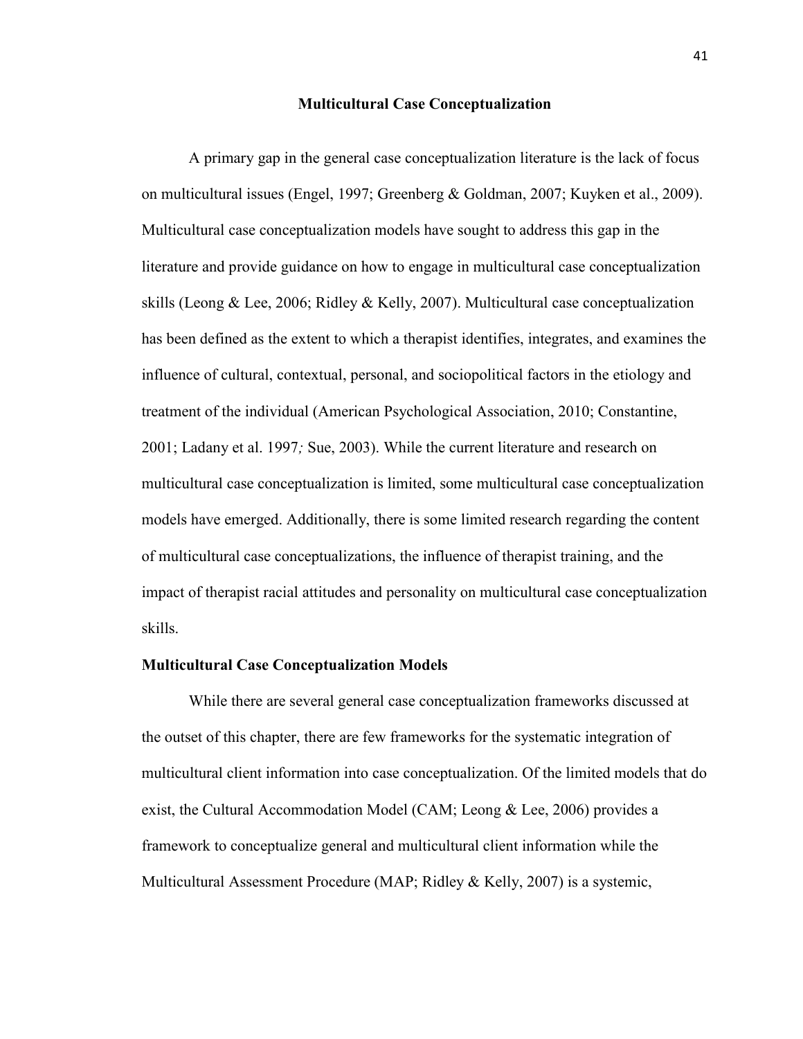## Multicultural Case Conceptualization

A primary gap in the general case conceptualization literature is the lack of focus on multicultural issues (Engel, 1997; Greenberg & Goldman, 2007; Kuyken et al., 2009). Multicultural case conceptualization models have sought to address this gap in the literature and provide guidance on how to engage in multicultural case conceptualization skills (Leong & Lee, 2006; Ridley & Kelly, 2007). Multicultural case conceptualization has been defined as the extent to which a therapist identifies, integrates, and examines the influence of cultural, contextual, personal, and sociopolitical factors in the etiology and treatment of the individual (American Psychological Association, 2010; Constantine, 2001; Ladany et al. 1997*;* Sue, 2003). While the current literature and research on multicultural case conceptualization is limited, some multicultural case conceptualization models have emerged. Additionally, there is some limited research regarding the content of multicultural case conceptualizations, the influence of therapist training, and the impact of therapist racial attitudes and personality on multicultural case conceptualization skills.

### Multicultural Case Conceptualization Models

While there are several general case conceptualization frameworks discussed at the outset of this chapter, there are few frameworks for the systematic integration of multicultural client information into case conceptualization. Of the limited models that do exist, the Cultural Accommodation Model (CAM; Leong & Lee, 2006) provides a framework to conceptualize general and multicultural client information while the Multicultural Assessment Procedure (MAP; Ridley & Kelly, 2007) is a systemic,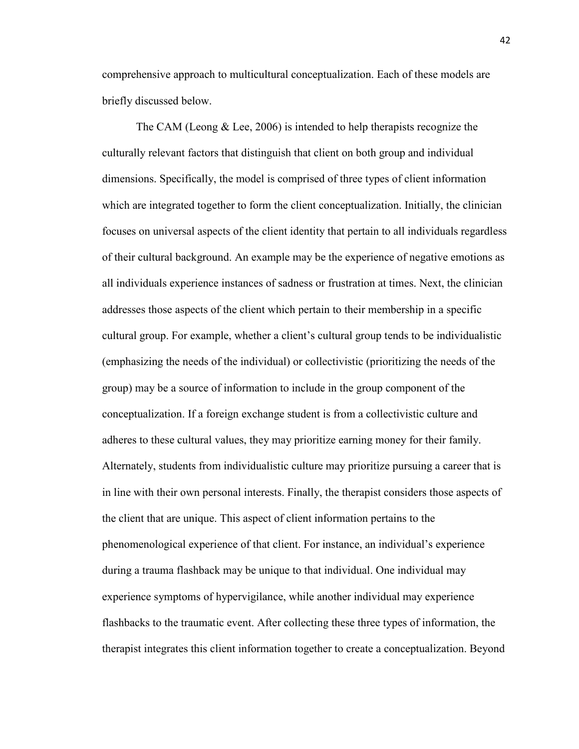comprehensive approach to multicultural conceptualization. Each of these models are briefly discussed below.

The CAM (Leong & Lee, 2006) is intended to help therapists recognize the culturally relevant factors that distinguish that client on both group and individual dimensions. Specifically, the model is comprised of three types of client information which are integrated together to form the client conceptualization. Initially, the clinician focuses on universal aspects of the client identity that pertain to all individuals regardless of their cultural background. An example may be the experience of negative emotions as all individuals experience instances of sadness or frustration at times. Next, the clinician addresses those aspects of the client which pertain to their membership in a specific cultural group. For example, whether a client's cultural group tends to be individualistic (emphasizing the needs of the individual) or collectivistic (prioritizing the needs of the group) may be a source of information to include in the group component of the conceptualization. If a foreign exchange student is from a collectivistic culture and adheres to these cultural values, they may prioritize earning money for their family. Alternately, students from individualistic culture may prioritize pursuing a career that is in line with their own personal interests. Finally, the therapist considers those aspects of the client that are unique. This aspect of client information pertains to the phenomenological experience of that client. For instance, an individual's experience during a trauma flashback may be unique to that individual. One individual may experience symptoms of hypervigilance, while another individual may experience flashbacks to the traumatic event. After collecting these three types of information, the therapist integrates this client information together to create a conceptualization. Beyond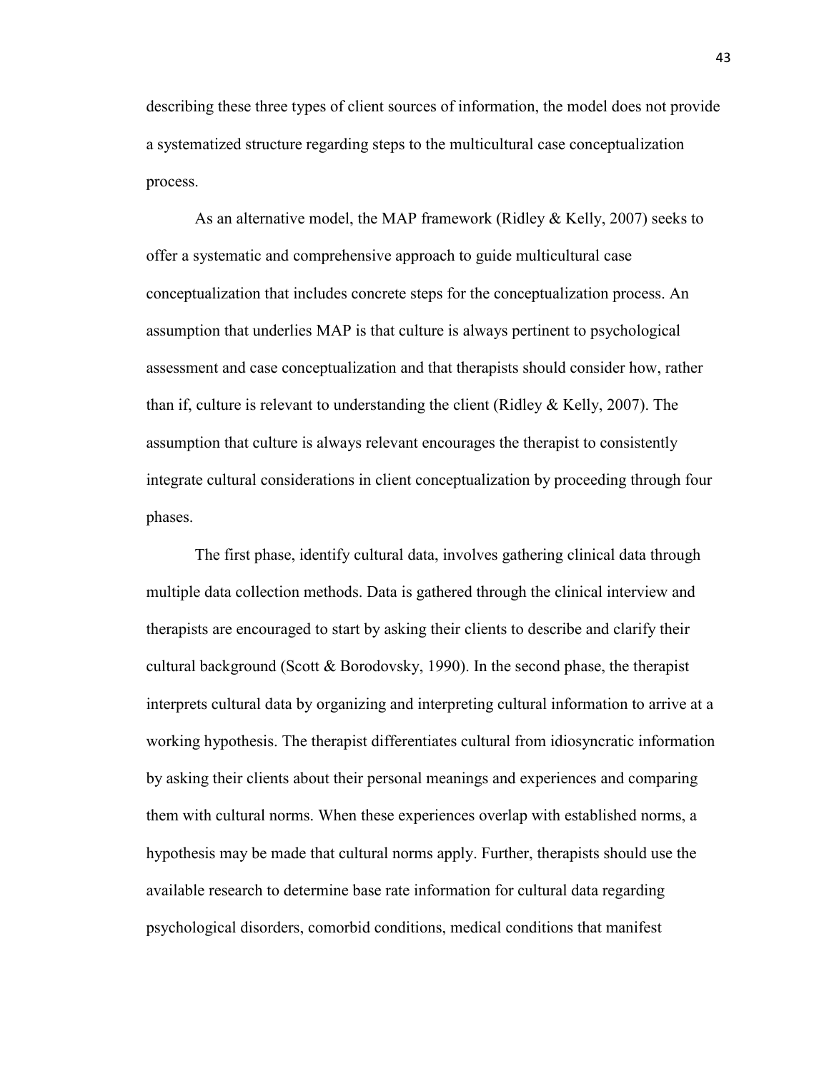describing these three types of client sources of information, the model does not provide a systematized structure regarding steps to the multicultural case conceptualization process.

As an alternative model, the MAP framework (Ridley & Kelly, 2007) seeks to offer a systematic and comprehensive approach to guide multicultural case conceptualization that includes concrete steps for the conceptualization process. An assumption that underlies MAP is that culture is always pertinent to psychological assessment and case conceptualization and that therapists should consider how, rather than if, culture is relevant to understanding the client (Ridley & Kelly, 2007). The assumption that culture is always relevant encourages the therapist to consistently integrate cultural considerations in client conceptualization by proceeding through four phases.

The first phase, identify cultural data, involves gathering clinical data through multiple data collection methods. Data is gathered through the clinical interview and therapists are encouraged to start by asking their clients to describe and clarify their cultural background (Scott & Borodovsky, 1990). In the second phase, the therapist interprets cultural data by organizing and interpreting cultural information to arrive at a working hypothesis. The therapist differentiates cultural from idiosyncratic information by asking their clients about their personal meanings and experiences and comparing them with cultural norms. When these experiences overlap with established norms, a hypothesis may be made that cultural norms apply. Further, therapists should use the available research to determine base rate information for cultural data regarding psychological disorders, comorbid conditions, medical conditions that manifest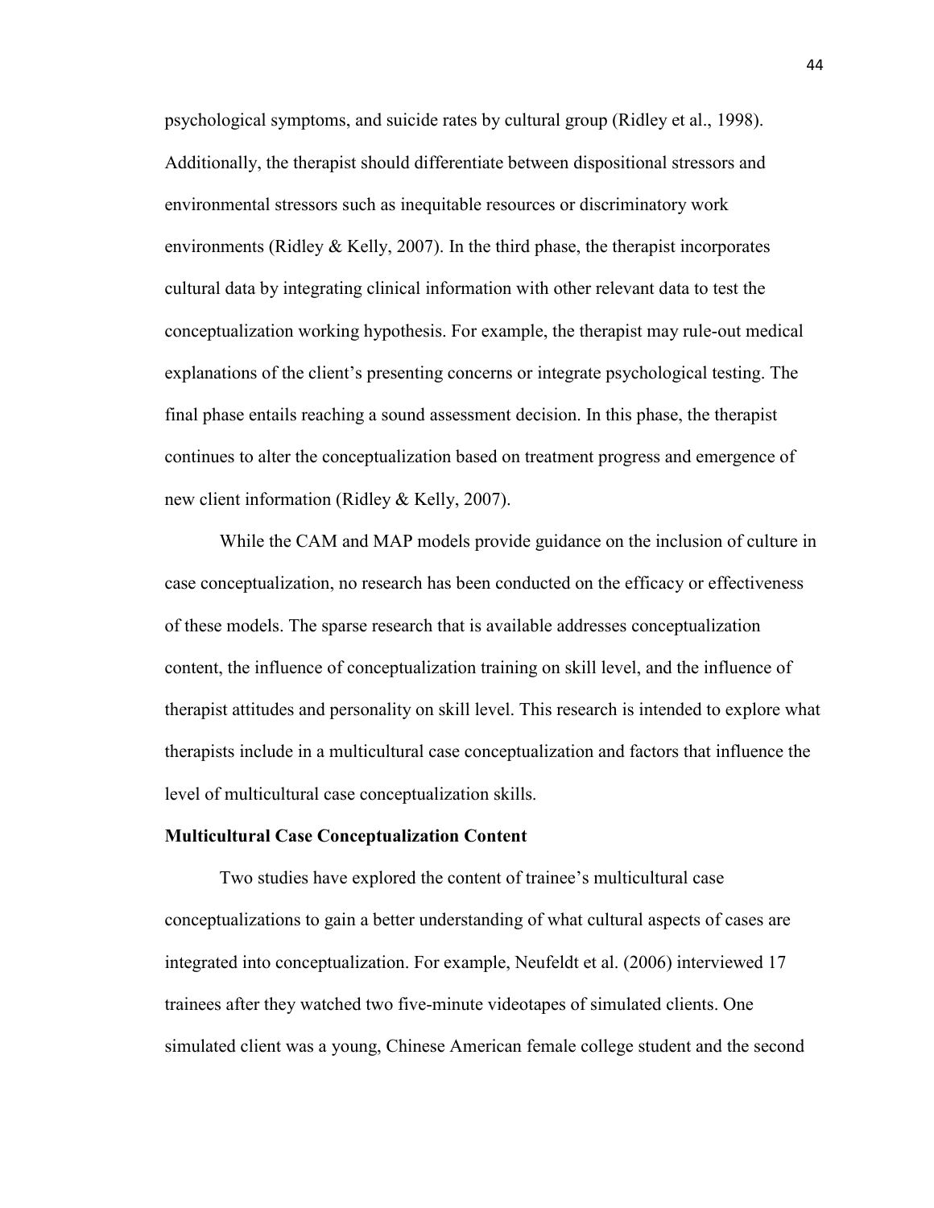psychological symptoms, and suicide rates by cultural group (Ridley et al., 1998). Additionally, the therapist should differentiate between dispositional stressors and environmental stressors such as inequitable resources or discriminatory work environments (Ridley & Kelly, 2007). In the third phase, the therapist incorporates cultural data by integrating clinical information with other relevant data to test the conceptualization working hypothesis. For example, the therapist may rule-out medical explanations of the client's presenting concerns or integrate psychological testing. The final phase entails reaching a sound assessment decision. In this phase, the therapist continues to alter the conceptualization based on treatment progress and emergence of new client information (Ridley & Kelly, 2007).

While the CAM and MAP models provide guidance on the inclusion of culture in case conceptualization, no research has been conducted on the efficacy or effectiveness of these models. The sparse research that is available addresses conceptualization content, the influence of conceptualization training on skill level, and the influence of therapist attitudes and personality on skill level. This research is intended to explore what therapists include in a multicultural case conceptualization and factors that influence the level of multicultural case conceptualization skills.

**Multicultural Case Conceptualization Content**

Two studies have explored the content of trainee's multicultural case conceptualizations to gain a better understanding of what cultural aspects of cases are integrated into conceptualization. For example, Neufeldt et al. (2006) interviewed 17 trainees after they watched two five-minute videotapes of simulated clients. One simulated client was a young, Chinese American female college student and the second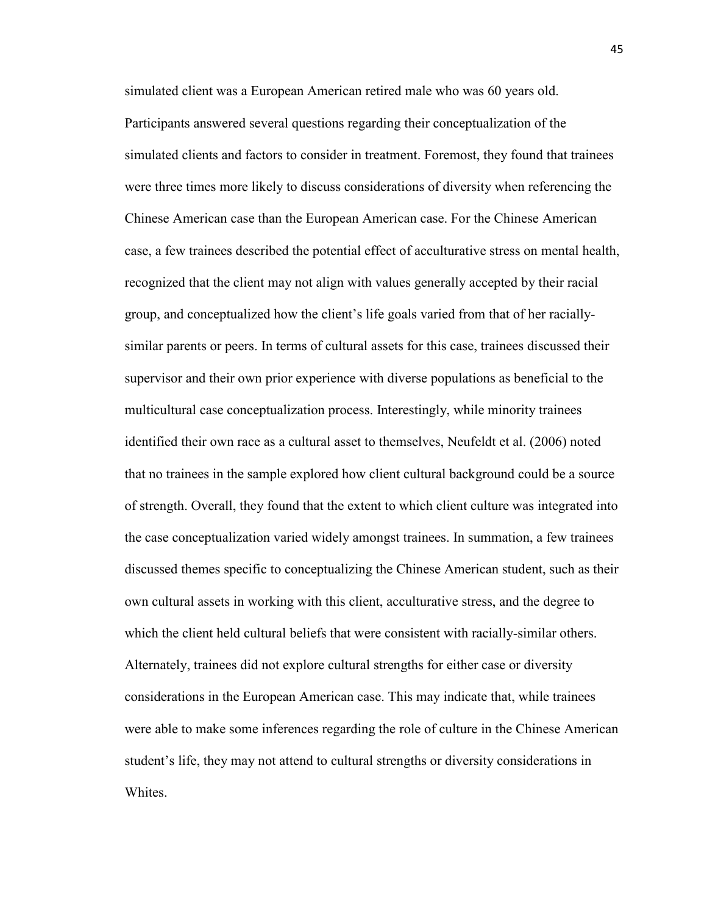simulated client was a European American retired male who was 60 years old. Participants answered several questions regarding their conceptualization of the simulated clients and factors to consider in treatment. Foremost, they found that trainees were three times more likely to discuss considerations of diversity when referencing the Chinese American case than the European American case. For the Chinese American case, a few trainees described the potential effect of acculturative stress on mental health, recognized that the client may not align with values generally accepted by their racial group, and conceptualized how the client's life goals varied from that of her racially-similar parents or peers. In terms of cultural assets for this case, trainees discussed their supervisor and their own prior experience with diverse populations as beneficial to the multicultural case conceptualization process. Interestingly, while minority trainees identified their own race as a cultural asset to themselves, Neufeldt et al. (2006) noted that no trainees in the sample explored how client cultural background could be a source of strength. Overall, they found that the extent to which client culture was integrated into the case conceptualization varied widely amongst trainees. In summation, a few trainees discussed themes specific to conceptualizing the Chinese American student, such as their own cultural assets in working with this client, acculturative stress, and the degree to which the client held cultural beliefs that were consistent with racially-similar others. Alternately, trainees did not explore cultural strengths for either case or diversity considerations in the European American case. This may indicate that, while trainees were able to make some inferences regarding the role of culture in the Chinese American student's life, they may not attend to cultural strengths or diversity considerations in Whites.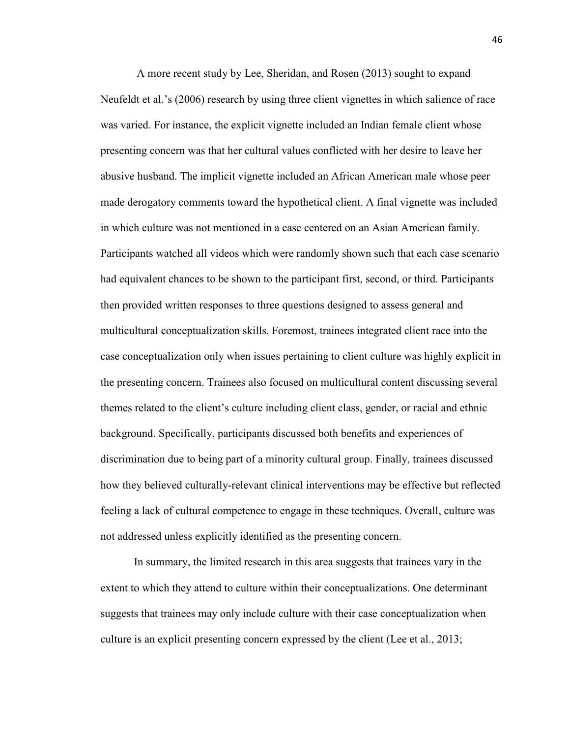A more recent study by Lee, Sheridan, and Rosen (2013) sought to expand Neufeldt et al.'s (2006) research by using three client vignettes in which salience of race was varied. For instance, the explicit vignette included an Indian female client whose presenting concern was that her cultural values conflicted with her desire to leave her abusive husband. The implicit vignette included an African American male whose peer made derogatory comments toward the hypothetical client. A final vignette was included in which culture was not mentioned in a case centered on an Asian American family. Participants watched all videos which were randomly shown such that each case scenario had equivalent chances to be shown to the participant first, second, or third. Participants then provided written responses to three questions designed to assess general and multicultural conceptualization skills. Foremost, trainees integrated client race into the case conceptualization only when issues pertaining to client culture was highly explicit in the presenting concern. Trainees also focused on multicultural content discussing several themes related to the client's culture including client class, gender, or racial and ethnic background. Specifically, participants discussed both benefits and experiences of discrimination due to being part of a minority cultural group. Finally, trainees discussed how they believed culturally-relevant clinical interventions may be effective but reflected feeling a lack of cultural competence to engage in these techniques. Overall, culture was not addressed unless explicitly identified as the presenting concern.

In summary, the limited research in this area suggests that trainees vary in the extent to which they attend to culture within their conceptualizations. One determinant suggests that trainees may only include culture with their case conceptualization when culture is an explicit presenting concern expressed by the client (Lee et al., 2013;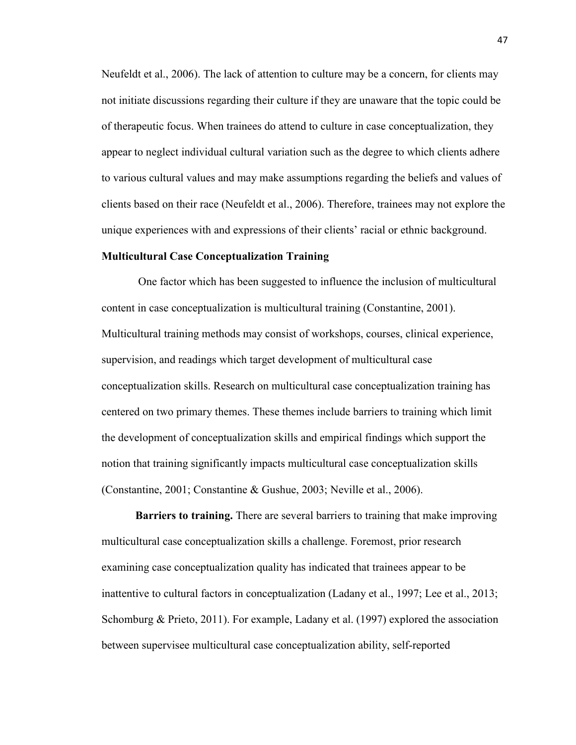Neufeldt et al., 2006). The lack of attention to culture may be a concern, for clients may not initiate discussions regarding their culture if they are unaware that the topic could be of therapeutic focus. When trainees do attend to culture in case conceptualization, they appear to neglect individual cultural variation such as the degree to which clients adhere to various cultural values and may make assumptions regarding the beliefs and values of clients based on their race (Neufeldt et al., 2006). Therefore, trainees may not explore the unique experiences with and expressions of their clients' racial or ethnic background.

## Multicultural Case Conceptualization Training

One factor which has been suggested to influence the inclusion of multicultural content in case conceptualization is multicultural training (Constantine, 2001). Multicultural training methods may consist of workshops, courses, clinical experience, supervision, and readings which target development of multicultural case conceptualization skills. Research on multicultural case conceptualization training has centered on two primary themes. These themes include barriers to training which limit the development of conceptualization skills and empirical findings which support the notion that training significantly impacts multicultural case conceptualization skills (Constantine, 2001; Constantine & Gushue, 2003; Neville et al., 2006).

**Barriers to training.** There are several barriers to training that make improving multicultural case conceptualization skills a challenge. Foremost, prior research examining case conceptualization quality has indicated that trainees appear to be inattentive to cultural factors in conceptualization (Ladany et al., 1997; Lee et al., 2013; Schomburg & Prieto, 2011). For example, Ladany et al. (1997) explored the association between supervisee multicultural case conceptualization ability, self-reported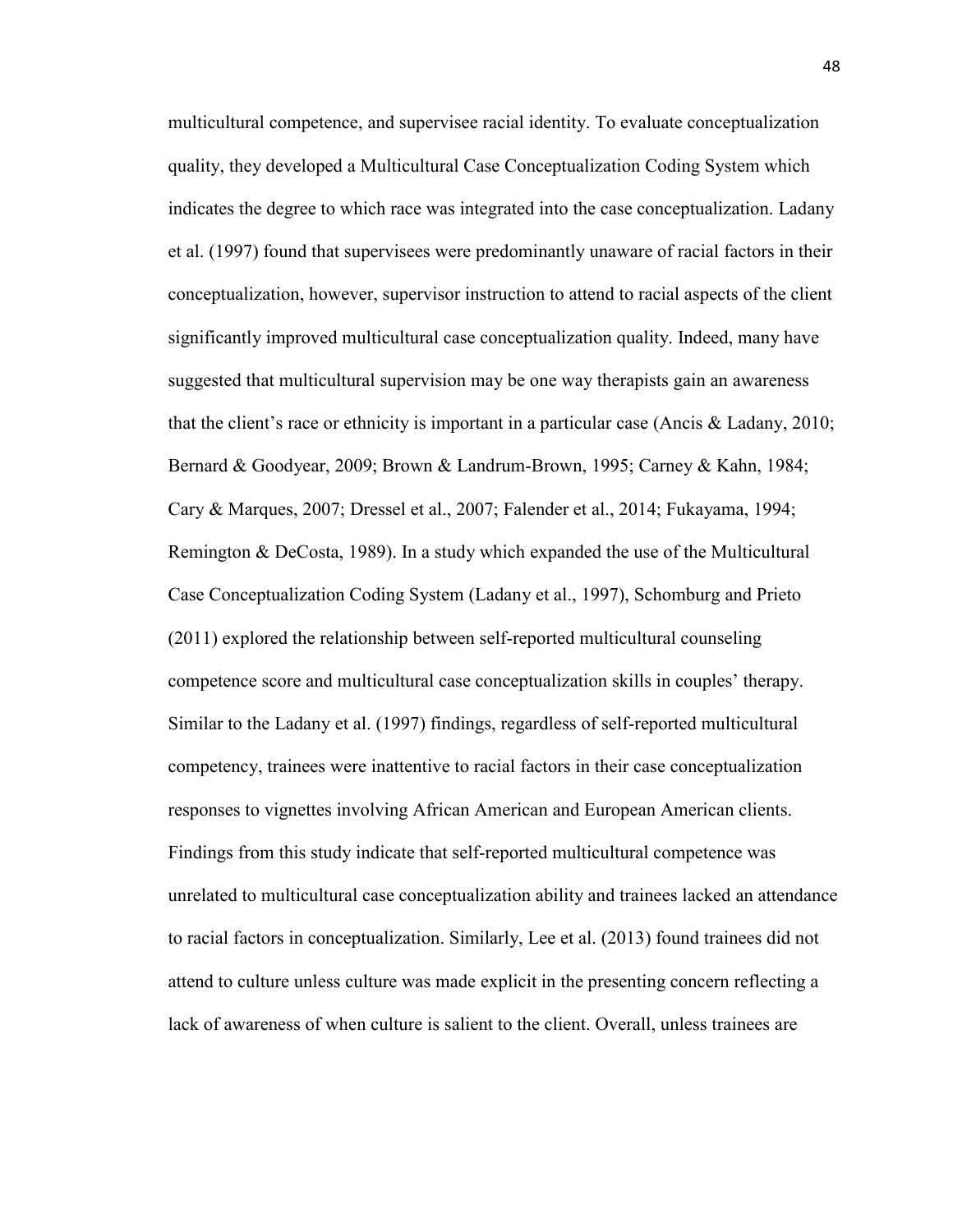multicultural competence, and supervisee racial identity. To evaluate conceptualization quality, they developed a Multicultural Case Conceptualization Coding System which indicates the degree to which race was integrated into the case conceptualization. Ladany et al. (1997) found that supervisees were predominantly unaware of racial factors in their conceptualization, however, supervisor instruction to attend to racial aspects of the client significantly improved multicultural case conceptualization quality. Indeed, many have suggested that multicultural supervision may be one way therapists gain an awareness that the client's race or ethnicity is important in a particular case (Ancis & Ladany, 2010; Bernard & Goodyear, 2009; Brown & Landrum-Brown, 1995; Carney & Kahn, 1984; Cary & Marques, 2007; Dressel et al., 2007; Falender et al., 2014; Fukayama, 1994; Remington & DeCosta, 1989). In a study which expanded the use of the Multicultural Case Conceptualization Coding System (Ladany et al., 1997), Schomburg and Prieto (2011) explored the relationship between self-reported multicultural counseling competence score and multicultural case conceptualization skills in couples' therapy. Similar to the Ladany et al. (1997) findings, regardless of self-reported multicultural competency, trainees were inattentive to racial factors in their case conceptualization responses to vignettes involving African American and European American clients. Findings from this study indicate that self-reported multicultural competence was unrelated to multicultural case conceptualization ability and trainees lacked an attendance to racial factors in conceptualization. Similarly, Lee et al. (2013) found trainees did not attend to culture unless culture was made explicit in the presenting concern reflecting a lack of awareness of when culture is salient to the client. Overall, unless trainees are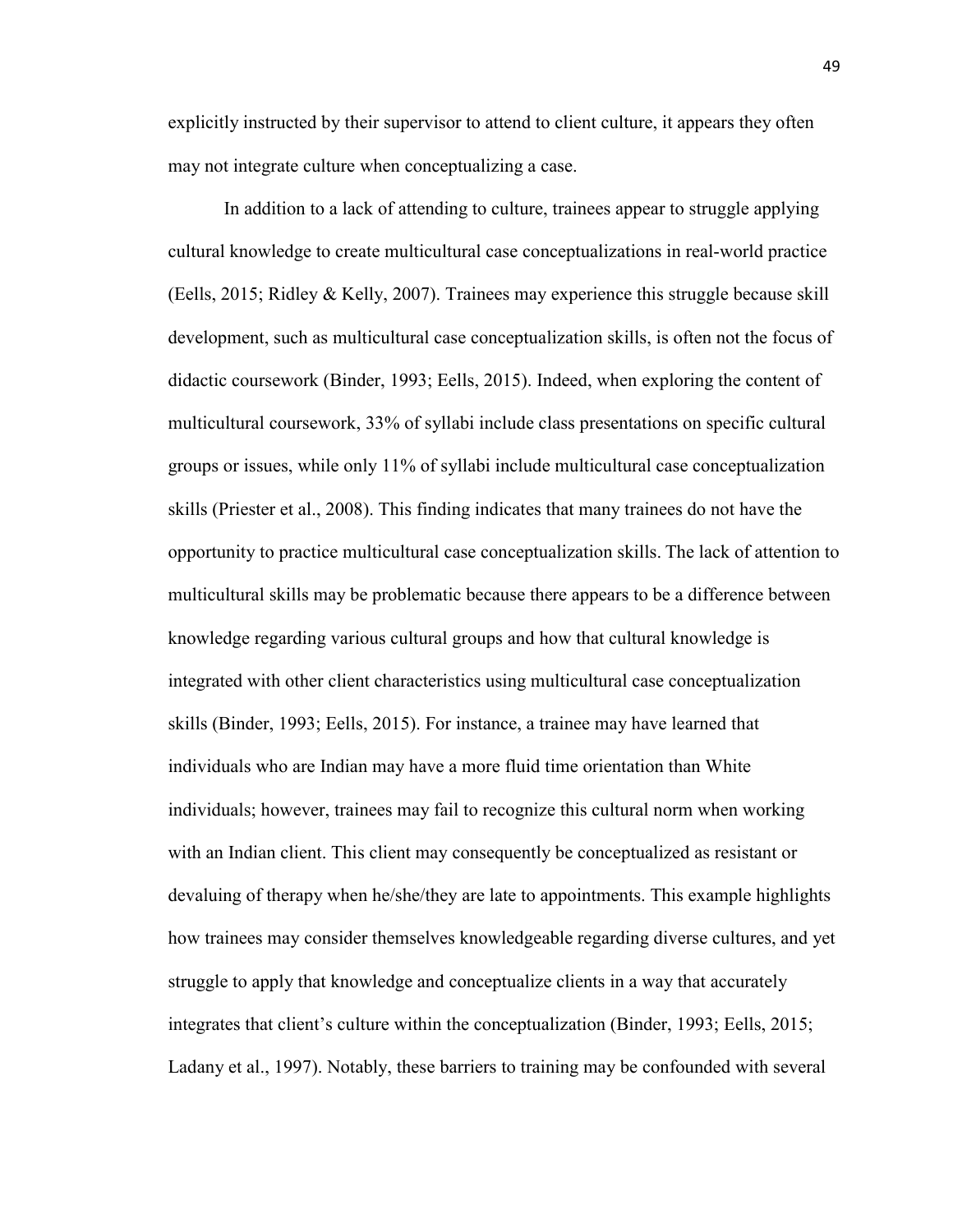explicitly instructed by their supervisor to attend to client culture, it appears they often may not integrate culture when conceptualizing a case.

In addition to a lack of attending to culture, trainees appear to struggle applying cultural knowledge to create multicultural case conceptualizations in real-world practice (Eells, 2015; Ridley & Kelly, 2007). Trainees may experience this struggle because skill development, such as multicultural case conceptualization skills, is often not the focus of didactic coursework (Binder, 1993; Eells, 2015). Indeed, when exploring the content of multicultural coursework, 33% of syllabi include class presentations on specific cultural groups or issues, while only 11% of syllabi include multicultural case conceptualization skills (Priester et al., 2008). This finding indicates that many trainees do not have the opportunity to practice multicultural case conceptualization skills. The lack of attention to multicultural skills may be problematic because there appears to be a difference between knowledge regarding various cultural groups and how that cultural knowledge is integrated with other client characteristics using multicultural case conceptualization skills (Binder, 1993; Eells, 2015). For instance, a trainee may have learned that individuals who are Indian may have a more fluid time orientation than White individuals; however, trainees may fail to recognize this cultural norm when working with an Indian client. This client may consequently be conceptualized as resistant or devaluing of therapy when he/she/they are late to appointments. This example highlights how trainees may consider themselves knowledgeable regarding diverse cultures, and yet struggle to apply that knowledge and conceptualize clients in a way that accurately integrates that client's culture within the conceptualization (Binder, 1993; Eells, 2015; Ladany et al., 1997). Notably, these barriers to training may be confounded with several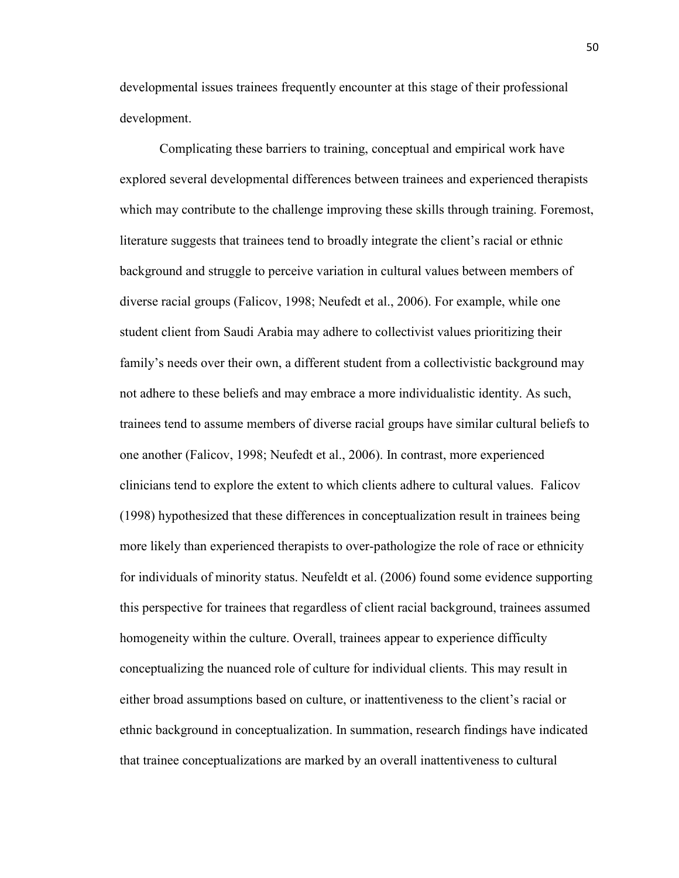developmental issues trainees frequently encounter at this stage of their professional development.

Complicating these barriers to training, conceptual and empirical work have explored several developmental differences between trainees and experienced therapists which may contribute to the challenge improving these skills through training. Foremost, literature suggests that trainees tend to broadly integrate the client's racial or ethnic background and struggle to perceive variation in cultural values between members of diverse racial groups (Falicov, 1998; Neufedt et al., 2006). For example, while one student client from Saudi Arabia may adhere to collectivist values prioritizing their family's needs over their own, a different student from a collectivistic background may not adhere to these beliefs and may embrace a more individualistic identity. As such, trainees tend to assume members of diverse racial groups have similar cultural beliefs to one another (Falicov, 1998; Neufedt et al., 2006). In contrast, more experienced clinicians tend to explore the extent to which clients adhere to cultural values. Falicov (1998) hypothesized that these differences in conceptualization result in trainees being more likely than experienced therapists to over-pathologize the role of race or ethnicity for individuals of minority status. Neufeldt et al. (2006) found some evidence supporting this perspective for trainees that regardless of client racial background, trainees assumed homogeneity within the culture. Overall, trainees appear to experience difficulty conceptualizing the nuanced role of culture for individual clients. This may result in either broad assumptions based on culture, or inattentiveness to the client's racial or ethnic background in conceptualization. In summation, research findings have indicated that trainee conceptualizations are marked by an overall inattentiveness to cultural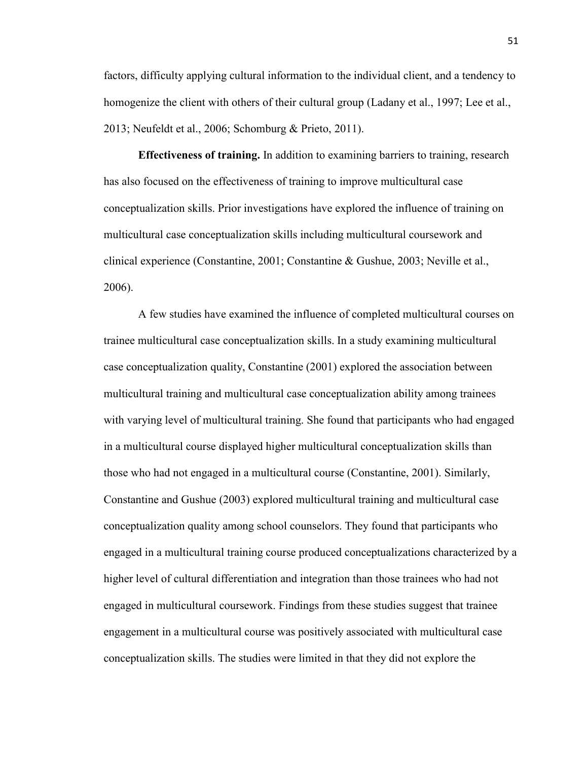factors, difficulty applying cultural information to the individual client, and a tendency to homogenize the client with others of their cultural group (Ladany et al., 1997; Lee et al., 2013; Neufeldt et al., 2006; Schomburg & Prieto, 2011).

**Effectiveness of training.** In addition to examining barriers to training, research has also focused on the effectiveness of training to improve multicultural case conceptualization skills. Prior investigations have explored the influence of training on multicultural case conceptualization skills including multicultural coursework and clinical experience (Constantine, 2001; Constantine & Gushue, 2003; Neville et al., 2006).

A few studies have examined the influence of completed multicultural courses on trainee multicultural case conceptualization skills. In a study examining multicultural case conceptualization quality, Constantine (2001) explored the association between multicultural training and multicultural case conceptualization ability among trainees with varying level of multicultural training. She found that participants who had engaged in a multicultural course displayed higher multicultural conceptualization skills than those who had not engaged in a multicultural course (Constantine, 2001). Similarly, Constantine and Gushue (2003) explored multicultural training and multicultural case conceptualization quality among school counselors. They found that participants who engaged in a multicultural training course produced conceptualizations characterized by a higher level of cultural differentiation and integration than those trainees who had not engaged in multicultural coursework. Findings from these studies suggest that trainee engagement in a multicultural course was positively associated with multicultural case conceptualization skills. The studies were limited in that they did not explore the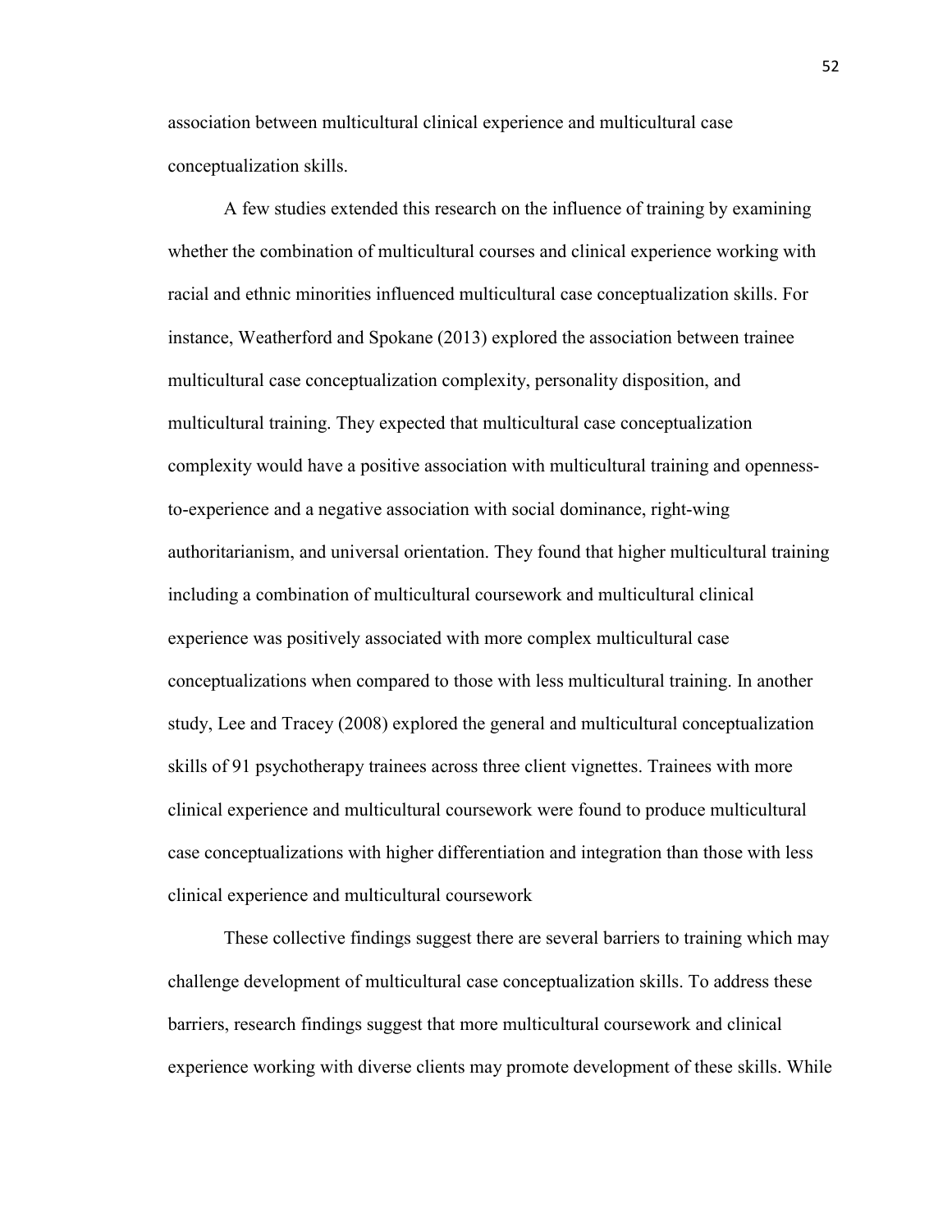association between multicultural clinical experience and multicultural case conceptualization skills.

A few studies extended this research on the influence of training by examining whether the combination of multicultural courses and clinical experience working with racial and ethnic minorities influenced multicultural case conceptualization skills. For instance, Weatherford and Spokane (2013) explored the association between trainee multicultural case conceptualization complexity, personality disposition, and multicultural training. They expected that multicultural case conceptualization complexity would have a positive association with multicultural training and openness-to-experience and a negative association with social dominance, right-wing authoritarianism, and universal orientation. They found that higher multicultural training including a combination of multicultural coursework and multicultural clinical experience was positively associated with more complex multicultural case conceptualizations when compared to those with less multicultural training. In another study, Lee and Tracey (2008) explored the general and multicultural conceptualization skills of 91 psychotherapy trainees across three client vignettes. Trainees with more clinical experience and multicultural coursework were found to produce multicultural case conceptualizations with higher differentiation and integration than those with less clinical experience and multicultural coursework

These collective findings suggest there are several barriers to training which may challenge development of multicultural case conceptualization skills. To address these barriers, research findings suggest that more multicultural coursework and clinical experience working with diverse clients may promote development of these skills. While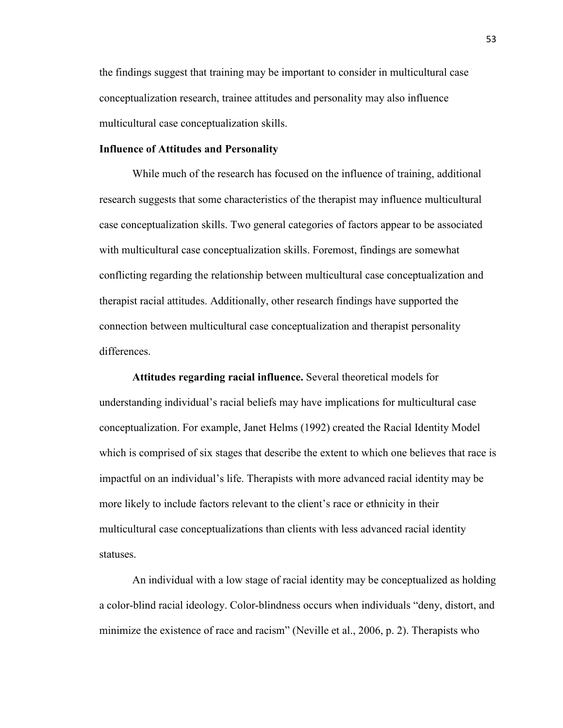the findings suggest that training may be important to consider in multicultural case conceptualization research, trainee attitudes and personality may also influence multicultural case conceptualization skills.

## Influence of Attitudes and Personality

While much of the research has focused on the influence of training, additional research suggests that some characteristics of the therapist may influence multicultural case conceptualization skills. Two general categories of factors appear to be associated with multicultural case conceptualization skills. Foremost, findings are somewhat conflicting regarding the relationship between multicultural case conceptualization and therapist racial attitudes. Additionally, other research findings have supported the connection between multicultural case conceptualization and therapist personality differences.

**Attitudes regarding racial influence.** Several theoretical models for understanding individual's racial beliefs may have implications for multicultural case conceptualization. For example, Janet Helms (1992) created the Racial Identity Model which is comprised of six stages that describe the extent to which one believes that race is impactful on an individual's life. Therapists with more advanced racial identity may be more likely to include factors relevant to the client's race or ethnicity in their multicultural case conceptualizations than clients with less advanced racial identity statuses.

An individual with a low stage of racial identity may be conceptualized as holding a color-blind racial ideology. Color-blindness occurs when individuals "deny, distort, and minimize the existence of race and racism" (Neville et al., 2006, p. 2). Therapists who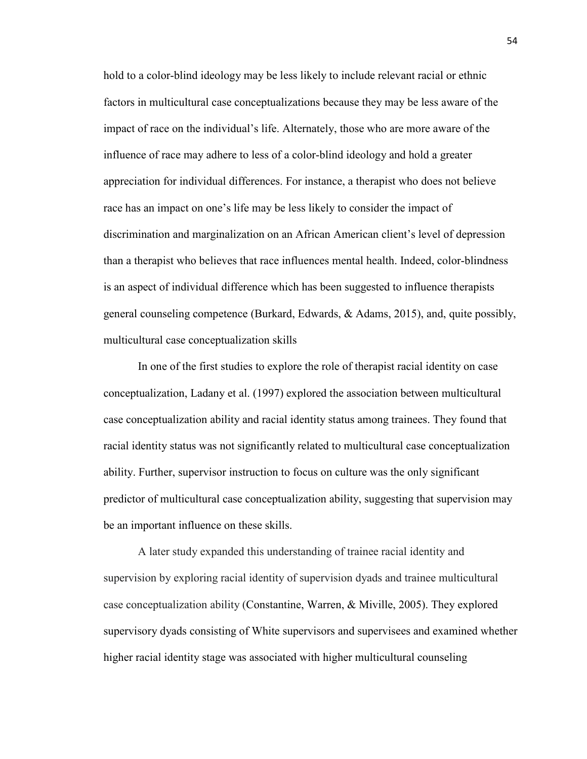hold to a color-blind ideology may be less likely to include relevant racial or ethnic factors in multicultural case conceptualizations because they may be less aware of the impact of race on the individual's life. Alternately, those who are more aware of the influence of race may adhere to less of a color-blind ideology and hold a greater appreciation for individual differences. For instance, a therapist who does not believe race has an impact on one's life may be less likely to consider the impact of discrimination and marginalization on an African American client's level of depression than a therapist who believes that race influences mental health. Indeed, color-blindness is an aspect of individual difference which has been suggested to influence therapists general counseling competence (Burkard, Edwards, & Adams, 2015), and, quite possibly, multicultural case conceptualization skills

In one of the first studies to explore the role of therapist racial identity on case conceptualization, Ladany et al. (1997) explored the association between multicultural case conceptualization ability and racial identity status among trainees. They found that racial identity status was not significantly related to multicultural case conceptualization ability. Further, supervisor instruction to focus on culture was the only significant predictor of multicultural case conceptualization ability, suggesting that supervision may be an important influence on these skills.

A later study expanded this understanding of trainee racial identity and supervision by exploring racial identity of supervision dyads and trainee multicultural case conceptualization ability (Constantine, Warren, & Miville, 2005). They explored supervisory dyads consisting of White supervisors and supervisees and examined whether higher racial identity stage was associated with higher multicultural counseling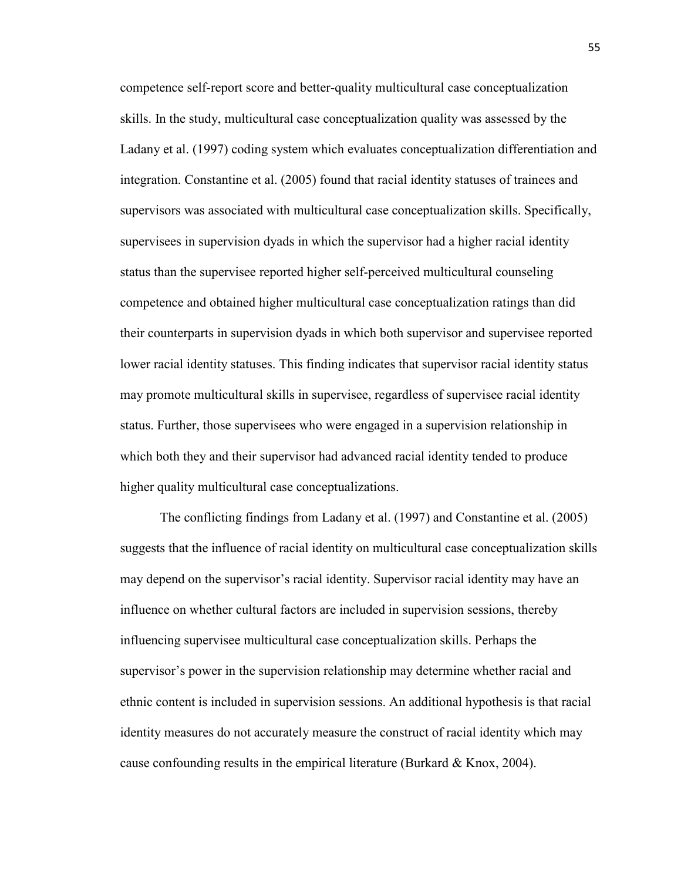competence self-report score and better-quality multicultural case conceptualization skills. In the study, multicultural case conceptualization quality was assessed by the Ladany et al. (1997) coding system which evaluates conceptualization differentiation and integration. Constantine et al. (2005) found that racial identity statuses of trainees and supervisors was associated with multicultural case conceptualization skills. Specifically, supervisees in supervision dyads in which the supervisor had a higher racial identity status than the supervisee reported higher self-perceived multicultural counseling competence and obtained higher multicultural case conceptualization ratings than did their counterparts in supervision dyads in which both supervisor and supervisee reported lower racial identity statuses. This finding indicates that supervisor racial identity status may promote multicultural skills in supervisee, regardless of supervisee racial identity status. Further, those supervisees who were engaged in a supervision relationship in which both they and their supervisor had advanced racial identity tended to produce higher quality multicultural case conceptualizations.

The conflicting findings from Ladany et al. (1997) and Constantine et al. (2005) suggests that the influence of racial identity on multicultural case conceptualization skills may depend on the supervisor's racial identity. Supervisor racial identity may have an influence on whether cultural factors are included in supervision sessions, thereby influencing supervisee multicultural case conceptualization skills. Perhaps the supervisor's power in the supervision relationship may determine whether racial and ethnic content is included in supervision sessions. An additional hypothesis is that racial identity measures do not accurately measure the construct of racial identity which may cause confounding results in the empirical literature (Burkard & Knox, 2004).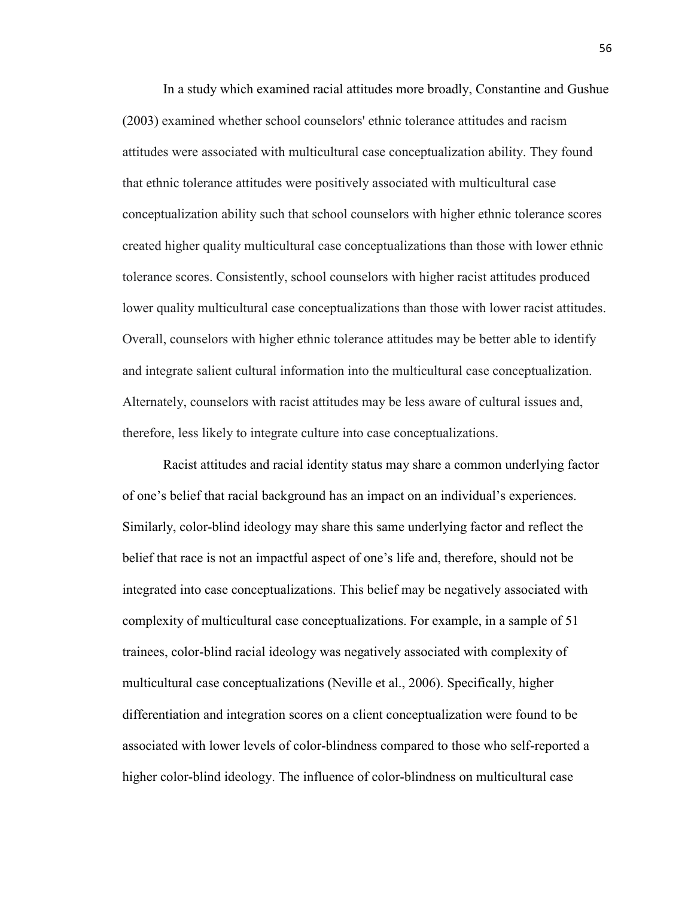In a study which examined racial attitudes more broadly, Constantine and Gushue (2003) examined whether school counselors' ethnic tolerance attitudes and racism attitudes were associated with multicultural case conceptualization ability. They found that ethnic tolerance attitudes were positively associated with multicultural case conceptualization ability such that school counselors with higher ethnic tolerance scores created higher quality multicultural case conceptualizations than those with lower ethnic tolerance scores. Consistently, school counselors with higher racist attitudes produced lower quality multicultural case conceptualizations than those with lower racist attitudes. Overall, counselors with higher ethnic tolerance attitudes may be better able to identify and integrate salient cultural information into the multicultural case conceptualization. Alternately, counselors with racist attitudes may be less aware of cultural issues and, therefore, less likely to integrate culture into case conceptualizations.

Racist attitudes and racial identity status may share a common underlying factor of one's belief that racial background has an impact on an individual's experiences. Similarly, color-blind ideology may share this same underlying factor and reflect the belief that race is not an impactful aspect of one's life and, therefore, should not be integrated into case conceptualizations. This belief may be negatively associated with complexity of multicultural case conceptualizations. For example, in a sample of 51 trainees, color-blind racial ideology was negatively associated with complexity of multicultural case conceptualizations (Neville et al., 2006). Specifically, higher differentiation and integration scores on a client conceptualization were found to be associated with lower levels of color-blindness compared to those who self-reported a higher color-blind ideology. The influence of color-blindness on multicultural case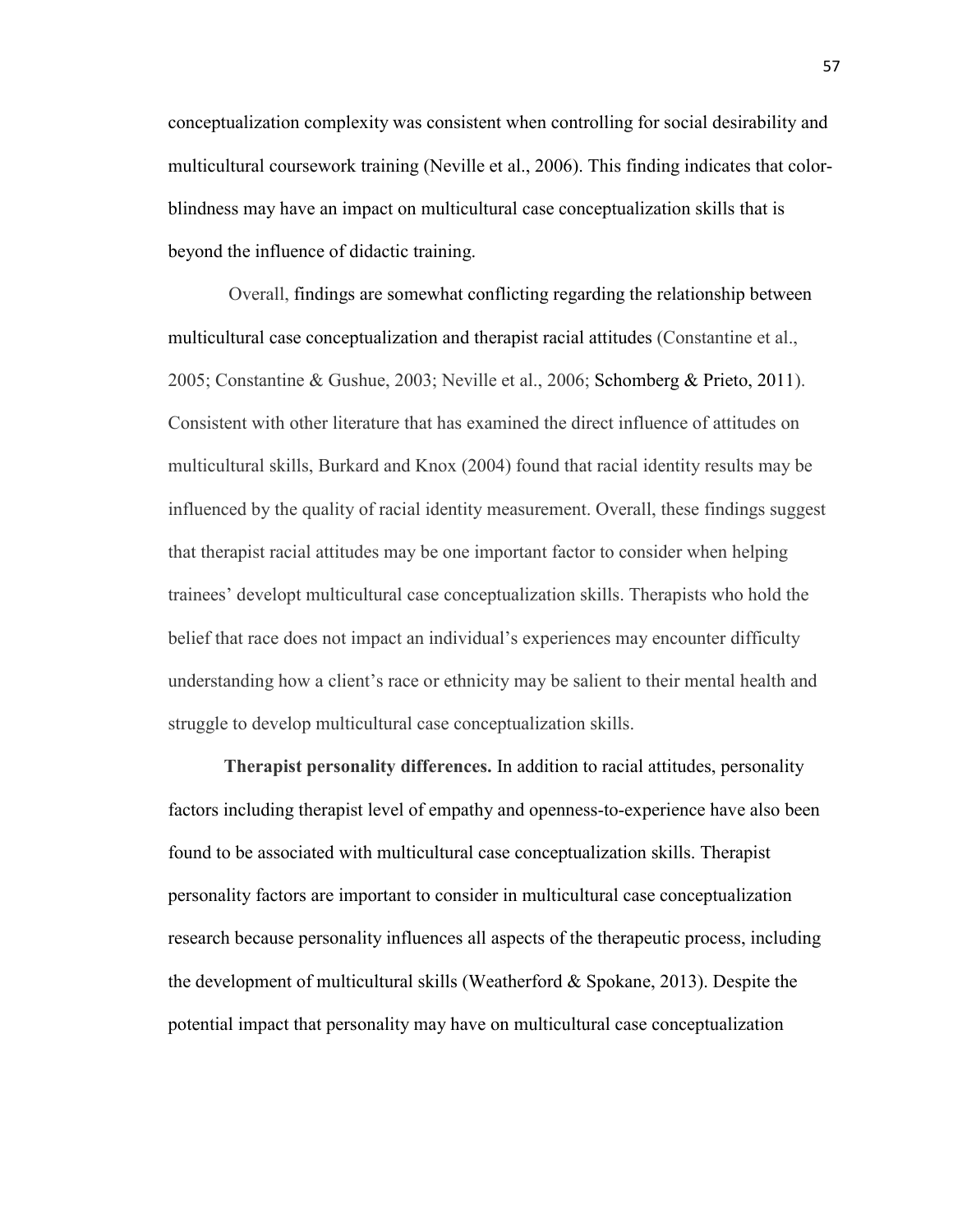conceptualization complexity was consistent when controlling for social desirability and multicultural coursework training (Neville et al., 2006). This finding indicates that color-blindness may have an impact on multicultural case conceptualization skills that is beyond the influence of didactic training.

Overall, findings are somewhat conflicting regarding the relationship between multicultural case conceptualization and therapist racial attitudes (Constantine et al., 2005; Constantine & Gushue, 2003; Neville et al., 2006; Schomberg & Prieto, 2011). Consistent with other literature that has examined the direct influence of attitudes on multicultural skills, Burkard and Knox (2004) found that racial identity results may be influenced by the quality of racial identity measurement. Overall, these findings suggest that therapist racial attitudes may be one important factor to consider when helping trainees' developt multicultural case conceptualization skills. Therapists who hold the belief that race does not impact an individual's experiences may encounter difficulty understanding how a client's race or ethnicity may be salient to their mental health and struggle to develop multicultural case conceptualization skills.

**Therapist personality differences.** In addition to racial attitudes, personality factors including therapist level of empathy and openness-to-experience have also been found to be associated with multicultural case conceptualization skills. Therapist personality factors are important to consider in multicultural case conceptualization research because personality influences all aspects of the therapeutic process, including the development of multicultural skills (Weatherford & Spokane, 2013). Despite the potential impact that personality may have on multicultural case conceptualization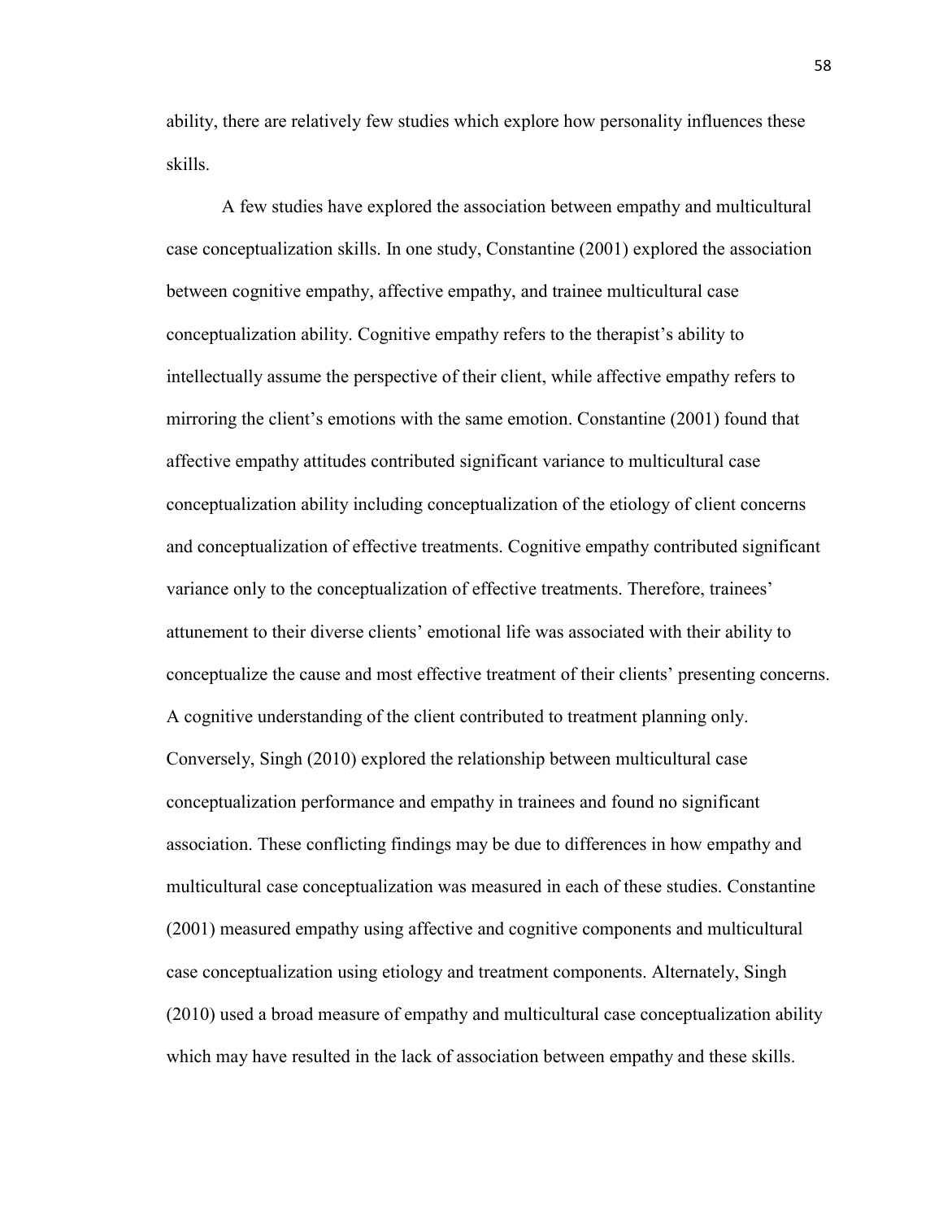ability, there are relatively few studies which explore how personality influences these skills.

A few studies have explored the association between empathy and multicultural case conceptualization skills. In one study, Constantine (2001) explored the association between cognitive empathy, affective empathy, and trainee multicultural case conceptualization ability. Cognitive empathy refers to the therapist's ability to intellectually assume the perspective of their client, while affective empathy refers to mirroring the client's emotions with the same emotion. Constantine (2001) found that affective empathy attitudes contributed significant variance to multicultural case conceptualization ability including conceptualization of the etiology of client concerns and conceptualization of effective treatments. Cognitive empathy contributed significant variance only to the conceptualization of effective treatments. Therefore, trainees' attunement to their diverse clients' emotional life was associated with their ability to conceptualize the cause and most effective treatment of their clients' presenting concerns. A cognitive understanding of the client contributed to treatment planning only. Conversely, Singh (2010) explored the relationship between multicultural case conceptualization performance and empathy in trainees and found no significant association. These conflicting findings may be due to differences in how empathy and multicultural case conceptualization was measured in each of these studies. Constantine (2001) measured empathy using affective and cognitive components and multicultural case conceptualization using etiology and treatment components. Alternately, Singh (2010) used a broad measure of empathy and multicultural case conceptualization ability which may have resulted in the lack of association between empathy and these skills.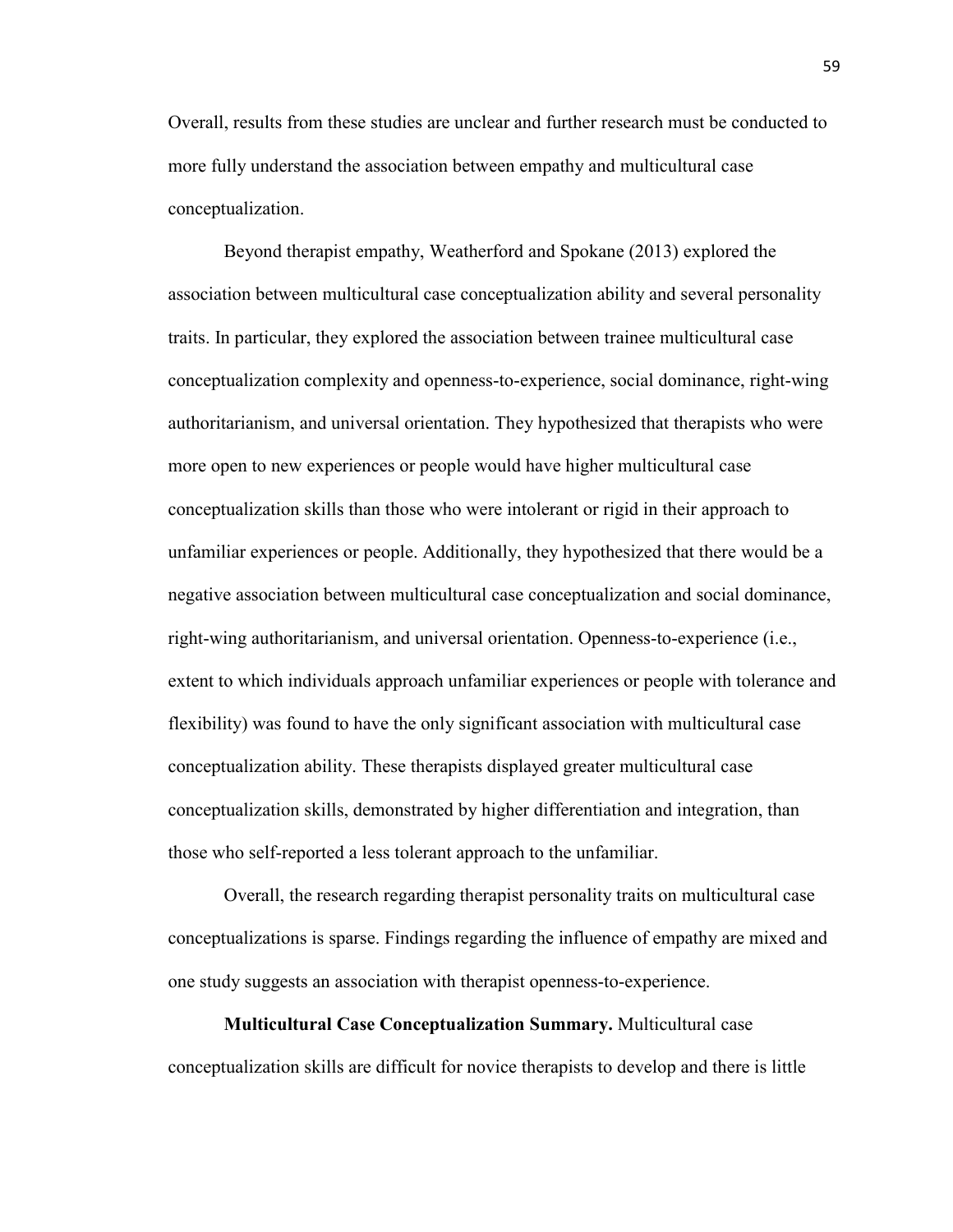Overall, results from these studies are unclear and further research must be conducted to more fully understand the association between empathy and multicultural case conceptualization.

Beyond therapist empathy, Weatherford and Spokane (2013) explored the association between multicultural case conceptualization ability and several personality traits. In particular, they explored the association between trainee multicultural case conceptualization complexity and openness-to-experience, social dominance, right-wing authoritarianism, and universal orientation. They hypothesized that therapists who were more open to new experiences or people would have higher multicultural case conceptualization skills than those who were intolerant or rigid in their approach to unfamiliar experiences or people. Additionally, they hypothesized that there would be a negative association between multicultural case conceptualization and social dominance, right-wing authoritarianism, and universal orientation. Openness-to-experience (i.e., extent to which individuals approach unfamiliar experiences or people with tolerance and flexibility) was found to have the only significant association with multicultural case conceptualization ability. These therapists displayed greater multicultural case conceptualization skills, demonstrated by higher differentiation and integration, than those who self-reported a less tolerant approach to the unfamiliar.

Overall, the research regarding therapist personality traits on multicultural case conceptualizations is sparse. Findings regarding the influence of empathy are mixed and one study suggests an association with therapist openness-to-experience.

**Multicultural Case Conceptualization Summary.** Multicultural case conceptualization skills are difficult for novice therapists to develop and there is little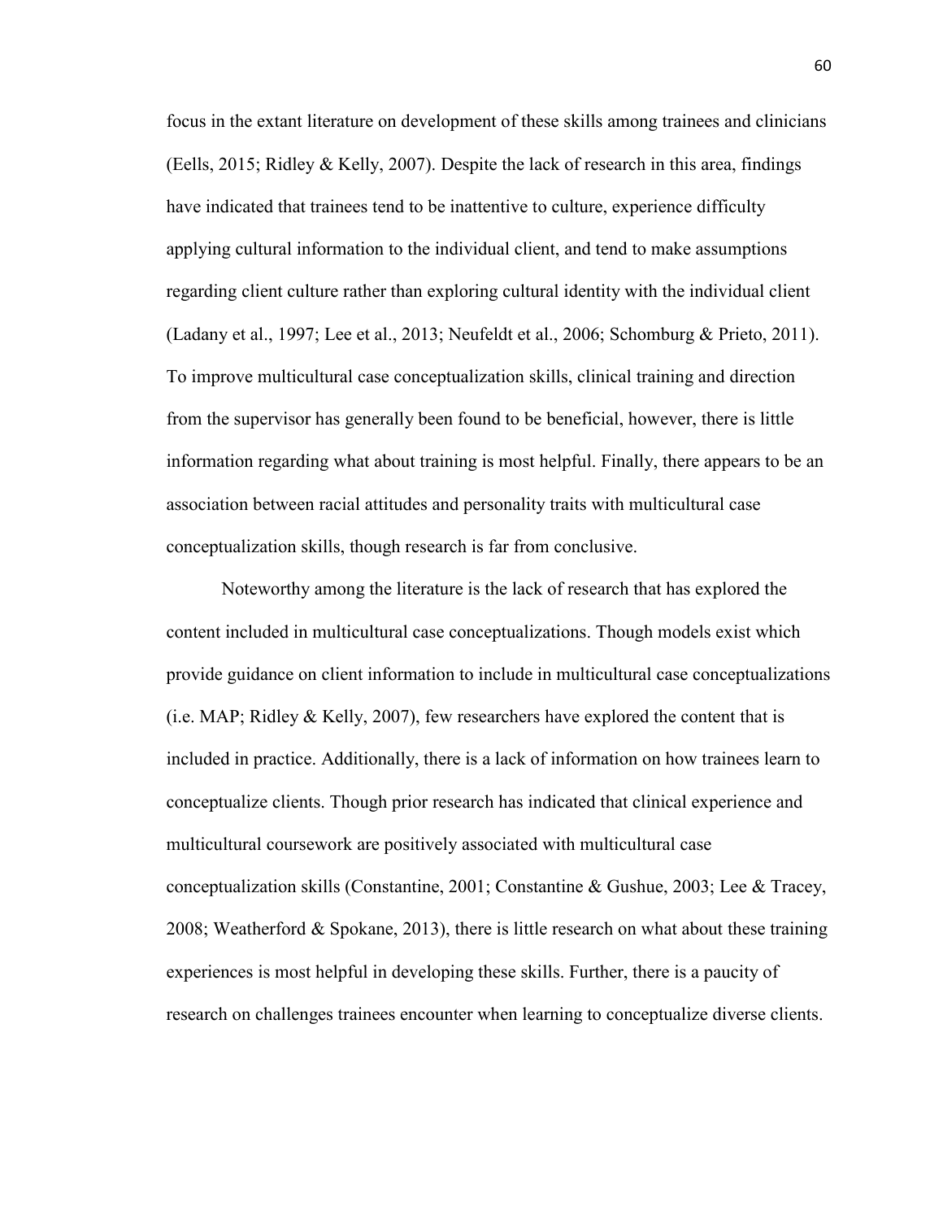focus in the extant literature on development of these skills among trainees and clinicians (Eells, 2015; Ridley & Kelly, 2007). Despite the lack of research in this area, findings have indicated that trainees tend to be inattentive to culture, experience difficulty applying cultural information to the individual client, and tend to make assumptions regarding client culture rather than exploring cultural identity with the individual client (Ladany et al., 1997; Lee et al., 2013; Neufeldt et al., 2006; Schomburg & Prieto, 2011). To improve multicultural case conceptualization skills, clinical training and direction from the supervisor has generally been found to be beneficial, however, there is little information regarding what about training is most helpful. Finally, there appears to be an association between racial attitudes and personality traits with multicultural case conceptualization skills, though research is far from conclusive.

Noteworthy among the literature is the lack of research that has explored the content included in multicultural case conceptualizations. Though models exist which provide guidance on client information to include in multicultural case conceptualizations (i.e. MAP; Ridley & Kelly, 2007), few researchers have explored the content that is included in practice. Additionally, there is a lack of information on how trainees learn to conceptualize clients. Though prior research has indicated that clinical experience and multicultural coursework are positively associated with multicultural case conceptualization skills (Constantine, 2001; Constantine & Gushue, 2003; Lee & Tracey, 2008; Weatherford & Spokane, 2013), there is little research on what about these training experiences is most helpful in developing these skills. Further, there is a paucity of research on challenges trainees encounter when learning to conceptualize diverse clients.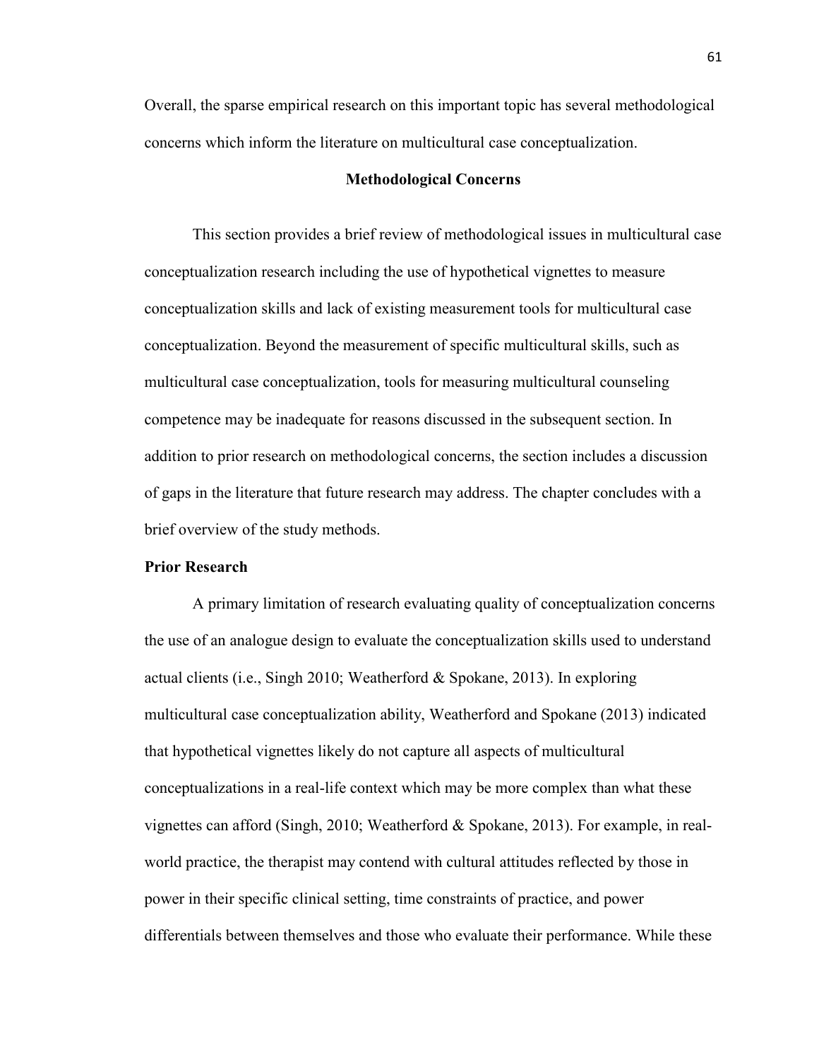Overall, the sparse empirical research on this important topic has several methodological concerns which inform the literature on multicultural case conceptualization.

## Methodological Concerns

This section provides a brief review of methodological issues in multicultural case conceptualization research including the use of hypothetical vignettes to measure conceptualization skills and lack of existing measurement tools for multicultural case conceptualization. Beyond the measurement of specific multicultural skills, such as multicultural case conceptualization, tools for measuring multicultural counseling competence may be inadequate for reasons discussed in the subsequent section. In addition to prior research on methodological concerns, the section includes a discussion of gaps in the literature that future research may address. The chapter concludes with a brief overview of the study methods.

### Prior Research

A primary limitation of research evaluating quality of conceptualization concerns the use of an analogue design to evaluate the conceptualization skills used to understand actual clients (i.e., Singh 2010; Weatherford & Spokane, 2013). In exploring multicultural case conceptualization ability, Weatherford and Spokane (2013) indicated that hypothetical vignettes likely do not capture all aspects of multicultural conceptualizations in a real-life context which may be more complex than what these vignettes can afford (Singh, 2010; Weatherford & Spokane, 2013). For example, in real-world practice, the therapist may contend with cultural attitudes reflected by those in power in their specific clinical setting, time constraints of practice, and power differentials between themselves and those who evaluate their performance. While these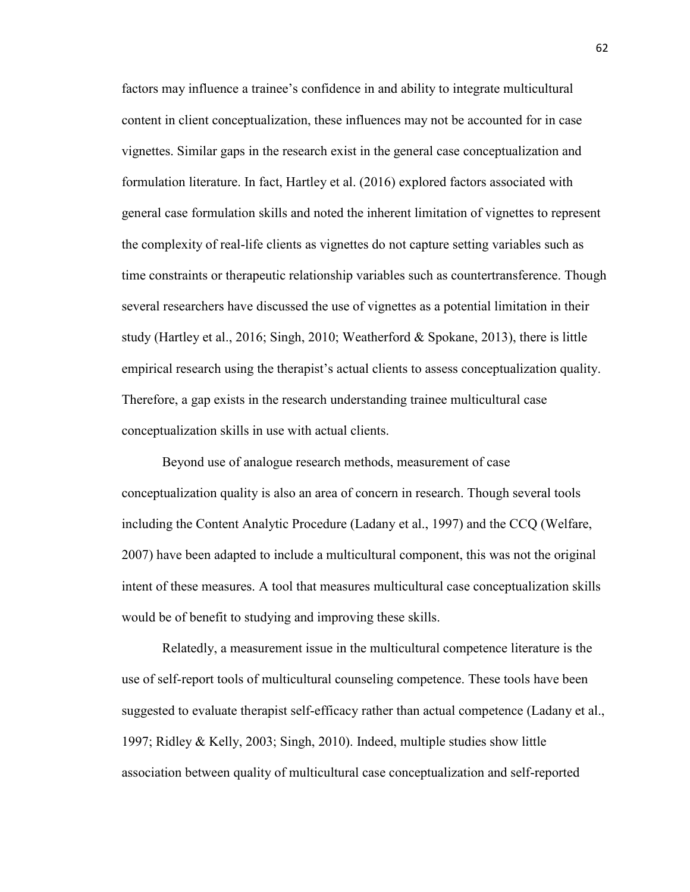factors may influence a trainee's confidence in and ability to integrate multicultural content in client conceptualization, these influences may not be accounted for in case vignettes. Similar gaps in the research exist in the general case conceptualization and formulation literature. In fact, Hartley et al. (2016) explored factors associated with general case formulation skills and noted the inherent limitation of vignettes to represent the complexity of real-life clients as vignettes do not capture setting variables such as time constraints or therapeutic relationship variables such as countertransference. Though several researchers have discussed the use of vignettes as a potential limitation in their study (Hartley et al., 2016; Singh, 2010; Weatherford & Spokane, 2013), there is little empirical research using the therapist's actual clients to assess conceptualization quality. Therefore, a gap exists in the research understanding trainee multicultural case conceptualization skills in use with actual clients.

Beyond use of analogue research methods, measurement of case conceptualization quality is also an area of concern in research. Though several tools including the Content Analytic Procedure (Ladany et al., 1997) and the CCQ (Welfare, 2007) have been adapted to include a multicultural component, this was not the original intent of these measures. A tool that measures multicultural case conceptualization skills would be of benefit to studying and improving these skills.

Relatedly, a measurement issue in the multicultural competence literature is the use of self-report tools of multicultural counseling competence. These tools have been suggested to evaluate therapist self-efficacy rather than actual competence (Ladany et al., 1997; Ridley & Kelly, 2003; Singh, 2010). Indeed, multiple studies show little association between quality of multicultural case conceptualization and self-reported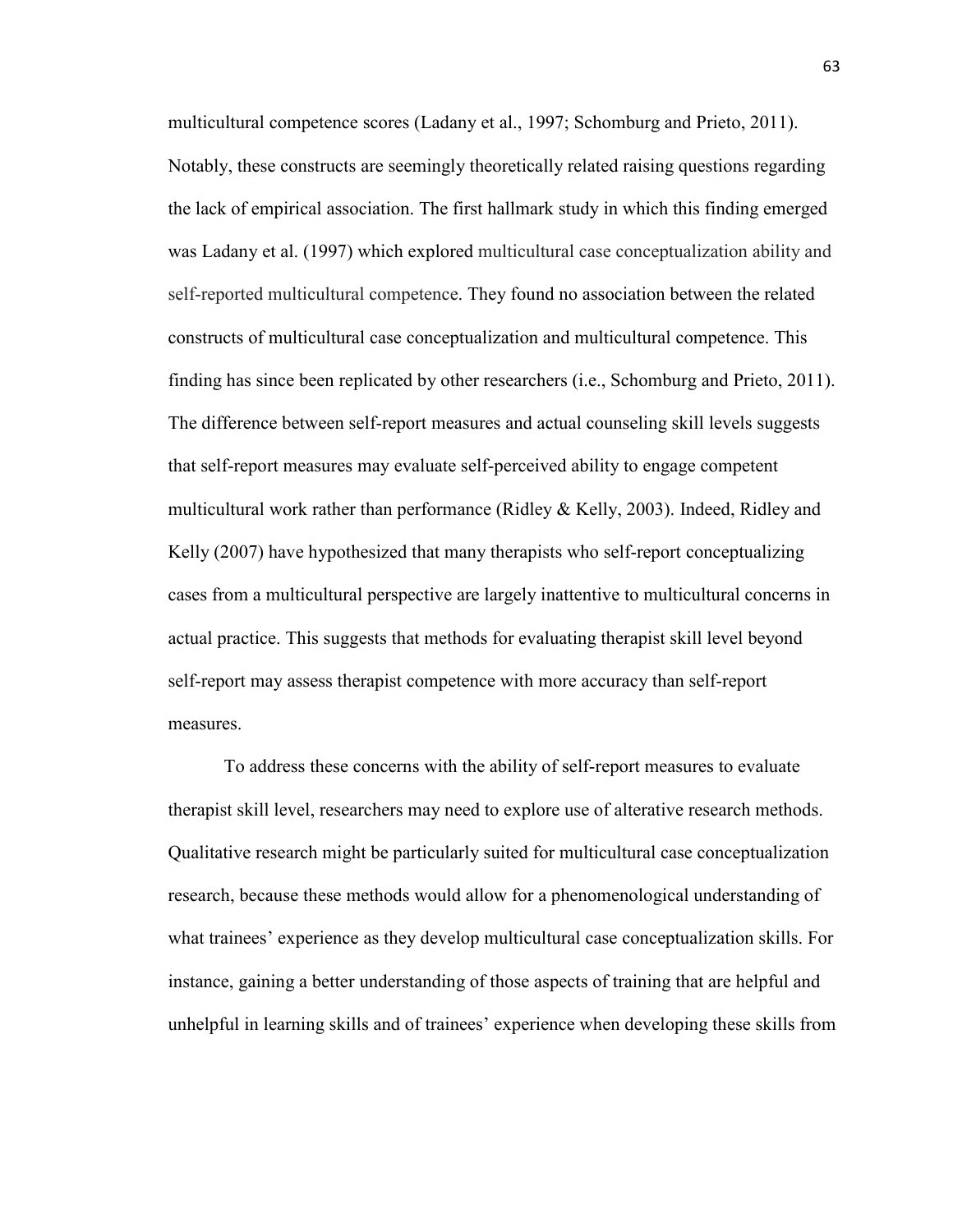multicultural competence scores (Ladany et al., 1997; Schomburg and Prieto, 2011). Notably, these constructs are seemingly theoretically related raising questions regarding the lack of empirical association. The first hallmark study in which this finding emerged was Ladany et al. (1997) which explored multicultural case conceptualization ability and self-reported multicultural competence. They found no association between the related constructs of multicultural case conceptualization and multicultural competence. This finding has since been replicated by other researchers (i.e., Schomburg and Prieto, 2011). The difference between self-report measures and actual counseling skill levels suggests that self-report measures may evaluate self-perceived ability to engage competent multicultural work rather than performance (Ridley & Kelly, 2003). Indeed, Ridley and Kelly (2007) have hypothesized that many therapists who self-report conceptualizing cases from a multicultural perspective are largely inattentive to multicultural concerns in actual practice. This suggests that methods for evaluating therapist skill level beyond self-report may assess therapist competence with more accuracy than self-report measures.

To address these concerns with the ability of self-report measures to evaluate therapist skill level, researchers may need to explore use of alterative research methods. Qualitative research might be particularly suited for multicultural case conceptualization research, because these methods would allow for a phenomenological understanding of what trainees' experience as they develop multicultural case conceptualization skills. For instance, gaining a better understanding of those aspects of training that are helpful and unhelpful in learning skills and of trainees' experience when developing these skills from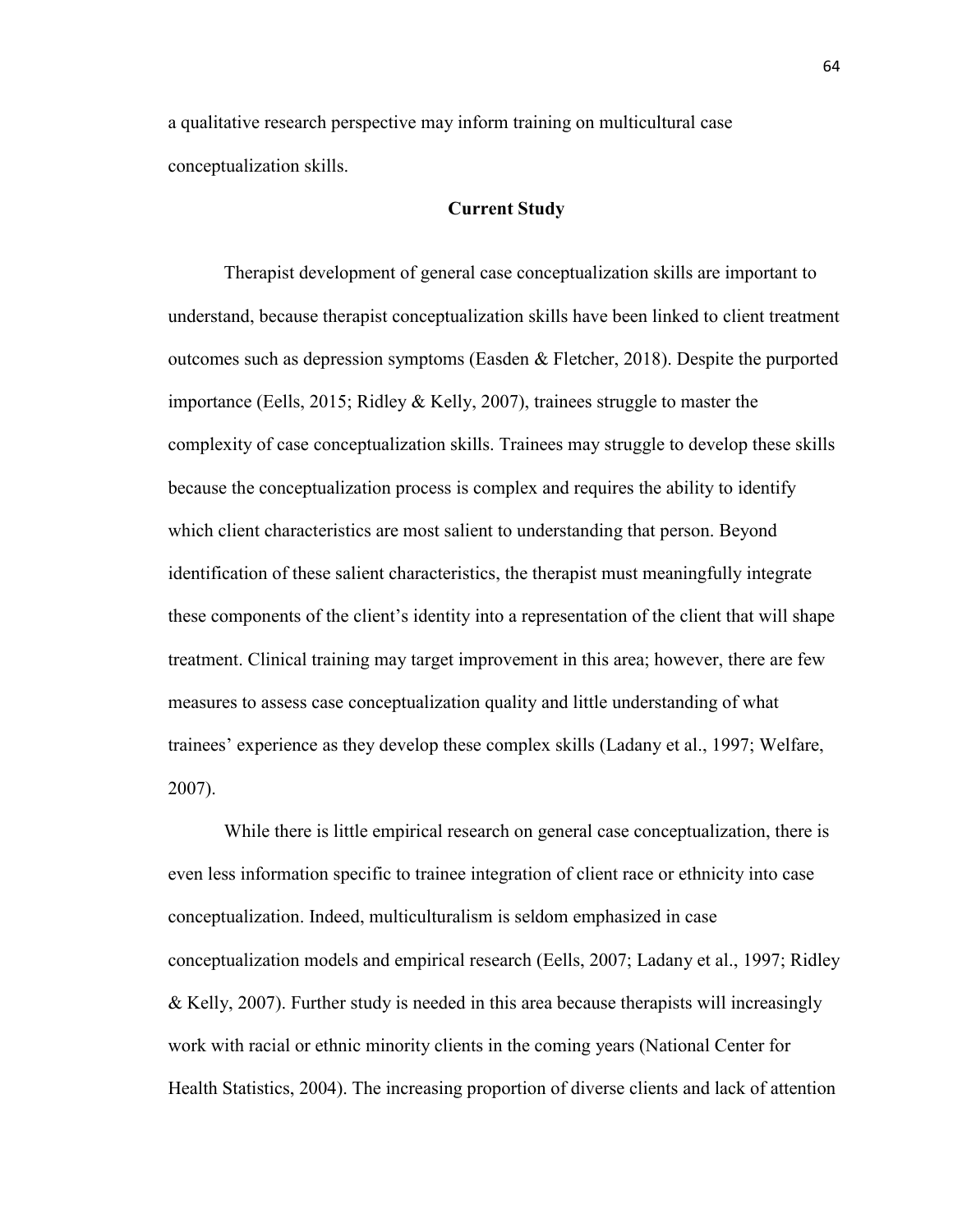a qualitative research perspective may inform training on multicultural case conceptualization skills.

## Current Study

Therapist development of general case conceptualization skills are important to understand, because therapist conceptualization skills have been linked to client treatment outcomes such as depression symptoms (Easden & Fletcher, 2018). Despite the purported importance (Eells, 2015; Ridley & Kelly, 2007), trainees struggle to master the complexity of case conceptualization skills. Trainees may struggle to develop these skills because the conceptualization process is complex and requires the ability to identify which client characteristics are most salient to understanding that person. Beyond identification of these salient characteristics, the therapist must meaningfully integrate these components of the client's identity into a representation of the client that will shape treatment. Clinical training may target improvement in this area; however, there are few measures to assess case conceptualization quality and little understanding of what trainees' experience as they develop these complex skills (Ladany et al., 1997; Welfare, 2007).

While there is little empirical research on general case conceptualization, there is even less information specific to trainee integration of client race or ethnicity into case conceptualization. Indeed, multiculturalism is seldom emphasized in case conceptualization models and empirical research (Eells, 2007; Ladany et al., 1997; Ridley & Kelly, 2007). Further study is needed in this area because therapists will increasingly work with racial or ethnic minority clients in the coming years (National Center for Health Statistics, 2004). The increasing proportion of diverse clients and lack of attention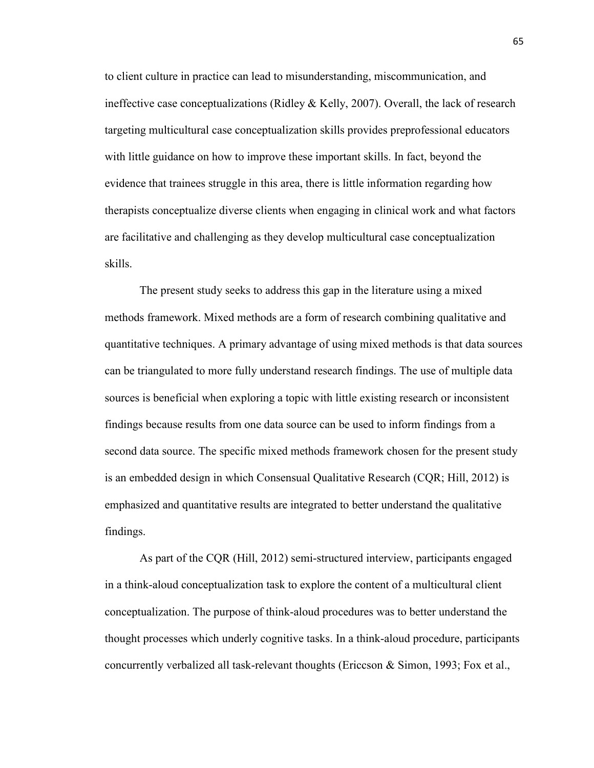to client culture in practice can lead to misunderstanding, miscommunication, and ineffective case conceptualizations (Ridley & Kelly, 2007). Overall, the lack of research targeting multicultural case conceptualization skills provides preprofessional educators with little guidance on how to improve these important skills. In fact, beyond the evidence that trainees struggle in this area, there is little information regarding how therapists conceptualize diverse clients when engaging in clinical work and what factors are facilitative and challenging as they develop multicultural case conceptualization skills.

The present study seeks to address this gap in the literature using a mixed methods framework. Mixed methods are a form of research combining qualitative and quantitative techniques. A primary advantage of using mixed methods is that data sources can be triangulated to more fully understand research findings. The use of multiple data sources is beneficial when exploring a topic with little existing research or inconsistent findings because results from one data source can be used to inform findings from a second data source. The specific mixed methods framework chosen for the present study is an embedded design in which Consensual Qualitative Research (CQR; Hill, 2012) is emphasized and quantitative results are integrated to better understand the qualitative findings.

As part of the CQR (Hill, 2012) semi-structured interview, participants engaged in a think-aloud conceptualization task to explore the content of a multicultural client conceptualization. The purpose of think-aloud procedures was to better understand the thought processes which underly cognitive tasks. In a think-aloud procedure, participants concurrently verbalized all task-relevant thoughts (Ericcson & Simon, 1993; Fox et al.,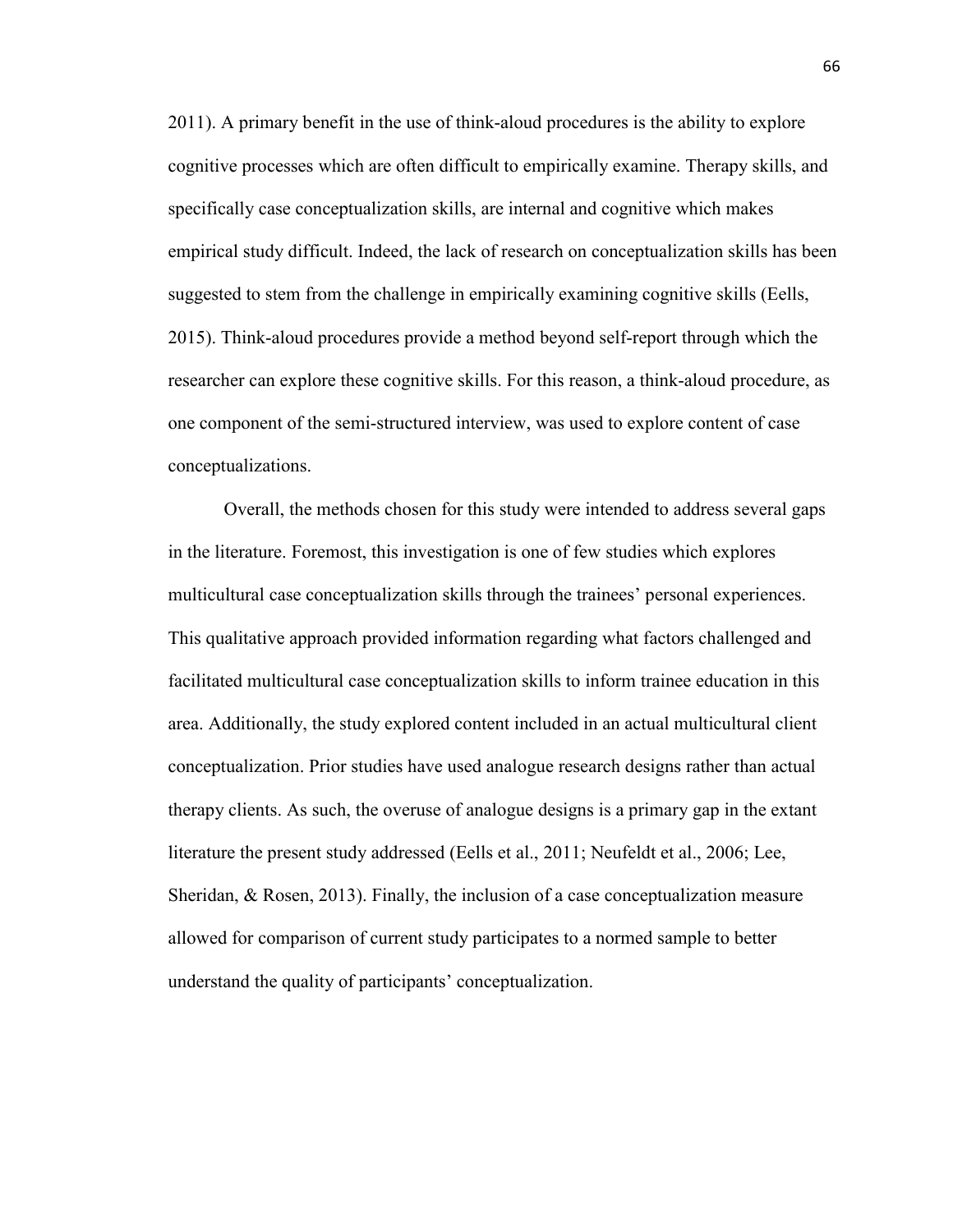2011). A primary benefit in the use of think-aloud procedures is the ability to explore cognitive processes which are often difficult to empirically examine. Therapy skills, and specifically case conceptualization skills, are internal and cognitive which makes empirical study difficult. Indeed, the lack of research on conceptualization skills has been suggested to stem from the challenge in empirically examining cognitive skills (Eells, 2015). Think-aloud procedures provide a method beyond self-report through which the researcher can explore these cognitive skills. For this reason, a think-aloud procedure, as one component of the semi-structured interview, was used to explore content of case conceptualizations.

Overall, the methods chosen for this study were intended to address several gaps in the literature. Foremost, this investigation is one of few studies which explores multicultural case conceptualization skills through the trainees' personal experiences. This qualitative approach provided information regarding what factors challenged and facilitated multicultural case conceptualization skills to inform trainee education in this area. Additionally, the study explored content included in an actual multicultural client conceptualization. Prior studies have used analogue research designs rather than actual therapy clients. As such, the overuse of analogue designs is a primary gap in the extant literature the present study addressed (Eells et al., 2011; Neufeldt et al., 2006; Lee, Sheridan, & Rosen, 2013). Finally, the inclusion of a case conceptualization measure allowed for comparison of current study participates to a normed sample to better understand the quality of participants' conceptualization.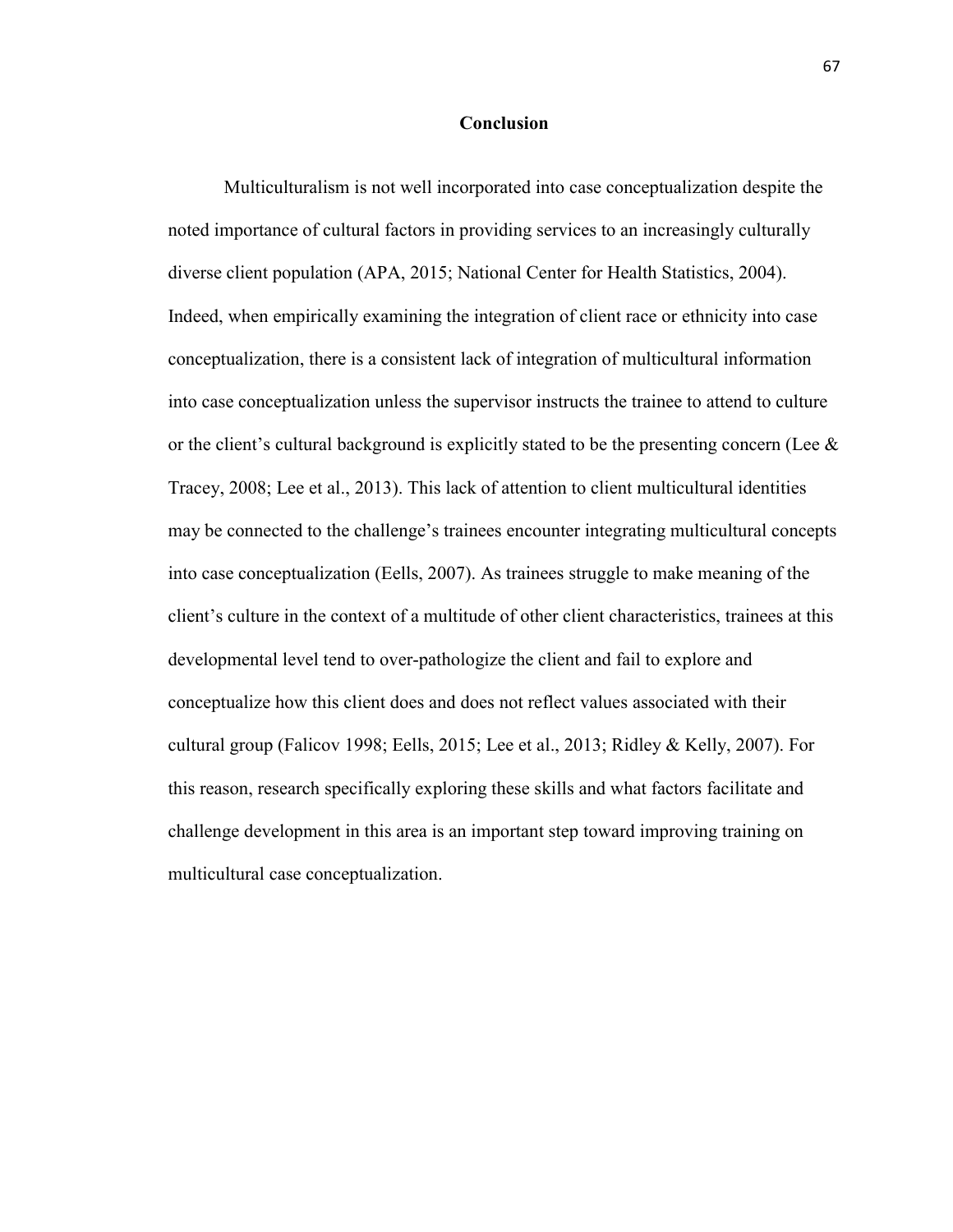## Conclusion

Multiculturalism is not well incorporated into case conceptualization despite the noted importance of cultural factors in providing services to an increasingly culturally diverse client population (APA, 2015; National Center for Health Statistics, 2004). Indeed, when empirically examining the integration of client race or ethnicity into case conceptualization, there is a consistent lack of integration of multicultural information into case conceptualization unless the supervisor instructs the trainee to attend to culture or the client's cultural background is explicitly stated to be the presenting concern (Lee & Tracey, 2008; Lee et al., 2013). This lack of attention to client multicultural identities may be connected to the challenge's trainees encounter integrating multicultural concepts into case conceptualization (Eells, 2007). As trainees struggle to make meaning of the client's culture in the context of a multitude of other client characteristics, trainees at this developmental level tend to over-pathologize the client and fail to explore and conceptualize how this client does and does not reflect values associated with their cultural group (Falicov 1998; Eells, 2015; Lee et al., 2013; Ridley & Kelly, 2007). For this reason, research specifically exploring these skills and what factors facilitate and challenge development in this area is an important step toward improving training on multicultural case conceptualization.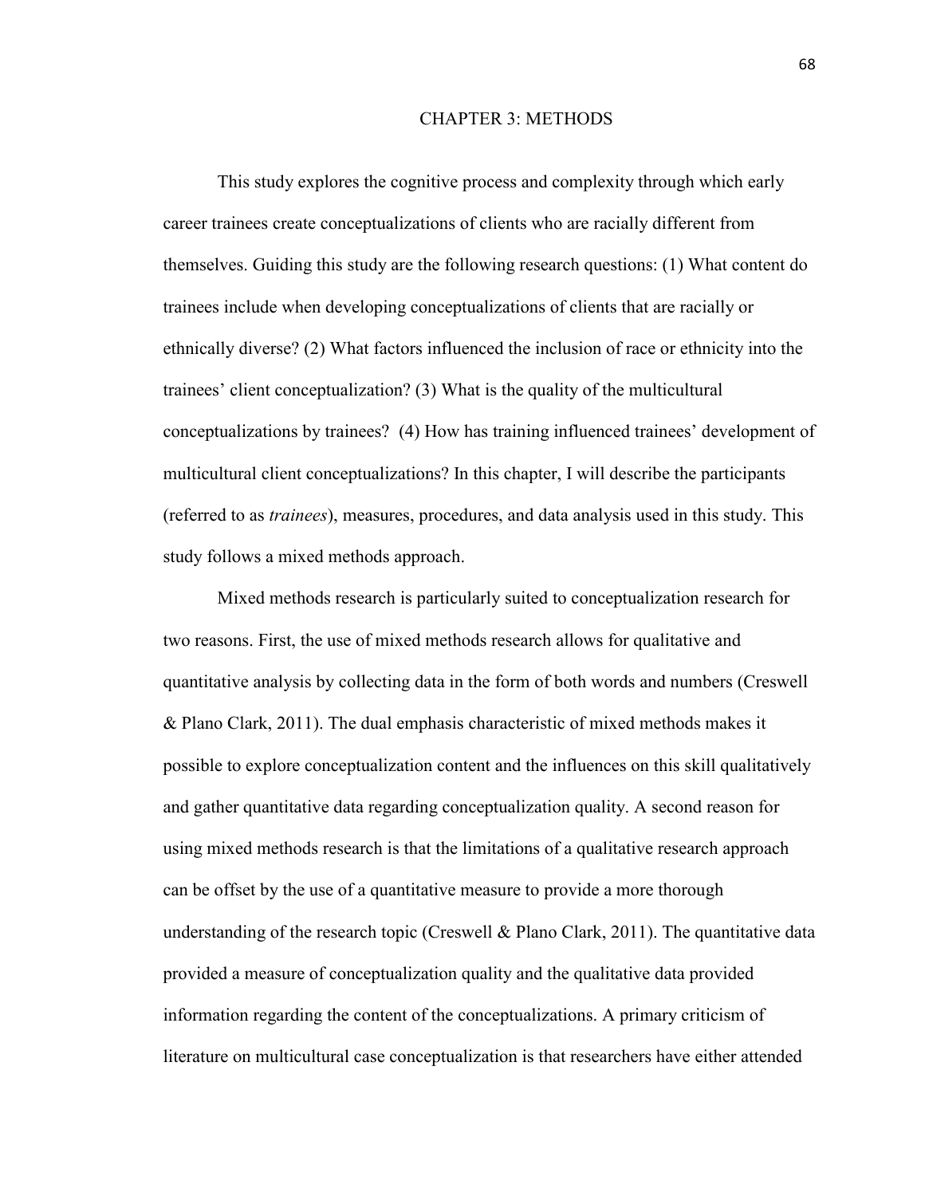# CHAPTER 3: METHODS

This study explores the cognitive process and complexity through which early career trainees create conceptualizations of clients who are racially different from themselves. Guiding this study are the following research questions: (1) What content do trainees include when developing conceptualizations of clients that are racially or ethnically diverse? (2) What factors influenced the inclusion of race or ethnicity into the trainees' client conceptualization? (3) What is the quality of the multicultural conceptualizations by trainees? (4) How has training influenced trainees' development of multicultural client conceptualizations? In this chapter, I will describe the participants (referred to as *trainees*), measures, procedures, and data analysis used in this study. This study follows a mixed methods approach.

Mixed methods research is particularly suited to conceptualization research for two reasons. First, the use of mixed methods research allows for qualitative and quantitative analysis by collecting data in the form of both words and numbers (Creswell & Plano Clark, 2011). The dual emphasis characteristic of mixed methods makes it possible to explore conceptualization content and the influences on this skill qualitatively and gather quantitative data regarding conceptualization quality. A second reason for using mixed methods research is that the limitations of a qualitative research approach can be offset by the use of a quantitative measure to provide a more thorough understanding of the research topic (Creswell & Plano Clark, 2011). The quantitative data provided a measure of conceptualization quality and the qualitative data provided information regarding the content of the conceptualizations. A primary criticism of literature on multicultural case conceptualization is that researchers have either attended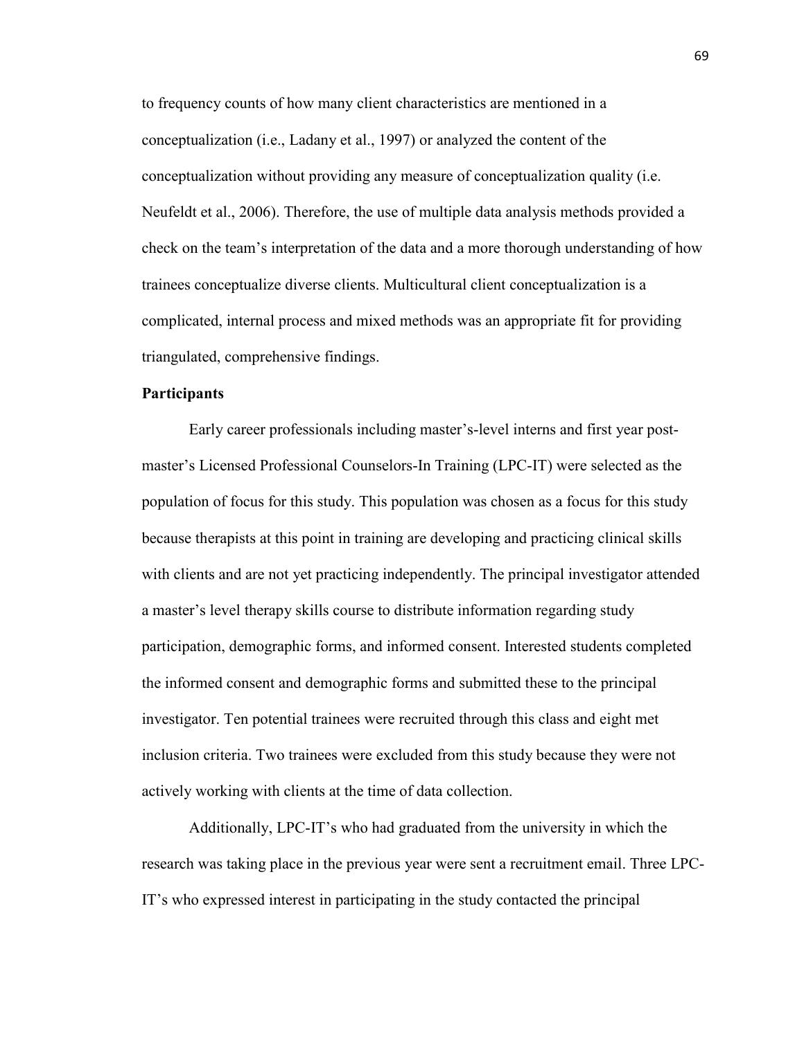to frequency counts of how many client characteristics are mentioned in a conceptualization (i.e., Ladany et al., 1997) or analyzed the content of the conceptualization without providing any measure of conceptualization quality (i.e. Neufeldt et al., 2006). Therefore, the use of multiple data analysis methods provided a check on the team's interpretation of the data and a more thorough understanding of how trainees conceptualize diverse clients. Multicultural client conceptualization is a complicated, internal process and mixed methods was an appropriate fit for providing triangulated, comprehensive findings.

**Participants**

Early career professionals including master's-level interns and first year post-master's Licensed Professional Counselors-In Training (LPC-IT) were selected as the population of focus for this study. This population was chosen as a focus for this study because therapists at this point in training are developing and practicing clinical skills with clients and are not yet practicing independently. The principal investigator attended a master's level therapy skills course to distribute information regarding study participation, demographic forms, and informed consent. Interested students completed the informed consent and demographic forms and submitted these to the principal investigator. Ten potential trainees were recruited through this class and eight met inclusion criteria. Two trainees were excluded from this study because they were not actively working with clients at the time of data collection.

Additionally, LPC-IT's who had graduated from the university in which the research was taking place in the previous year were sent a recruitment email. Three LPC-IT's who expressed interest in participating in the study contacted the principal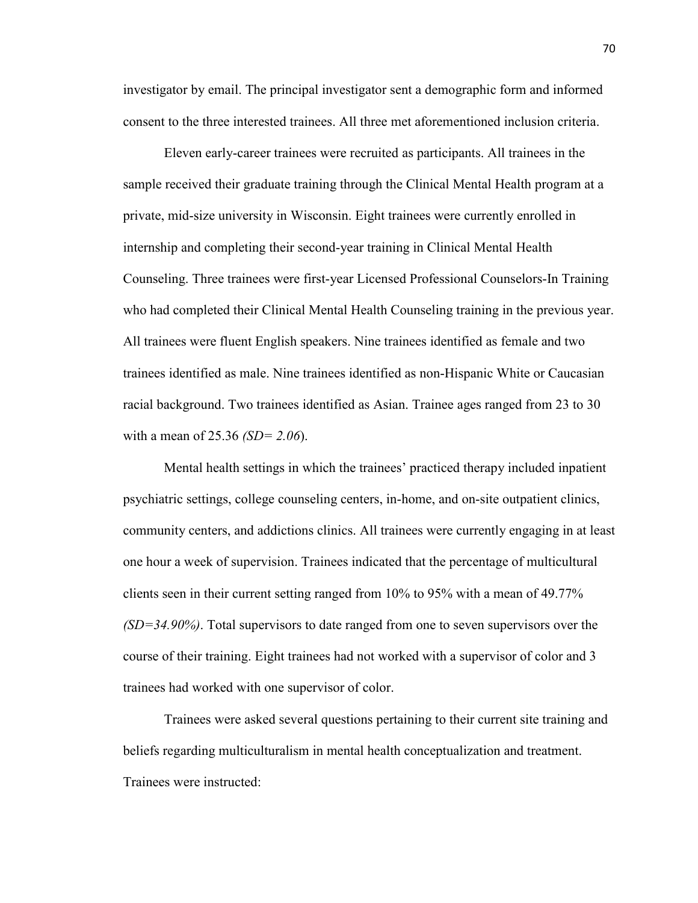investigator by email. The principal investigator sent a demographic form and informed consent to the three interested trainees. All three met aforementioned inclusion criteria.

Eleven early-career trainees were recruited as participants. All trainees in the sample received their graduate training through the Clinical Mental Health program at a private, mid-size university in Wisconsin. Eight trainees were currently enrolled in internship and completing their second-year training in Clinical Mental Health Counseling. Three trainees were first-year Licensed Professional Counselors-In Training who had completed their Clinical Mental Health Counseling training in the previous year. All trainees were fluent English speakers. Nine trainees identified as female and two trainees identified as male. Nine trainees identified as non-Hispanic White or Caucasian racial background. Two trainees identified as Asian. Trainee ages ranged from 23 to 30 with a mean of 25.36 *(SD= 2.06*).

Mental health settings in which the trainees' practiced therapy included inpatient psychiatric settings, college counseling centers, in-home, and on-site outpatient clinics, community centers, and addictions clinics. All trainees were currently engaging in at least one hour a week of supervision. Trainees indicated that the percentage of multicultural clients seen in their current setting ranged from 10% to 95% with a mean of 49.77% *(SD=34.90%)*. Total supervisors to date ranged from one to seven supervisors over the course of their training. Eight trainees had not worked with a supervisor of color and 3 trainees had worked with one supervisor of color.

Trainees were asked several questions pertaining to their current site training and beliefs regarding multiculturalism in mental health conceptualization and treatment. Trainees were instructed: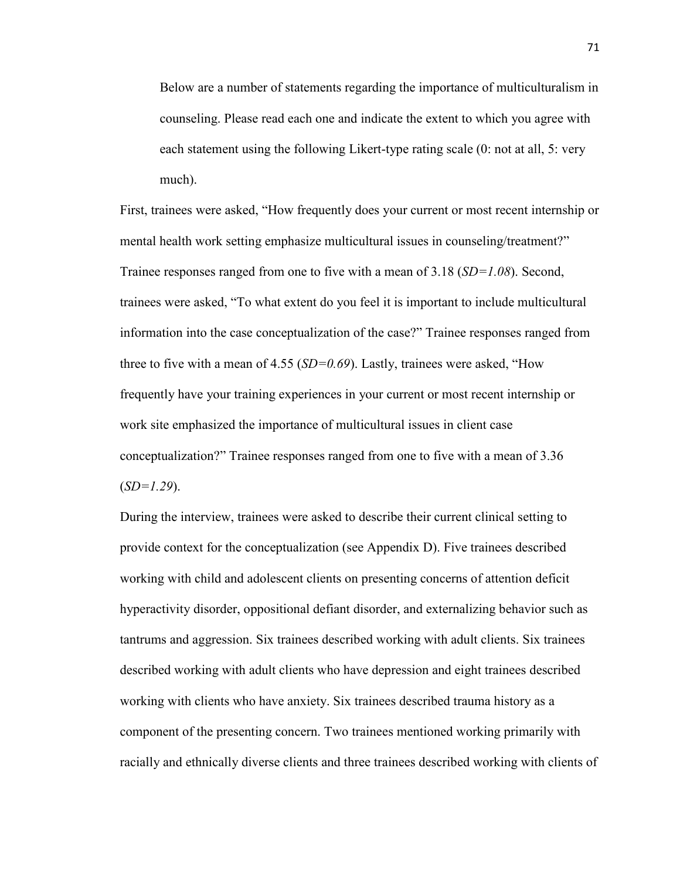Below are a number of statements regarding the importance of multiculturalism in counseling. Please read each one and indicate the extent to which you agree with each statement using the following Likert-type rating scale (0: not at all, 5: very much).

First, trainees were asked, "How frequently does your current or most recent internship or mental health work setting emphasize multicultural issues in counseling/treatment?" Trainee responses ranged from one to five with a mean of 3.18 (*SD=1.08*). Second, trainees were asked, "To what extent do you feel it is important to include multicultural information into the case conceptualization of the case?" Trainee responses ranged from three to five with a mean of 4.55 (*SD=0.69*). Lastly, trainees were asked, "How frequently have your training experiences in your current or most recent internship or work site emphasized the importance of multicultural issues in client case conceptualization?" Trainee responses ranged from one to five with a mean of 3.36 (*SD=1.29*).

During the interview, trainees were asked to describe their current clinical setting to provide context for the conceptualization (see Appendix D). Five trainees described working with child and adolescent clients on presenting concerns of attention deficit hyperactivity disorder, oppositional defiant disorder, and externalizing behavior such as tantrums and aggression. Six trainees described working with adult clients. Six trainees described working with adult clients who have depression and eight trainees described working with clients who have anxiety. Six trainees described trauma history as a component of the presenting concern. Two trainees mentioned working primarily with racially and ethnically diverse clients and three trainees described working with clients of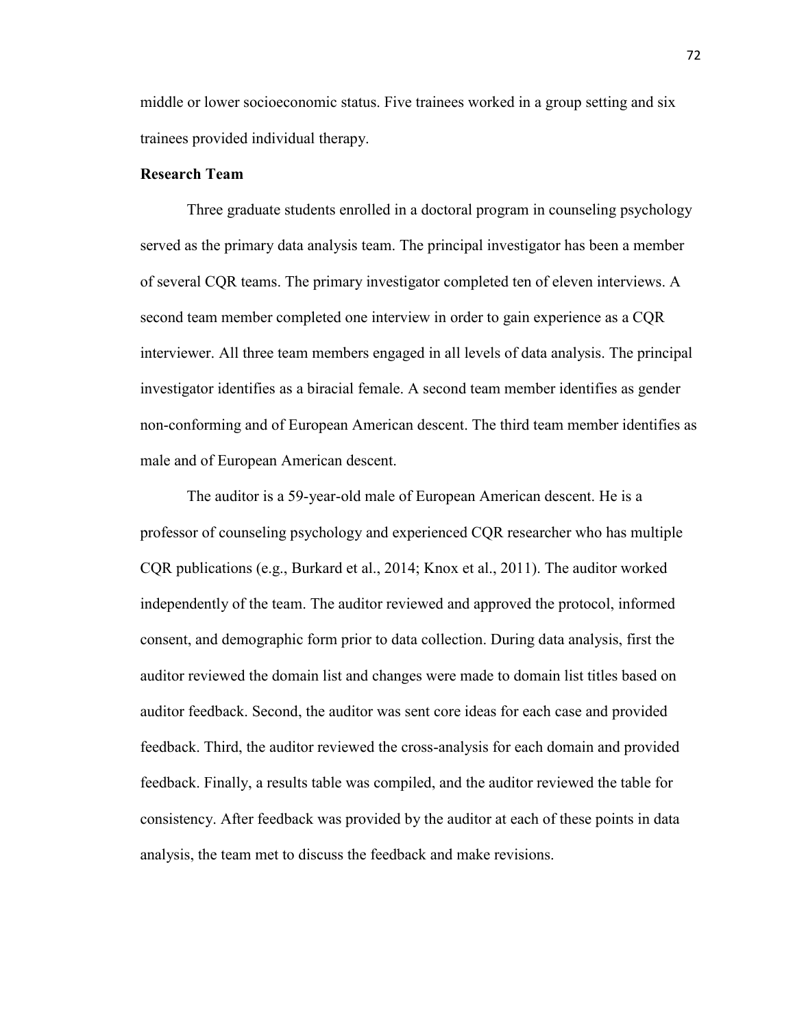middle or lower socioeconomic status. Five trainees worked in a group setting and six trainees provided individual therapy.

**Research Team**

Three graduate students enrolled in a doctoral program in counseling psychology served as the primary data analysis team. The principal investigator has been a member of several CQR teams. The primary investigator completed ten of eleven interviews. A second team member completed one interview in order to gain experience as a CQR interviewer. All three team members engaged in all levels of data analysis. The principal investigator identifies as a biracial female. A second team member identifies as gender non-conforming and of European American descent. The third team member identifies as male and of European American descent.

The auditor is a 59-year-old male of European American descent. He is a professor of counseling psychology and experienced CQR researcher who has multiple CQR publications (e.g., Burkard et al., 2014; Knox et al., 2011). The auditor worked independently of the team. The auditor reviewed and approved the protocol, informed consent, and demographic form prior to data collection. During data analysis, first the auditor reviewed the domain list and changes were made to domain list titles based on auditor feedback. Second, the auditor was sent core ideas for each case and provided feedback. Third, the auditor reviewed the cross-analysis for each domain and provided feedback. Finally, a results table was compiled, and the auditor reviewed the table for consistency. After feedback was provided by the auditor at each of these points in data analysis, the team met to discuss the feedback and make revisions.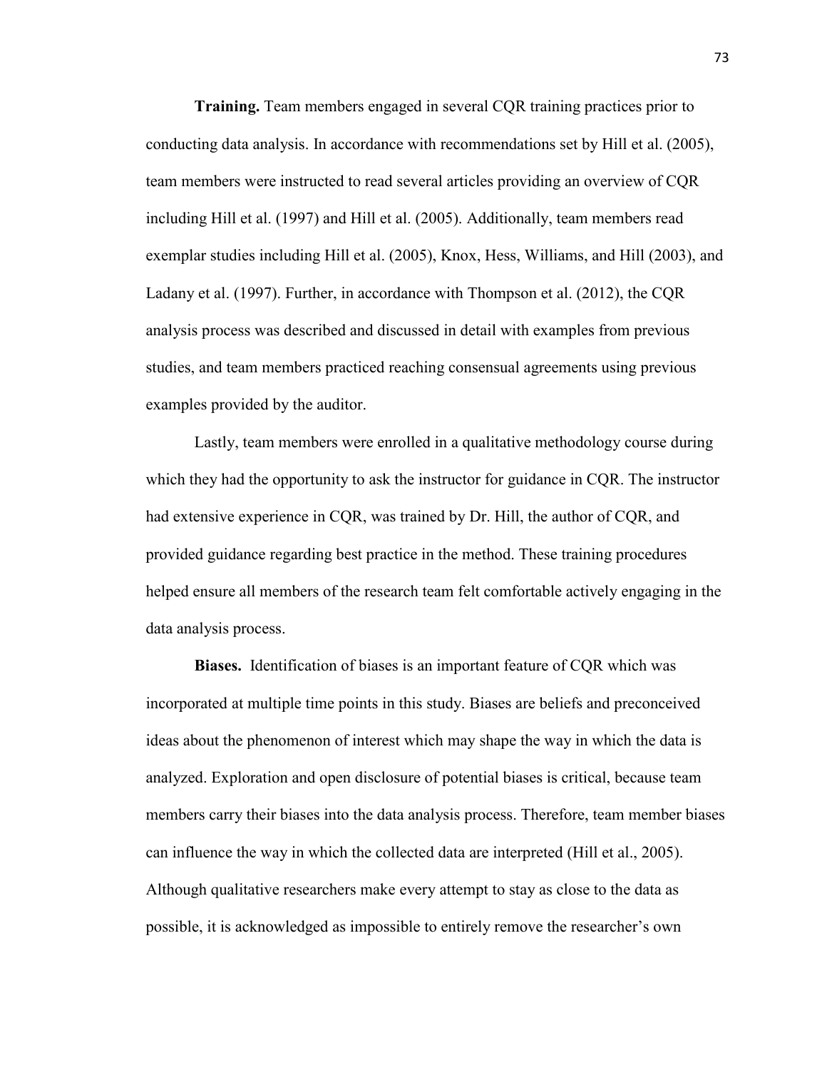**Training.** Team members engaged in several CQR training practices prior to conducting data analysis. In accordance with recommendations set by Hill et al. (2005), team members were instructed to read several articles providing an overview of CQR including Hill et al. (1997) and Hill et al. (2005). Additionally, team members read exemplar studies including Hill et al. (2005), Knox, Hess, Williams, and Hill (2003), and Ladany et al. (1997). Further, in accordance with Thompson et al. (2012), the CQR analysis process was described and discussed in detail with examples from previous studies, and team members practiced reaching consensual agreements using previous examples provided by the auditor.

Lastly, team members were enrolled in a qualitative methodology course during which they had the opportunity to ask the instructor for guidance in CQR. The instructor had extensive experience in CQR, was trained by Dr. Hill, the author of CQR, and provided guidance regarding best practice in the method. These training procedures helped ensure all members of the research team felt comfortable actively engaging in the data analysis process.

**Biases.** Identification of biases is an important feature of CQR which was incorporated at multiple time points in this study. Biases are beliefs and preconceived ideas about the phenomenon of interest which may shape the way in which the data is analyzed. Exploration and open disclosure of potential biases is critical, because team members carry their biases into the data analysis process. Therefore, team member biases can influence the way in which the collected data are interpreted (Hill et al., 2005). Although qualitative researchers make every attempt to stay as close to the data as possible, it is acknowledged as impossible to entirely remove the researcher's own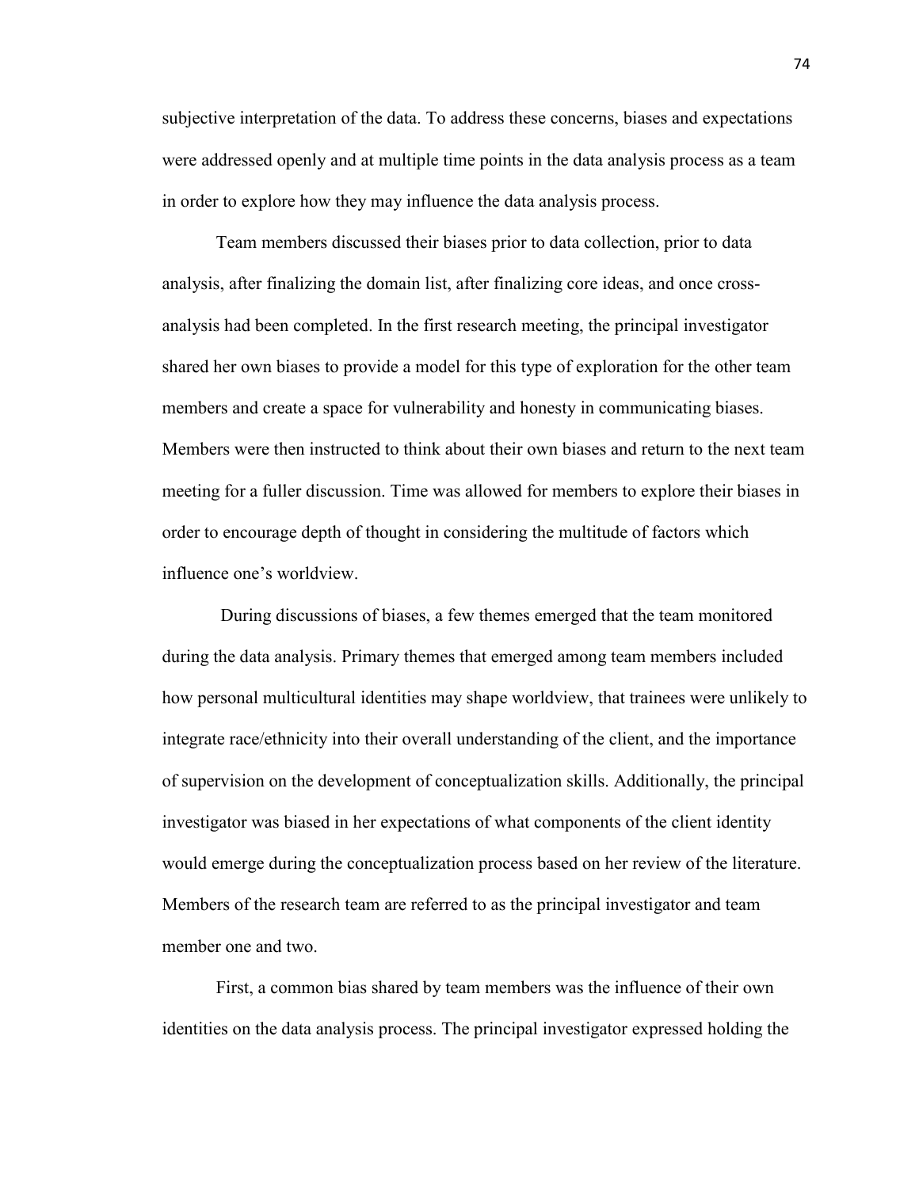subjective interpretation of the data. To address these concerns, biases and expectations were addressed openly and at multiple time points in the data analysis process as a team in order to explore how they may influence the data analysis process.

Team members discussed their biases prior to data collection, prior to data analysis, after finalizing the domain list, after finalizing core ideas, and once cross-analysis had been completed. In the first research meeting, the principal investigator shared her own biases to provide a model for this type of exploration for the other team members and create a space for vulnerability and honesty in communicating biases. Members were then instructed to think about their own biases and return to the next team meeting for a fuller discussion. Time was allowed for members to explore their biases in order to encourage depth of thought in considering the multitude of factors which influence one's worldview.

During discussions of biases, a few themes emerged that the team monitored during the data analysis. Primary themes that emerged among team members included how personal multicultural identities may shape worldview, that trainees were unlikely to integrate race/ethnicity into their overall understanding of the client, and the importance of supervision on the development of conceptualization skills. Additionally, the principal investigator was biased in her expectations of what components of the client identity would emerge during the conceptualization process based on her review of the literature. Members of the research team are referred to as the principal investigator and team member one and two.

First, a common bias shared by team members was the influence of their own identities on the data analysis process. The principal investigator expressed holding the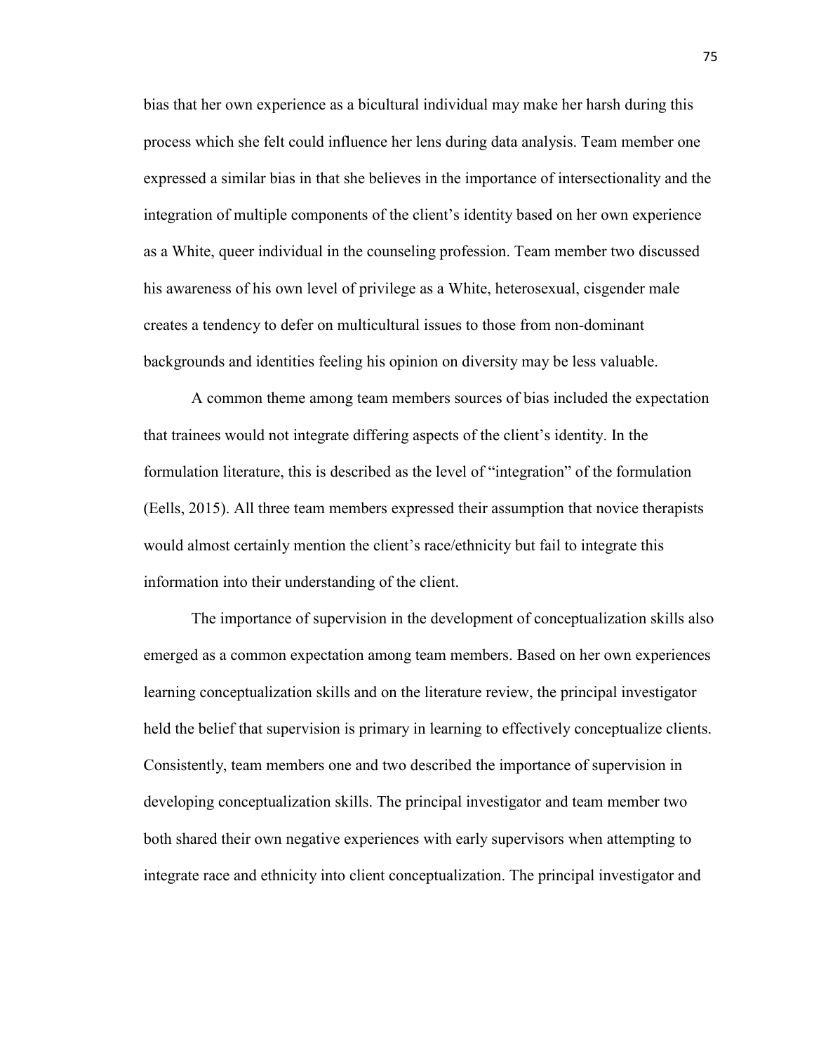bias that her own experience as a bicultural individual may make her harsh during this process which she felt could influence her lens during data analysis. Team member one expressed a similar bias in that she believes in the importance of intersectionality and the integration of multiple components of the client's identity based on her own experience as a White, queer individual in the counseling profession. Team member two discussed his awareness of his own level of privilege as a White, heterosexual, cisgender male creates a tendency to defer on multicultural issues to those from non-dominant backgrounds and identities feeling his opinion on diversity may be less valuable.

A common theme among team members sources of bias included the expectation that trainees would not integrate differing aspects of the client's identity. In the formulation literature, this is described as the level of "integration" of the formulation (Eells, 2015). All three team members expressed their assumption that novice therapists would almost certainly mention the client's race/ethnicity but fail to integrate this information into their understanding of the client.

The importance of supervision in the development of conceptualization skills also emerged as a common expectation among team members. Based on her own experiences learning conceptualization skills and on the literature review, the principal investigator held the belief that supervision is primary in learning to effectively conceptualize clients. Consistently, team members one and two described the importance of supervision in developing conceptualization skills. The principal investigator and team member two both shared their own negative experiences with early supervisors when attempting to integrate race and ethnicity into client conceptualization. The principal investigator and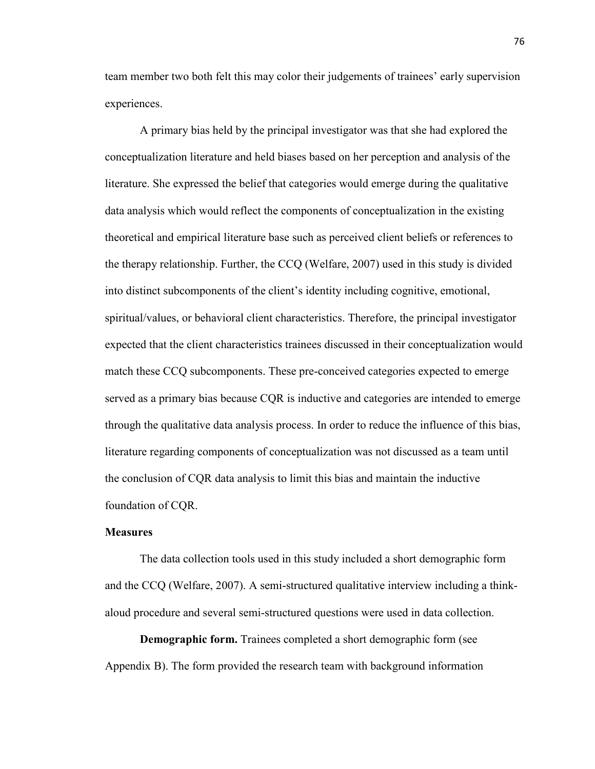team member two both felt this may color their judgements of trainees' early supervision experiences.

A primary bias held by the principal investigator was that she had explored the conceptualization literature and held biases based on her perception and analysis of the literature. She expressed the belief that categories would emerge during the qualitative data analysis which would reflect the components of conceptualization in the existing theoretical and empirical literature base such as perceived client beliefs or references to the therapy relationship. Further, the CCQ (Welfare, 2007) used in this study is divided into distinct subcomponents of the client's identity including cognitive, emotional, spiritual/values, or behavioral client characteristics. Therefore, the principal investigator expected that the client characteristics trainees discussed in their conceptualization would match these CCQ subcomponents. These pre-conceived categories expected to emerge served as a primary bias because CQR is inductive and categories are intended to emerge through the qualitative data analysis process. In order to reduce the influence of this bias, literature regarding components of conceptualization was not discussed as a team until the conclusion of CQR data analysis to limit this bias and maintain the inductive foundation of CQR.

## Measures

The data collection tools used in this study included a short demographic form and the CCQ (Welfare, 2007). A semi-structured qualitative interview including a think-aloud procedure and several semi-structured questions were used in data collection.

**Demographic form.** Trainees completed a short demographic form (see Appendix B). The form provided the research team with background information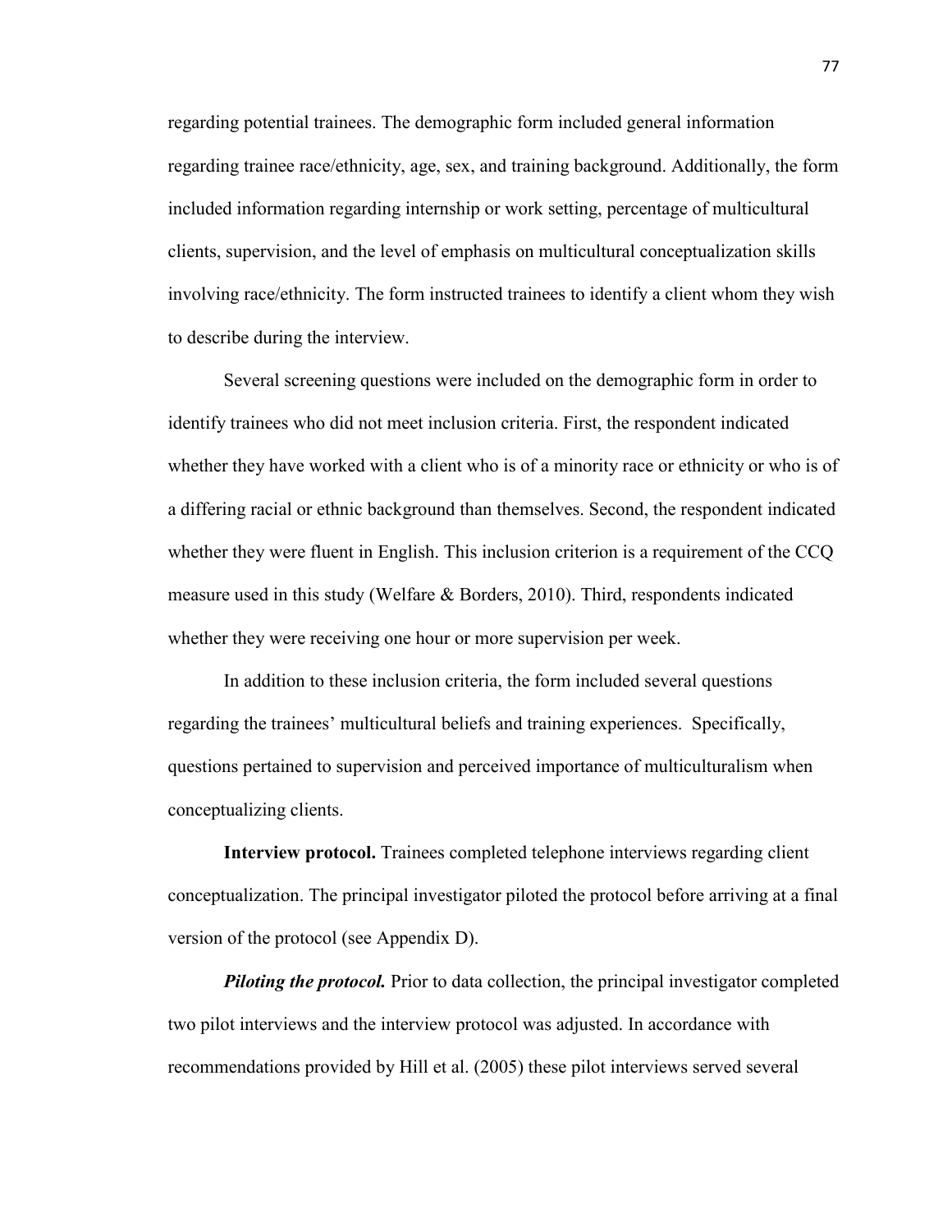regarding potential trainees. The demographic form included general information regarding trainee race/ethnicity, age, sex, and training background. Additionally, the form included information regarding internship or work setting, percentage of multicultural clients, supervision, and the level of emphasis on multicultural conceptualization skills involving race/ethnicity. The form instructed trainees to identify a client whom they wish to describe during the interview.

Several screening questions were included on the demographic form in order to identify trainees who did not meet inclusion criteria. First, the respondent indicated whether they have worked with a client who is of a minority race or ethnicity or who is of a differing racial or ethnic background than themselves. Second, the respondent indicated whether they were fluent in English. This inclusion criterion is a requirement of the CCQ measure used in this study (Welfare & Borders, 2010). Third, respondents indicated whether they were receiving one hour or more supervision per week.

In addition to these inclusion criteria, the form included several questions regarding the trainees' multicultural beliefs and training experiences. Specifically, questions pertained to supervision and perceived importance of multiculturalism when conceptualizing clients.

**Interview protocol.** Trainees completed telephone interviews regarding client conceptualization. The principal investigator piloted the protocol before arriving at a final version of the protocol (see Appendix D).

***Piloting the protocol.*** Prior to data collection, the principal investigator completed two pilot interviews and the interview protocol was adjusted. In accordance with recommendations provided by Hill et al. (2005) these pilot interviews served several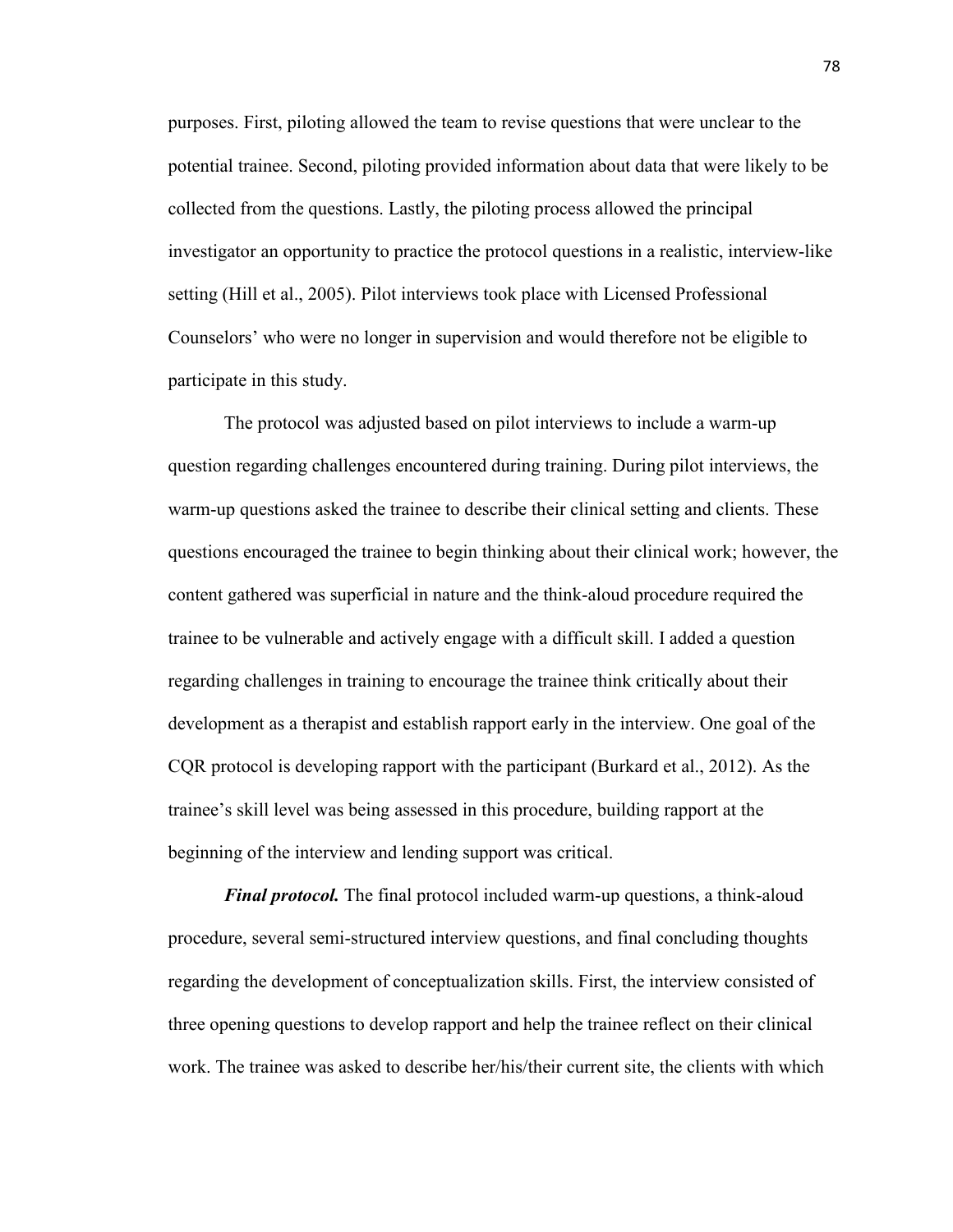purposes. First, piloting allowed the team to revise questions that were unclear to the potential trainee. Second, piloting provided information about data that were likely to be collected from the questions. Lastly, the piloting process allowed the principal investigator an opportunity to practice the protocol questions in a realistic, interview-like setting (Hill et al., 2005). Pilot interviews took place with Licensed Professional Counselors' who were no longer in supervision and would therefore not be eligible to participate in this study.

The protocol was adjusted based on pilot interviews to include a warm-up question regarding challenges encountered during training. During pilot interviews, the warm-up questions asked the trainee to describe their clinical setting and clients. These questions encouraged the trainee to begin thinking about their clinical work; however, the content gathered was superficial in nature and the think-aloud procedure required the trainee to be vulnerable and actively engage with a difficult skill. I added a question regarding challenges in training to encourage the trainee think critically about their development as a therapist and establish rapport early in the interview. One goal of the CQR protocol is developing rapport with the participant (Burkard et al., 2012). As the trainee's skill level was being assessed in this procedure, building rapport at the beginning of the interview and lending support was critical.

***Final protocol.*** The final protocol included warm-up questions, a think-aloud procedure, several semi-structured interview questions, and final concluding thoughts regarding the development of conceptualization skills. First, the interview consisted of three opening questions to develop rapport and help the trainee reflect on their clinical work. The trainee was asked to describe her/his/their current site, the clients with which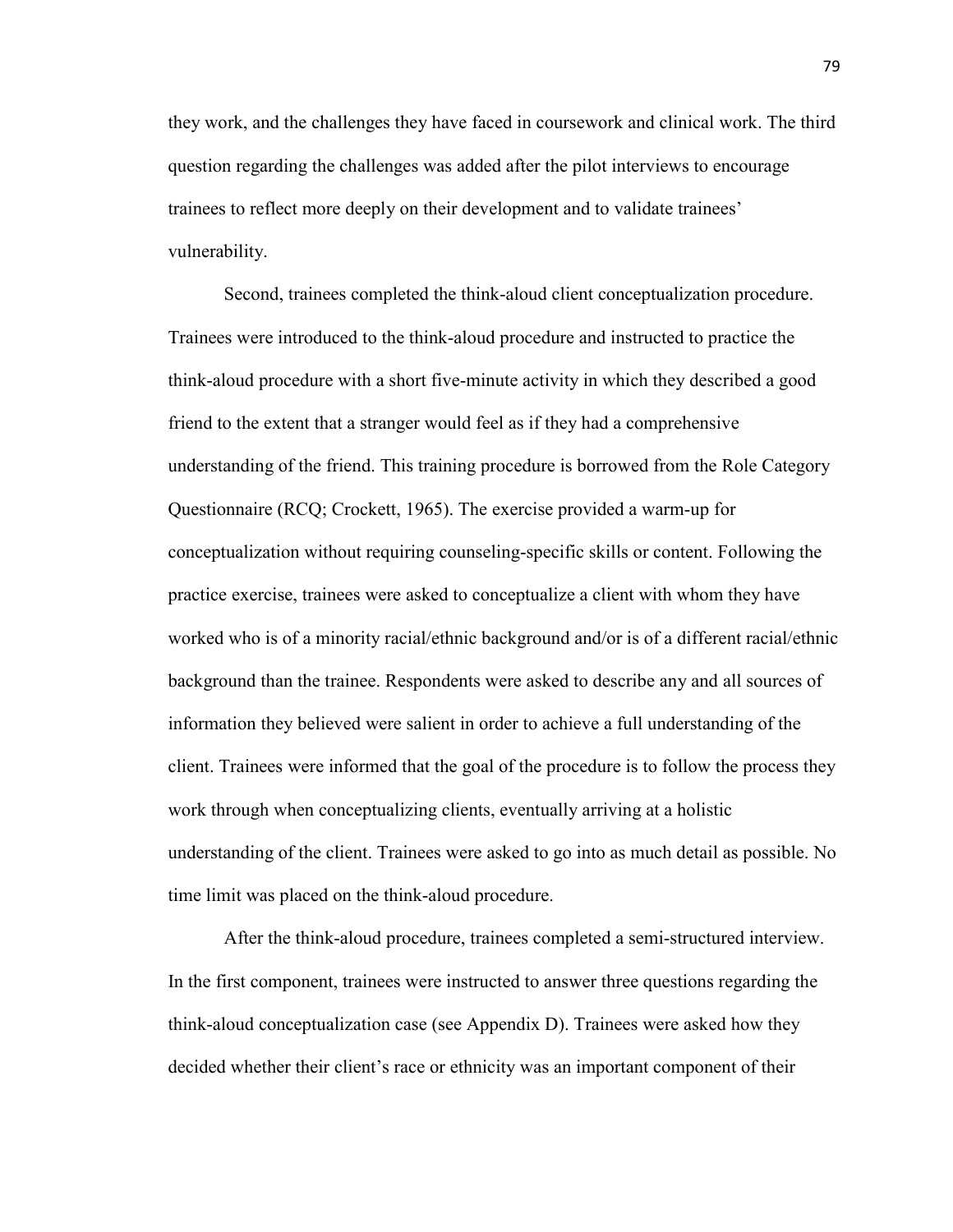they work, and the challenges they have faced in coursework and clinical work. The third question regarding the challenges was added after the pilot interviews to encourage trainees to reflect more deeply on their development and to validate trainees' vulnerability.

Second, trainees completed the think-aloud client conceptualization procedure. Trainees were introduced to the think-aloud procedure and instructed to practice the think-aloud procedure with a short five-minute activity in which they described a good friend to the extent that a stranger would feel as if they had a comprehensive understanding of the friend. This training procedure is borrowed from the Role Category Questionnaire (RCQ; Crockett, 1965). The exercise provided a warm-up for conceptualization without requiring counseling-specific skills or content. Following the practice exercise, trainees were asked to conceptualize a client with whom they have worked who is of a minority racial/ethnic background and/or is of a different racial/ethnic background than the trainee. Respondents were asked to describe any and all sources of information they believed were salient in order to achieve a full understanding of the client. Trainees were informed that the goal of the procedure is to follow the process they work through when conceptualizing clients, eventually arriving at a holistic understanding of the client. Trainees were asked to go into as much detail as possible. No time limit was placed on the think-aloud procedure.

After the think-aloud procedure, trainees completed a semi-structured interview. In the first component, trainees were instructed to answer three questions regarding the think-aloud conceptualization case (see Appendix D). Trainees were asked how they decided whether their client's race or ethnicity was an important component of their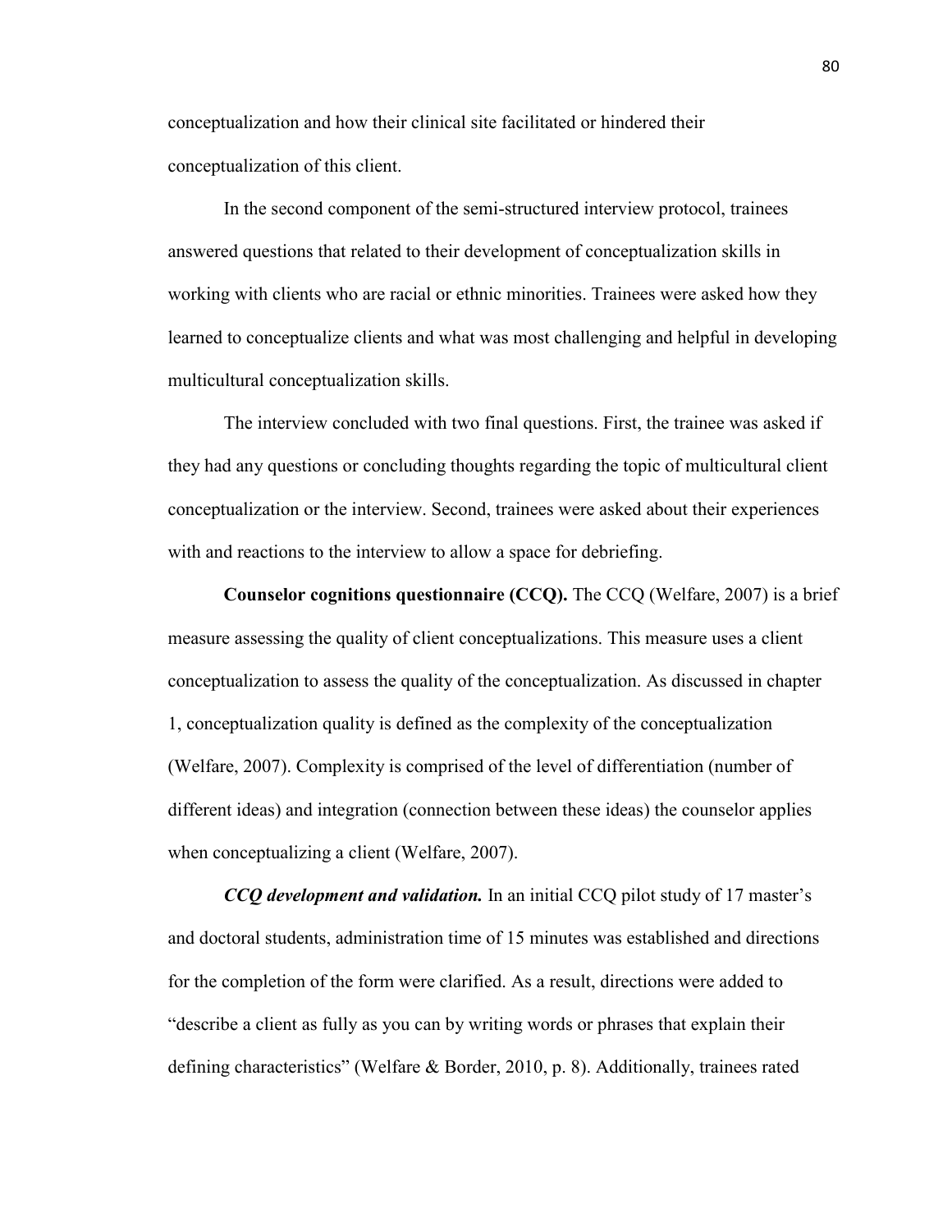conceptualization and how their clinical site facilitated or hindered their conceptualization of this client.

In the second component of the semi-structured interview protocol, trainees answered questions that related to their development of conceptualization skills in working with clients who are racial or ethnic minorities. Trainees were asked how they learned to conceptualize clients and what was most challenging and helpful in developing multicultural conceptualization skills.

The interview concluded with two final questions. First, the trainee was asked if they had any questions or concluding thoughts regarding the topic of multicultural client conceptualization or the interview. Second, trainees were asked about their experiences with and reactions to the interview to allow a space for debriefing.

**Counselor cognitions questionnaire (CCQ).** The CCQ (Welfare, 2007) is a brief measure assessing the quality of client conceptualizations. This measure uses a client conceptualization to assess the quality of the conceptualization. As discussed in chapter 1, conceptualization quality is defined as the complexity of the conceptualization (Welfare, 2007). Complexity is comprised of the level of differentiation (number of different ideas) and integration (connection between these ideas) the counselor applies when conceptualizing a client (Welfare, 2007).

***CCQ development and validation.*** In an initial CCQ pilot study of 17 master's and doctoral students, administration time of 15 minutes was established and directions for the completion of the form were clarified. As a result, directions were added to "describe a client as fully as you can by writing words or phrases that explain their defining characteristics" (Welfare & Border, 2010, p. 8). Additionally, trainees rated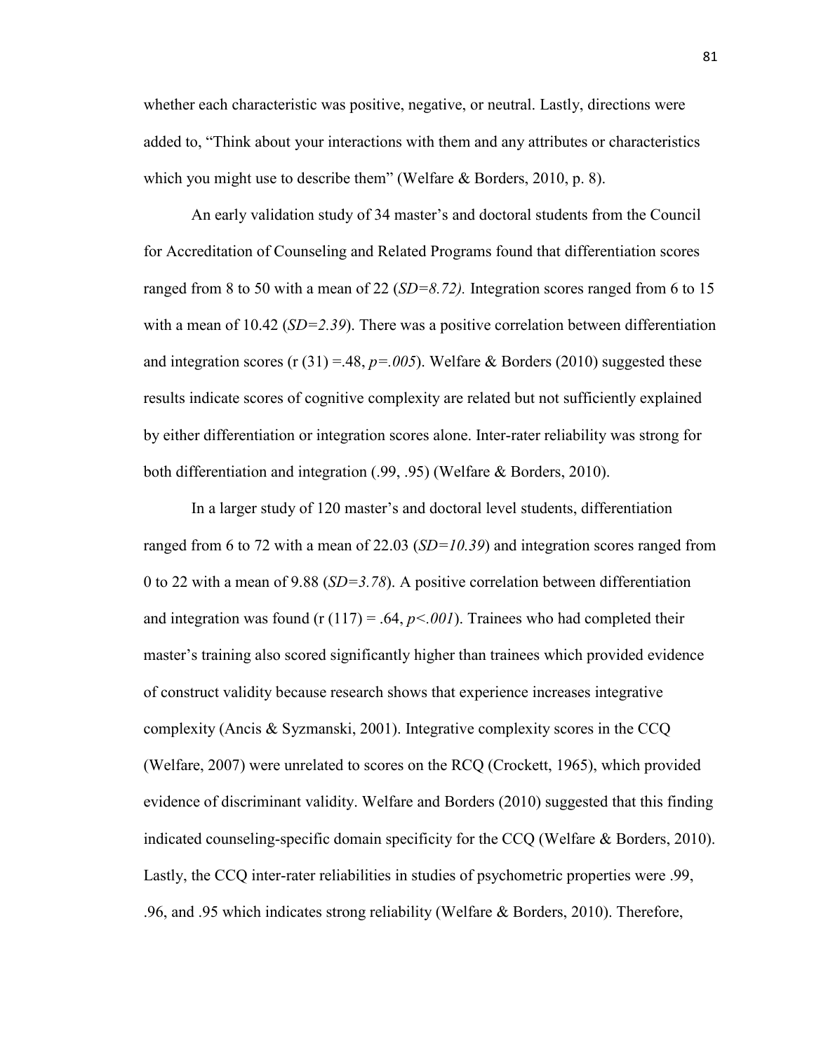whether each characteristic was positive, negative, or neutral. Lastly, directions were added to, "Think about your interactions with them and any attributes or characteristics which you might use to describe them" (Welfare & Borders, 2010, p. 8).

An early validation study of 34 master's and doctoral students from the Council for Accreditation of Counseling and Related Programs found that differentiation scores ranged from 8 to 50 with a mean of 22 ($SD=8.72$). Integration scores ranged from 6 to 15 with a mean of 10.42 ($SD=2.39$). There was a positive correlation between differentiation and integration scores ($r(31) = .48$, $p=.005$). Welfare & Borders (2010) suggested these results indicate scores of cognitive complexity are related but not sufficiently explained by either differentiation or integration scores alone. Inter-rater reliability was strong for both differentiation and integration (.99, .95) (Welfare & Borders, 2010).

In a larger study of 120 master's and doctoral level students, differentiation ranged from 6 to 72 with a mean of 22.03 ($SD=10.39$) and integration scores ranged from 0 to 22 with a mean of 9.88 ($SD=3.78$). A positive correlation between differentiation and integration was found ($r(117) = .64$, $p<.001$). Trainees who had completed their master's training also scored significantly higher than trainees which provided evidence of construct validity because research shows that experience increases integrative complexity (Ancis & Syzmanski, 2001). Integrative complexity scores in the CCQ (Welfare, 2007) were unrelated to scores on the RCQ (Crockett, 1965), which provided evidence of discriminant validity. Welfare and Borders (2010) suggested that this finding indicated counseling-specific domain specificity for the CCQ (Welfare & Borders, 2010). Lastly, the CCQ inter-rater reliabilities in studies of psychometric properties were .99, .96, and .95 which indicates strong reliability (Welfare & Borders, 2010). Therefore,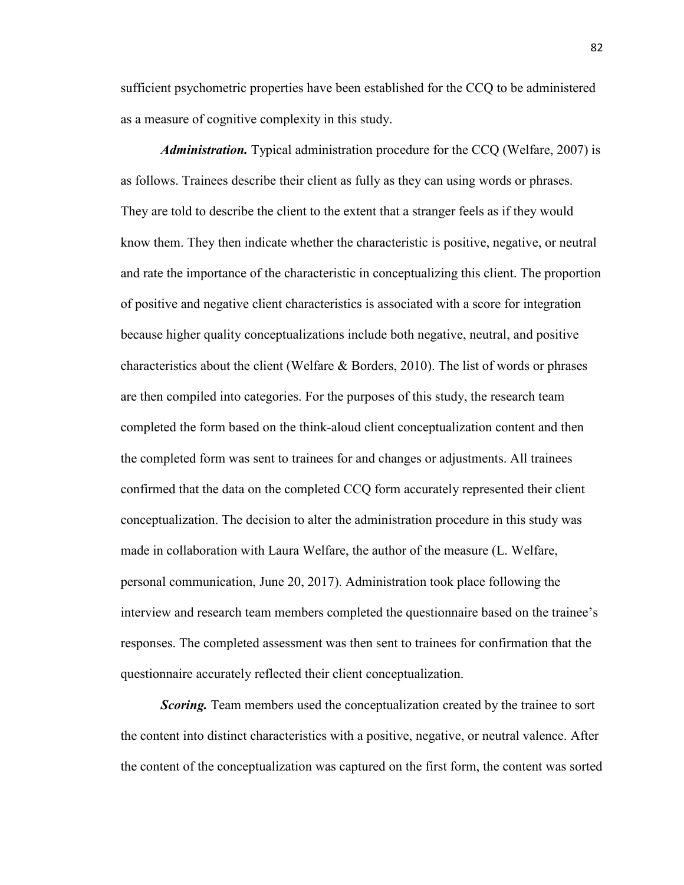sufficient psychometric properties have been established for the CCQ to be administered as a measure of cognitive complexity in this study.

***Administration.*** Typical administration procedure for the CCQ (Welfare, 2007) is as follows. Trainees describe their client as fully as they can using words or phrases. They are told to describe the client to the extent that a stranger feels as if they would know them. They then indicate whether the characteristic is positive, negative, or neutral and rate the importance of the characteristic in conceptualizing this client. The proportion of positive and negative client characteristics is associated with a score for integration because higher quality conceptualizations include both negative, neutral, and positive characteristics about the client (Welfare & Borders, 2010). The list of words or phrases are then compiled into categories. For the purposes of this study, the research team completed the form based on the think-aloud client conceptualization content and then the completed form was sent to trainees for and changes or adjustments. All trainees confirmed that the data on the completed CCQ form accurately represented their client conceptualization. The decision to alter the administration procedure in this study was made in collaboration with Laura Welfare, the author of the measure (L. Welfare, personal communication, June 20, 2017). Administration took place following the interview and research team members completed the questionnaire based on the trainee's responses. The completed assessment was then sent to trainees for confirmation that the questionnaire accurately reflected their client conceptualization.

***Scoring.*** Team members used the conceptualization created by the trainee to sort the content into distinct characteristics with a positive, negative, or neutral valence. After the content of the conceptualization was captured on the first form, the content was sorted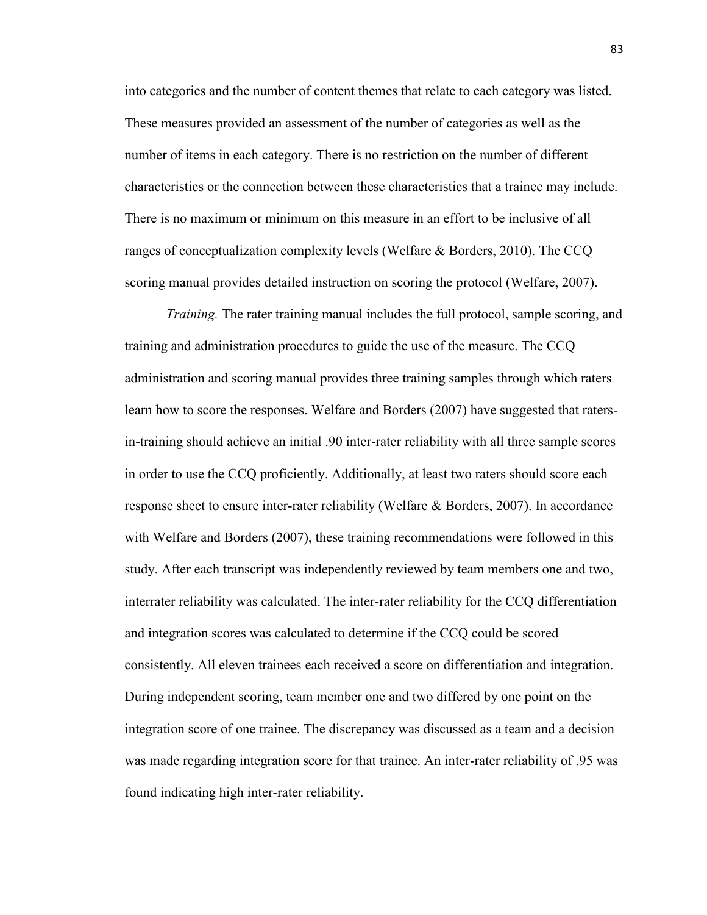into categories and the number of content themes that relate to each category was listed. These measures provided an assessment of the number of categories as well as the number of items in each category. There is no restriction on the number of different characteristics or the connection between these characteristics that a trainee may include. There is no maximum or minimum on this measure in an effort to be inclusive of all ranges of conceptualization complexity levels (Welfare & Borders, 2010). The CCQ scoring manual provides detailed instruction on scoring the protocol (Welfare, 2007).

*Training.* The rater training manual includes the full protocol, sample scoring, and training and administration procedures to guide the use of the measure. The CCQ administration and scoring manual provides three training samples through which raters learn how to score the responses. Welfare and Borders (2007) have suggested that raters-in-training should achieve an initial .90 inter-rater reliability with all three sample scores in order to use the CCQ proficiently. Additionally, at least two raters should score each response sheet to ensure inter-rater reliability (Welfare & Borders, 2007). In accordance with Welfare and Borders (2007), these training recommendations were followed in this study. After each transcript was independently reviewed by team members one and two, interrater reliability was calculated. The inter-rater reliability for the CCQ differentiation and integration scores was calculated to determine if the CCQ could be scored consistently. All eleven trainees each received a score on differentiation and integration. During independent scoring, team member one and two differed by one point on the integration score of one trainee. The discrepancy was discussed as a team and a decision was made regarding integration score for that trainee. An inter-rater reliability of .95 was found indicating high inter-rater reliability.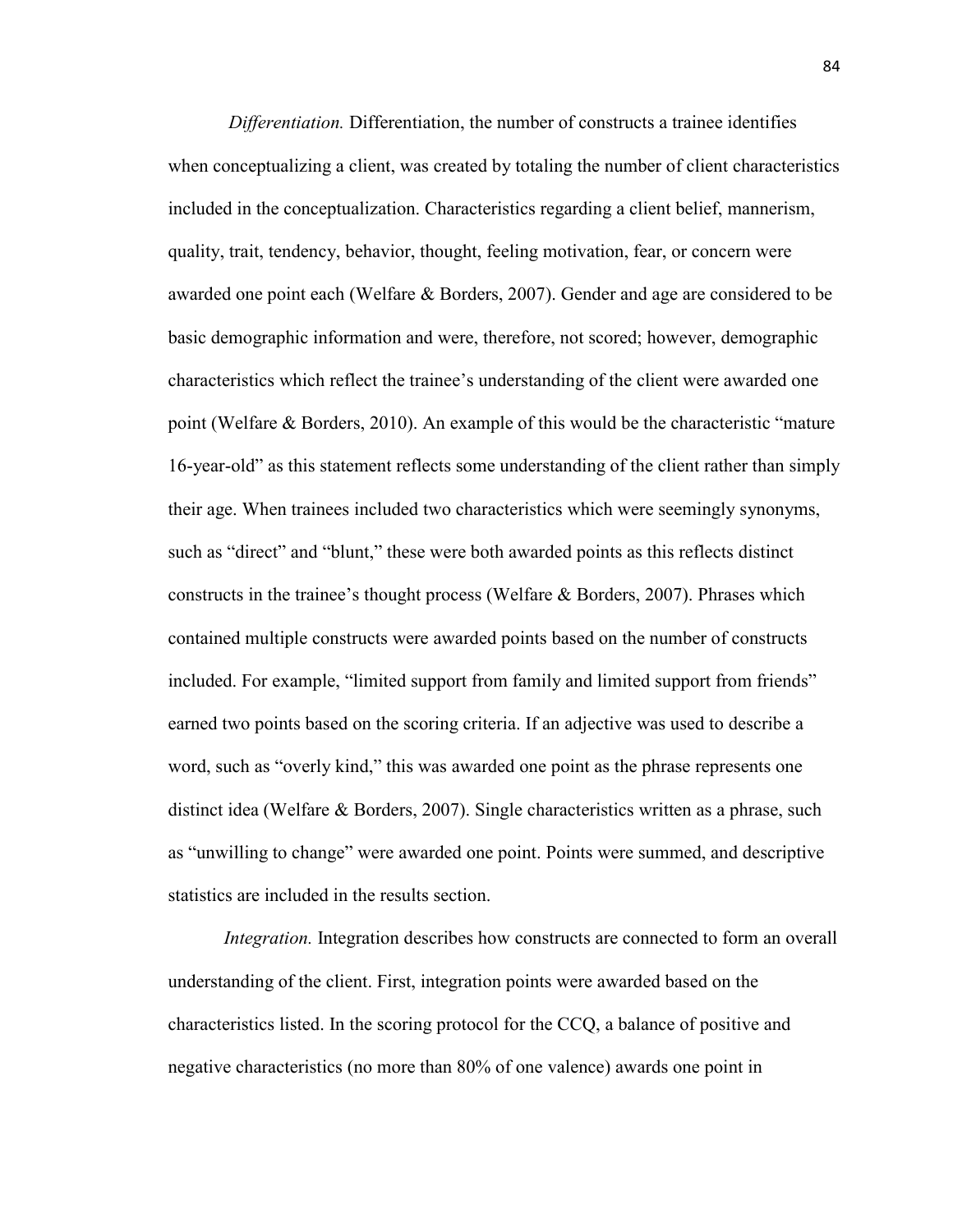*Differentiation.* Differentiation, the number of constructs a trainee identifies when conceptualizing a client, was created by totaling the number of client characteristics included in the conceptualization. Characteristics regarding a client belief, mannerism, quality, trait, tendency, behavior, thought, feeling motivation, fear, or concern were awarded one point each (Welfare & Borders, 2007). Gender and age are considered to be basic demographic information and were, therefore, not scored; however, demographic characteristics which reflect the trainee's understanding of the client were awarded one point (Welfare & Borders, 2010). An example of this would be the characteristic "mature 16-year-old" as this statement reflects some understanding of the client rather than simply their age. When trainees included two characteristics which were seemingly synonyms, such as "direct" and "blunt," these were both awarded points as this reflects distinct constructs in the trainee's thought process (Welfare & Borders, 2007). Phrases which contained multiple constructs were awarded points based on the number of constructs included. For example, "limited support from family and limited support from friends" earned two points based on the scoring criteria. If an adjective was used to describe a word, such as "overly kind," this was awarded one point as the phrase represents one distinct idea (Welfare & Borders, 2007). Single characteristics written as a phrase, such as "unwilling to change" were awarded one point. Points were summed, and descriptive statistics are included in the results section.

*Integration.* Integration describes how constructs are connected to form an overall understanding of the client. First, integration points were awarded based on the characteristics listed. In the scoring protocol for the CCQ, a balance of positive and negative characteristics (no more than 80% of one valence) awards one point in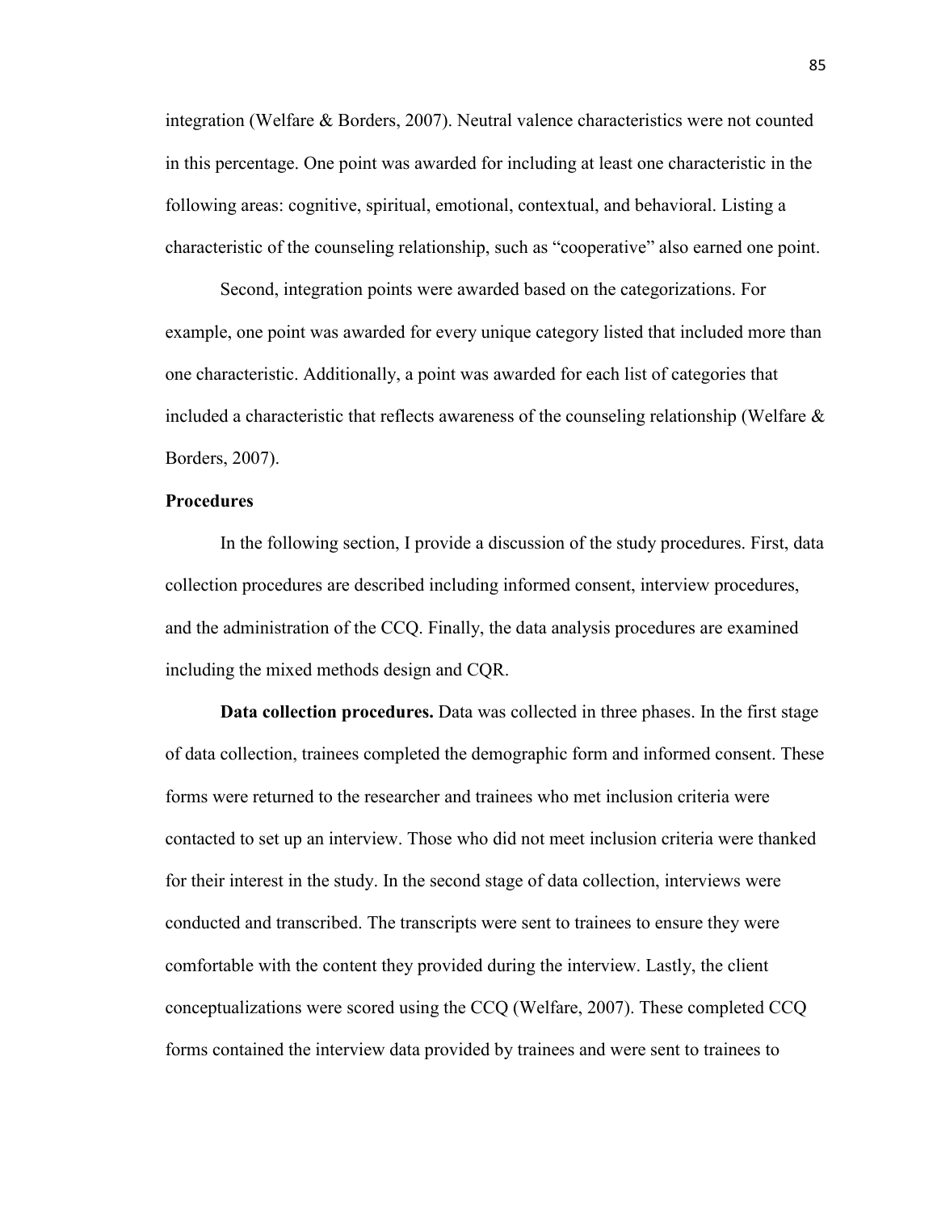integration (Welfare & Borders, 2007). Neutral valence characteristics were not counted in this percentage. One point was awarded for including at least one characteristic in the following areas: cognitive, spiritual, emotional, contextual, and behavioral. Listing a characteristic of the counseling relationship, such as "cooperative" also earned one point.

Second, integration points were awarded based on the categorizations. For example, one point was awarded for every unique category listed that included more than one characteristic. Additionally, a point was awarded for each list of categories that included a characteristic that reflects awareness of the counseling relationship (Welfare & Borders, 2007).

**Procedures**

In the following section, I provide a discussion of the study procedures. First, data collection procedures are described including informed consent, interview procedures, and the administration of the CCQ. Finally, the data analysis procedures are examined including the mixed methods design and CQR.

**Data collection procedures.** Data was collected in three phases. In the first stage of data collection, trainees completed the demographic form and informed consent. These forms were returned to the researcher and trainees who met inclusion criteria were contacted to set up an interview. Those who did not meet inclusion criteria were thanked for their interest in the study. In the second stage of data collection, interviews were conducted and transcribed. The transcripts were sent to trainees to ensure they were comfortable with the content they provided during the interview. Lastly, the client conceptualizations were scored using the CCQ (Welfare, 2007). These completed CCQ forms contained the interview data provided by trainees and were sent to trainees to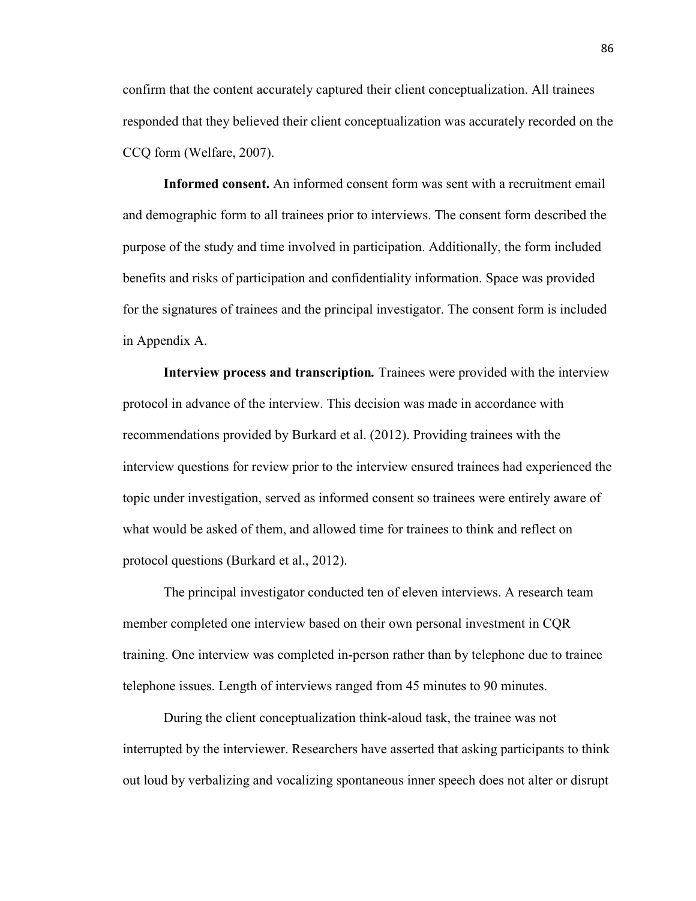confirm that the content accurately captured their client conceptualization. All trainees responded that they believed their client conceptualization was accurately recorded on the CCQ form (Welfare, 2007).

**Informed consent.** An informed consent form was sent with a recruitment email and demographic form to all trainees prior to interviews. The consent form described the purpose of the study and time involved in participation. Additionally, the form included benefits and risks of participation and confidentiality information. Space was provided for the signatures of trainees and the principal investigator. The consent form is included in Appendix A.

**Interview process and transcription.** Trainees were provided with the interview protocol in advance of the interview. This decision was made in accordance with recommendations provided by Burkard et al. (2012). Providing trainees with the interview questions for review prior to the interview ensured trainees had experienced the topic under investigation, served as informed consent so trainees were entirely aware of what would be asked of them, and allowed time for trainees to think and reflect on protocol questions (Burkard et al., 2012).

The principal investigator conducted ten of eleven interviews. A research team member completed one interview based on their own personal investment in CQR training. One interview was completed in-person rather than by telephone due to trainee telephone issues. Length of interviews ranged from 45 minutes to 90 minutes.

During the client conceptualization think-aloud task, the trainee was not interrupted by the interviewer. Researchers have asserted that asking participants to think out loud by verbalizing and vocalizing spontaneous inner speech does not alter or disrupt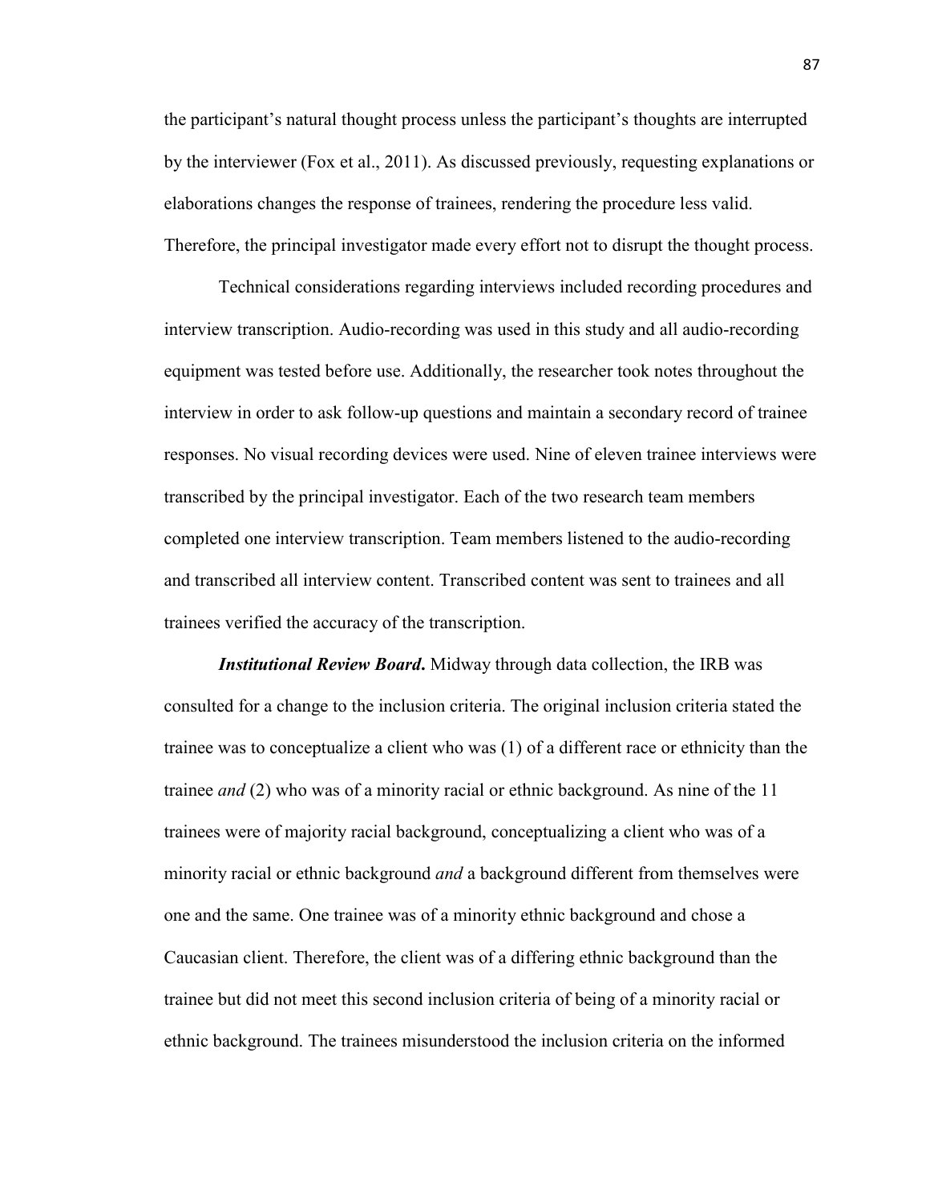the participant's natural thought process unless the participant's thoughts are interrupted by the interviewer (Fox et al., 2011). As discussed previously, requesting explanations or elaborations changes the response of trainees, rendering the procedure less valid. Therefore, the principal investigator made every effort not to disrupt the thought process.

Technical considerations regarding interviews included recording procedures and interview transcription. Audio-recording was used in this study and all audio-recording equipment was tested before use. Additionally, the researcher took notes throughout the interview in order to ask follow-up questions and maintain a secondary record of trainee responses. No visual recording devices were used. Nine of eleven trainee interviews were transcribed by the principal investigator. Each of the two research team members completed one interview transcription. Team members listened to the audio-recording and transcribed all interview content. Transcribed content was sent to trainees and all trainees verified the accuracy of the transcription.

***Institutional Review Board***. Midway through data collection, the IRB was consulted for a change to the inclusion criteria. The original inclusion criteria stated the trainee was to conceptualize a client who was (1) of a different race or ethnicity than the trainee *and* (2) who was of a minority racial or ethnic background. As nine of the 11 trainees were of majority racial background, conceptualizing a client who was of a minority racial or ethnic background *and* a background different from themselves were one and the same. One trainee was of a minority ethnic background and chose a Caucasian client. Therefore, the client was of a differing ethnic background than the trainee but did not meet this second inclusion criteria of being of a minority racial or ethnic background. The trainees misunderstood the inclusion criteria on the informed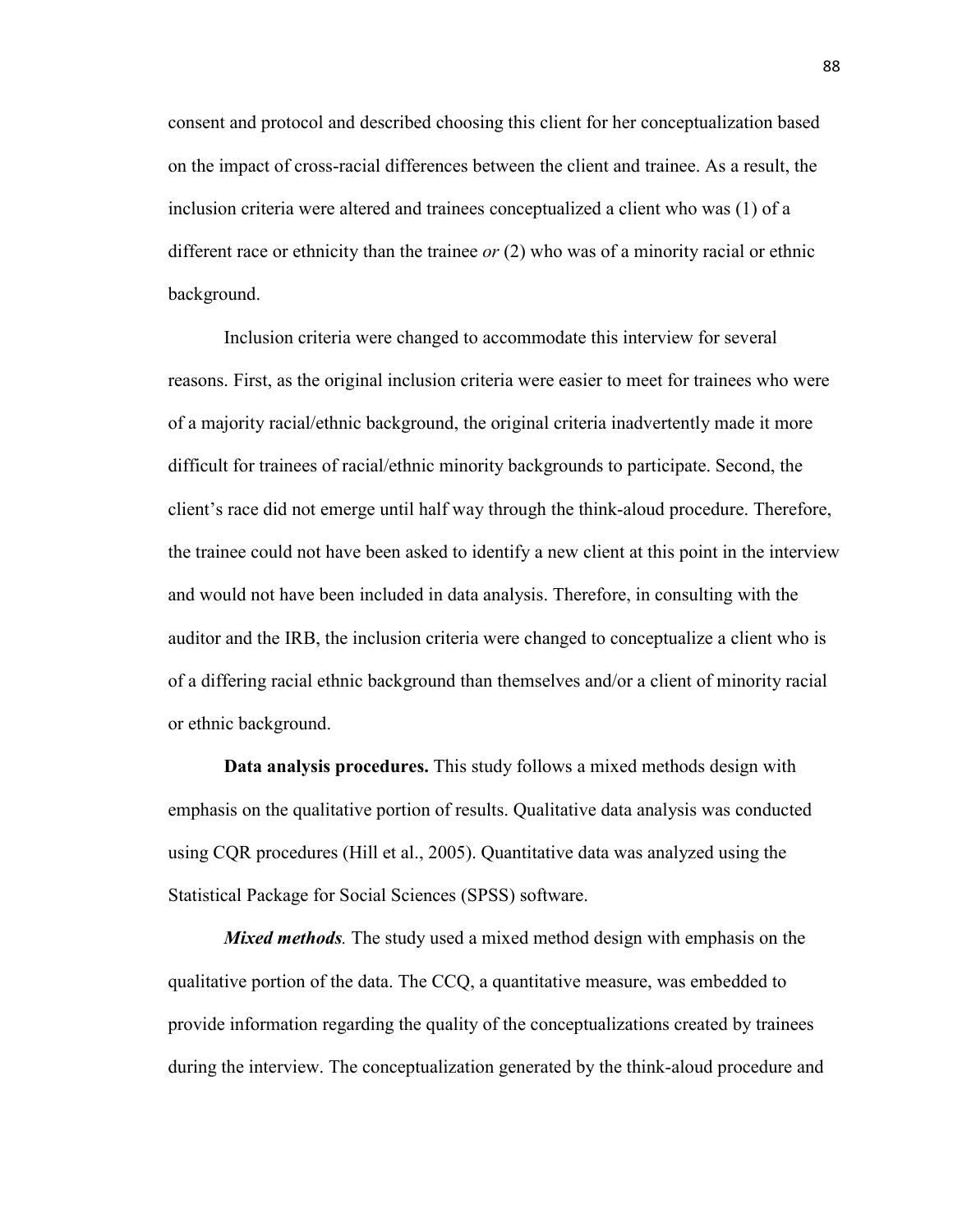consent and protocol and described choosing this client for her conceptualization based on the impact of cross-racial differences between the client and trainee. As a result, the inclusion criteria were altered and trainees conceptualized a client who was (1) of a different race or ethnicity than the trainee *or* (2) who was of a minority racial or ethnic background.

Inclusion criteria were changed to accommodate this interview for several reasons. First, as the original inclusion criteria were easier to meet for trainees who were of a majority racial/ethnic background, the original criteria inadvertently made it more difficult for trainees of racial/ethnic minority backgrounds to participate. Second, the client's race did not emerge until half way through the think-aloud procedure. Therefore, the trainee could not have been asked to identify a new client at this point in the interview and would not have been included in data analysis. Therefore, in consulting with the auditor and the IRB, the inclusion criteria were changed to conceptualize a client who is of a differing racial ethnic background than themselves and/or a client of minority racial or ethnic background.

**Data analysis procedures.** This study follows a mixed methods design with emphasis on the qualitative portion of results. Qualitative data analysis was conducted using CQR procedures (Hill et al., 2005). Quantitative data was analyzed using the Statistical Package for Social Sciences (SPSS) software.

***Mixed methods.*** The study used a mixed method design with emphasis on the qualitative portion of the data. The CCQ, a quantitative measure, was embedded to provide information regarding the quality of the conceptualizations created by trainees during the interview. The conceptualization generated by the think-aloud procedure and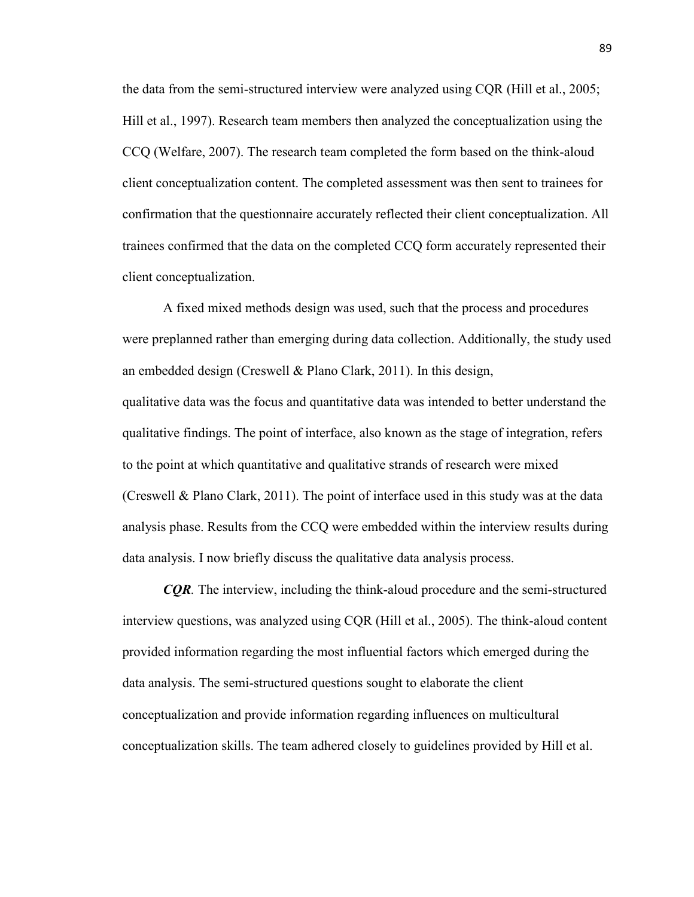the data from the semi-structured interview were analyzed using CQR (Hill et al., 2005; Hill et al., 1997). Research team members then analyzed the conceptualization using the CCQ (Welfare, 2007). The research team completed the form based on the think-aloud client conceptualization content. The completed assessment was then sent to trainees for confirmation that the questionnaire accurately reflected their client conceptualization. All trainees confirmed that the data on the completed CCQ form accurately represented their client conceptualization.

A fixed mixed methods design was used, such that the process and procedures were preplanned rather than emerging during data collection. Additionally, the study used an embedded design (Creswell & Plano Clark, 2011). In this design, qualitative data was the focus and quantitative data was intended to better understand the qualitative findings. The point of interface, also known as the stage of integration, refers to the point at which quantitative and qualitative strands of research were mixed (Creswell & Plano Clark, 2011). The point of interface used in this study was at the data analysis phase. Results from the CCQ were embedded within the interview results during data analysis. I now briefly discuss the qualitative data analysis process.

***CQR.*** The interview, including the think-aloud procedure and the semi-structured interview questions, was analyzed using CQR (Hill et al., 2005). The think-aloud content provided information regarding the most influential factors which emerged during the data analysis. The semi-structured questions sought to elaborate the client conceptualization and provide information regarding influences on multicultural conceptualization skills. The team adhered closely to guidelines provided by Hill et al.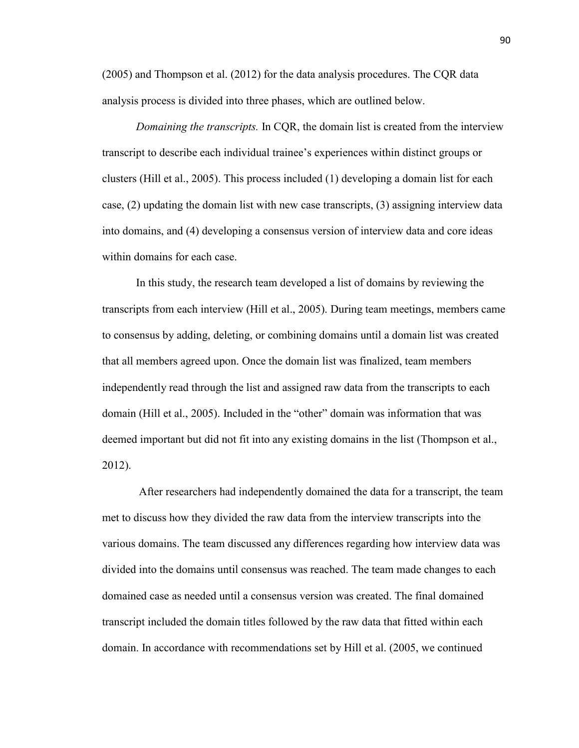(2005) and Thompson et al. (2012) for the data analysis procedures. The CQR data analysis process is divided into three phases, which are outlined below.

*Domaining the transcripts.* In CQR, the domain list is created from the interview transcript to describe each individual trainee's experiences within distinct groups or clusters (Hill et al., 2005). This process included (1) developing a domain list for each case, (2) updating the domain list with new case transcripts, (3) assigning interview data into domains, and (4) developing a consensus version of interview data and core ideas within domains for each case.

In this study, the research team developed a list of domains by reviewing the transcripts from each interview (Hill et al., 2005). During team meetings, members came to consensus by adding, deleting, or combining domains until a domain list was created that all members agreed upon. Once the domain list was finalized, team members independently read through the list and assigned raw data from the transcripts to each domain (Hill et al., 2005). Included in the "other" domain was information that was deemed important but did not fit into any existing domains in the list (Thompson et al., 2012).

After researchers had independently domained the data for a transcript, the team met to discuss how they divided the raw data from the interview transcripts into the various domains. The team discussed any differences regarding how interview data was divided into the domains until consensus was reached. The team made changes to each domained case as needed until a consensus version was created. The final domained transcript included the domain titles followed by the raw data that fitted within each domain. In accordance with recommendations set by Hill et al. (2005, we continued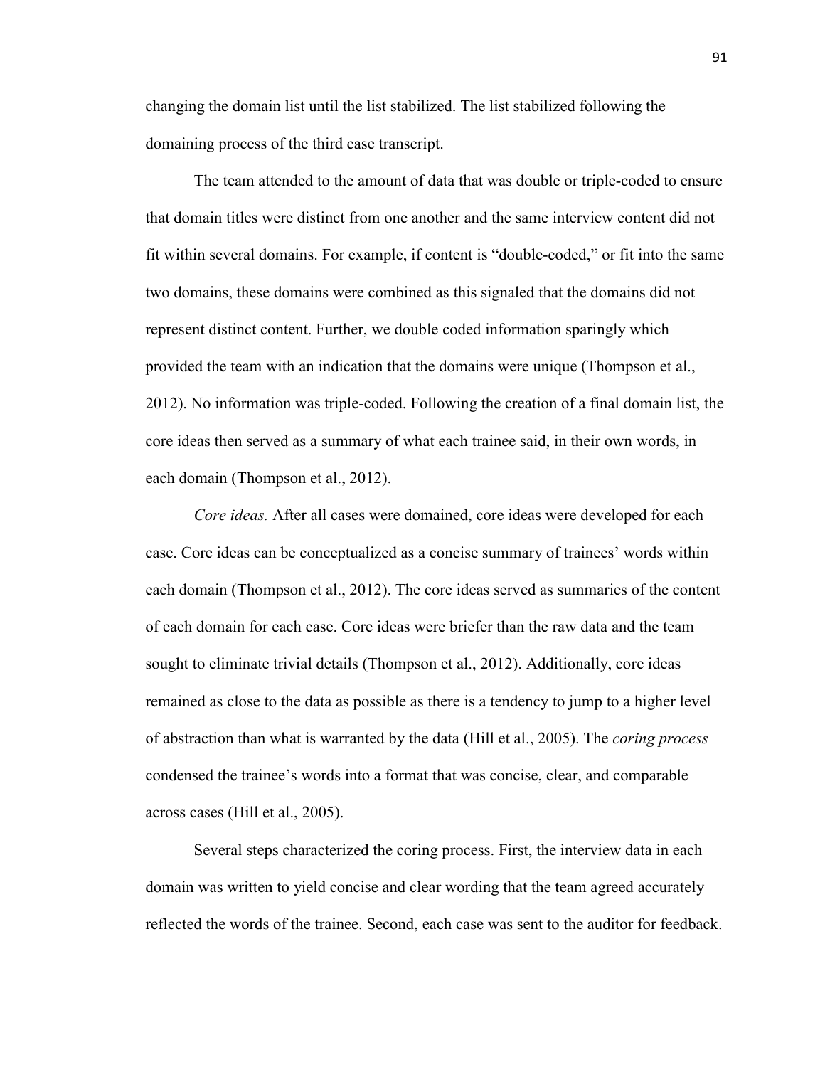changing the domain list until the list stabilized. The list stabilized following the domaining process of the third case transcript.

The team attended to the amount of data that was double or triple-coded to ensure that domain titles were distinct from one another and the same interview content did not fit within several domains. For example, if content is "double-coded," or fit into the same two domains, these domains were combined as this signaled that the domains did not represent distinct content. Further, we double coded information sparingly which provided the team with an indication that the domains were unique (Thompson et al., 2012). No information was triple-coded. Following the creation of a final domain list, the core ideas then served as a summary of what each trainee said, in their own words, in each domain (Thompson et al., 2012).

*Core ideas.* After all cases were domained, core ideas were developed for each case. Core ideas can be conceptualized as a concise summary of trainees' words within each domain (Thompson et al., 2012). The core ideas served as summaries of the content of each domain for each case. Core ideas were briefer than the raw data and the team sought to eliminate trivial details (Thompson et al., 2012). Additionally, core ideas remained as close to the data as possible as there is a tendency to jump to a higher level of abstraction than what is warranted by the data (Hill et al., 2005). The *coring process* condensed the trainee's words into a format that was concise, clear, and comparable across cases (Hill et al., 2005).

Several steps characterized the coring process. First, the interview data in each domain was written to yield concise and clear wording that the team agreed accurately reflected the words of the trainee. Second, each case was sent to the auditor for feedback.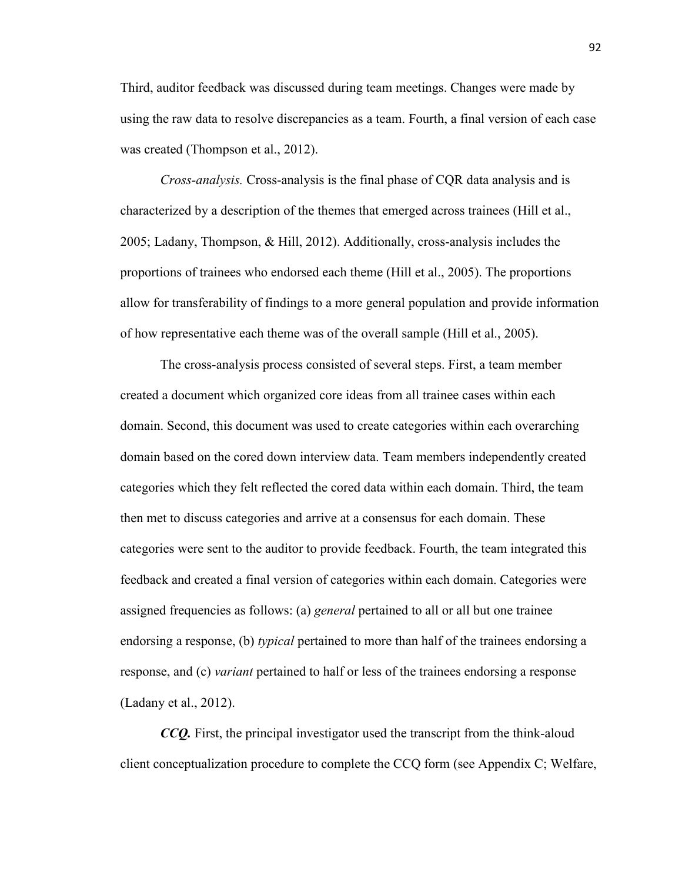Third, auditor feedback was discussed during team meetings. Changes were made by using the raw data to resolve discrepancies as a team. Fourth, a final version of each case was created (Thompson et al., 2012).

*Cross-analysis.* Cross-analysis is the final phase of CQR data analysis and is characterized by a description of the themes that emerged across trainees (Hill et al., 2005; Ladany, Thompson, & Hill, 2012). Additionally, cross-analysis includes the proportions of trainees who endorsed each theme (Hill et al., 2005). The proportions allow for transferability of findings to a more general population and provide information of how representative each theme was of the overall sample (Hill et al., 2005).

The cross-analysis process consisted of several steps. First, a team member created a document which organized core ideas from all trainee cases within each domain. Second, this document was used to create categories within each overarching domain based on the cored down interview data. Team members independently created categories which they felt reflected the cored data within each domain. Third, the team then met to discuss categories and arrive at a consensus for each domain. These categories were sent to the auditor to provide feedback. Fourth, the team integrated this feedback and created a final version of categories within each domain. Categories were assigned frequencies as follows: (a) *general* pertained to all or all but one trainee endorsing a response, (b) *typical* pertained to more than half of the trainees endorsing a response, and (c) *variant* pertained to half or less of the trainees endorsing a response (Ladany et al., 2012).

***CCQ.*** First, the principal investigator used the transcript from the think-aloud client conceptualization procedure to complete the CCQ form (see Appendix C; Welfare,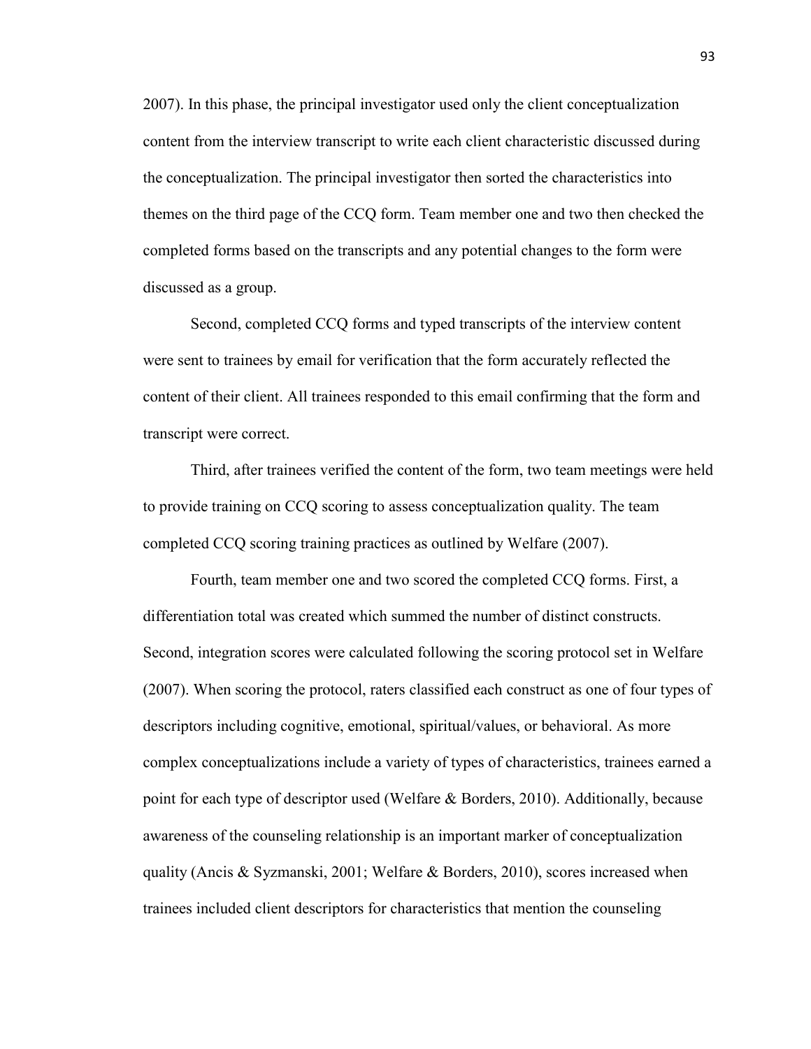2007). In this phase, the principal investigator used only the client conceptualization content from the interview transcript to write each client characteristic discussed during the conceptualization. The principal investigator then sorted the characteristics into themes on the third page of the CCQ form. Team member one and two then checked the completed forms based on the transcripts and any potential changes to the form were discussed as a group.

Second, completed CCQ forms and typed transcripts of the interview content were sent to trainees by email for verification that the form accurately reflected the content of their client. All trainees responded to this email confirming that the form and transcript were correct.

Third, after trainees verified the content of the form, two team meetings were held to provide training on CCQ scoring to assess conceptualization quality. The team completed CCQ scoring training practices as outlined by Welfare (2007).

Fourth, team member one and two scored the completed CCQ forms. First, a differentiation total was created which summed the number of distinct constructs. Second, integration scores were calculated following the scoring protocol set in Welfare (2007). When scoring the protocol, raters classified each construct as one of four types of descriptors including cognitive, emotional, spiritual/values, or behavioral. As more complex conceptualizations include a variety of types of characteristics, trainees earned a point for each type of descriptor used (Welfare & Borders, 2010). Additionally, because awareness of the counseling relationship is an important marker of conceptualization quality (Ancis & Syzmanski, 2001; Welfare & Borders, 2010), scores increased when trainees included client descriptors for characteristics that mention the counseling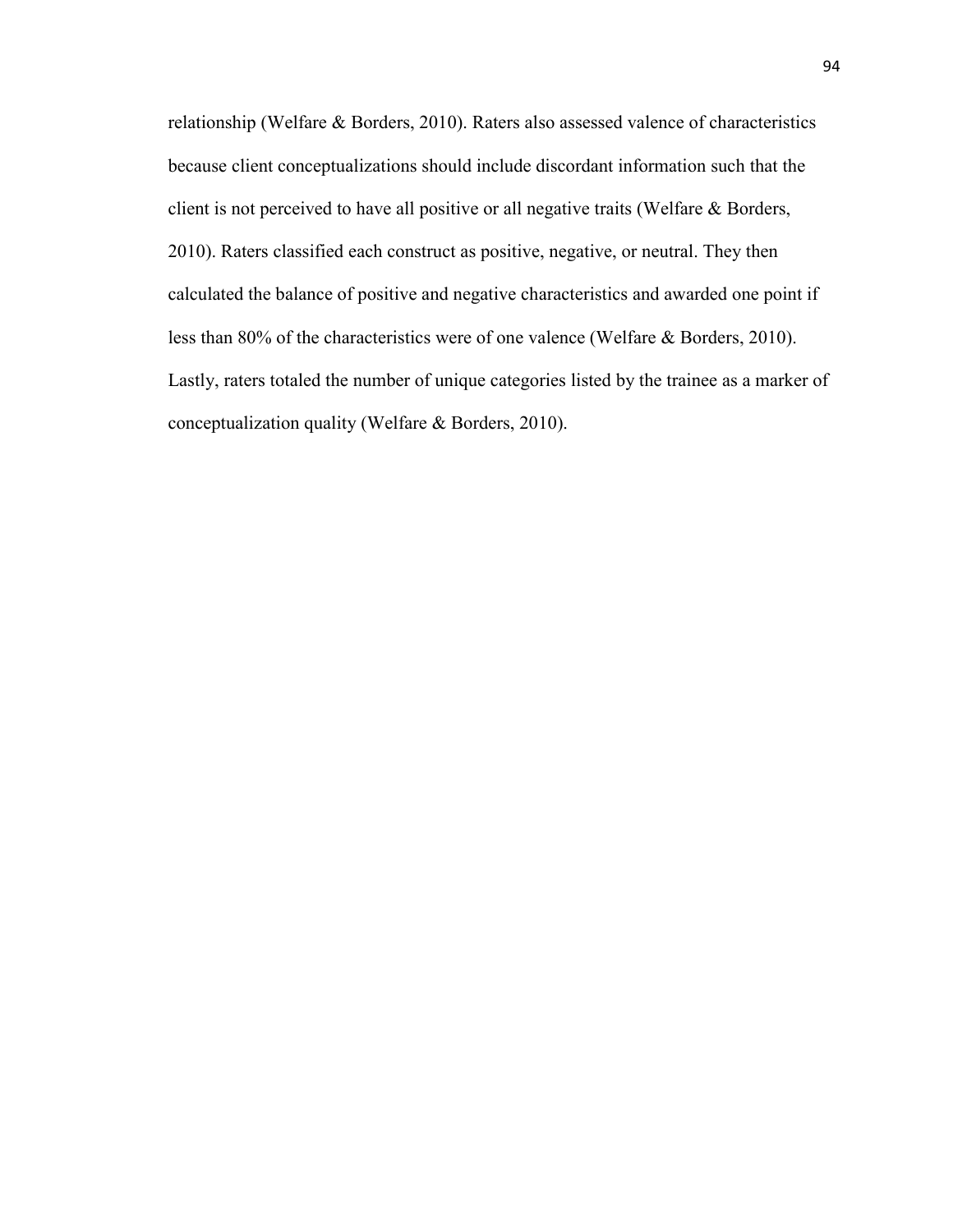relationship (Welfare & Borders, 2010). Raters also assessed valence of characteristics because client conceptualizations should include discordant information such that the client is not perceived to have all positive or all negative traits (Welfare & Borders, 2010). Raters classified each construct as positive, negative, or neutral. They then calculated the balance of positive and negative characteristics and awarded one point if less than 80% of the characteristics were of one valence (Welfare & Borders, 2010). Lastly, raters totaled the number of unique categories listed by the trainee as a marker of conceptualization quality (Welfare & Borders, 2010).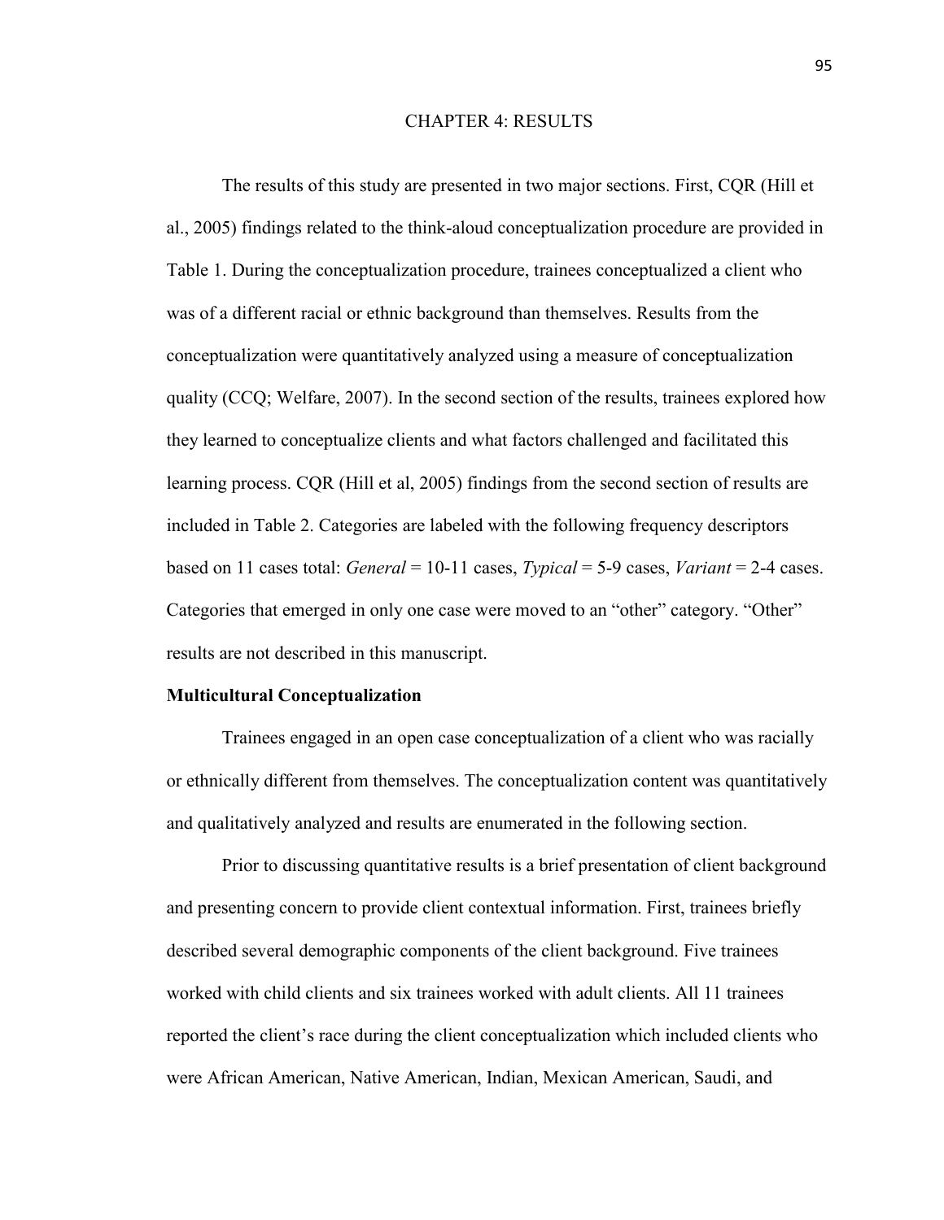# CHAPTER 4: RESULTS

The results of this study are presented in two major sections. First, CQR (Hill et al., 2005) findings related to the think-aloud conceptualization procedure are provided in Table 1. During the conceptualization procedure, trainees conceptualized a client who was of a different racial or ethnic background than themselves. Results from the conceptualization were quantitatively analyzed using a measure of conceptualization quality (CCQ; Welfare, 2007). In the second section of the results, trainees explored how they learned to conceptualize clients and what factors challenged and facilitated this learning process. CQR (Hill et al, 2005) findings from the second section of results are included in Table 2. Categories are labeled with the following frequency descriptors based on 11 cases total: *General* = 10-11 cases, *Typical* = 5-9 cases, *Variant* = 2-4 cases. Categories that emerged in only one case were moved to an "other" category. "Other" results are not described in this manuscript.

**Multicultural Conceptualization**

Trainees engaged in an open case conceptualization of a client who was racially or ethnically different from themselves. The conceptualization content was quantitatively and qualitatively analyzed and results are enumerated in the following section.

Prior to discussing quantitative results is a brief presentation of client background and presenting concern to provide client contextual information. First, trainees briefly described several demographic components of the client background. Five trainees worked with child clients and six trainees worked with adult clients. All 11 trainees reported the client's race during the client conceptualization which included clients who were African American, Native American, Indian, Mexican American, Saudi, and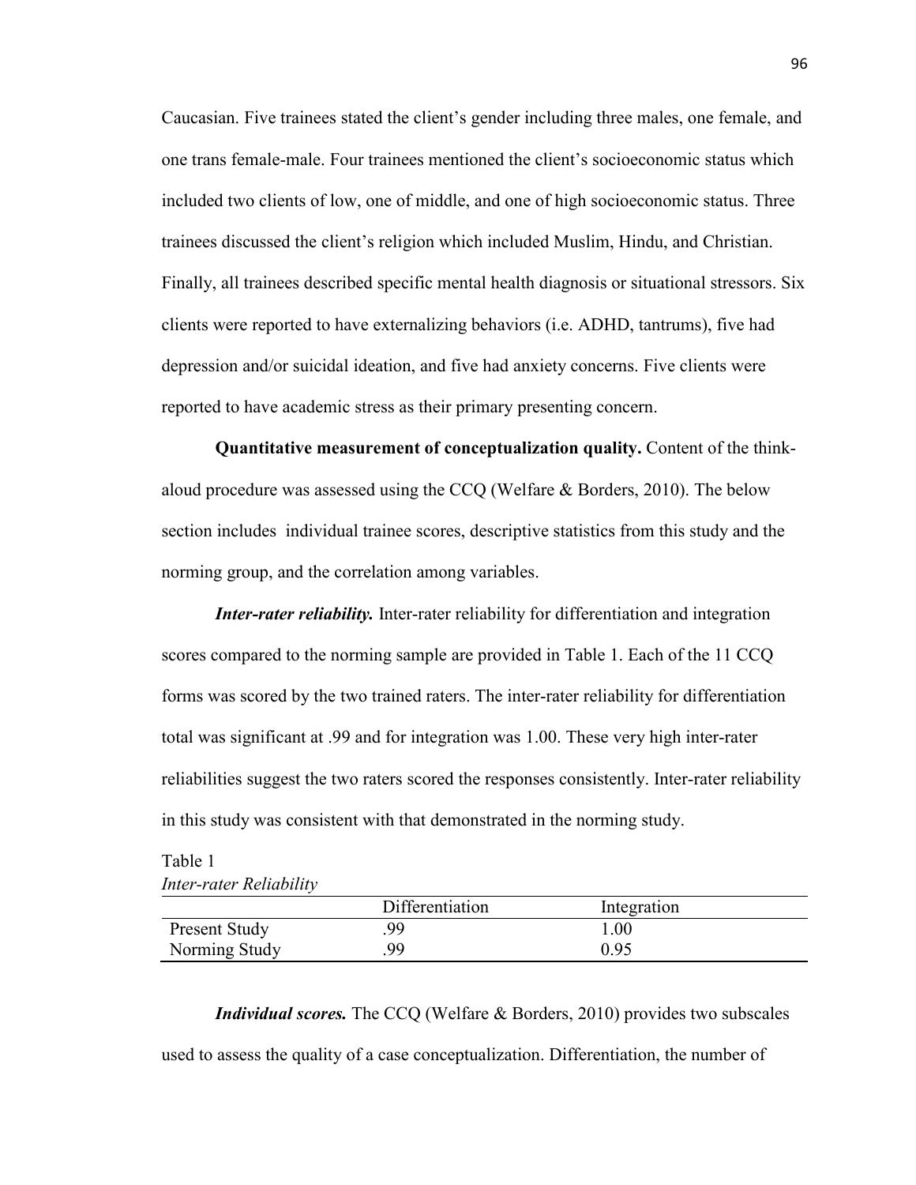Caucasian. Five trainees stated the client's gender including three males, one female, and one trans female-male. Four trainees mentioned the client's socioeconomic status which included two clients of low, one of middle, and one of high socioeconomic status. Three trainees discussed the client's religion which included Muslim, Hindu, and Christian. Finally, all trainees described specific mental health diagnosis or situational stressors. Six clients were reported to have externalizing behaviors (i.e. ADHD, tantrums), five had depression and/or suicidal ideation, and five had anxiety concerns. Five clients were reported to have academic stress as their primary presenting concern.

**Quantitative measurement of conceptualization quality.** Content of the think-aloud procedure was assessed using the CCQ (Welfare & Borders, 2010). The below section includes individual trainee scores, descriptive statistics from this study and the norming group, and the correlation among variables.

***Inter-rater reliability.*** Inter-rater reliability for differentiation and integration scores compared to the norming sample are provided in Table 1. Each of the 11 CCQ forms was scored by the two trained raters. The inter-rater reliability for differentiation total was significant at .99 and for integration was 1.00. These very high inter-rater reliabilities suggest the two raters scored the responses consistently. Inter-rater reliability in this study was consistent with that demonstrated in the norming study.

Table 1
*Inter-rater Reliability*

| | Differentiation | Integration |
|---|---|---|
| Present Study | .99 | 1.00 |
| Norming Study | .99 | 0.95 |

***Individual scores.*** The CCQ (Welfare & Borders, 2010) provides two subscales used to assess the quality of a case conceptualization. Differentiation, the number of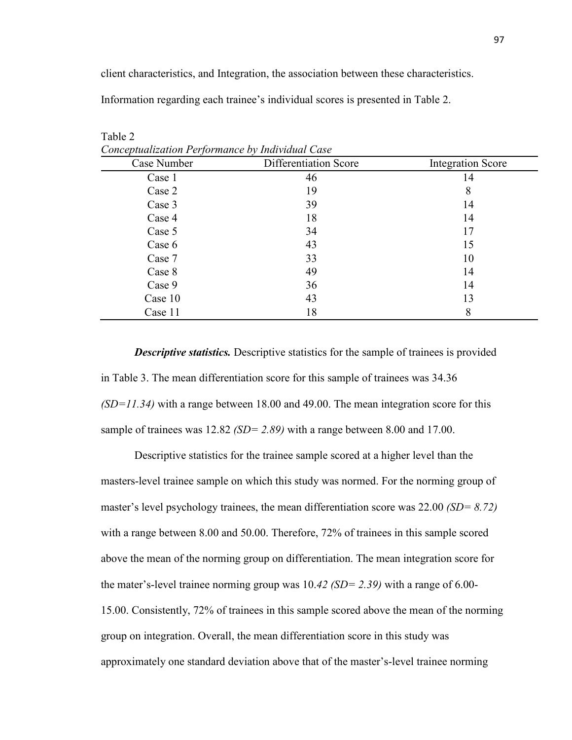client characteristics, and Integration, the association between these characteristics. Information regarding each trainee's individual scores is presented in Table 2.

Table 2

*Conceptualization Performance by Individual Case*

| Case Number | Differentiation Score | Integration Score |
|---|---|---|
| Case 1 | 46 | 14 |
| Case 2 | 19 | 8 |
| Case 3 | 39 | 14 |
| Case 4 | 18 | 14 |
| Case 5 | 34 | 17 |
| Case 6 | 43 | 15 |
| Case 7 | 33 | 10 |
| Case 8 | 49 | 14 |
| Case 9 | 36 | 14 |
| Case 10 | 43 | 13 |
| Case 11 | 18 | 8 |

***Descriptive statistics.*** Descriptive statistics for the sample of trainees is provided in Table 3. The mean differentiation score for this sample of trainees was 34.36 *(SD=11.34)* with a range between 18.00 and 49.00. The mean integration score for this sample of trainees was 12.82 *(SD= 2.89)* with a range between 8.00 and 17.00.

Descriptive statistics for the trainee sample scored at a higher level than the masters-level trainee sample on which this study was normed. For the norming group of master's level psychology trainees, the mean differentiation score was 22.00 *(SD= 8.72)* with a range between 8.00 and 50.00. Therefore, 72% of trainees in this sample scored above the mean of the norming group on differentiation. The mean integration score for the mater's-level trainee norming group was 10*.42 (SD= 2.39)* with a range of 6.00-15.00. Consistently, 72% of trainees in this sample scored above the mean of the norming group on integration. Overall, the mean differentiation score in this study was approximately one standard deviation above that of the master's-level trainee norming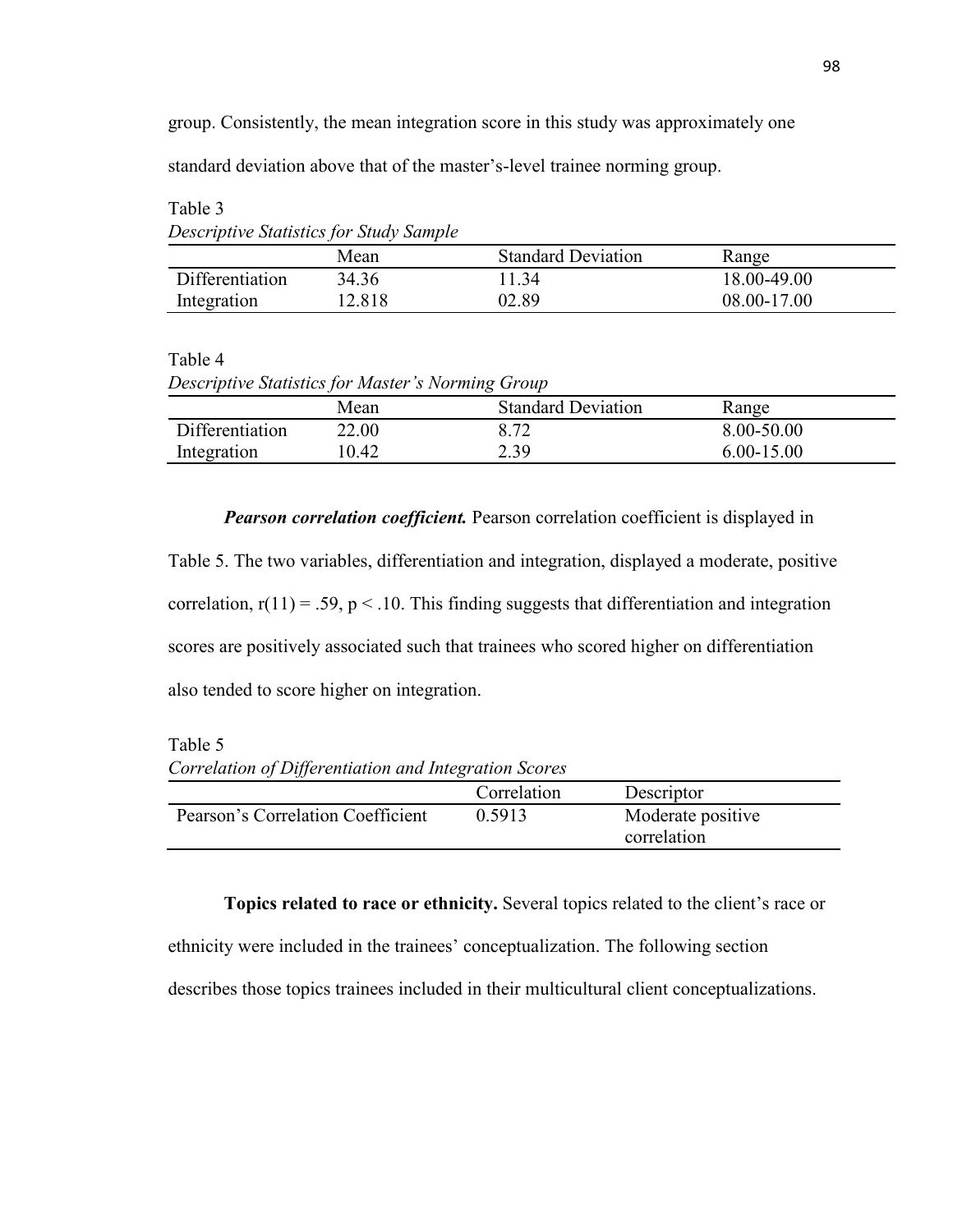group. Consistently, the mean integration score in this study was approximately one standard deviation above that of the master's-level trainee norming group.

Table 3

*Descriptive Statistics for Study Sample*

| | Mean | Standard Deviation | Range |
|---|---|---|---|
| Differentiation | 34.36 | 11.34 | 18.00-49.00 |
| Integration | 12.818 | 02.89 | 08.00-17.00 |

Table 4

*Descriptive Statistics for Master's Norming Group*

| | Mean | Standard Deviation | Range |
|---|---|---|---|
| Differentiation | 22.00 | 8.72 | 8.00-50.00 |
| Integration | 10.42 | 2.39 | 6.00-15.00 |

***Pearson correlation coefficient.*** Pearson correlation coefficient is displayed in Table 5. The two variables, differentiation and integration, displayed a moderate, positive correlation, $r(11) = .59$, $p < .10$. This finding suggests that differentiation and integration scores are positively associated such that trainees who scored higher on differentiation also tended to score higher on integration.

Table 5

*Correlation of Differentiation and Integration Scores*

| | Correlation | Descriptor |
|---|---|---|
| Pearson's Correlation Coefficient | 0.5913 | Moderate positive correlation |

**Topics related to race or ethnicity.** Several topics related to the client's race or ethnicity were included in the trainees' conceptualization. The following section describes those topics trainees included in their multicultural client conceptualizations.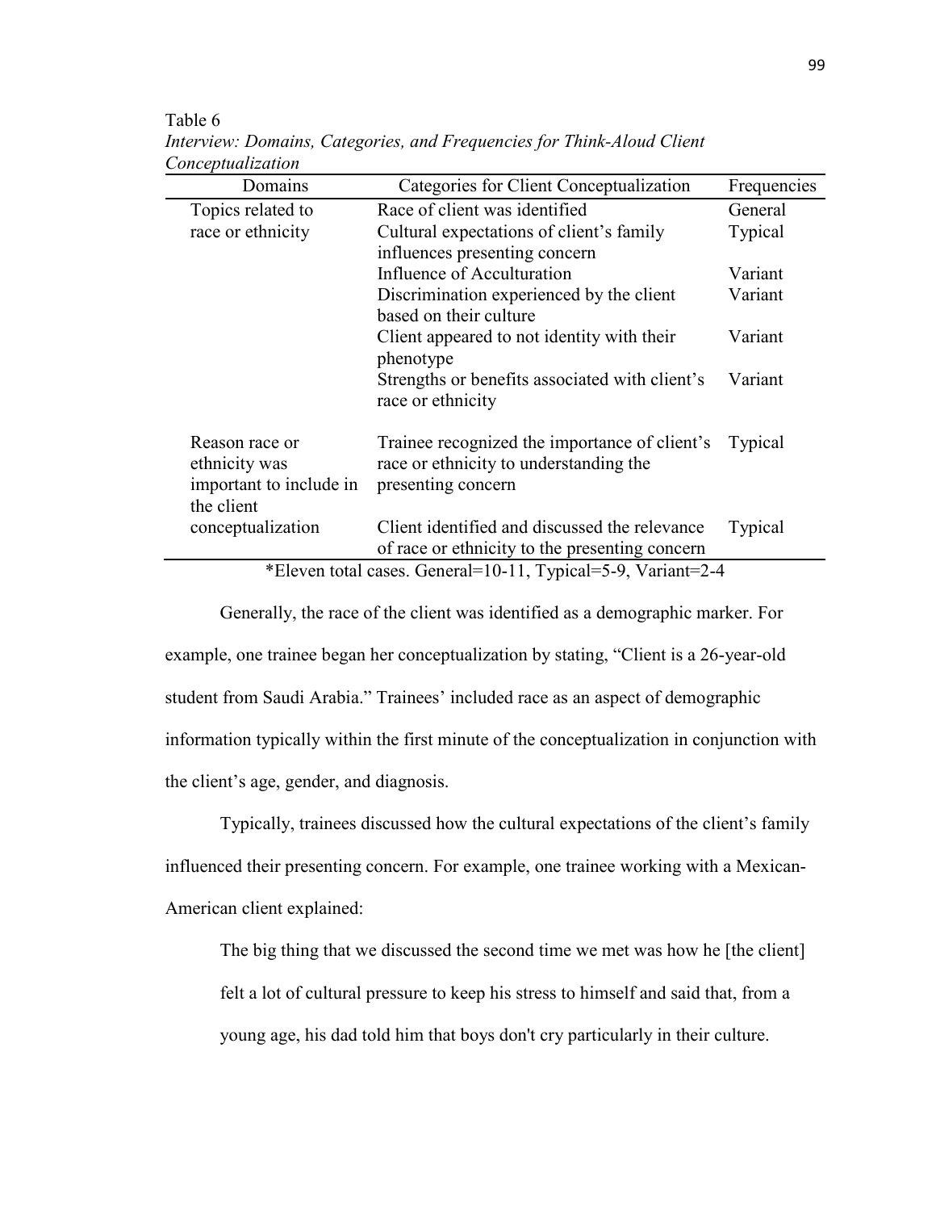Table 6

*Interview: Domains, Categories, and Frequencies for Think-Aloud Client Conceptualization*

| Domains | Categories for Client Conceptualization | Frequencies |
|---|---|---|
| Topics related to race or ethnicity | Race of client was identified | General |
| | Cultural expectations of client's family influences presenting concern | Typical |
| | Influence of Acculturation | Variant |
| | Discrimination experienced by the client based on their culture | Variant |
| | Client appeared to not identity with their phenotype | Variant |
| | Strengths or benefits associated with client's race or ethnicity | Variant |
| Reason race or ethnicity was important to include in the client conceptualization | Trainee recognized the importance of client's race or ethnicity to understanding the presenting concern | Typical |
| | Client identified and discussed the relevance of race or ethnicity to the presenting concern | Typical |

*Eleven total cases. General=10-11, Typical=5-9, Variant=2-4

Generally, the race of the client was identified as a demographic marker. For example, one trainee began her conceptualization by stating, "Client is a 26-year-old student from Saudi Arabia." Trainees' included race as an aspect of demographic information typically within the first minute of the conceptualization in conjunction with the client's age, gender, and diagnosis.

Typically, trainees discussed how the cultural expectations of the client's family influenced their presenting concern. For example, one trainee working with a Mexican-American client explained:

> The big thing that we discussed the second time we met was how he [the client] felt a lot of cultural pressure to keep his stress to himself and said that, from a young age, his dad told him that boys don't cry particularly in their culture.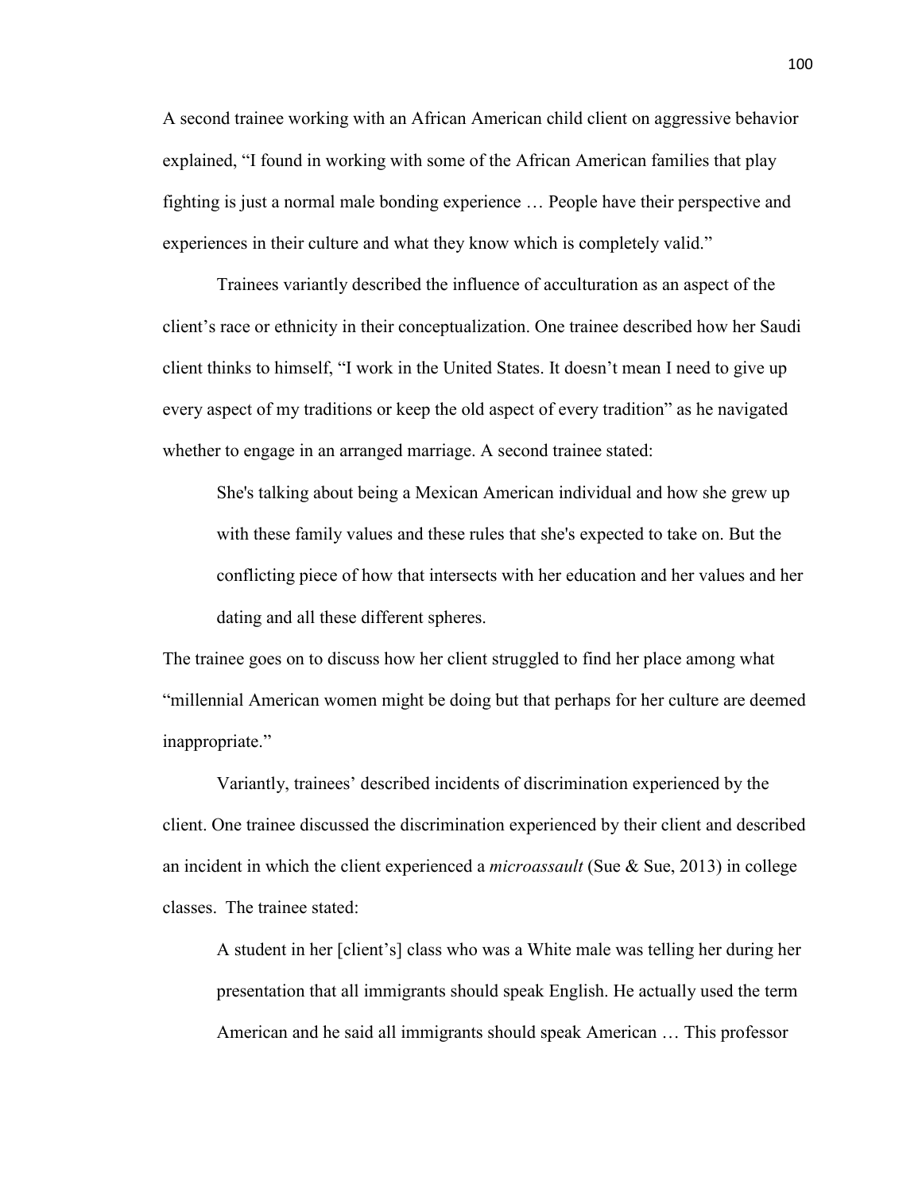A second trainee working with an African American child client on aggressive behavior explained, "I found in working with some of the African American families that play fighting is just a normal male bonding experience … People have their perspective and experiences in their culture and what they know which is completely valid."

Trainees variantly described the influence of acculturation as an aspect of the client's race or ethnicity in their conceptualization. One trainee described how her Saudi client thinks to himself, "I work in the United States. It doesn't mean I need to give up every aspect of my traditions or keep the old aspect of every tradition" as he navigated whether to engage in an arranged marriage. A second trainee stated:

> She's talking about being a Mexican American individual and how she grew up with these family values and these rules that she's expected to take on. But the conflicting piece of how that intersects with her education and her values and her dating and all these different spheres.

The trainee goes on to discuss how her client struggled to find her place among what "millennial American women might be doing but that perhaps for her culture are deemed inappropriate."

Variantly, trainees' described incidents of discrimination experienced by the client. One trainee discussed the discrimination experienced by their client and described an incident in which the client experienced a *microassault* (Sue & Sue, 2013) in college classes. The trainee stated:

> A student in her [client's] class who was a White male was telling her during her presentation that all immigrants should speak English. He actually used the term American and he said all immigrants should speak American … This professor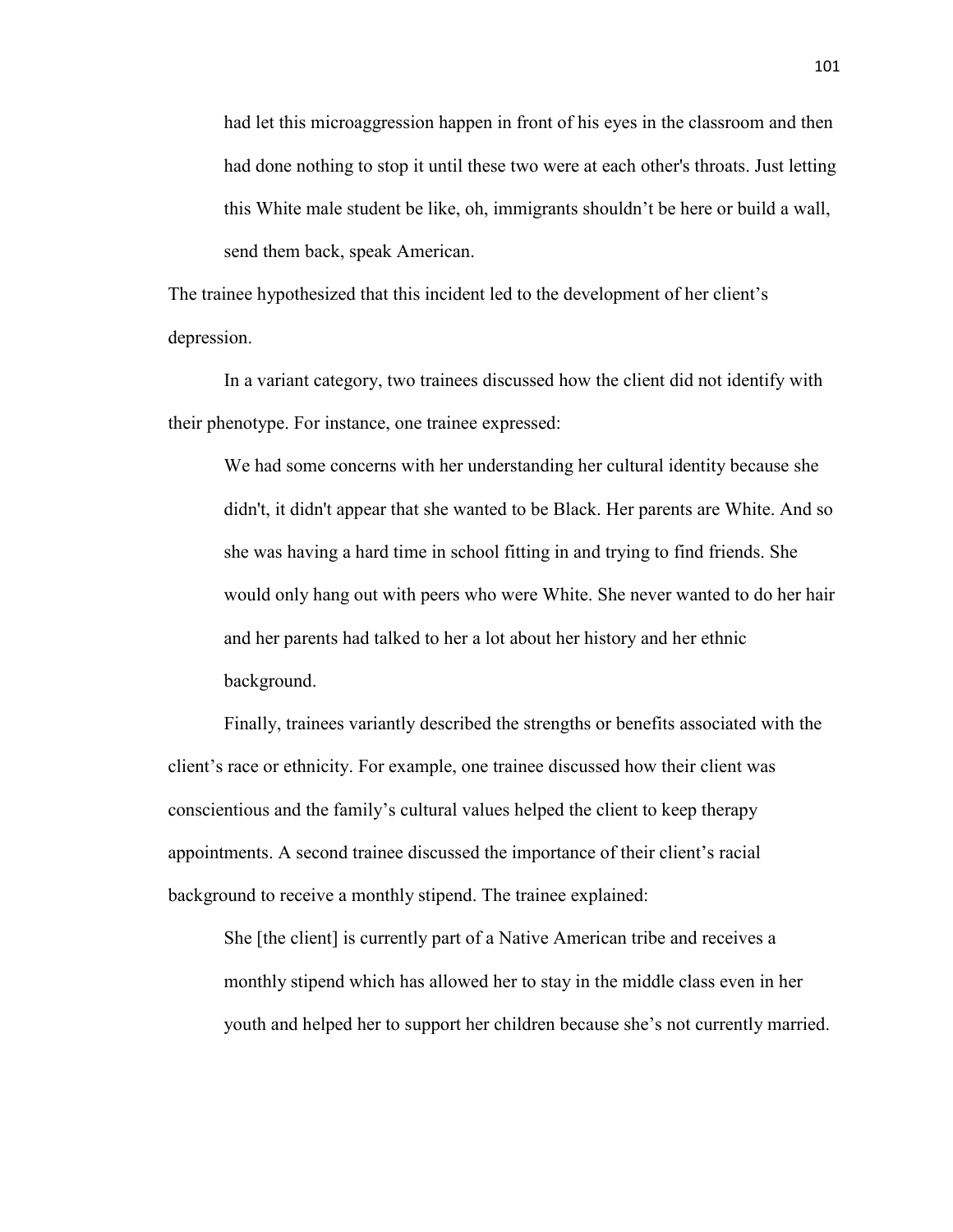> had let this microaggression happen in front of his eyes in the classroom and then had done nothing to stop it until these two were at each other's throats. Just letting this White male student be like, oh, immigrants shouldn't be here or build a wall, send them back, speak American.

The trainee hypothesized that this incident led to the development of her client's depression.

In a variant category, two trainees discussed how the client did not identify with their phenotype. For instance, one trainee expressed:

> We had some concerns with her understanding her cultural identity because she didn't, it didn't appear that she wanted to be Black. Her parents are White. And so she was having a hard time in school fitting in and trying to find friends. She would only hang out with peers who were White. She never wanted to do her hair and her parents had talked to her a lot about her history and her ethnic background.

Finally, trainees variantly described the strengths or benefits associated with the client's race or ethnicity. For example, one trainee discussed how their client was conscientious and the family's cultural values helped the client to keep therapy appointments. A second trainee discussed the importance of their client's racial background to receive a monthly stipend. The trainee explained:

> She [the client] is currently part of a Native American tribe and receives a monthly stipend which has allowed her to stay in the middle class even in her youth and helped her to support her children because she's not currently married.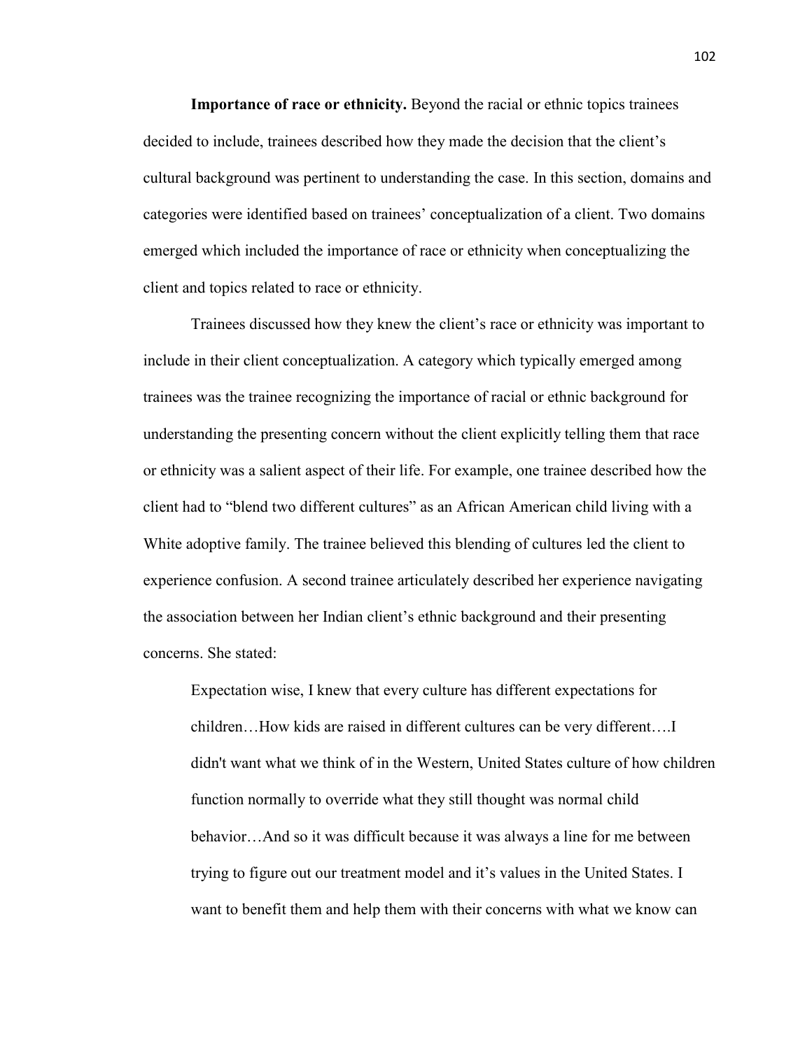**Importance of race or ethnicity.** Beyond the racial or ethnic topics trainees decided to include, trainees described how they made the decision that the client's cultural background was pertinent to understanding the case. In this section, domains and categories were identified based on trainees' conceptualization of a client. Two domains emerged which included the importance of race or ethnicity when conceptualizing the client and topics related to race or ethnicity.

Trainees discussed how they knew the client's race or ethnicity was important to include in their client conceptualization. A category which typically emerged among trainees was the trainee recognizing the importance of racial or ethnic background for understanding the presenting concern without the client explicitly telling them that race or ethnicity was a salient aspect of their life. For example, one trainee described how the client had to "blend two different cultures" as an African American child living with a White adoptive family. The trainee believed this blending of cultures led the client to experience confusion. A second trainee articulately described her experience navigating the association between her Indian client's ethnic background and their presenting concerns. She stated:

> Expectation wise, I knew that every culture has different expectations for children…How kids are raised in different cultures can be very different….I didn't want what we think of in the Western, United States culture of how children function normally to override what they still thought was normal child behavior…And so it was difficult because it was always a line for me between trying to figure out our treatment model and it's values in the United States. I want to benefit them and help them with their concerns with what we know can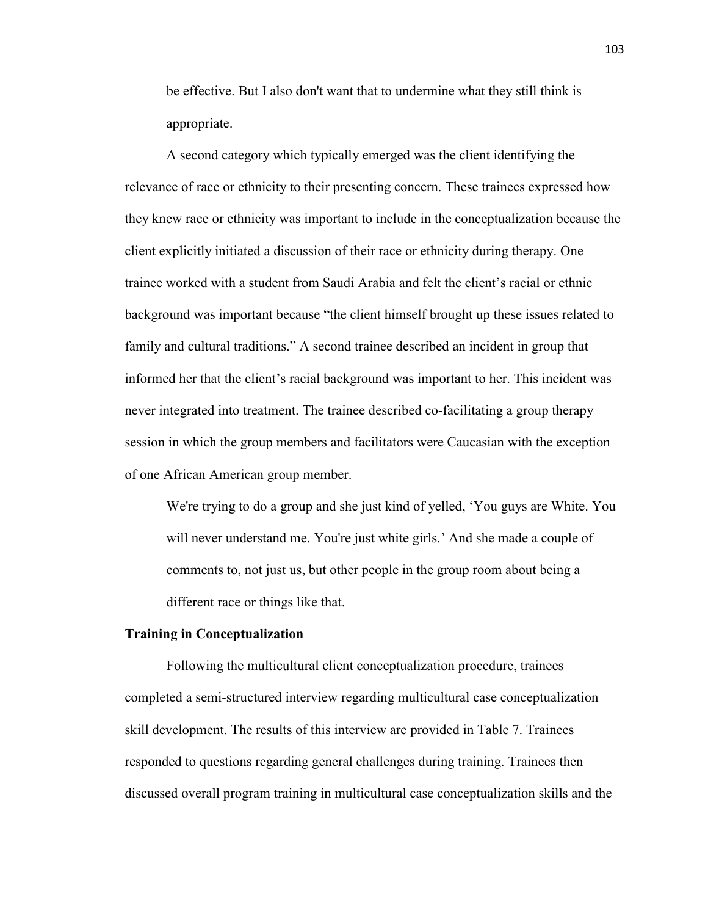be effective. But I also don't want that to undermine what they still think is appropriate.

A second category which typically emerged was the client identifying the relevance of race or ethnicity to their presenting concern. These trainees expressed how they knew race or ethnicity was important to include in the conceptualization because the client explicitly initiated a discussion of their race or ethnicity during therapy. One trainee worked with a student from Saudi Arabia and felt the client's racial or ethnic background was important because "the client himself brought up these issues related to family and cultural traditions." A second trainee described an incident in group that informed her that the client's racial background was important to her. This incident was never integrated into treatment. The trainee described co-facilitating a group therapy session in which the group members and facilitators were Caucasian with the exception of one African American group member.

> We're trying to do a group and she just kind of yelled, 'You guys are White. You will never understand me. You're just white girls.' And she made a couple of comments to, not just us, but other people in the group room about being a different race or things like that.

**Training in Conceptualization**

Following the multicultural client conceptualization procedure, trainees completed a semi-structured interview regarding multicultural case conceptualization skill development. The results of this interview are provided in Table 7. Trainees responded to questions regarding general challenges during training. Trainees then discussed overall program training in multicultural case conceptualization skills and the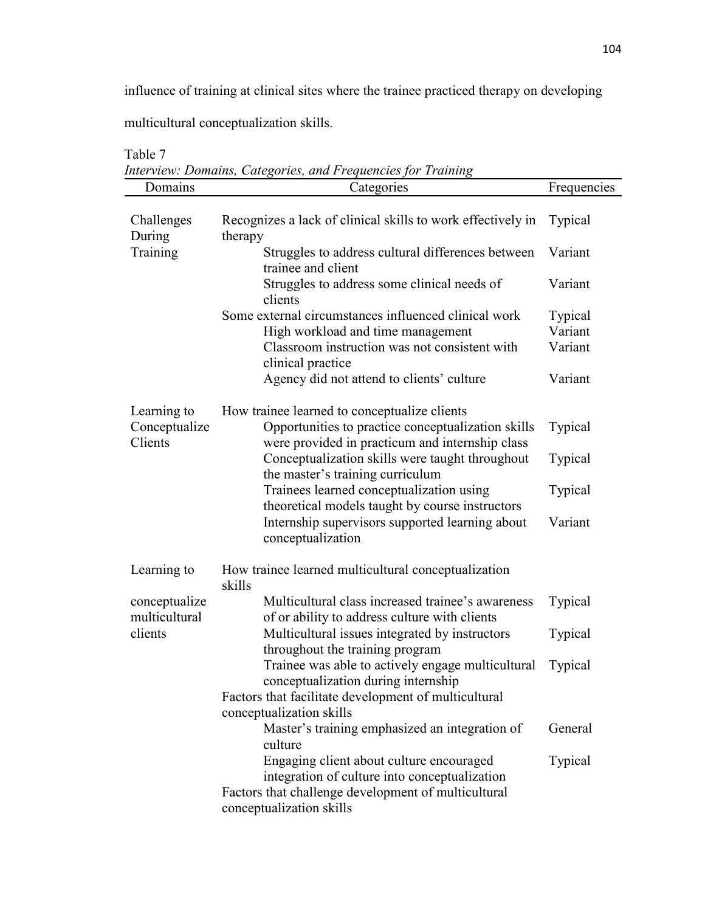influence of training at clinical sites where the trainee practiced therapy on developing multicultural conceptualization skills.

Table 7

*Interview: Domains, Categories, and Frequencies for Training*

| Domains | Categories | Frequencies |
|---|---|---|
| Challenges During Training | Recognizes a lack of clinical skills to work effectively in therapy | Typical |
| | Struggles to address cultural differences between trainee and client | Variant |
| | Struggles to address some clinical needs of clients | Variant |
| | Some external circumstances influenced clinical work | Typical |
| | High workload and time management | Variant |
| | Classroom instruction was not consistent with clinical practice | Variant |
| | Agency did not attend to clients' culture | Variant |
| Learning to Conceptualize Clients | How trainee learned to conceptualize clients | |
| | Opportunities to practice conceptualization skills were provided in practicum and internship class | Typical |
| | Conceptualization skills were taught throughout the master's training curriculum | Typical |
| | Trainees learned conceptualization using theoretical models taught by course instructors | Typical |
| | Internship supervisors supported learning about conceptualization | Variant |
| Learning to conceptualize multicultural clients | How trainee learned multicultural conceptualization skills | |
| | Multicultural class increased trainee's awareness of or ability to address culture with clients | Typical |
| | Multicultural issues integrated by instructors throughout the training program | Typical |
| | Trainee was able to actively engage multicultural conceptualization during internship | Typical |
| | Factors that facilitate development of multicultural conceptualization skills | |
| | Master's training emphasized an integration of culture | General |
| | Engaging client about culture encouraged integration of culture into conceptualization | Typical |
| | Factors that challenge development of multicultural conceptualization skills | |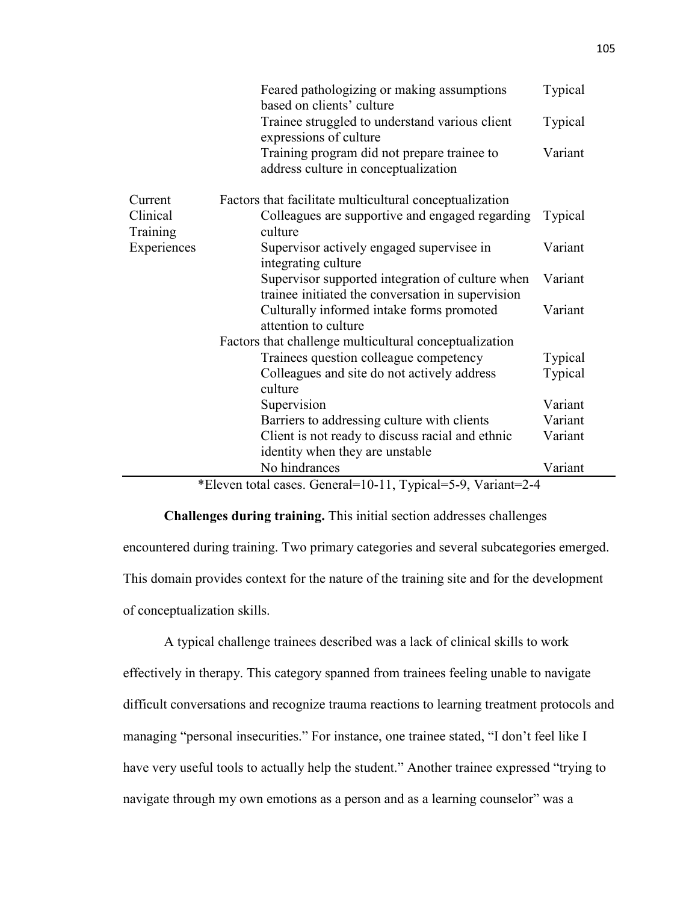| | | |
|---|---|---|
| | Feared pathologizing or making assumptions based on clients' culture | Typical |
| | Trainee struggled to understand various client expressions of culture | Typical |
| | Training program did not prepare trainee to address culture in conceptualization | Variant |
| Current Clinical Training Experiences | Factors that facilitate multicultural conceptualization | |
| | Colleagues are supportive and engaged regarding culture | Typical |
| | Supervisor actively engaged supervisee in integrating culture | Variant |
| | Supervisor supported integration of culture when trainee initiated the conversation in supervision | Variant |
| | Culturally informed intake forms promoted attention to culture | Variant |
| | Factors that challenge multicultural conceptualization | |
| | Trainees question colleague competency | Typical |
| | Colleagues and site do not actively address culture | Typical |
| | Supervision | Variant |
| | Barriers to addressing culture with clients | Variant |
| | Client is not ready to discuss racial and ethnic identity when they are unstable | Variant |
| | No hindrances | Variant |

*Eleven total cases. General=10-11, Typical=5-9, Variant=2-4

**Challenges during training.** This initial section addresses challenges encountered during training. Two primary categories and several subcategories emerged. This domain provides context for the nature of the training site and for the development of conceptualization skills.

A typical challenge trainees described was a lack of clinical skills to work effectively in therapy. This category spanned from trainees feeling unable to navigate difficult conversations and recognize trauma reactions to learning treatment protocols and managing "personal insecurities." For instance, one trainee stated, "I don't feel like I have very useful tools to actually help the student." Another trainee expressed "trying to navigate through my own emotions as a person and as a learning counselor" was a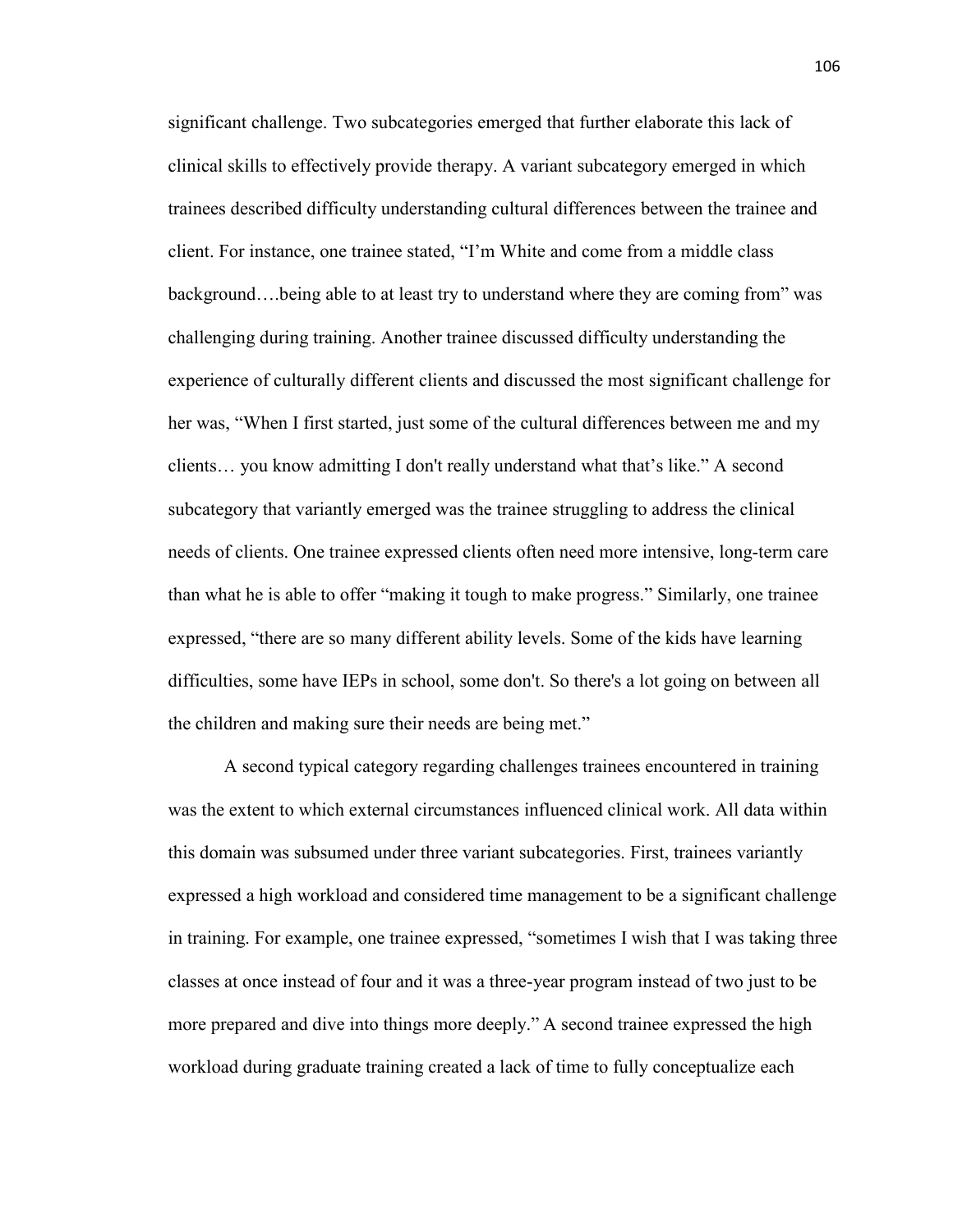significant challenge. Two subcategories emerged that further elaborate this lack of clinical skills to effectively provide therapy. A variant subcategory emerged in which trainees described difficulty understanding cultural differences between the trainee and client. For instance, one trainee stated, "I'm White and come from a middle class background….being able to at least try to understand where they are coming from" was challenging during training. Another trainee discussed difficulty understanding the experience of culturally different clients and discussed the most significant challenge for her was, "When I first started, just some of the cultural differences between me and my clients… you know admitting I don't really understand what that's like." A second subcategory that variantly emerged was the trainee struggling to address the clinical needs of clients. One trainee expressed clients often need more intensive, long-term care than what he is able to offer "making it tough to make progress." Similarly, one trainee expressed, "there are so many different ability levels. Some of the kids have learning difficulties, some have IEPs in school, some don't. So there's a lot going on between all the children and making sure their needs are being met."

A second typical category regarding challenges trainees encountered in training was the extent to which external circumstances influenced clinical work. All data within this domain was subsumed under three variant subcategories. First, trainees variantly expressed a high workload and considered time management to be a significant challenge in training. For example, one trainee expressed, "sometimes I wish that I was taking three classes at once instead of four and it was a three-year program instead of two just to be more prepared and dive into things more deeply." A second trainee expressed the high workload during graduate training created a lack of time to fully conceptualize each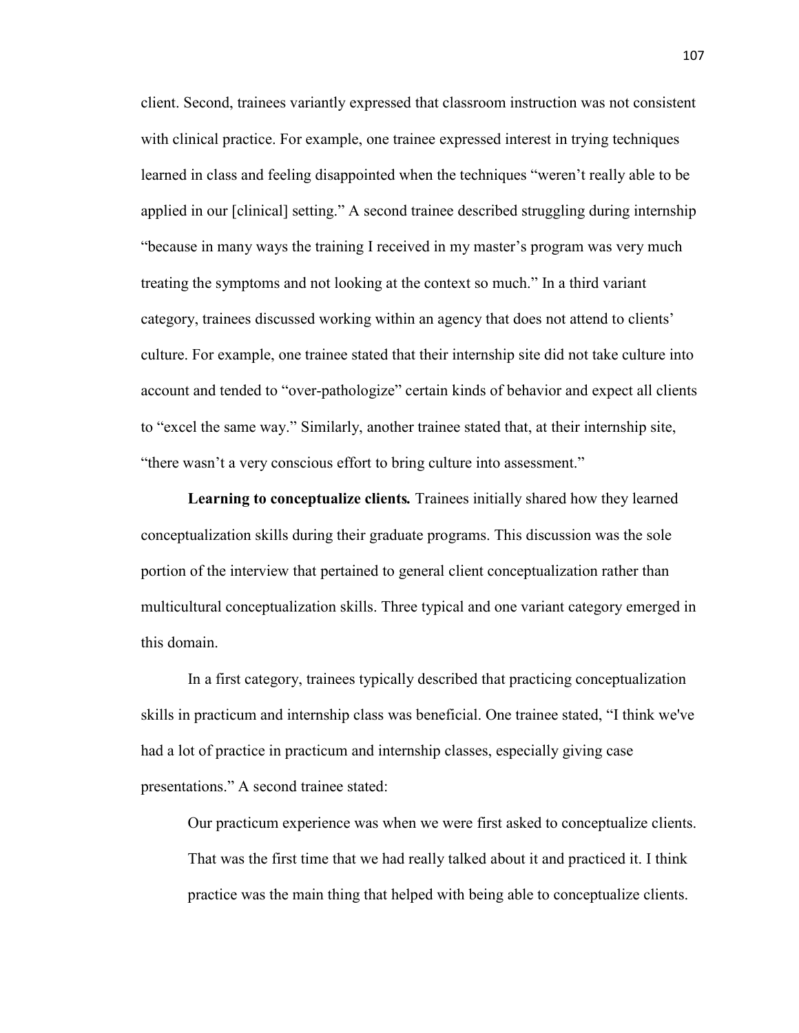client. Second, trainees variantly expressed that classroom instruction was not consistent with clinical practice. For example, one trainee expressed interest in trying techniques learned in class and feeling disappointed when the techniques "weren't really able to be applied in our [clinical] setting." A second trainee described struggling during internship "because in many ways the training I received in my master's program was very much treating the symptoms and not looking at the context so much." In a third variant category, trainees discussed working within an agency that does not attend to clients' culture. For example, one trainee stated that their internship site did not take culture into account and tended to "over-pathologize" certain kinds of behavior and expect all clients to "excel the same way." Similarly, another trainee stated that, at their internship site, "there wasn't a very conscious effort to bring culture into assessment."

**Learning to conceptualize clients.** Trainees initially shared how they learned conceptualization skills during their graduate programs. This discussion was the sole portion of the interview that pertained to general client conceptualization rather than multicultural conceptualization skills. Three typical and one variant category emerged in this domain.

In a first category, trainees typically described that practicing conceptualization skills in practicum and internship class was beneficial. One trainee stated, "I think we've had a lot of practice in practicum and internship classes, especially giving case presentations." A second trainee stated:

> Our practicum experience was when we were first asked to conceptualize clients. That was the first time that we had really talked about it and practiced it. I think practice was the main thing that helped with being able to conceptualize clients.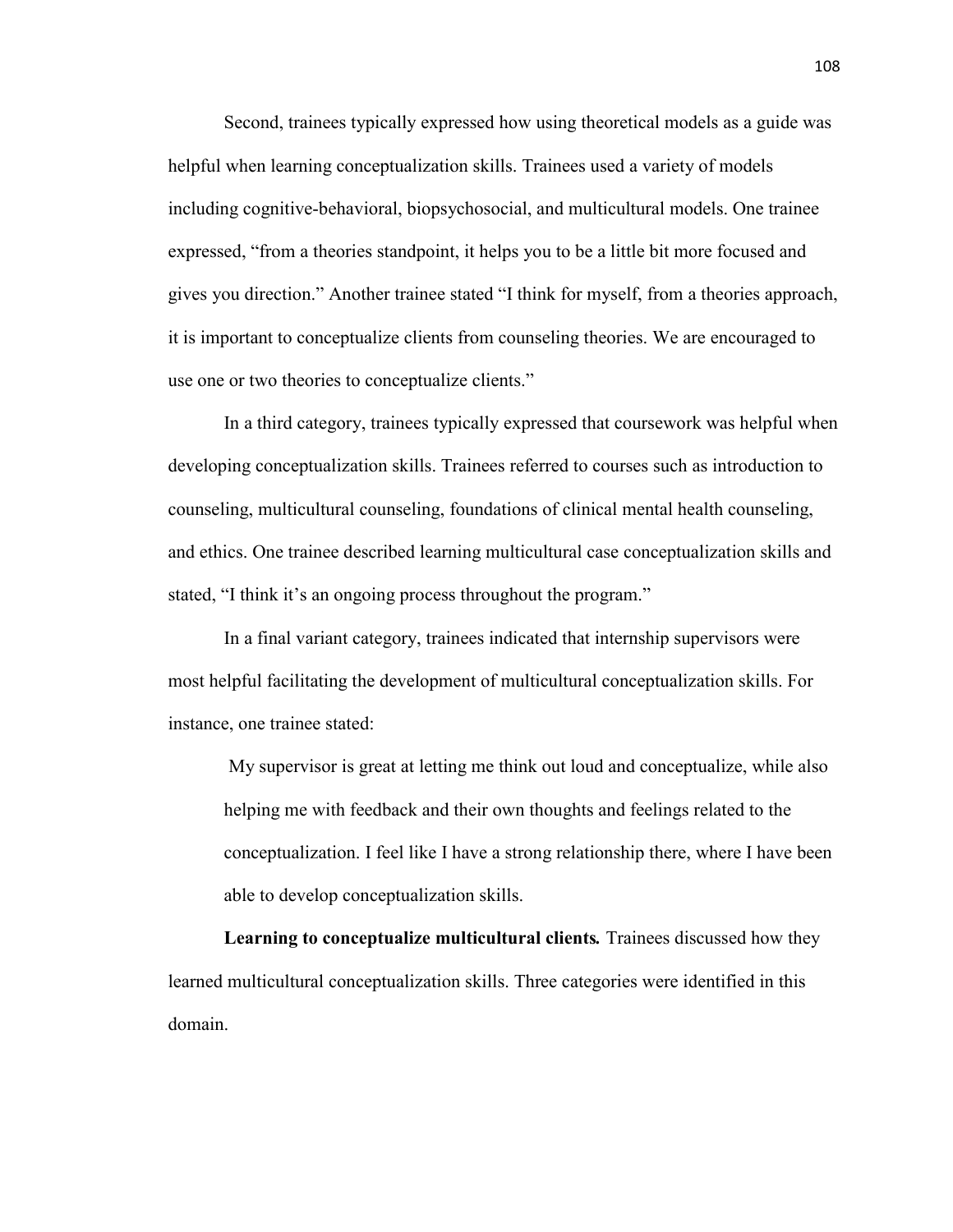Second, trainees typically expressed how using theoretical models as a guide was helpful when learning conceptualization skills. Trainees used a variety of models including cognitive-behavioral, biopsychosocial, and multicultural models. One trainee expressed, "from a theories standpoint, it helps you to be a little bit more focused and gives you direction." Another trainee stated "I think for myself, from a theories approach, it is important to conceptualize clients from counseling theories. We are encouraged to use one or two theories to conceptualize clients."

In a third category, trainees typically expressed that coursework was helpful when developing conceptualization skills. Trainees referred to courses such as introduction to counseling, multicultural counseling, foundations of clinical mental health counseling, and ethics. One trainee described learning multicultural case conceptualization skills and stated, "I think it's an ongoing process throughout the program."

In a final variant category, trainees indicated that internship supervisors were most helpful facilitating the development of multicultural conceptualization skills. For instance, one trainee stated:

> My supervisor is great at letting me think out loud and conceptualize, while also helping me with feedback and their own thoughts and feelings related to the conceptualization. I feel like I have a strong relationship there, where I have been able to develop conceptualization skills.

**Learning to conceptualize multicultural clients*.*** Trainees discussed how they learned multicultural conceptualization skills. Three categories were identified in this domain.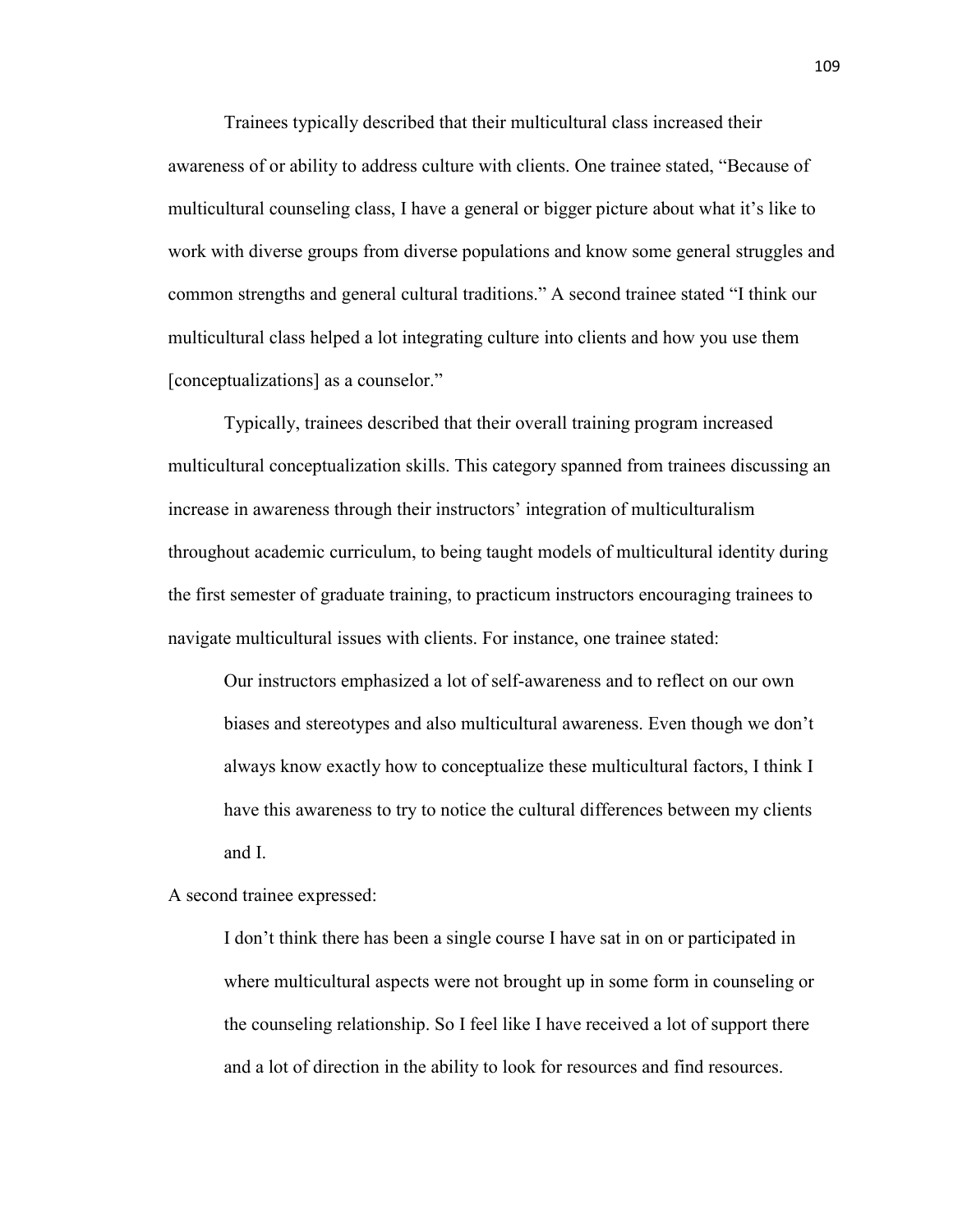Trainees typically described that their multicultural class increased their awareness of or ability to address culture with clients. One trainee stated, "Because of multicultural counseling class, I have a general or bigger picture about what it's like to work with diverse groups from diverse populations and know some general struggles and common strengths and general cultural traditions." A second trainee stated "I think our multicultural class helped a lot integrating culture into clients and how you use them [conceptualizations] as a counselor."

Typically, trainees described that their overall training program increased multicultural conceptualization skills. This category spanned from trainees discussing an increase in awareness through their instructors' integration of multiculturalism throughout academic curriculum, to being taught models of multicultural identity during the first semester of graduate training, to practicum instructors encouraging trainees to navigate multicultural issues with clients. For instance, one trainee stated:

> Our instructors emphasized a lot of self-awareness and to reflect on our own biases and stereotypes and also multicultural awareness. Even though we don't always know exactly how to conceptualize these multicultural factors, I think I have this awareness to try to notice the cultural differences between my clients and I.

A second trainee expressed:

> I don't think there has been a single course I have sat in on or participated in where multicultural aspects were not brought up in some form in counseling or the counseling relationship. So I feel like I have received a lot of support there and a lot of direction in the ability to look for resources and find resources.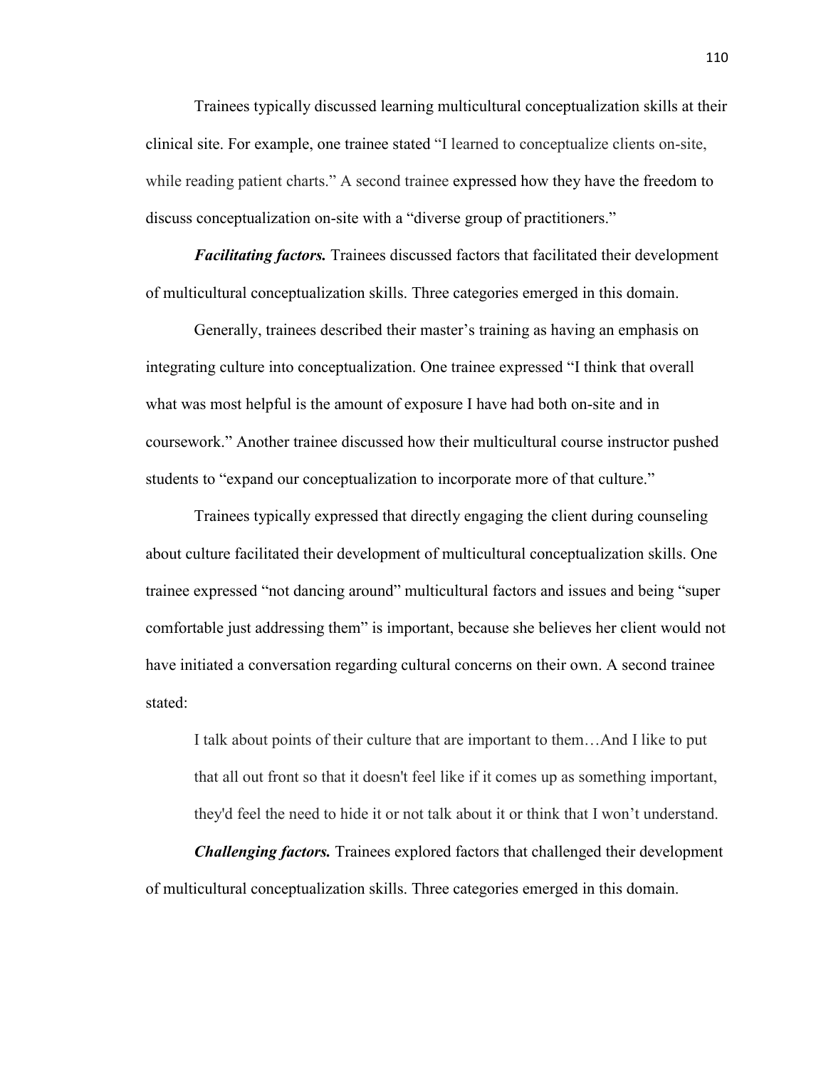Trainees typically discussed learning multicultural conceptualization skills at their clinical site. For example, one trainee stated "I learned to conceptualize clients on-site, while reading patient charts." A second trainee expressed how they have the freedom to discuss conceptualization on-site with a "diverse group of practitioners."

***Facilitating factors.*** Trainees discussed factors that facilitated their development of multicultural conceptualization skills. Three categories emerged in this domain.

Generally, trainees described their master's training as having an emphasis on integrating culture into conceptualization. One trainee expressed "I think that overall what was most helpful is the amount of exposure I have had both on-site and in coursework." Another trainee discussed how their multicultural course instructor pushed students to "expand our conceptualization to incorporate more of that culture."

Trainees typically expressed that directly engaging the client during counseling about culture facilitated their development of multicultural conceptualization skills. One trainee expressed "not dancing around" multicultural factors and issues and being "super comfortable just addressing them" is important, because she believes her client would not have initiated a conversation regarding cultural concerns on their own. A second trainee stated:

> I talk about points of their culture that are important to them…And I like to put that all out front so that it doesn't feel like if it comes up as something important, they'd feel the need to hide it or not talk about it or think that I won't understand.

***Challenging factors.*** Trainees explored factors that challenged their development of multicultural conceptualization skills. Three categories emerged in this domain.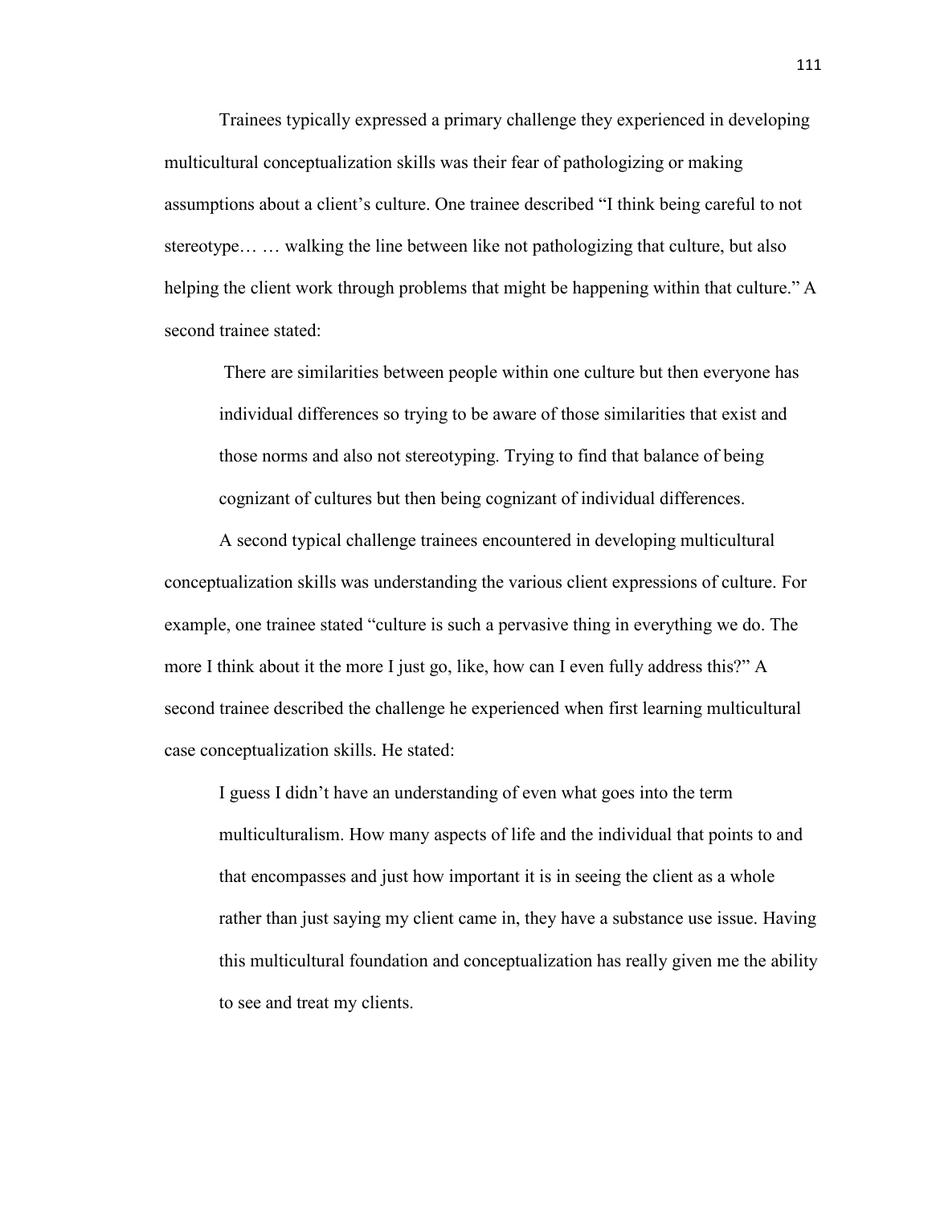Trainees typically expressed a primary challenge they experienced in developing multicultural conceptualization skills was their fear of pathologizing or making assumptions about a client's culture. One trainee described "I think being careful to not stereotype… … walking the line between like not pathologizing that culture, but also helping the client work through problems that might be happening within that culture." A second trainee stated:

> There are similarities between people within one culture but then everyone has individual differences so trying to be aware of those similarities that exist and those norms and also not stereotyping. Trying to find that balance of being cognizant of cultures but then being cognizant of individual differences.

A second typical challenge trainees encountered in developing multicultural conceptualization skills was understanding the various client expressions of culture. For example, one trainee stated "culture is such a pervasive thing in everything we do. The more I think about it the more I just go, like, how can I even fully address this?" A second trainee described the challenge he experienced when first learning multicultural case conceptualization skills. He stated:

> I guess I didn't have an understanding of even what goes into the term multiculturalism. How many aspects of life and the individual that points to and that encompasses and just how important it is in seeing the client as a whole rather than just saying my client came in, they have a substance use issue. Having this multicultural foundation and conceptualization has really given me the ability to see and treat my clients.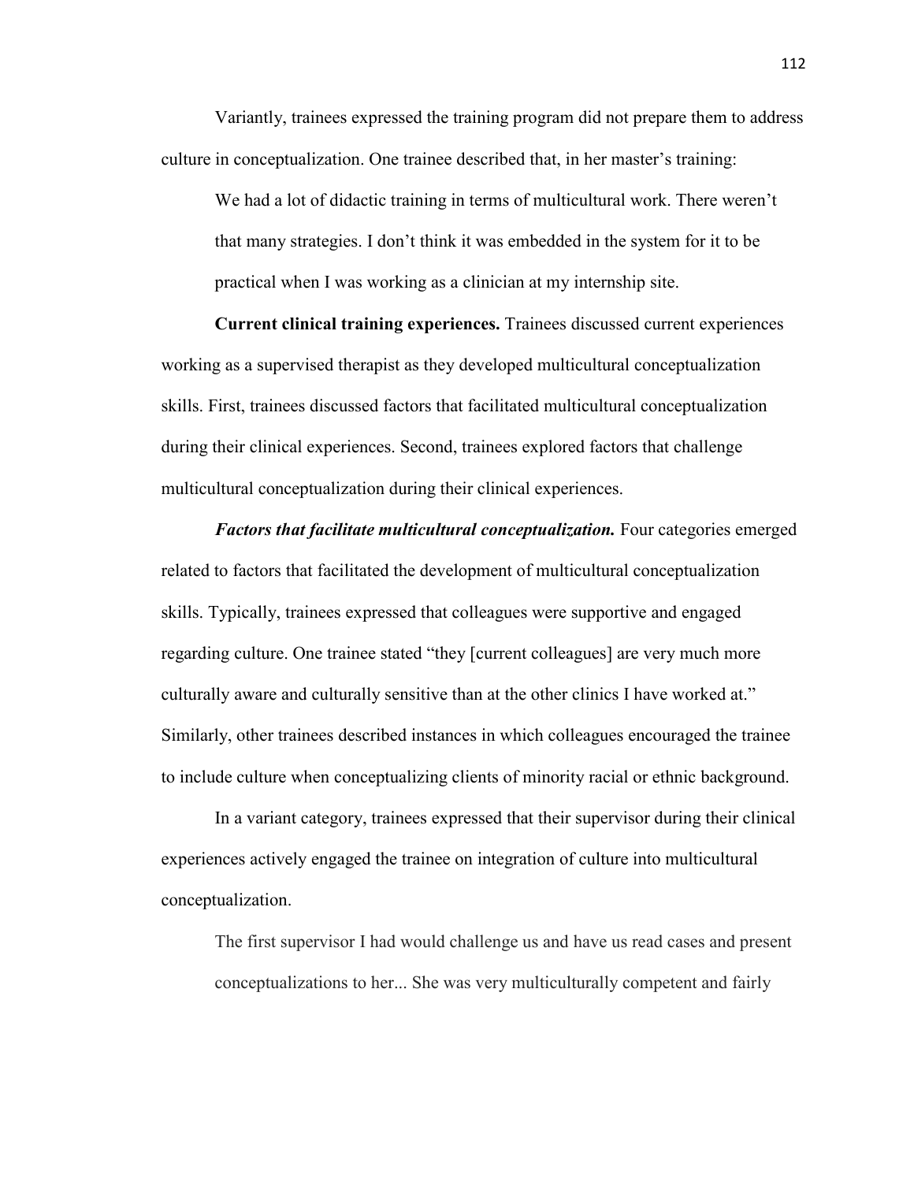Variantly, trainees expressed the training program did not prepare them to address culture in conceptualization. One trainee described that, in her master's training:

> We had a lot of didactic training in terms of multicultural work. There weren't that many strategies. I don't think it was embedded in the system for it to be practical when I was working as a clinician at my internship site.

**Current clinical training experiences.** Trainees discussed current experiences working as a supervised therapist as they developed multicultural conceptualization skills. First, trainees discussed factors that facilitated multicultural conceptualization during their clinical experiences. Second, trainees explored factors that challenge multicultural conceptualization during their clinical experiences.

***Factors that facilitate multicultural conceptualization.*** Four categories emerged related to factors that facilitated the development of multicultural conceptualization skills. Typically, trainees expressed that colleagues were supportive and engaged regarding culture. One trainee stated "they [current colleagues] are very much more culturally aware and culturally sensitive than at the other clinics I have worked at." Similarly, other trainees described instances in which colleagues encouraged the trainee to include culture when conceptualizing clients of minority racial or ethnic background.

In a variant category, trainees expressed that their supervisor during their clinical experiences actively engaged the trainee on integration of culture into multicultural conceptualization.

> The first supervisor I had would challenge us and have us read cases and present conceptualizations to her... She was very multiculturally competent and fairly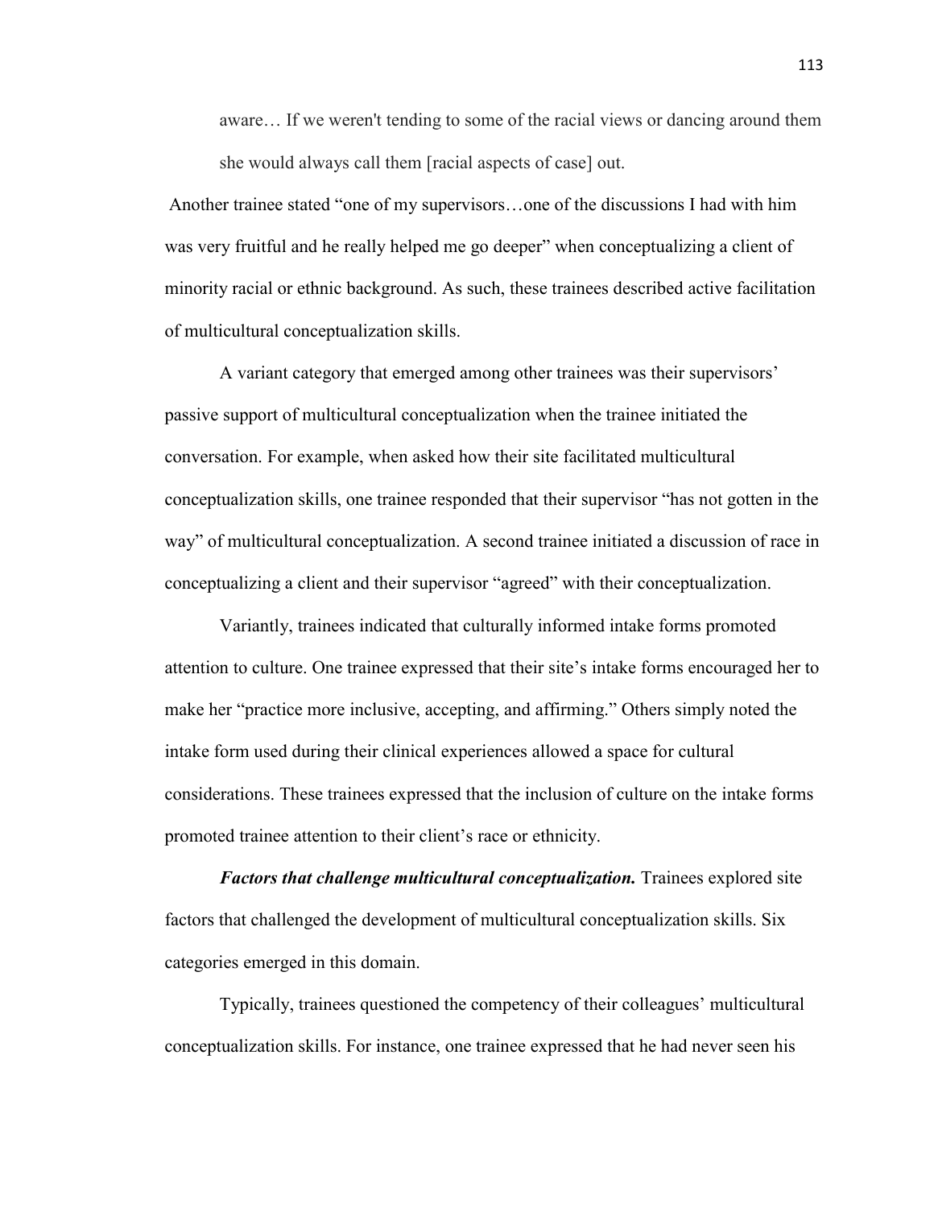> aware… If we weren't tending to some of the racial views or dancing around them she would always call them [racial aspects of case] out.

Another trainee stated "one of my supervisors…one of the discussions I had with him was very fruitful and he really helped me go deeper" when conceptualizing a client of minority racial or ethnic background. As such, these trainees described active facilitation of multicultural conceptualization skills.

A variant category that emerged among other trainees was their supervisors' passive support of multicultural conceptualization when the trainee initiated the conversation. For example, when asked how their site facilitated multicultural conceptualization skills, one trainee responded that their supervisor "has not gotten in the way" of multicultural conceptualization. A second trainee initiated a discussion of race in conceptualizing a client and their supervisor "agreed" with their conceptualization.

Variantly, trainees indicated that culturally informed intake forms promoted attention to culture. One trainee expressed that their site's intake forms encouraged her to make her "practice more inclusive, accepting, and affirming." Others simply noted the intake form used during their clinical experiences allowed a space for cultural considerations. These trainees expressed that the inclusion of culture on the intake forms promoted trainee attention to their client's race or ethnicity.

***Factors that challenge multicultural conceptualization.*** Trainees explored site factors that challenged the development of multicultural conceptualization skills. Six categories emerged in this domain.

Typically, trainees questioned the competency of their colleagues' multicultural conceptualization skills. For instance, one trainee expressed that he had never seen his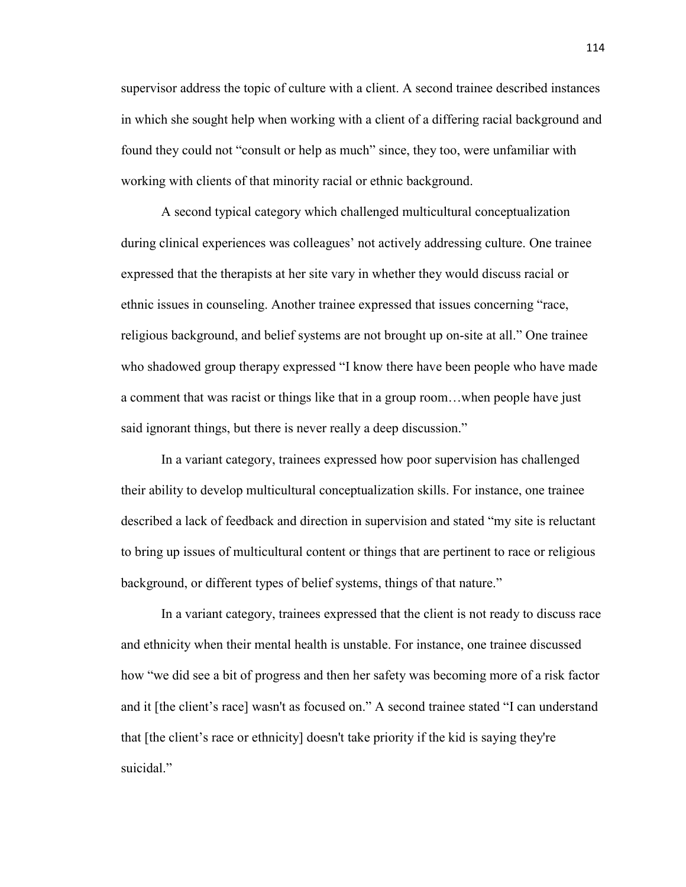supervisor address the topic of culture with a client. A second trainee described instances in which she sought help when working with a client of a differing racial background and found they could not "consult or help as much" since, they too, were unfamiliar with working with clients of that minority racial or ethnic background.

A second typical category which challenged multicultural conceptualization during clinical experiences was colleagues' not actively addressing culture. One trainee expressed that the therapists at her site vary in whether they would discuss racial or ethnic issues in counseling. Another trainee expressed that issues concerning "race, religious background, and belief systems are not brought up on-site at all." One trainee who shadowed group therapy expressed "I know there have been people who have made a comment that was racist or things like that in a group room…when people have just said ignorant things, but there is never really a deep discussion."

In a variant category, trainees expressed how poor supervision has challenged their ability to develop multicultural conceptualization skills. For instance, one trainee described a lack of feedback and direction in supervision and stated "my site is reluctant to bring up issues of multicultural content or things that are pertinent to race or religious background, or different types of belief systems, things of that nature."

In a variant category, trainees expressed that the client is not ready to discuss race and ethnicity when their mental health is unstable. For instance, one trainee discussed how "we did see a bit of progress and then her safety was becoming more of a risk factor and it [the client's race] wasn't as focused on." A second trainee stated "I can understand that [the client's race or ethnicity] doesn't take priority if the kid is saying they're suicidal."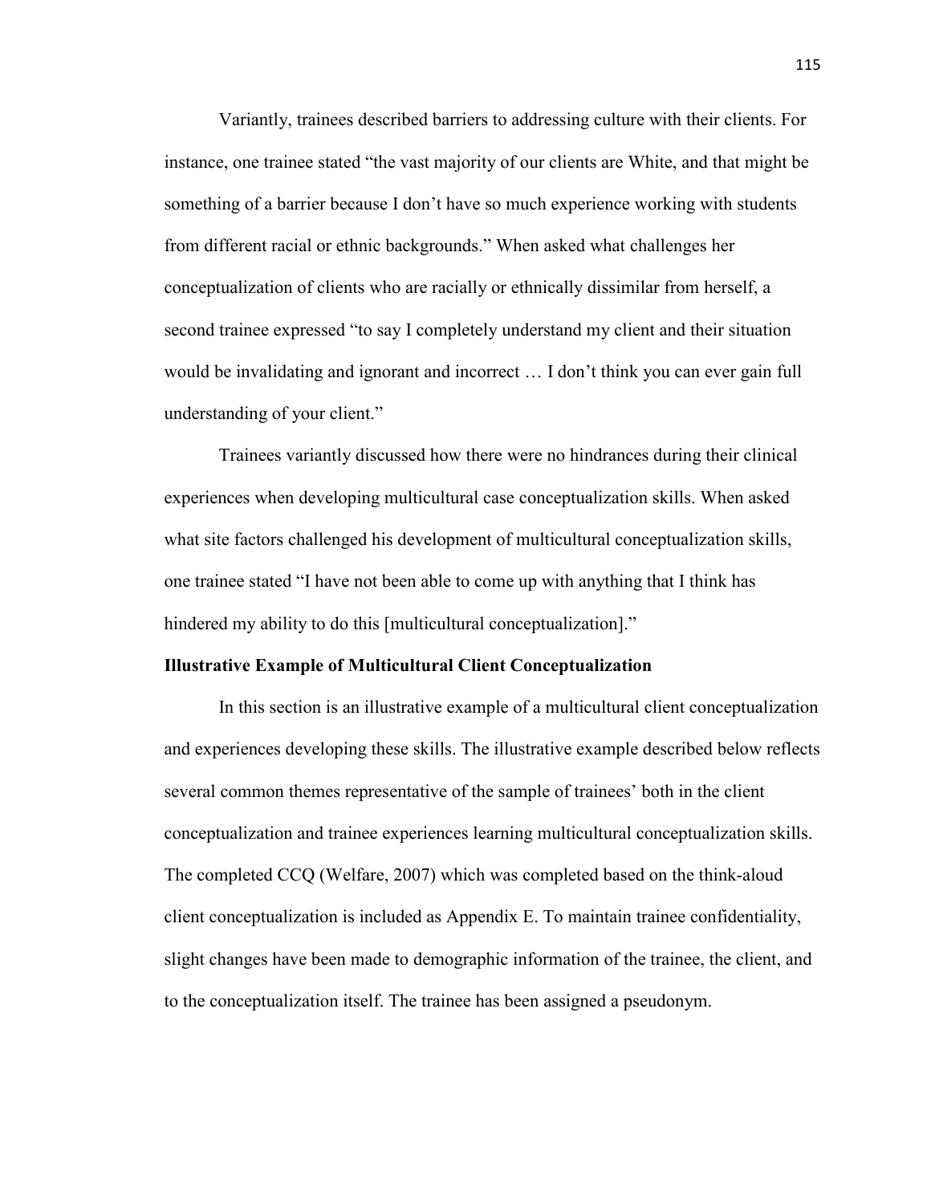Variantly, trainees described barriers to addressing culture with their clients. For instance, one trainee stated "the vast majority of our clients are White, and that might be something of a barrier because I don't have so much experience working with students from different racial or ethnic backgrounds." When asked what challenges her conceptualization of clients who are racially or ethnically dissimilar from herself, a second trainee expressed "to say I completely understand my client and their situation would be invalidating and ignorant and incorrect … I don't think you can ever gain full understanding of your client."

Trainees variantly discussed how there were no hindrances during their clinical experiences when developing multicultural case conceptualization skills. When asked what site factors challenged his development of multicultural conceptualization skills, one trainee stated "I have not been able to come up with anything that I think has hindered my ability to do this [multicultural conceptualization]."

**Illustrative Example of Multicultural Client Conceptualization**

In this section is an illustrative example of a multicultural client conceptualization and experiences developing these skills. The illustrative example described below reflects several common themes representative of the sample of trainees' both in the client conceptualization and trainee experiences learning multicultural conceptualization skills. The completed CCQ (Welfare, 2007) which was completed based on the think-aloud client conceptualization is included as Appendix E. To maintain trainee confidentiality, slight changes have been made to demographic information of the trainee, the client, and to the conceptualization itself. The trainee has been assigned a pseudonym.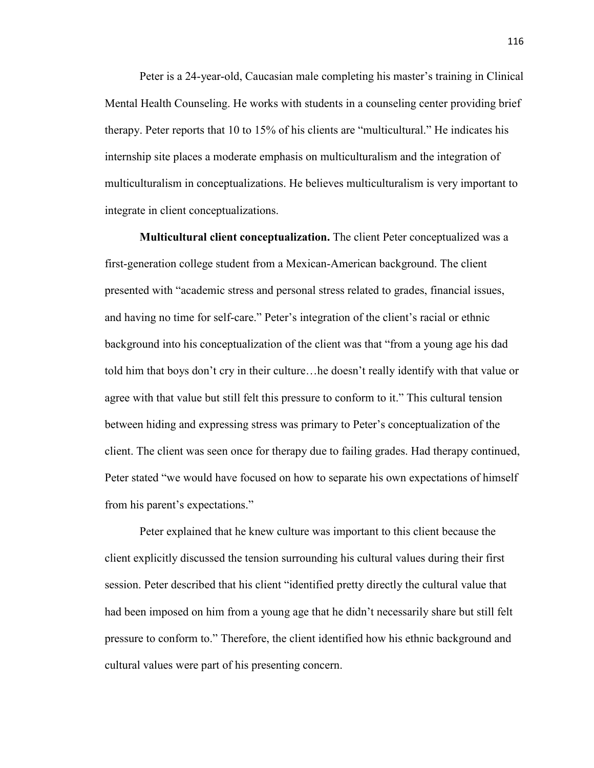Peter is a 24-year-old, Caucasian male completing his master's training in Clinical Mental Health Counseling. He works with students in a counseling center providing brief therapy. Peter reports that 10 to 15% of his clients are "multicultural." He indicates his internship site places a moderate emphasis on multiculturalism and the integration of multiculturalism in conceptualizations. He believes multiculturalism is very important to integrate in client conceptualizations.

**Multicultural client conceptualization.** The client Peter conceptualized was a first-generation college student from a Mexican-American background. The client presented with "academic stress and personal stress related to grades, financial issues, and having no time for self-care." Peter's integration of the client's racial or ethnic background into his conceptualization of the client was that "from a young age his dad told him that boys don't cry in their culture…he doesn't really identify with that value or agree with that value but still felt this pressure to conform to it." This cultural tension between hiding and expressing stress was primary to Peter's conceptualization of the client. The client was seen once for therapy due to failing grades. Had therapy continued, Peter stated "we would have focused on how to separate his own expectations of himself from his parent's expectations."

Peter explained that he knew culture was important to this client because the client explicitly discussed the tension surrounding his cultural values during their first session. Peter described that his client "identified pretty directly the cultural value that had been imposed on him from a young age that he didn't necessarily share but still felt pressure to conform to." Therefore, the client identified how his ethnic background and cultural values were part of his presenting concern.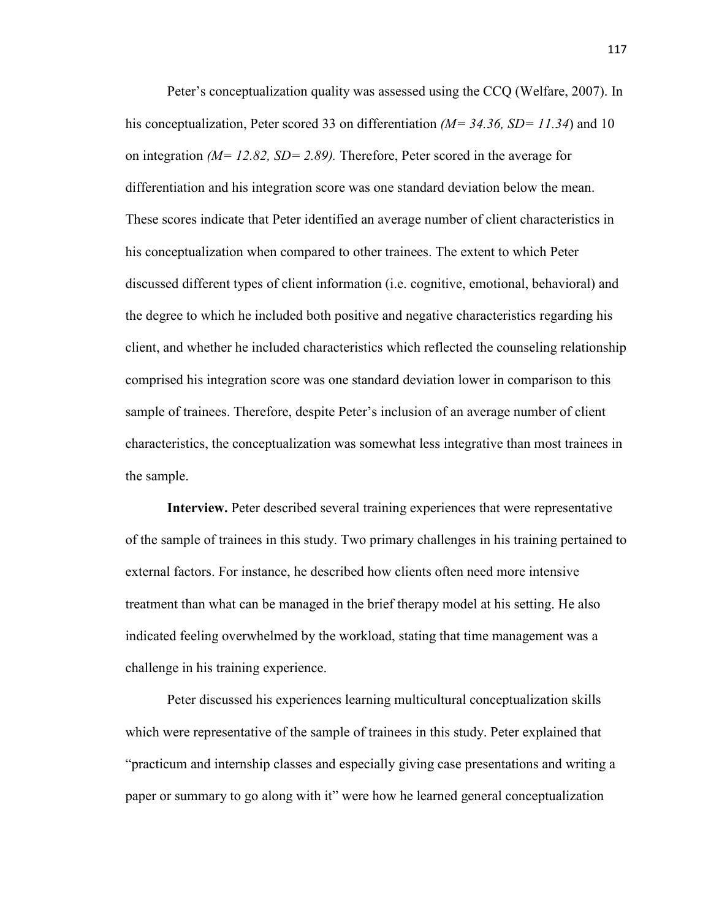Peter's conceptualization quality was assessed using the CCQ (Welfare, 2007). In his conceptualization, Peter scored 33 on differentiation *($M = 34.36$, $SD = 11.34$)* and 10 on integration *($M = 12.82$, $SD = 2.89$).* Therefore, Peter scored in the average for differentiation and his integration score was one standard deviation below the mean. These scores indicate that Peter identified an average number of client characteristics in his conceptualization when compared to other trainees. The extent to which Peter discussed different types of client information (i.e. cognitive, emotional, behavioral) and the degree to which he included both positive and negative characteristics regarding his client, and whether he included characteristics which reflected the counseling relationship comprised his integration score was one standard deviation lower in comparison to this sample of trainees. Therefore, despite Peter's inclusion of an average number of client characteristics, the conceptualization was somewhat less integrative than most trainees in the sample.

**Interview.** Peter described several training experiences that were representative of the sample of trainees in this study. Two primary challenges in his training pertained to external factors. For instance, he described how clients often need more intensive treatment than what can be managed in the brief therapy model at his setting. He also indicated feeling overwhelmed by the workload, stating that time management was a challenge in his training experience.

Peter discussed his experiences learning multicultural conceptualization skills which were representative of the sample of trainees in this study. Peter explained that "practicum and internship classes and especially giving case presentations and writing a paper or summary to go along with it" were how he learned general conceptualization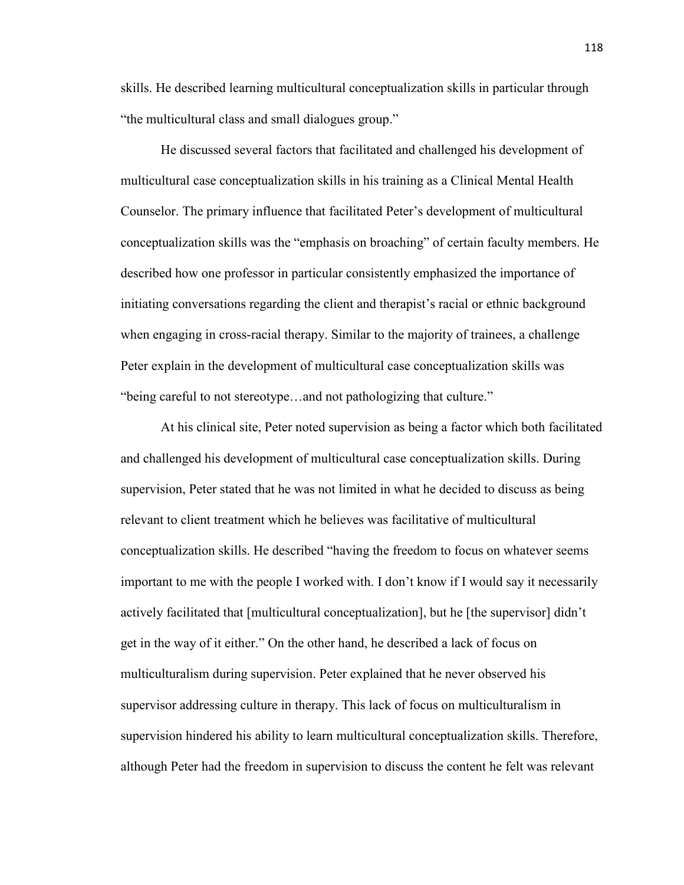skills. He described learning multicultural conceptualization skills in particular through "the multicultural class and small dialogues group."

He discussed several factors that facilitated and challenged his development of multicultural case conceptualization skills in his training as a Clinical Mental Health Counselor. The primary influence that facilitated Peter's development of multicultural conceptualization skills was the "emphasis on broaching" of certain faculty members. He described how one professor in particular consistently emphasized the importance of initiating conversations regarding the client and therapist's racial or ethnic background when engaging in cross-racial therapy. Similar to the majority of trainees, a challenge Peter explain in the development of multicultural case conceptualization skills was "being careful to not stereotype…and not pathologizing that culture."

At his clinical site, Peter noted supervision as being a factor which both facilitated and challenged his development of multicultural case conceptualization skills. During supervision, Peter stated that he was not limited in what he decided to discuss as being relevant to client treatment which he believes was facilitative of multicultural conceptualization skills. He described "having the freedom to focus on whatever seems important to me with the people I worked with. I don't know if I would say it necessarily actively facilitated that [multicultural conceptualization], but he [the supervisor] didn't get in the way of it either." On the other hand, he described a lack of focus on multiculturalism during supervision. Peter explained that he never observed his supervisor addressing culture in therapy. This lack of focus on multiculturalism in supervision hindered his ability to learn multicultural conceptualization skills. Therefore, although Peter had the freedom in supervision to discuss the content he felt was relevant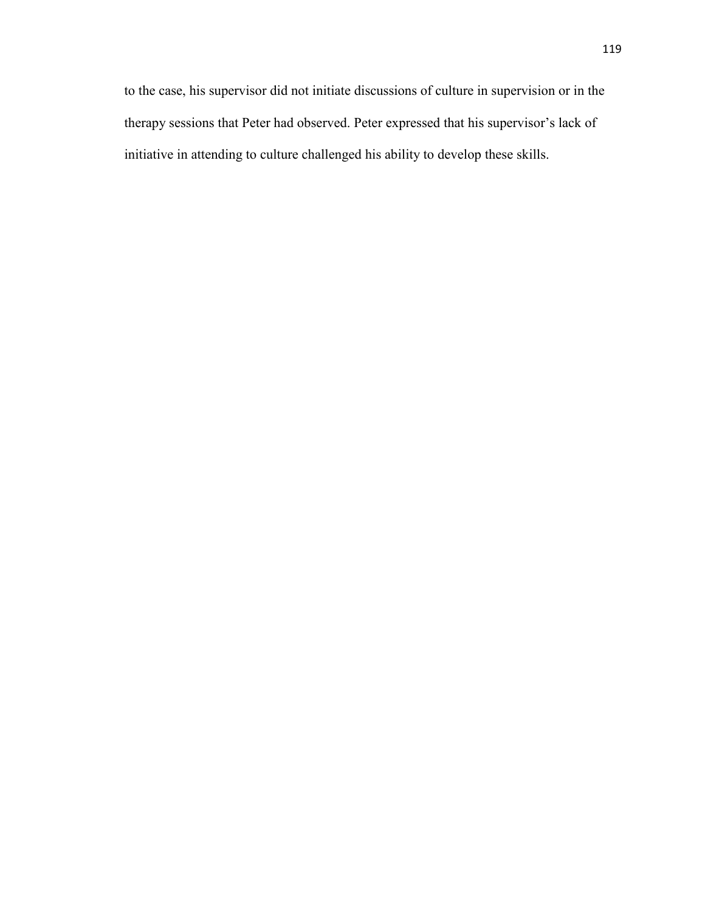to the case, his supervisor did not initiate discussions of culture in supervision or in the therapy sessions that Peter had observed. Peter expressed that his supervisor's lack of initiative in attending to culture challenged his ability to develop these skills.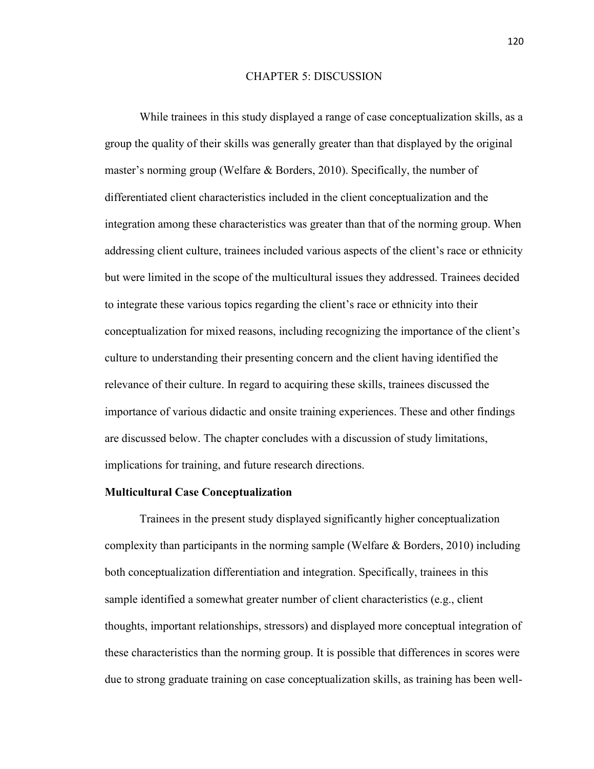# CHAPTER 5: DISCUSSION

While trainees in this study displayed a range of case conceptualization skills, as a group the quality of their skills was generally greater than that displayed by the original master's norming group (Welfare & Borders, 2010). Specifically, the number of differentiated client characteristics included in the client conceptualization and the integration among these characteristics was greater than that of the norming group. When addressing client culture, trainees included various aspects of the client's race or ethnicity but were limited in the scope of the multicultural issues they addressed. Trainees decided to integrate these various topics regarding the client's race or ethnicity into their conceptualization for mixed reasons, including recognizing the importance of the client's culture to understanding their presenting concern and the client having identified the relevance of their culture. In regard to acquiring these skills, trainees discussed the importance of various didactic and onsite training experiences. These and other findings are discussed below. The chapter concludes with a discussion of study limitations, implications for training, and future research directions.

## Multicultural Case Conceptualization

Trainees in the present study displayed significantly higher conceptualization complexity than participants in the norming sample (Welfare & Borders, 2010) including both conceptualization differentiation and integration. Specifically, trainees in this sample identified a somewhat greater number of client characteristics (e.g., client thoughts, important relationships, stressors) and displayed more conceptual integration of these characteristics than the norming group. It is possible that differences in scores were due to strong graduate training on case conceptualization skills, as training has been well-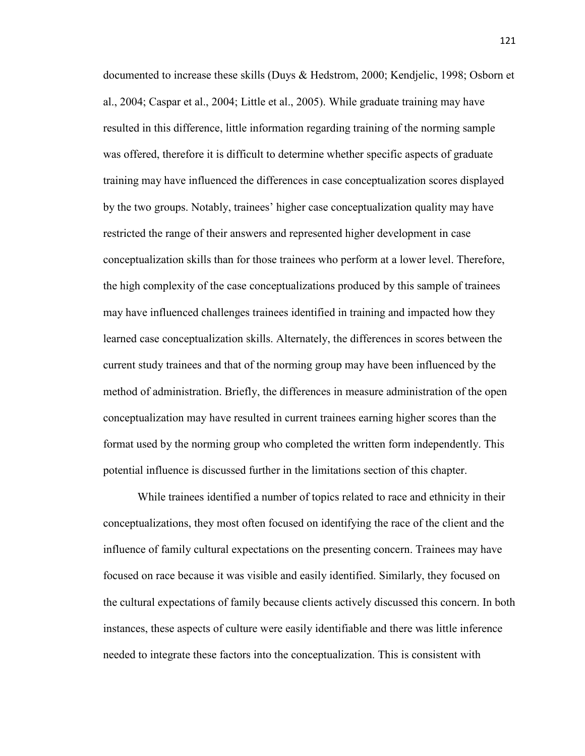documented to increase these skills (Duys & Hedstrom, 2000; Kendjelic, 1998; Osborn et al., 2004; Caspar et al., 2004; Little et al., 2005). While graduate training may have resulted in this difference, little information regarding training of the norming sample was offered, therefore it is difficult to determine whether specific aspects of graduate training may have influenced the differences in case conceptualization scores displayed by the two groups. Notably, trainees' higher case conceptualization quality may have restricted the range of their answers and represented higher development in case conceptualization skills than for those trainees who perform at a lower level. Therefore, the high complexity of the case conceptualizations produced by this sample of trainees may have influenced challenges trainees identified in training and impacted how they learned case conceptualization skills. Alternately, the differences in scores between the current study trainees and that of the norming group may have been influenced by the method of administration. Briefly, the differences in measure administration of the open conceptualization may have resulted in current trainees earning higher scores than the format used by the norming group who completed the written form independently. This potential influence is discussed further in the limitations section of this chapter.

While trainees identified a number of topics related to race and ethnicity in their conceptualizations, they most often focused on identifying the race of the client and the influence of family cultural expectations on the presenting concern. Trainees may have focused on race because it was visible and easily identified. Similarly, they focused on the cultural expectations of family because clients actively discussed this concern. In both instances, these aspects of culture were easily identifiable and there was little inference needed to integrate these factors into the conceptualization. This is consistent with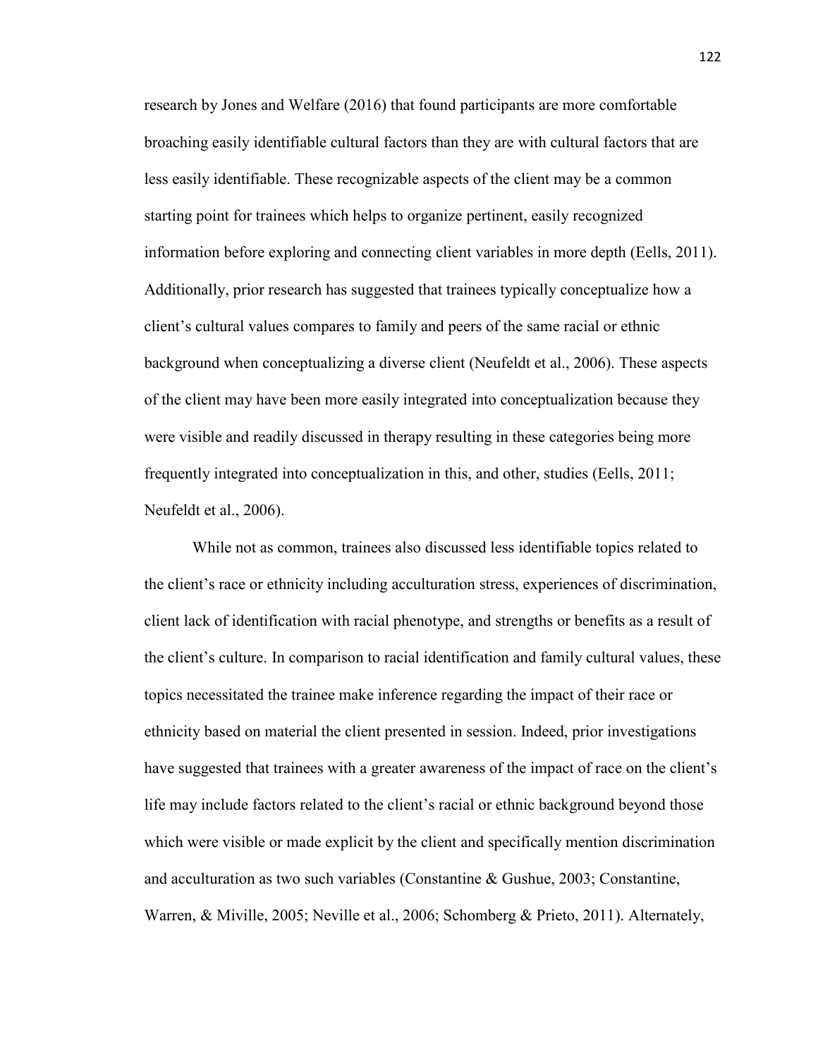research by Jones and Welfare (2016) that found participants are more comfortable broaching easily identifiable cultural factors than they are with cultural factors that are less easily identifiable. These recognizable aspects of the client may be a common starting point for trainees which helps to organize pertinent, easily recognized information before exploring and connecting client variables in more depth (Eells, 2011). Additionally, prior research has suggested that trainees typically conceptualize how a client's cultural values compares to family and peers of the same racial or ethnic background when conceptualizing a diverse client (Neufeldt et al., 2006). These aspects of the client may have been more easily integrated into conceptualization because they were visible and readily discussed in therapy resulting in these categories being more frequently integrated into conceptualization in this, and other, studies (Eells, 2011; Neufeldt et al., 2006).

While not as common, trainees also discussed less identifiable topics related to the client's race or ethnicity including acculturation stress, experiences of discrimination, client lack of identification with racial phenotype, and strengths or benefits as a result of the client's culture. In comparison to racial identification and family cultural values, these topics necessitated the trainee make inference regarding the impact of their race or ethnicity based on material the client presented in session. Indeed, prior investigations have suggested that trainees with a greater awareness of the impact of race on the client's life may include factors related to the client's racial or ethnic background beyond those which were visible or made explicit by the client and specifically mention discrimination and acculturation as two such variables (Constantine & Gushue, 2003; Constantine, Warren, & Miville, 2005; Neville et al., 2006; Schomberg & Prieto, 2011). Alternately,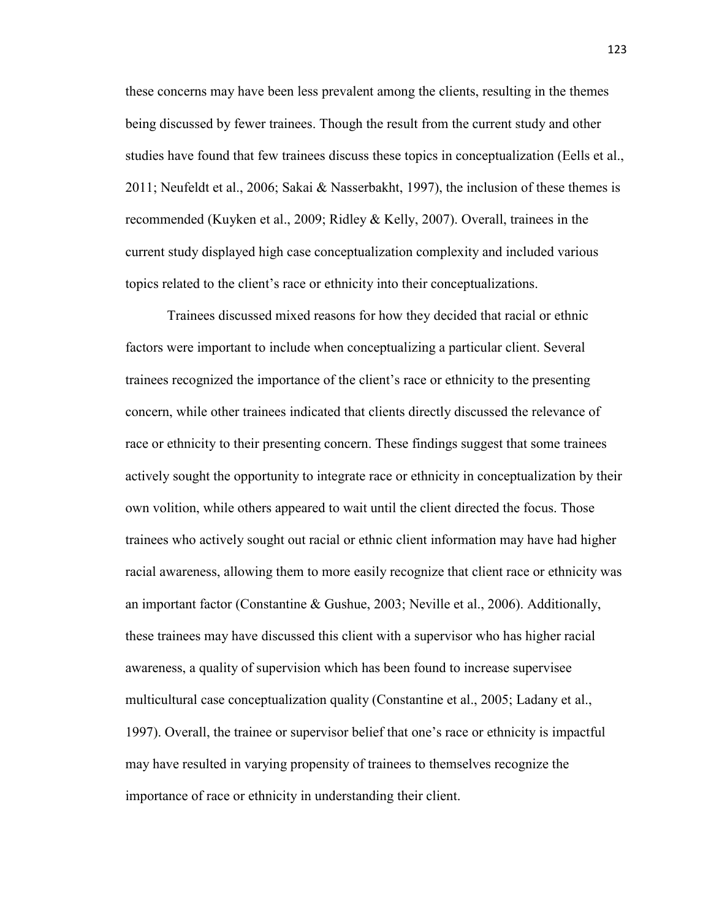these concerns may have been less prevalent among the clients, resulting in the themes being discussed by fewer trainees. Though the result from the current study and other studies have found that few trainees discuss these topics in conceptualization (Eells et al., 2011; Neufeldt et al., 2006; Sakai & Nasserbakht, 1997), the inclusion of these themes is recommended (Kuyken et al., 2009; Ridley & Kelly, 2007). Overall, trainees in the current study displayed high case conceptualization complexity and included various topics related to the client's race or ethnicity into their conceptualizations.

Trainees discussed mixed reasons for how they decided that racial or ethnic factors were important to include when conceptualizing a particular client. Several trainees recognized the importance of the client's race or ethnicity to the presenting concern, while other trainees indicated that clients directly discussed the relevance of race or ethnicity to their presenting concern. These findings suggest that some trainees actively sought the opportunity to integrate race or ethnicity in conceptualization by their own volition, while others appeared to wait until the client directed the focus. Those trainees who actively sought out racial or ethnic client information may have had higher racial awareness, allowing them to more easily recognize that client race or ethnicity was an important factor (Constantine & Gushue, 2003; Neville et al., 2006). Additionally, these trainees may have discussed this client with a supervisor who has higher racial awareness, a quality of supervision which has been found to increase supervisee multicultural case conceptualization quality (Constantine et al., 2005; Ladany et al., 1997). Overall, the trainee or supervisor belief that one's race or ethnicity is impactful may have resulted in varying propensity of trainees to themselves recognize the importance of race or ethnicity in understanding their client.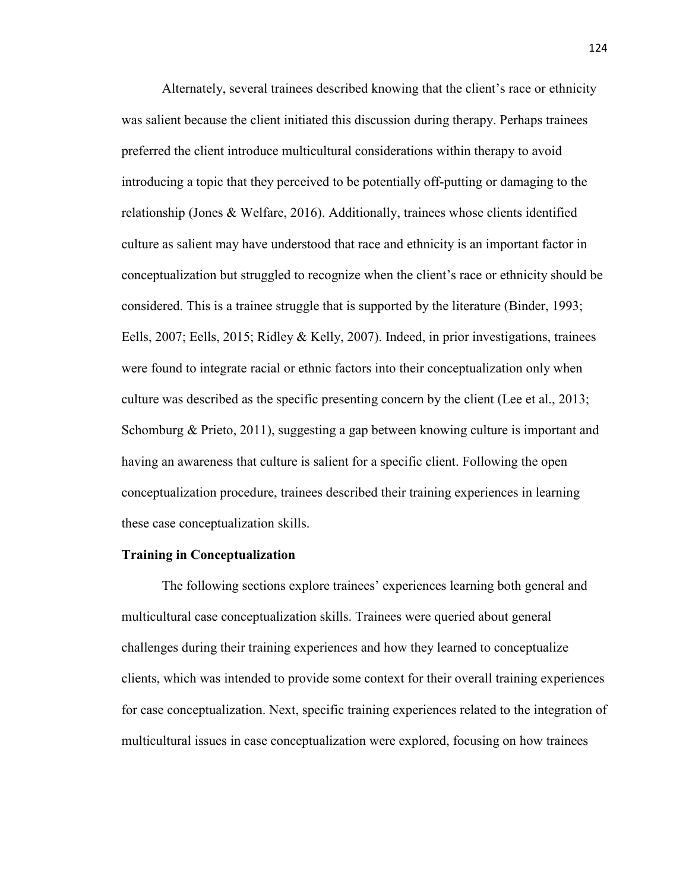Alternately, several trainees described knowing that the client's race or ethnicity was salient because the client initiated this discussion during therapy. Perhaps trainees preferred the client introduce multicultural considerations within therapy to avoid introducing a topic that they perceived to be potentially off-putting or damaging to the relationship (Jones & Welfare, 2016). Additionally, trainees whose clients identified culture as salient may have understood that race and ethnicity is an important factor in conceptualization but struggled to recognize when the client's race or ethnicity should be considered. This is a trainee struggle that is supported by the literature (Binder, 1993; Eells, 2007; Eells, 2015; Ridley & Kelly, 2007). Indeed, in prior investigations, trainees were found to integrate racial or ethnic factors into their conceptualization only when culture was described as the specific presenting concern by the client (Lee et al., 2013; Schomburg & Prieto, 2011), suggesting a gap between knowing culture is important and having an awareness that culture is salient for a specific client. Following the open conceptualization procedure, trainees described their training experiences in learning these case conceptualization skills.

**Training in Conceptualization**

The following sections explore trainees' experiences learning both general and multicultural case conceptualization skills. Trainees were queried about general challenges during their training experiences and how they learned to conceptualize clients, which was intended to provide some context for their overall training experiences for case conceptualization. Next, specific training experiences related to the integration of multicultural issues in case conceptualization were explored, focusing on how trainees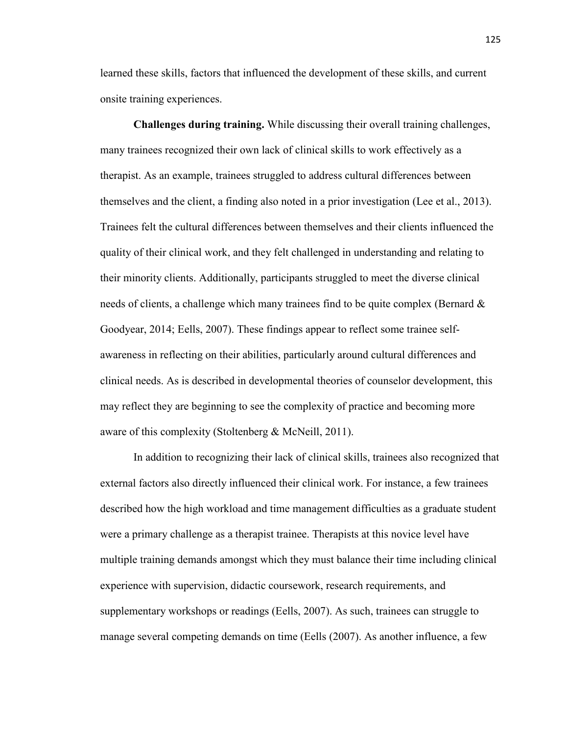learned these skills, factors that influenced the development of these skills, and current onsite training experiences.

**Challenges during training.** While discussing their overall training challenges, many trainees recognized their own lack of clinical skills to work effectively as a therapist. As an example, trainees struggled to address cultural differences between themselves and the client, a finding also noted in a prior investigation (Lee et al., 2013). Trainees felt the cultural differences between themselves and their clients influenced the quality of their clinical work, and they felt challenged in understanding and relating to their minority clients. Additionally, participants struggled to meet the diverse clinical needs of clients, a challenge which many trainees find to be quite complex (Bernard & Goodyear, 2014; Eells, 2007). These findings appear to reflect some trainee self-awareness in reflecting on their abilities, particularly around cultural differences and clinical needs. As is described in developmental theories of counselor development, this may reflect they are beginning to see the complexity of practice and becoming more aware of this complexity (Stoltenberg & McNeill, 2011).

In addition to recognizing their lack of clinical skills, trainees also recognized that external factors also directly influenced their clinical work. For instance, a few trainees described how the high workload and time management difficulties as a graduate student were a primary challenge as a therapist trainee. Therapists at this novice level have multiple training demands amongst which they must balance their time including clinical experience with supervision, didactic coursework, research requirements, and supplementary workshops or readings (Eells, 2007). As such, trainees can struggle to manage several competing demands on time (Eells (2007). As another influence, a few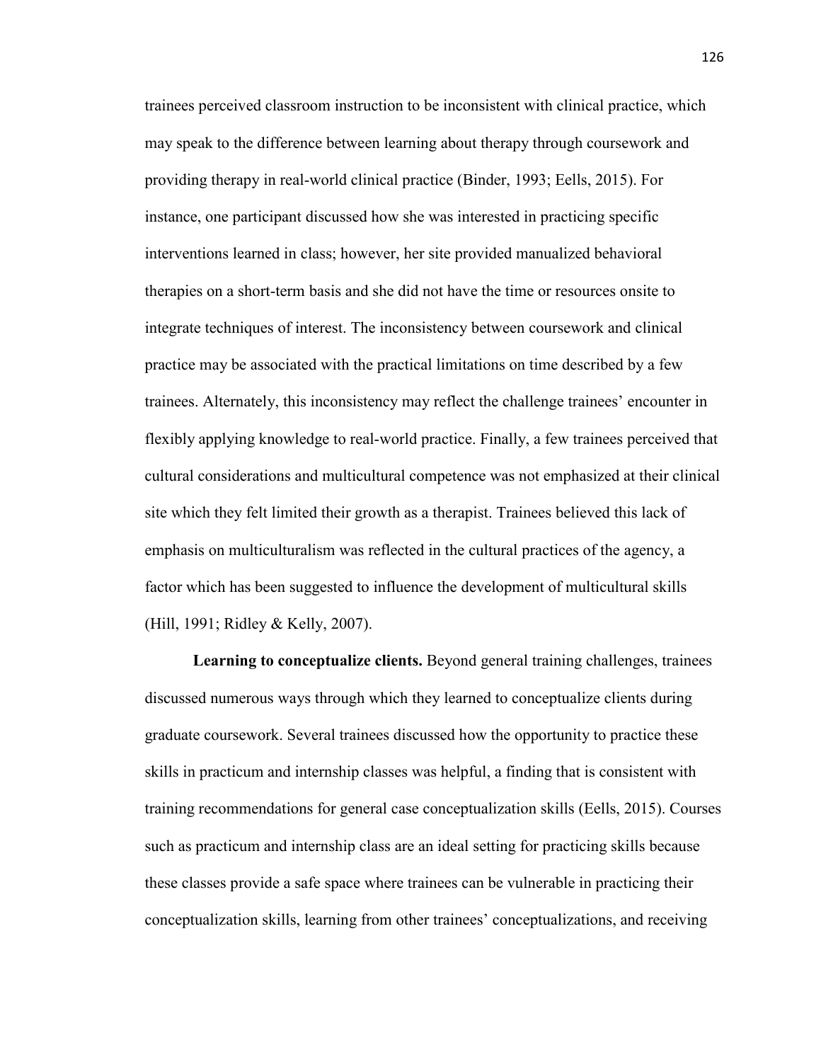trainees perceived classroom instruction to be inconsistent with clinical practice, which may speak to the difference between learning about therapy through coursework and providing therapy in real-world clinical practice (Binder, 1993; Eells, 2015). For instance, one participant discussed how she was interested in practicing specific interventions learned in class; however, her site provided manualized behavioral therapies on a short-term basis and she did not have the time or resources onsite to integrate techniques of interest. The inconsistency between coursework and clinical practice may be associated with the practical limitations on time described by a few trainees. Alternately, this inconsistency may reflect the challenge trainees' encounter in flexibly applying knowledge to real-world practice. Finally, a few trainees perceived that cultural considerations and multicultural competence was not emphasized at their clinical site which they felt limited their growth as a therapist. Trainees believed this lack of emphasis on multiculturalism was reflected in the cultural practices of the agency, a factor which has been suggested to influence the development of multicultural skills (Hill, 1991; Ridley & Kelly, 2007).

**Learning to conceptualize clients.** Beyond general training challenges, trainees discussed numerous ways through which they learned to conceptualize clients during graduate coursework. Several trainees discussed how the opportunity to practice these skills in practicum and internship classes was helpful, a finding that is consistent with training recommendations for general case conceptualization skills (Eells, 2015). Courses such as practicum and internship class are an ideal setting for practicing skills because these classes provide a safe space where trainees can be vulnerable in practicing their conceptualization skills, learning from other trainees' conceptualizations, and receiving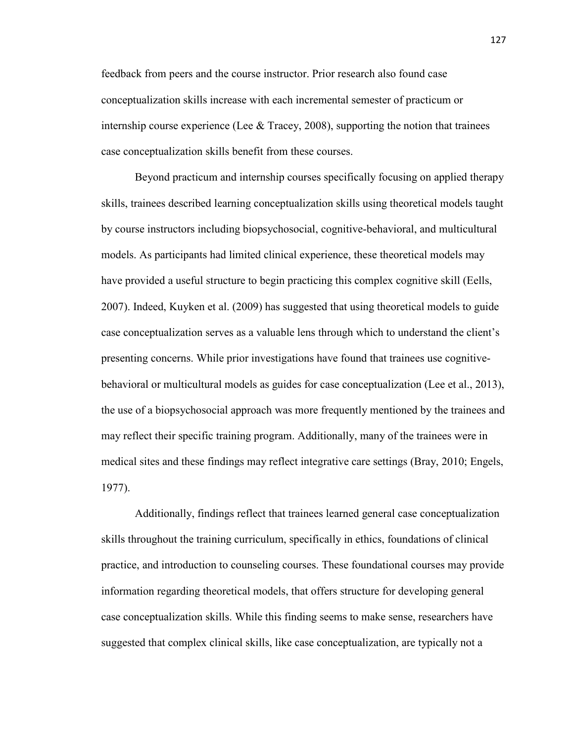feedback from peers and the course instructor. Prior research also found case conceptualization skills increase with each incremental semester of practicum or internship course experience (Lee & Tracey, 2008), supporting the notion that trainees case conceptualization skills benefit from these courses.

Beyond practicum and internship courses specifically focusing on applied therapy skills, trainees described learning conceptualization skills using theoretical models taught by course instructors including biopsychosocial, cognitive-behavioral, and multicultural models. As participants had limited clinical experience, these theoretical models may have provided a useful structure to begin practicing this complex cognitive skill (Eells, 2007). Indeed, Kuyken et al. (2009) has suggested that using theoretical models to guide case conceptualization serves as a valuable lens through which to understand the client's presenting concerns. While prior investigations have found that trainees use cognitive-behavioral or multicultural models as guides for case conceptualization (Lee et al., 2013), the use of a biopsychosocial approach was more frequently mentioned by the trainees and may reflect their specific training program. Additionally, many of the trainees were in medical sites and these findings may reflect integrative care settings (Bray, 2010; Engels, 1977).

Additionally, findings reflect that trainees learned general case conceptualization skills throughout the training curriculum, specifically in ethics, foundations of clinical practice, and introduction to counseling courses. These foundational courses may provide information regarding theoretical models, that offers structure for developing general case conceptualization skills. While this finding seems to make sense, researchers have suggested that complex clinical skills, like case conceptualization, are typically not a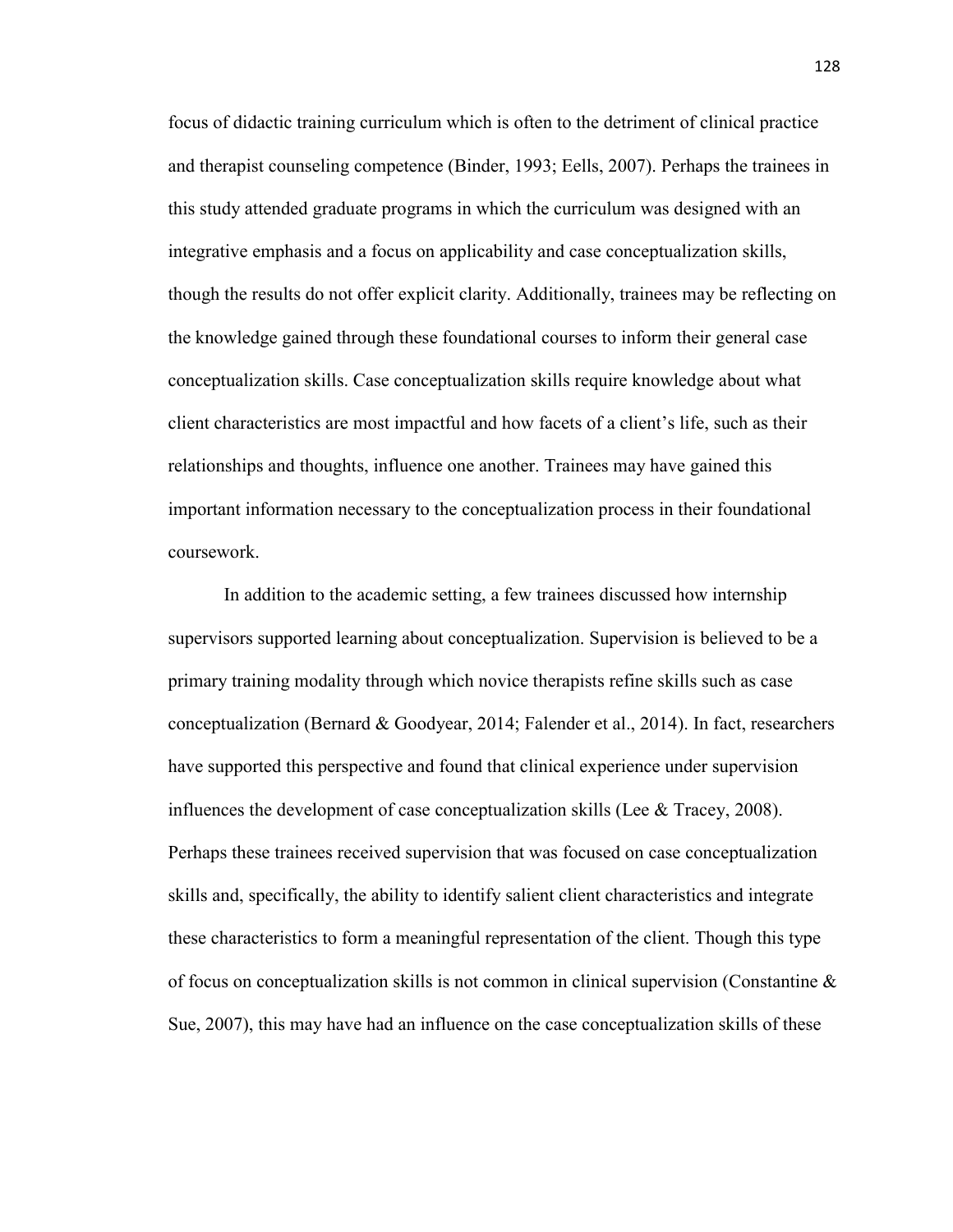focus of didactic training curriculum which is often to the detriment of clinical practice and therapist counseling competence (Binder, 1993; Eells, 2007). Perhaps the trainees in this study attended graduate programs in which the curriculum was designed with an integrative emphasis and a focus on applicability and case conceptualization skills, though the results do not offer explicit clarity. Additionally, trainees may be reflecting on the knowledge gained through these foundational courses to inform their general case conceptualization skills. Case conceptualization skills require knowledge about what client characteristics are most impactful and how facets of a client's life, such as their relationships and thoughts, influence one another. Trainees may have gained this important information necessary to the conceptualization process in their foundational coursework.

In addition to the academic setting, a few trainees discussed how internship supervisors supported learning about conceptualization. Supervision is believed to be a primary training modality through which novice therapists refine skills such as case conceptualization (Bernard & Goodyear, 2014; Falender et al., 2014). In fact, researchers have supported this perspective and found that clinical experience under supervision influences the development of case conceptualization skills (Lee & Tracey, 2008). Perhaps these trainees received supervision that was focused on case conceptualization skills and, specifically, the ability to identify salient client characteristics and integrate these characteristics to form a meaningful representation of the client. Though this type of focus on conceptualization skills is not common in clinical supervision (Constantine & Sue, 2007), this may have had an influence on the case conceptualization skills of these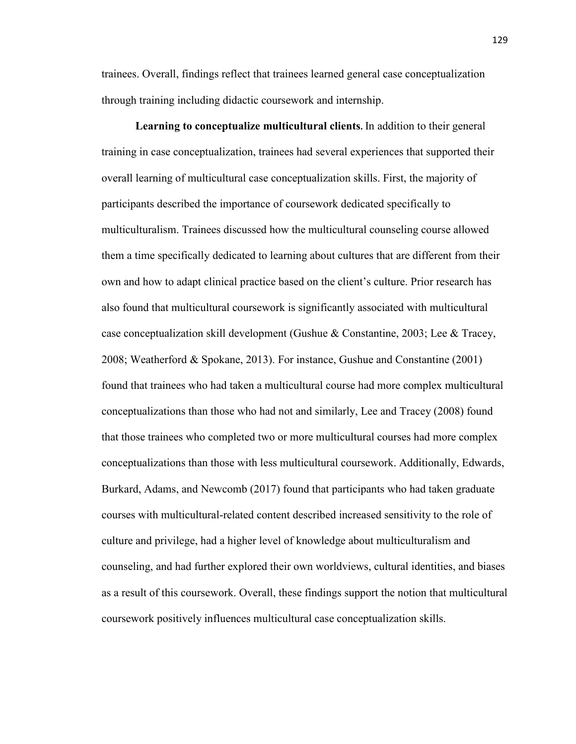trainees. Overall, findings reflect that trainees learned general case conceptualization through training including didactic coursework and internship.

**Learning to conceptualize multicultural clients.** In addition to their general training in case conceptualization, trainees had several experiences that supported their overall learning of multicultural case conceptualization skills. First, the majority of participants described the importance of coursework dedicated specifically to multiculturalism. Trainees discussed how the multicultural counseling course allowed them a time specifically dedicated to learning about cultures that are different from their own and how to adapt clinical practice based on the client's culture. Prior research has also found that multicultural coursework is significantly associated with multicultural case conceptualization skill development (Gushue & Constantine, 2003; Lee & Tracey, 2008; Weatherford & Spokane, 2013). For instance, Gushue and Constantine (2001) found that trainees who had taken a multicultural course had more complex multicultural conceptualizations than those who had not and similarly, Lee and Tracey (2008) found that those trainees who completed two or more multicultural courses had more complex conceptualizations than those with less multicultural coursework. Additionally, Edwards, Burkard, Adams, and Newcomb (2017) found that participants who had taken graduate courses with multicultural-related content described increased sensitivity to the role of culture and privilege, had a higher level of knowledge about multiculturalism and counseling, and had further explored their own worldviews, cultural identities, and biases as a result of this coursework. Overall, these findings support the notion that multicultural coursework positively influences multicultural case conceptualization skills.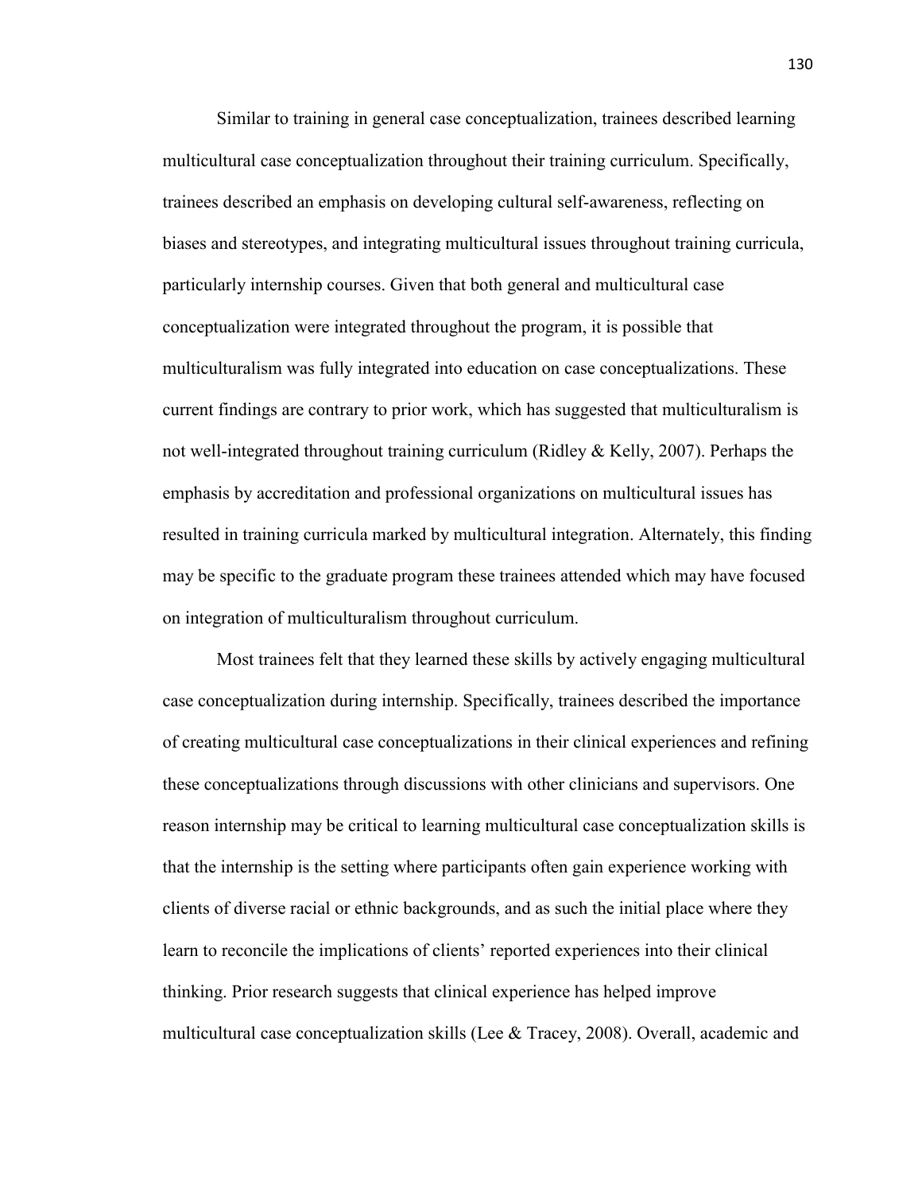Similar to training in general case conceptualization, trainees described learning multicultural case conceptualization throughout their training curriculum. Specifically, trainees described an emphasis on developing cultural self-awareness, reflecting on biases and stereotypes, and integrating multicultural issues throughout training curricula, particularly internship courses. Given that both general and multicultural case conceptualization were integrated throughout the program, it is possible that multiculturalism was fully integrated into education on case conceptualizations. These current findings are contrary to prior work, which has suggested that multiculturalism is not well-integrated throughout training curriculum (Ridley & Kelly, 2007). Perhaps the emphasis by accreditation and professional organizations on multicultural issues has resulted in training curricula marked by multicultural integration. Alternately, this finding may be specific to the graduate program these trainees attended which may have focused on integration of multiculturalism throughout curriculum.

Most trainees felt that they learned these skills by actively engaging multicultural case conceptualization during internship. Specifically, trainees described the importance of creating multicultural case conceptualizations in their clinical experiences and refining these conceptualizations through discussions with other clinicians and supervisors. One reason internship may be critical to learning multicultural case conceptualization skills is that the internship is the setting where participants often gain experience working with clients of diverse racial or ethnic backgrounds, and as such the initial place where they learn to reconcile the implications of clients' reported experiences into their clinical thinking. Prior research suggests that clinical experience has helped improve multicultural case conceptualization skills (Lee & Tracey, 2008). Overall, academic and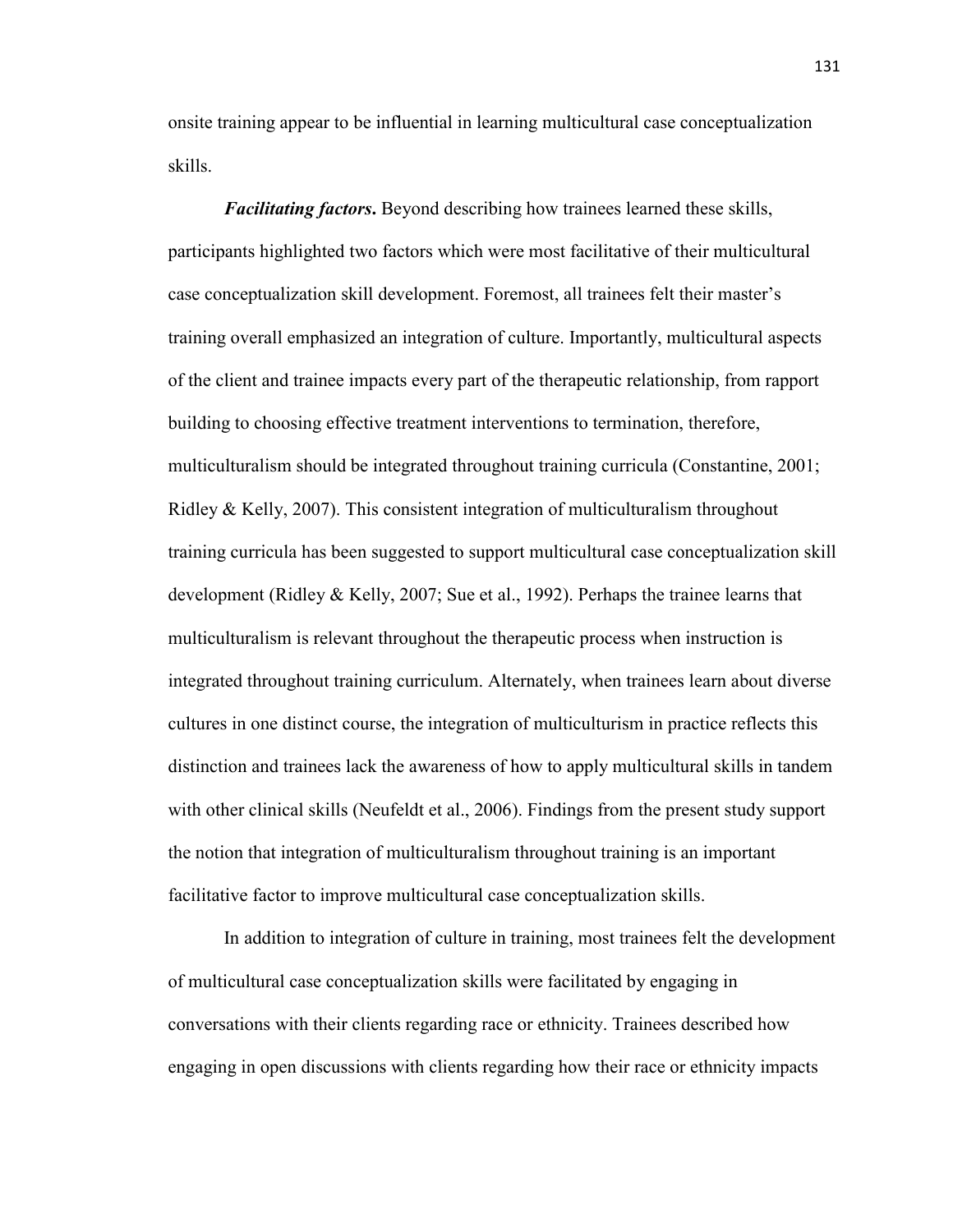onsite training appear to be influential in learning multicultural case conceptualization skills.

***Facilitating factors*.** Beyond describing how trainees learned these skills, participants highlighted two factors which were most facilitative of their multicultural case conceptualization skill development. Foremost, all trainees felt their master's training overall emphasized an integration of culture. Importantly, multicultural aspects of the client and trainee impacts every part of the therapeutic relationship, from rapport building to choosing effective treatment interventions to termination, therefore, multiculturalism should be integrated throughout training curricula (Constantine, 2001; Ridley & Kelly, 2007). This consistent integration of multiculturalism throughout training curricula has been suggested to support multicultural case conceptualization skill development (Ridley & Kelly, 2007; Sue et al., 1992). Perhaps the trainee learns that multiculturalism is relevant throughout the therapeutic process when instruction is integrated throughout training curriculum. Alternately, when trainees learn about diverse cultures in one distinct course, the integration of multiculturism in practice reflects this distinction and trainees lack the awareness of how to apply multicultural skills in tandem with other clinical skills (Neufeldt et al., 2006). Findings from the present study support the notion that integration of multiculturalism throughout training is an important facilitative factor to improve multicultural case conceptualization skills.

In addition to integration of culture in training, most trainees felt the development of multicultural case conceptualization skills were facilitated by engaging in conversations with their clients regarding race or ethnicity. Trainees described how engaging in open discussions with clients regarding how their race or ethnicity impacts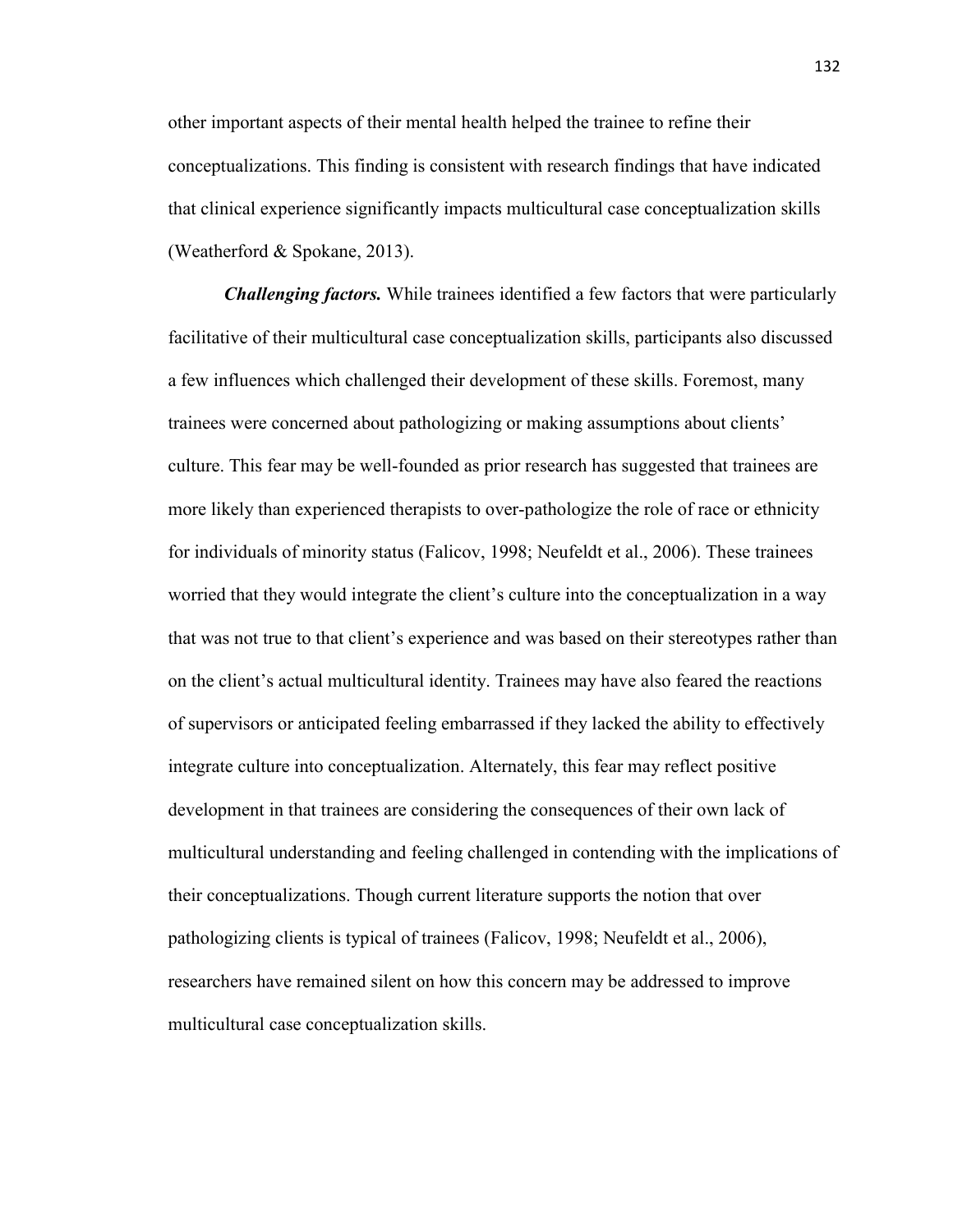other important aspects of their mental health helped the trainee to refine their conceptualizations. This finding is consistent with research findings that have indicated that clinical experience significantly impacts multicultural case conceptualization skills (Weatherford & Spokane, 2013).

***Challenging factors.*** While trainees identified a few factors that were particularly facilitative of their multicultural case conceptualization skills, participants also discussed a few influences which challenged their development of these skills. Foremost, many trainees were concerned about pathologizing or making assumptions about clients' culture. This fear may be well-founded as prior research has suggested that trainees are more likely than experienced therapists to over-pathologize the role of race or ethnicity for individuals of minority status (Falicov, 1998; Neufeldt et al., 2006). These trainees worried that they would integrate the client's culture into the conceptualization in a way that was not true to that client's experience and was based on their stereotypes rather than on the client's actual multicultural identity. Trainees may have also feared the reactions of supervisors or anticipated feeling embarrassed if they lacked the ability to effectively integrate culture into conceptualization. Alternately, this fear may reflect positive development in that trainees are considering the consequences of their own lack of multicultural understanding and feeling challenged in contending with the implications of their conceptualizations. Though current literature supports the notion that over pathologizing clients is typical of trainees (Falicov, 1998; Neufeldt et al., 2006), researchers have remained silent on how this concern may be addressed to improve multicultural case conceptualization skills.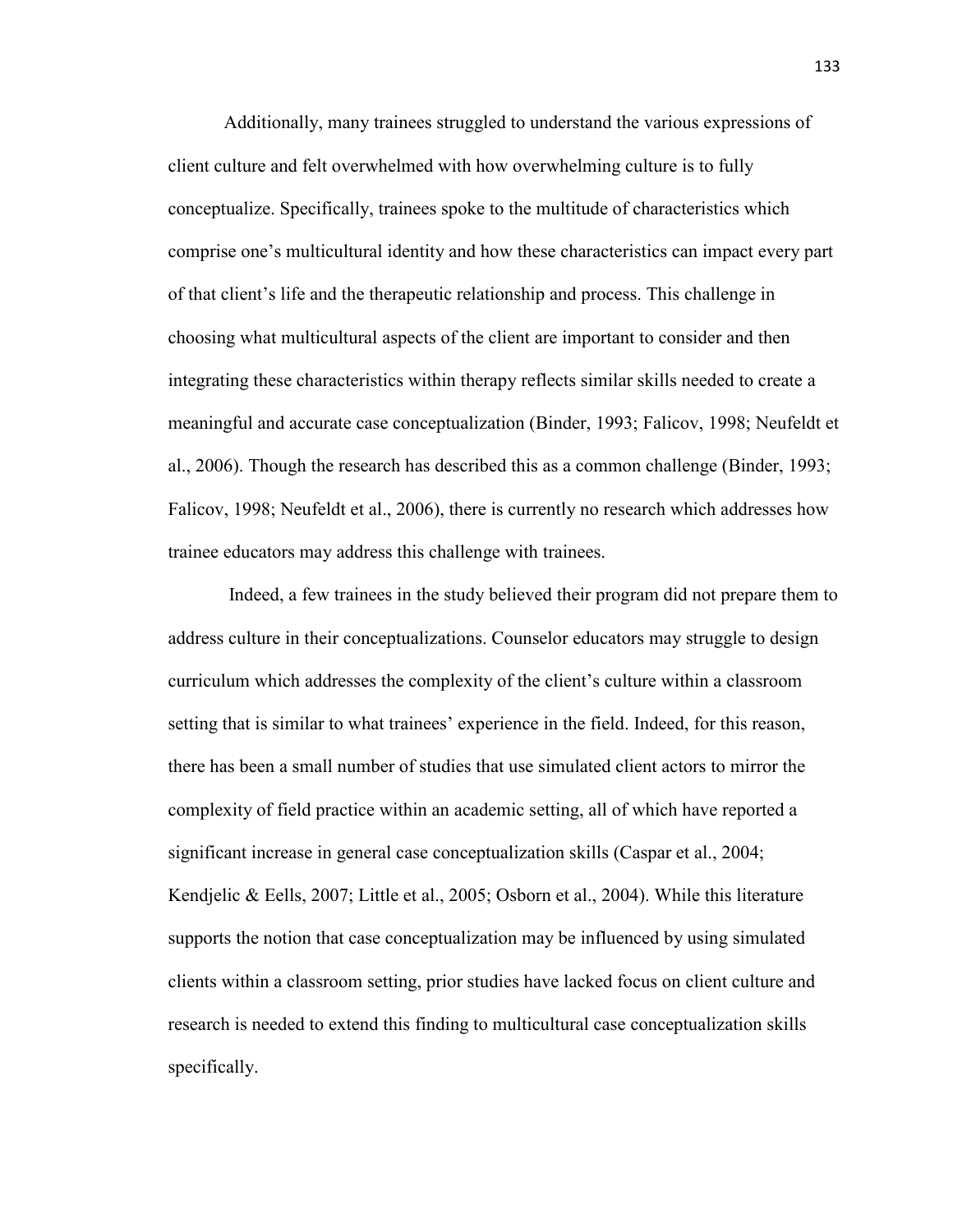Additionally, many trainees struggled to understand the various expressions of client culture and felt overwhelmed with how overwhelming culture is to fully conceptualize. Specifically, trainees spoke to the multitude of characteristics which comprise one's multicultural identity and how these characteristics can impact every part of that client's life and the therapeutic relationship and process. This challenge in choosing what multicultural aspects of the client are important to consider and then integrating these characteristics within therapy reflects similar skills needed to create a meaningful and accurate case conceptualization (Binder, 1993; Falicov, 1998; Neufeldt et al., 2006). Though the research has described this as a common challenge (Binder, 1993; Falicov, 1998; Neufeldt et al., 2006), there is currently no research which addresses how trainee educators may address this challenge with trainees.

Indeed, a few trainees in the study believed their program did not prepare them to address culture in their conceptualizations. Counselor educators may struggle to design curriculum which addresses the complexity of the client's culture within a classroom setting that is similar to what trainees' experience in the field. Indeed, for this reason, there has been a small number of studies that use simulated client actors to mirror the complexity of field practice within an academic setting, all of which have reported a significant increase in general case conceptualization skills (Caspar et al., 2004; Kendjelic & Eells, 2007; Little et al., 2005; Osborn et al., 2004). While this literature supports the notion that case conceptualization may be influenced by using simulated clients within a classroom setting, prior studies have lacked focus on client culture and research is needed to extend this finding to multicultural case conceptualization skills specifically.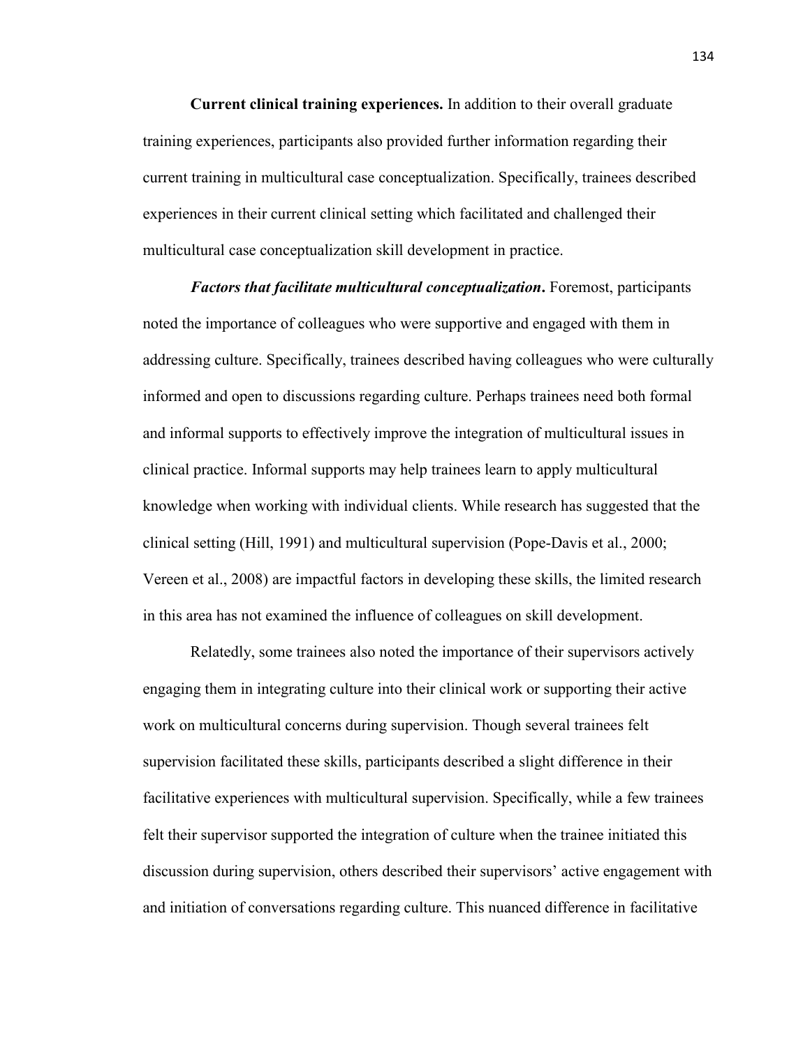**Current clinical training experiences.** In addition to their overall graduate training experiences, participants also provided further information regarding their current training in multicultural case conceptualization. Specifically, trainees described experiences in their current clinical setting which facilitated and challenged their multicultural case conceptualization skill development in practice.

***Factors that facilitate multicultural conceptualization*.** Foremost, participants noted the importance of colleagues who were supportive and engaged with them in addressing culture. Specifically, trainees described having colleagues who were culturally informed and open to discussions regarding culture. Perhaps trainees need both formal and informal supports to effectively improve the integration of multicultural issues in clinical practice. Informal supports may help trainees learn to apply multicultural knowledge when working with individual clients. While research has suggested that the clinical setting (Hill, 1991) and multicultural supervision (Pope-Davis et al., 2000; Vereen et al., 2008) are impactful factors in developing these skills, the limited research in this area has not examined the influence of colleagues on skill development.

Relatedly, some trainees also noted the importance of their supervisors actively engaging them in integrating culture into their clinical work or supporting their active work on multicultural concerns during supervision. Though several trainees felt supervision facilitated these skills, participants described a slight difference in their facilitative experiences with multicultural supervision. Specifically, while a few trainees felt their supervisor supported the integration of culture when the trainee initiated this discussion during supervision, others described their supervisors' active engagement with and initiation of conversations regarding culture. This nuanced difference in facilitative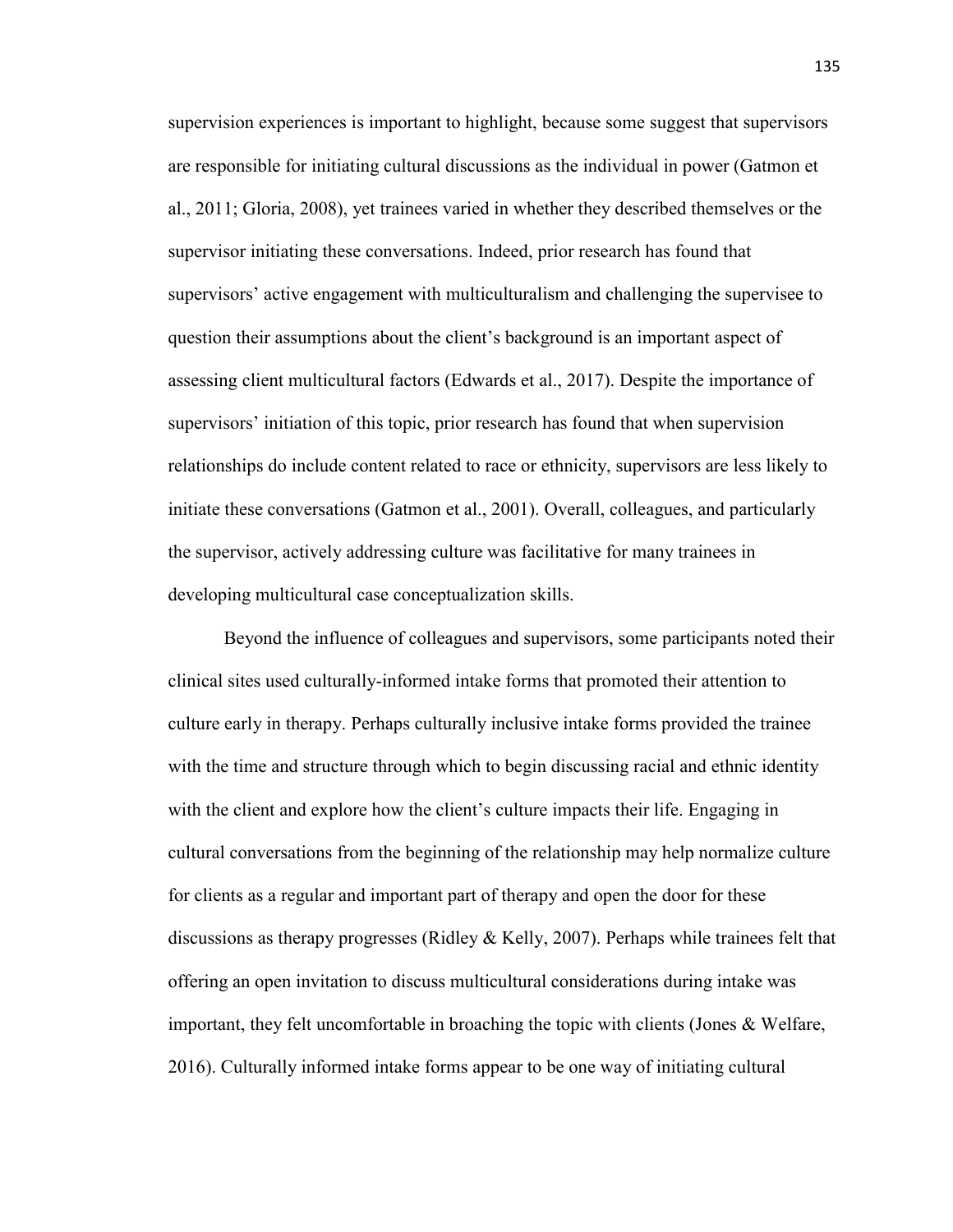supervision experiences is important to highlight, because some suggest that supervisors are responsible for initiating cultural discussions as the individual in power (Gatmon et al., 2011; Gloria, 2008), yet trainees varied in whether they described themselves or the supervisor initiating these conversations. Indeed, prior research has found that supervisors' active engagement with multiculturalism and challenging the supervisee to question their assumptions about the client's background is an important aspect of assessing client multicultural factors (Edwards et al., 2017). Despite the importance of supervisors' initiation of this topic, prior research has found that when supervision relationships do include content related to race or ethnicity, supervisors are less likely to initiate these conversations (Gatmon et al., 2001). Overall, colleagues, and particularly the supervisor, actively addressing culture was facilitative for many trainees in developing multicultural case conceptualization skills.

Beyond the influence of colleagues and supervisors, some participants noted their clinical sites used culturally-informed intake forms that promoted their attention to culture early in therapy. Perhaps culturally inclusive intake forms provided the trainee with the time and structure through which to begin discussing racial and ethnic identity with the client and explore how the client's culture impacts their life. Engaging in cultural conversations from the beginning of the relationship may help normalize culture for clients as a regular and important part of therapy and open the door for these discussions as therapy progresses (Ridley & Kelly, 2007). Perhaps while trainees felt that offering an open invitation to discuss multicultural considerations during intake was important, they felt uncomfortable in broaching the topic with clients (Jones & Welfare, 2016). Culturally informed intake forms appear to be one way of initiating cultural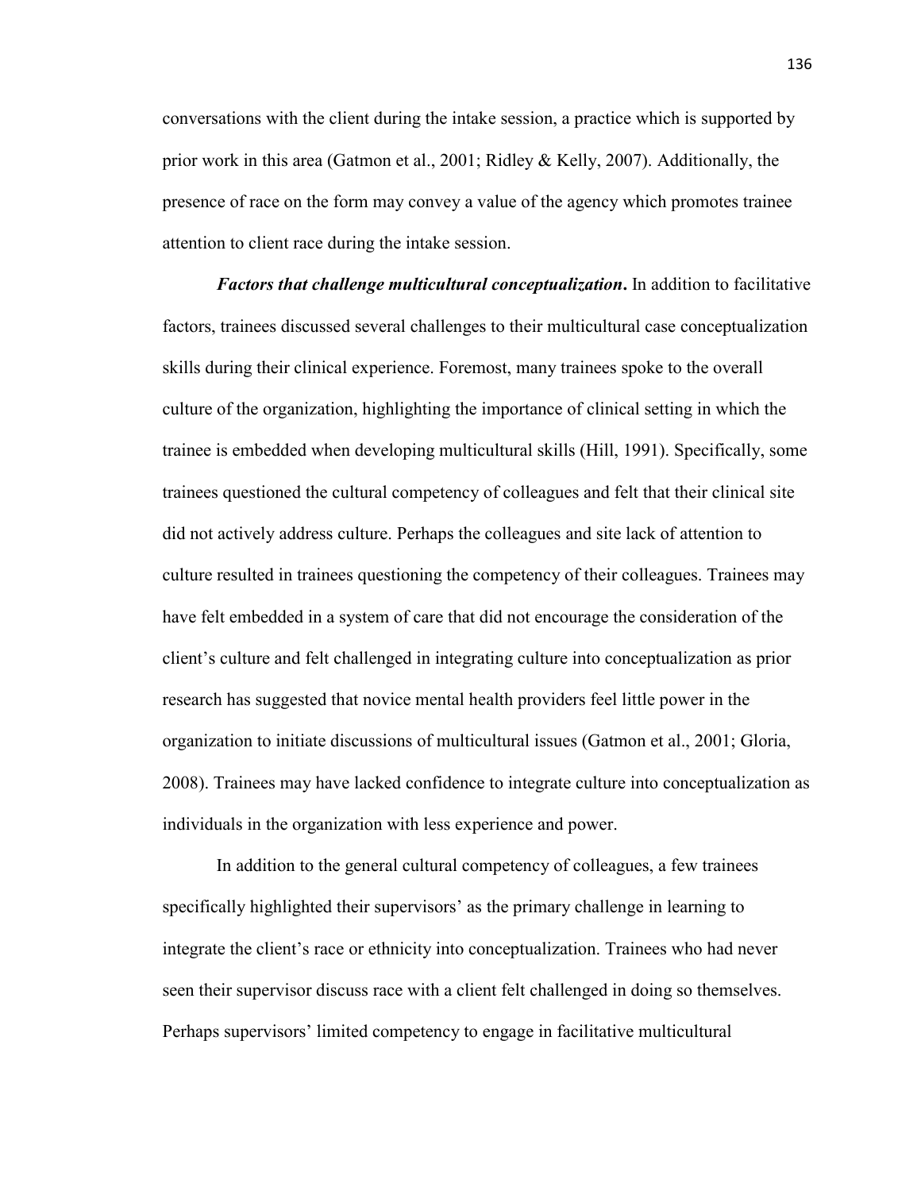conversations with the client during the intake session, a practice which is supported by prior work in this area (Gatmon et al., 2001; Ridley & Kelly, 2007). Additionally, the presence of race on the form may convey a value of the agency which promotes trainee attention to client race during the intake session.

***Factors that challenge multicultural conceptualization*.** In addition to facilitative factors, trainees discussed several challenges to their multicultural case conceptualization skills during their clinical experience. Foremost, many trainees spoke to the overall culture of the organization, highlighting the importance of clinical setting in which the trainee is embedded when developing multicultural skills (Hill, 1991). Specifically, some trainees questioned the cultural competency of colleagues and felt that their clinical site did not actively address culture. Perhaps the colleagues and site lack of attention to culture resulted in trainees questioning the competency of their colleagues. Trainees may have felt embedded in a system of care that did not encourage the consideration of the client's culture and felt challenged in integrating culture into conceptualization as prior research has suggested that novice mental health providers feel little power in the organization to initiate discussions of multicultural issues (Gatmon et al., 2001; Gloria, 2008). Trainees may have lacked confidence to integrate culture into conceptualization as individuals in the organization with less experience and power.

In addition to the general cultural competency of colleagues, a few trainees specifically highlighted their supervisors' as the primary challenge in learning to integrate the client's race or ethnicity into conceptualization. Trainees who had never seen their supervisor discuss race with a client felt challenged in doing so themselves. Perhaps supervisors' limited competency to engage in facilitative multicultural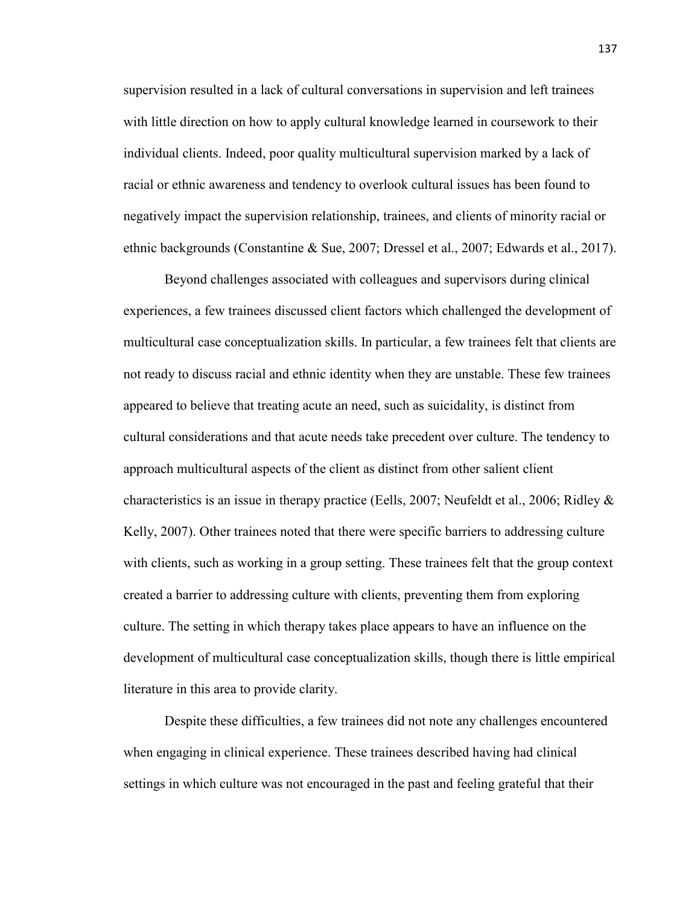supervision resulted in a lack of cultural conversations in supervision and left trainees with little direction on how to apply cultural knowledge learned in coursework to their individual clients. Indeed, poor quality multicultural supervision marked by a lack of racial or ethnic awareness and tendency to overlook cultural issues has been found to negatively impact the supervision relationship, trainees, and clients of minority racial or ethnic backgrounds (Constantine & Sue, 2007; Dressel et al., 2007; Edwards et al., 2017).

Beyond challenges associated with colleagues and supervisors during clinical experiences, a few trainees discussed client factors which challenged the development of multicultural case conceptualization skills. In particular, a few trainees felt that clients are not ready to discuss racial and ethnic identity when they are unstable. These few trainees appeared to believe that treating acute an need, such as suicidality, is distinct from cultural considerations and that acute needs take precedent over culture. The tendency to approach multicultural aspects of the client as distinct from other salient client characteristics is an issue in therapy practice (Eells, 2007; Neufeldt et al., 2006; Ridley & Kelly, 2007). Other trainees noted that there were specific barriers to addressing culture with clients, such as working in a group setting. These trainees felt that the group context created a barrier to addressing culture with clients, preventing them from exploring culture. The setting in which therapy takes place appears to have an influence on the development of multicultural case conceptualization skills, though there is little empirical literature in this area to provide clarity.

Despite these difficulties, a few trainees did not note any challenges encountered when engaging in clinical experience. These trainees described having had clinical settings in which culture was not encouraged in the past and feeling grateful that their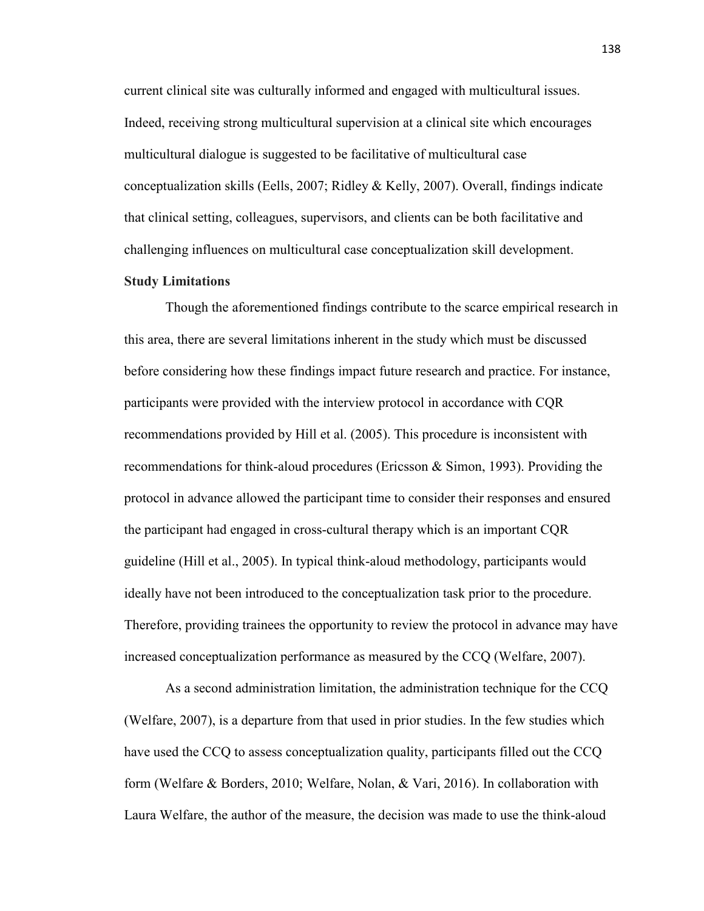current clinical site was culturally informed and engaged with multicultural issues. Indeed, receiving strong multicultural supervision at a clinical site which encourages multicultural dialogue is suggested to be facilitative of multicultural case conceptualization skills (Eells, 2007; Ridley & Kelly, 2007). Overall, findings indicate that clinical setting, colleagues, supervisors, and clients can be both facilitative and challenging influences on multicultural case conceptualization skill development.

**Study Limitations**

Though the aforementioned findings contribute to the scarce empirical research in this area, there are several limitations inherent in the study which must be discussed before considering how these findings impact future research and practice. For instance, participants were provided with the interview protocol in accordance with CQR recommendations provided by Hill et al. (2005). This procedure is inconsistent with recommendations for think-aloud procedures (Ericsson & Simon, 1993). Providing the protocol in advance allowed the participant time to consider their responses and ensured the participant had engaged in cross-cultural therapy which is an important CQR guideline (Hill et al., 2005). In typical think-aloud methodology, participants would ideally have not been introduced to the conceptualization task prior to the procedure. Therefore, providing trainees the opportunity to review the protocol in advance may have increased conceptualization performance as measured by the CCQ (Welfare, 2007).

As a second administration limitation, the administration technique for the CCQ (Welfare, 2007), is a departure from that used in prior studies. In the few studies which have used the CCQ to assess conceptualization quality, participants filled out the CCQ form (Welfare & Borders, 2010; Welfare, Nolan, & Vari, 2016). In collaboration with Laura Welfare, the author of the measure, the decision was made to use the think-aloud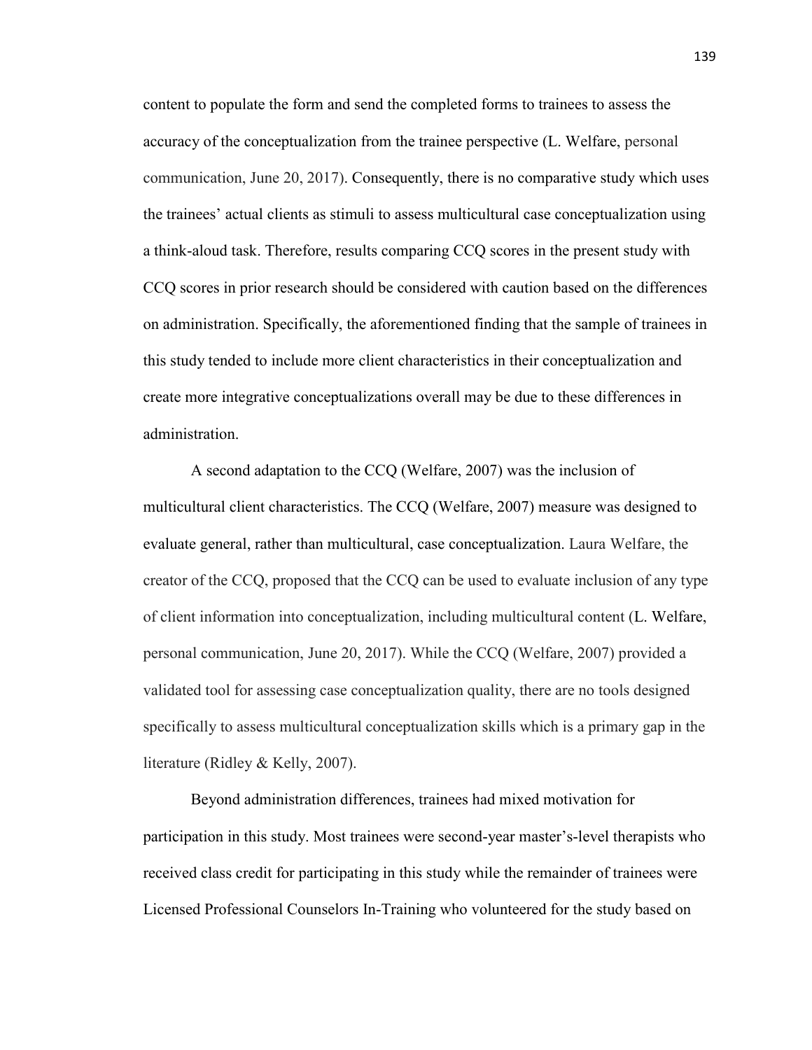content to populate the form and send the completed forms to trainees to assess the accuracy of the conceptualization from the trainee perspective (L. Welfare, personal communication, June 20, 2017). Consequently, there is no comparative study which uses the trainees' actual clients as stimuli to assess multicultural case conceptualization using a think-aloud task. Therefore, results comparing CCQ scores in the present study with CCQ scores in prior research should be considered with caution based on the differences on administration. Specifically, the aforementioned finding that the sample of trainees in this study tended to include more client characteristics in their conceptualization and create more integrative conceptualizations overall may be due to these differences in administration.

A second adaptation to the CCQ (Welfare, 2007) was the inclusion of multicultural client characteristics. The CCQ (Welfare, 2007) measure was designed to evaluate general, rather than multicultural, case conceptualization. Laura Welfare, the creator of the CCQ, proposed that the CCQ can be used to evaluate inclusion of any type of client information into conceptualization, including multicultural content (L. Welfare, personal communication, June 20, 2017). While the CCQ (Welfare, 2007) provided a validated tool for assessing case conceptualization quality, there are no tools designed specifically to assess multicultural conceptualization skills which is a primary gap in the literature (Ridley & Kelly, 2007).

Beyond administration differences, trainees had mixed motivation for participation in this study. Most trainees were second-year master's-level therapists who received class credit for participating in this study while the remainder of trainees were Licensed Professional Counselors In-Training who volunteered for the study based on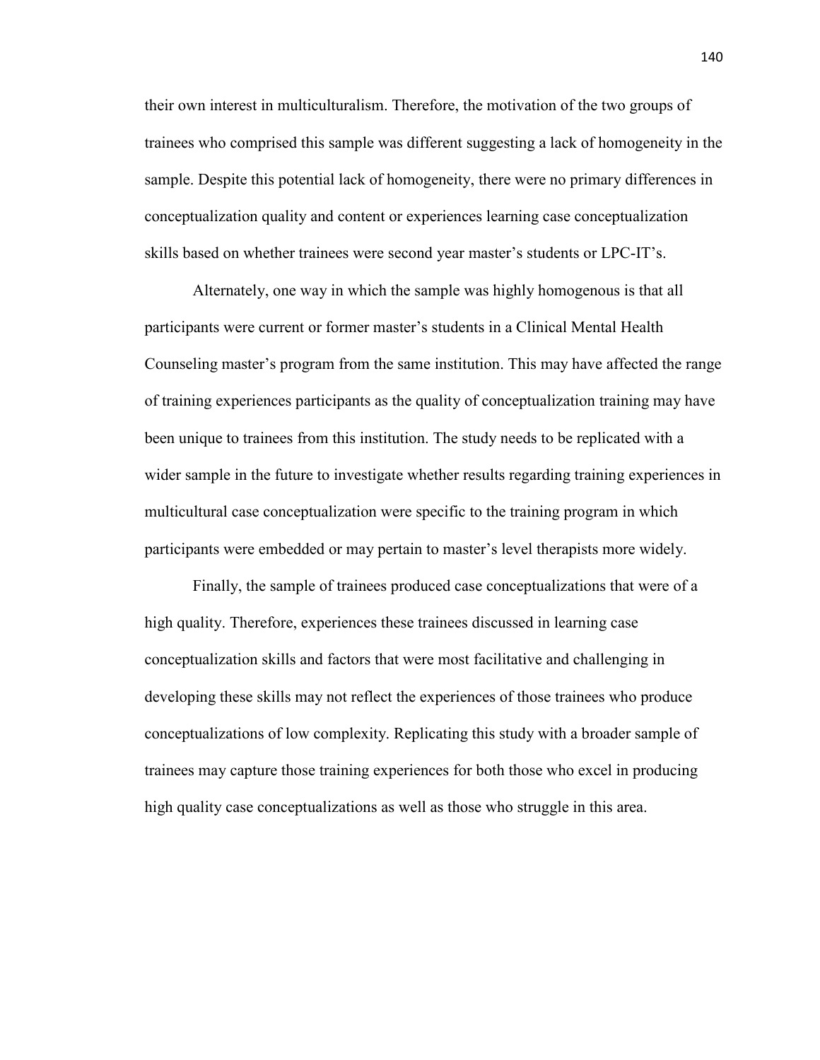their own interest in multiculturalism. Therefore, the motivation of the two groups of trainees who comprised this sample was different suggesting a lack of homogeneity in the sample. Despite this potential lack of homogeneity, there were no primary differences in conceptualization quality and content or experiences learning case conceptualization skills based on whether trainees were second year master's students or LPC-IT's.

Alternately, one way in which the sample was highly homogenous is that all participants were current or former master's students in a Clinical Mental Health Counseling master's program from the same institution. This may have affected the range of training experiences participants as the quality of conceptualization training may have been unique to trainees from this institution. The study needs to be replicated with a wider sample in the future to investigate whether results regarding training experiences in multicultural case conceptualization were specific to the training program in which participants were embedded or may pertain to master's level therapists more widely.

Finally, the sample of trainees produced case conceptualizations that were of a high quality. Therefore, experiences these trainees discussed in learning case conceptualization skills and factors that were most facilitative and challenging in developing these skills may not reflect the experiences of those trainees who produce conceptualizations of low complexity. Replicating this study with a broader sample of trainees may capture those training experiences for both those who excel in producing high quality case conceptualizations as well as those who struggle in this area.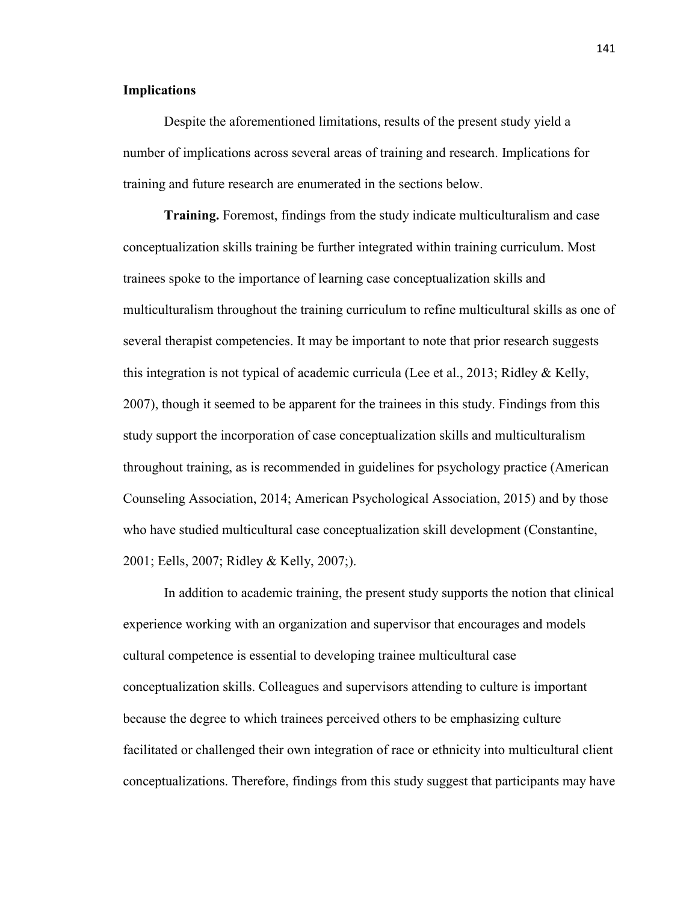## Implications

Despite the aforementioned limitations, results of the present study yield a number of implications across several areas of training and research. Implications for training and future research are enumerated in the sections below.

**Training.** Foremost, findings from the study indicate multiculturalism and case conceptualization skills training be further integrated within training curriculum. Most trainees spoke to the importance of learning case conceptualization skills and multiculturalism throughout the training curriculum to refine multicultural skills as one of several therapist competencies. It may be important to note that prior research suggests this integration is not typical of academic curricula (Lee et al., 2013; Ridley & Kelly, 2007), though it seemed to be apparent for the trainees in this study. Findings from this study support the incorporation of case conceptualization skills and multiculturalism throughout training, as is recommended in guidelines for psychology practice (American Counseling Association, 2014; American Psychological Association, 2015) and by those who have studied multicultural case conceptualization skill development (Constantine, 2001; Eells, 2007; Ridley & Kelly, 2007;).

In addition to academic training, the present study supports the notion that clinical experience working with an organization and supervisor that encourages and models cultural competence is essential to developing trainee multicultural case conceptualization skills. Colleagues and supervisors attending to culture is important because the degree to which trainees perceived others to be emphasizing culture facilitated or challenged their own integration of race or ethnicity into multicultural client conceptualizations. Therefore, findings from this study suggest that participants may have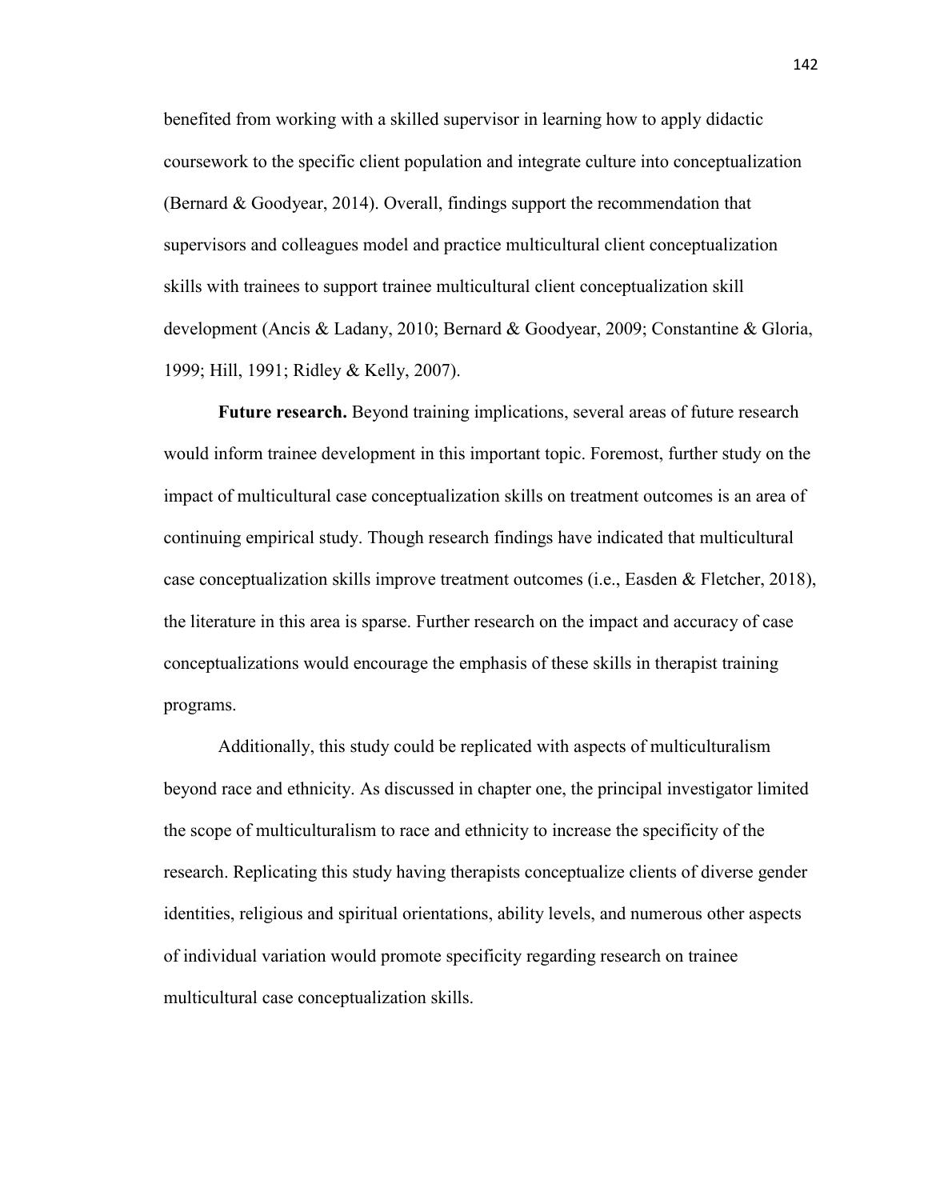benefited from working with a skilled supervisor in learning how to apply didactic coursework to the specific client population and integrate culture into conceptualization (Bernard & Goodyear, 2014). Overall, findings support the recommendation that supervisors and colleagues model and practice multicultural client conceptualization skills with trainees to support trainee multicultural client conceptualization skill development (Ancis & Ladany, 2010; Bernard & Goodyear, 2009; Constantine & Gloria, 1999; Hill, 1991; Ridley & Kelly, 2007).

**Future research.** Beyond training implications, several areas of future research would inform trainee development in this important topic. Foremost, further study on the impact of multicultural case conceptualization skills on treatment outcomes is an area of continuing empirical study. Though research findings have indicated that multicultural case conceptualization skills improve treatment outcomes (i.e., Easden & Fletcher, 2018), the literature in this area is sparse. Further research on the impact and accuracy of case conceptualizations would encourage the emphasis of these skills in therapist training programs.

Additionally, this study could be replicated with aspects of multiculturalism beyond race and ethnicity. As discussed in chapter one, the principal investigator limited the scope of multiculturalism to race and ethnicity to increase the specificity of the research. Replicating this study having therapists conceptualize clients of diverse gender identities, religious and spiritual orientations, ability levels, and numerous other aspects of individual variation would promote specificity regarding research on trainee multicultural case conceptualization skills.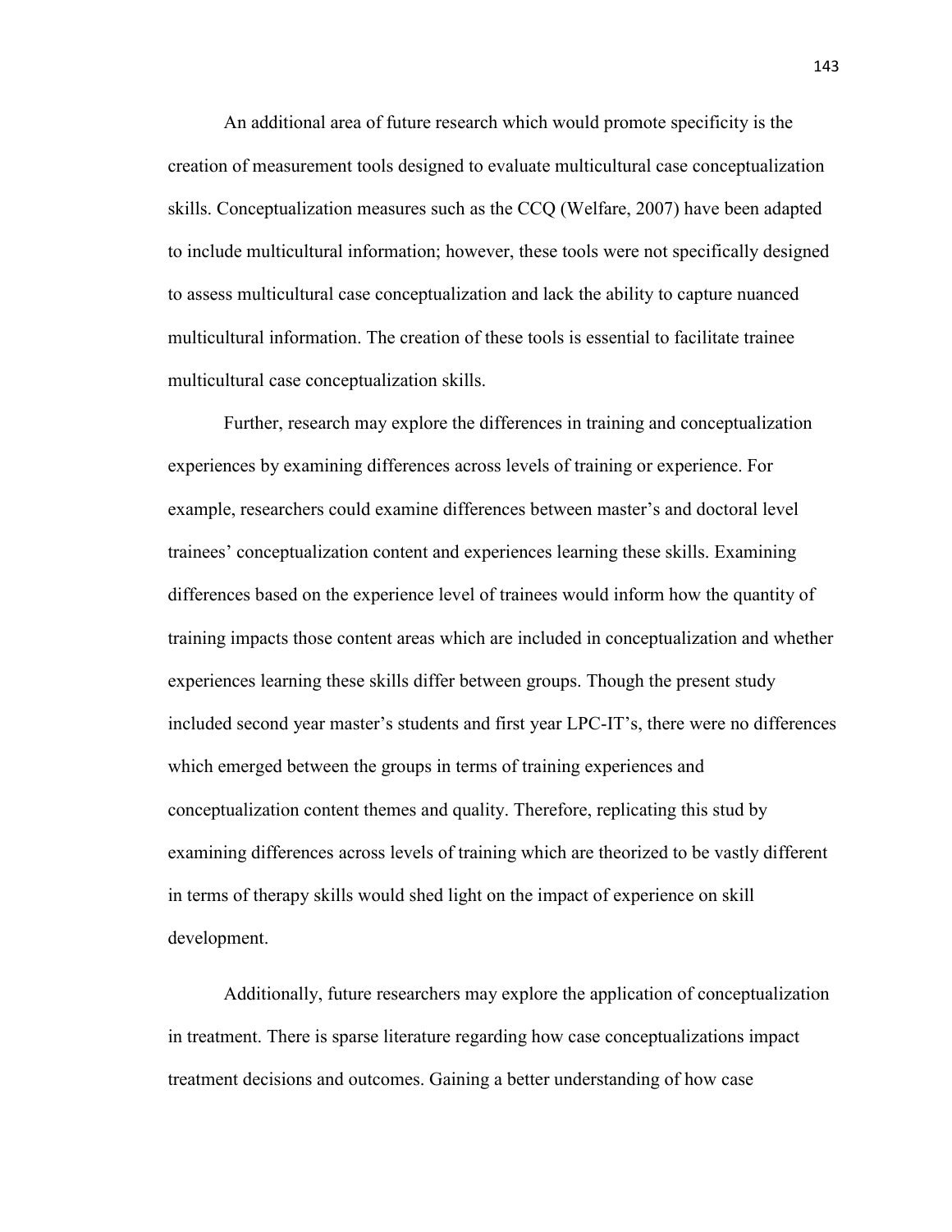An additional area of future research which would promote specificity is the creation of measurement tools designed to evaluate multicultural case conceptualization skills. Conceptualization measures such as the CCQ (Welfare, 2007) have been adapted to include multicultural information; however, these tools were not specifically designed to assess multicultural case conceptualization and lack the ability to capture nuanced multicultural information. The creation of these tools is essential to facilitate trainee multicultural case conceptualization skills.

Further, research may explore the differences in training and conceptualization experiences by examining differences across levels of training or experience. For example, researchers could examine differences between master's and doctoral level trainees' conceptualization content and experiences learning these skills. Examining differences based on the experience level of trainees would inform how the quantity of training impacts those content areas which are included in conceptualization and whether experiences learning these skills differ between groups. Though the present study included second year master's students and first year LPC-IT's, there were no differences which emerged between the groups in terms of training experiences and conceptualization content themes and quality. Therefore, replicating this stud by examining differences across levels of training which are theorized to be vastly different in terms of therapy skills would shed light on the impact of experience on skill development.

Additionally, future researchers may explore the application of conceptualization in treatment. There is sparse literature regarding how case conceptualizations impact treatment decisions and outcomes. Gaining a better understanding of how case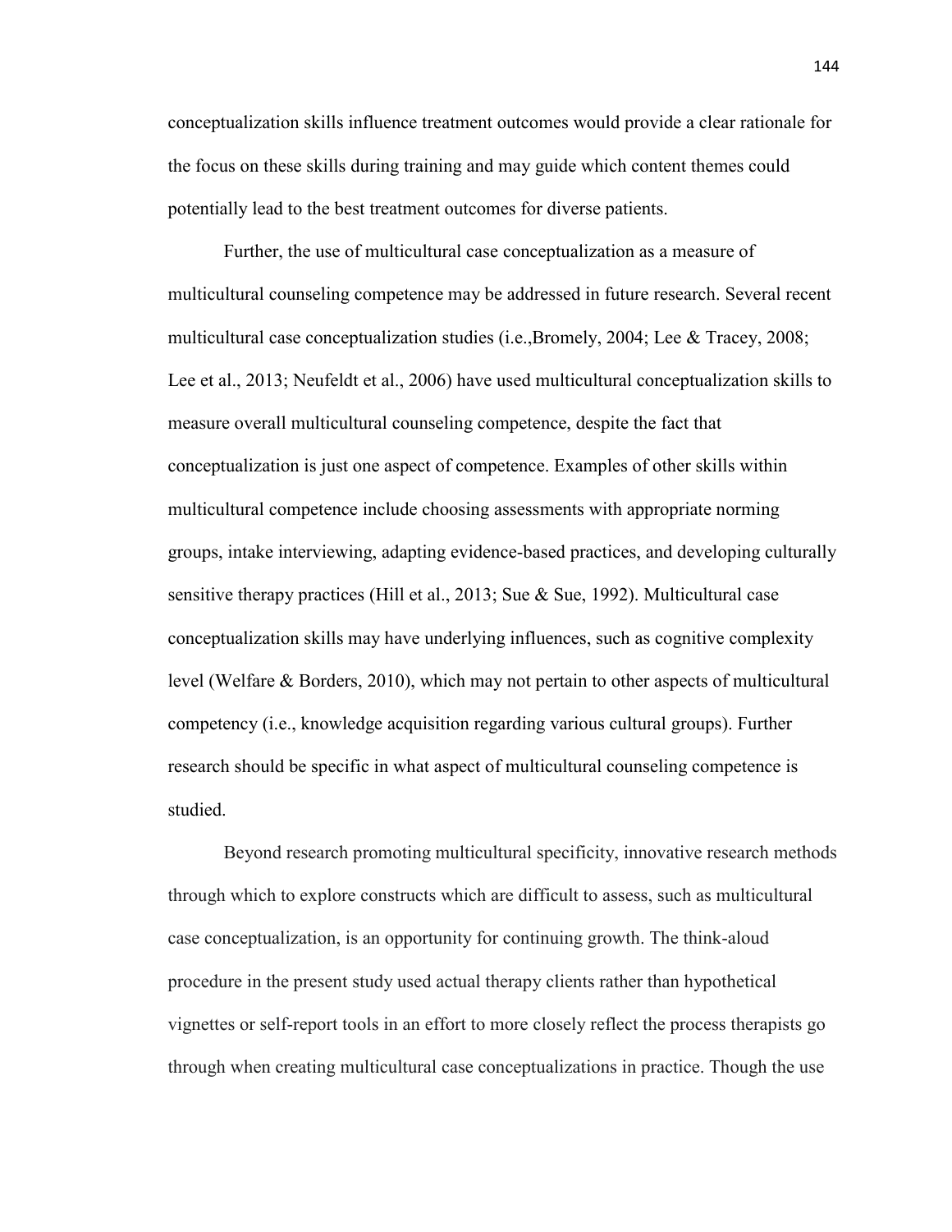conceptualization skills influence treatment outcomes would provide a clear rationale for the focus on these skills during training and may guide which content themes could potentially lead to the best treatment outcomes for diverse patients.

Further, the use of multicultural case conceptualization as a measure of multicultural counseling competence may be addressed in future research. Several recent multicultural case conceptualization studies (i.e.,Bromely, 2004; Lee & Tracey, 2008; Lee et al., 2013; Neufeldt et al., 2006) have used multicultural conceptualization skills to measure overall multicultural counseling competence, despite the fact that conceptualization is just one aspect of competence. Examples of other skills within multicultural competence include choosing assessments with appropriate norming groups, intake interviewing, adapting evidence-based practices, and developing culturally sensitive therapy practices (Hill et al., 2013; Sue & Sue, 1992). Multicultural case conceptualization skills may have underlying influences, such as cognitive complexity level (Welfare & Borders, 2010), which may not pertain to other aspects of multicultural competency (i.e., knowledge acquisition regarding various cultural groups). Further research should be specific in what aspect of multicultural counseling competence is studied.

Beyond research promoting multicultural specificity, innovative research methods through which to explore constructs which are difficult to assess, such as multicultural case conceptualization, is an opportunity for continuing growth. The think-aloud procedure in the present study used actual therapy clients rather than hypothetical vignettes or self-report tools in an effort to more closely reflect the process therapists go through when creating multicultural case conceptualizations in practice. Though the use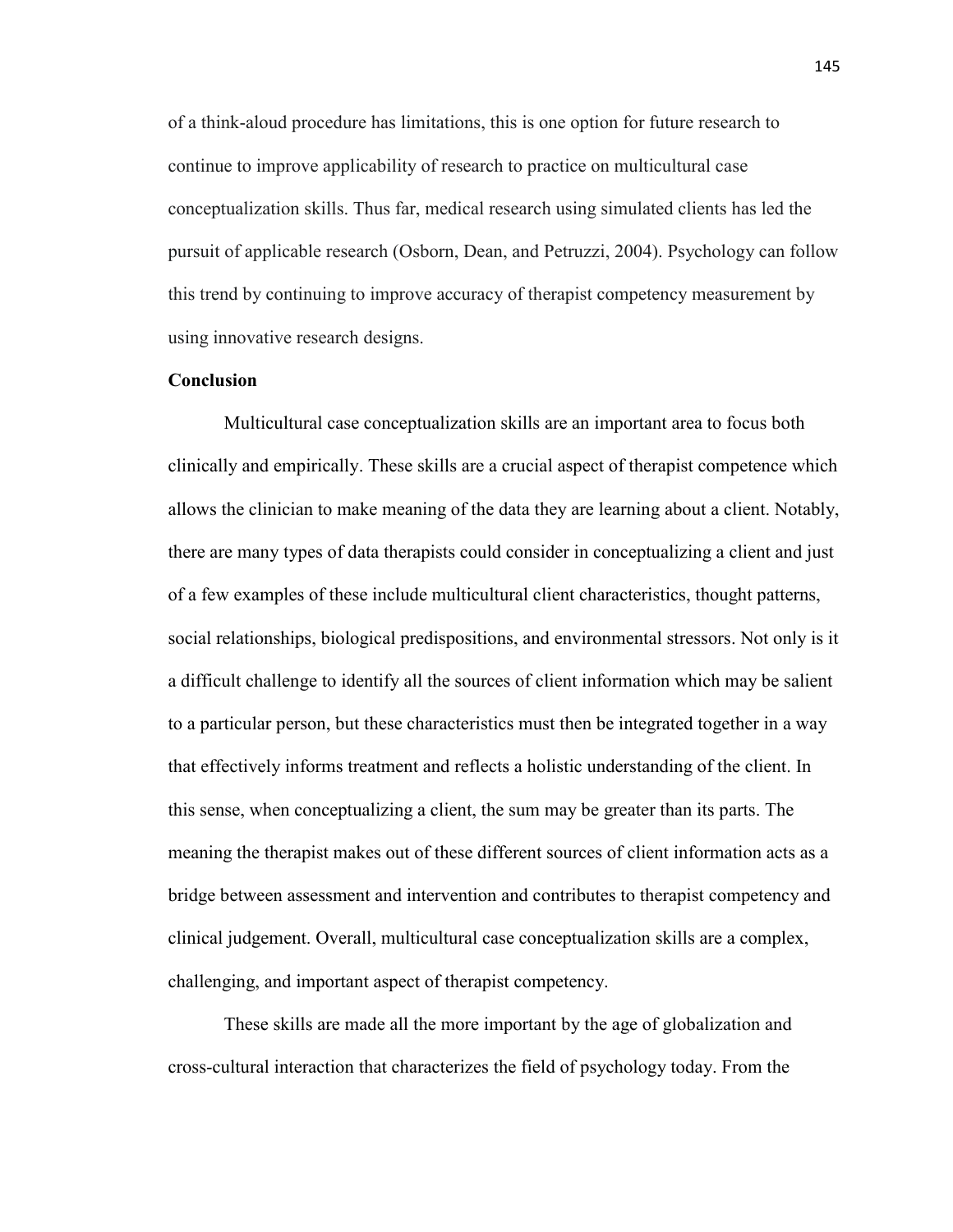of a think-aloud procedure has limitations, this is one option for future research to continue to improve applicability of research to practice on multicultural case conceptualization skills. Thus far, medical research using simulated clients has led the pursuit of applicable research (Osborn, Dean, and Petruzzi, 2004). Psychology can follow this trend by continuing to improve accuracy of therapist competency measurement by using innovative research designs.

## Conclusion

Multicultural case conceptualization skills are an important area to focus both clinically and empirically. These skills are a crucial aspect of therapist competence which allows the clinician to make meaning of the data they are learning about a client. Notably, there are many types of data therapists could consider in conceptualizing a client and just of a few examples of these include multicultural client characteristics, thought patterns, social relationships, biological predispositions, and environmental stressors. Not only is it a difficult challenge to identify all the sources of client information which may be salient to a particular person, but these characteristics must then be integrated together in a way that effectively informs treatment and reflects a holistic understanding of the client. In this sense, when conceptualizing a client, the sum may be greater than its parts. The meaning the therapist makes out of these different sources of client information acts as a bridge between assessment and intervention and contributes to therapist competency and clinical judgement. Overall, multicultural case conceptualization skills are a complex, challenging, and important aspect of therapist competency.

These skills are made all the more important by the age of globalization and cross-cultural interaction that characterizes the field of psychology today. From the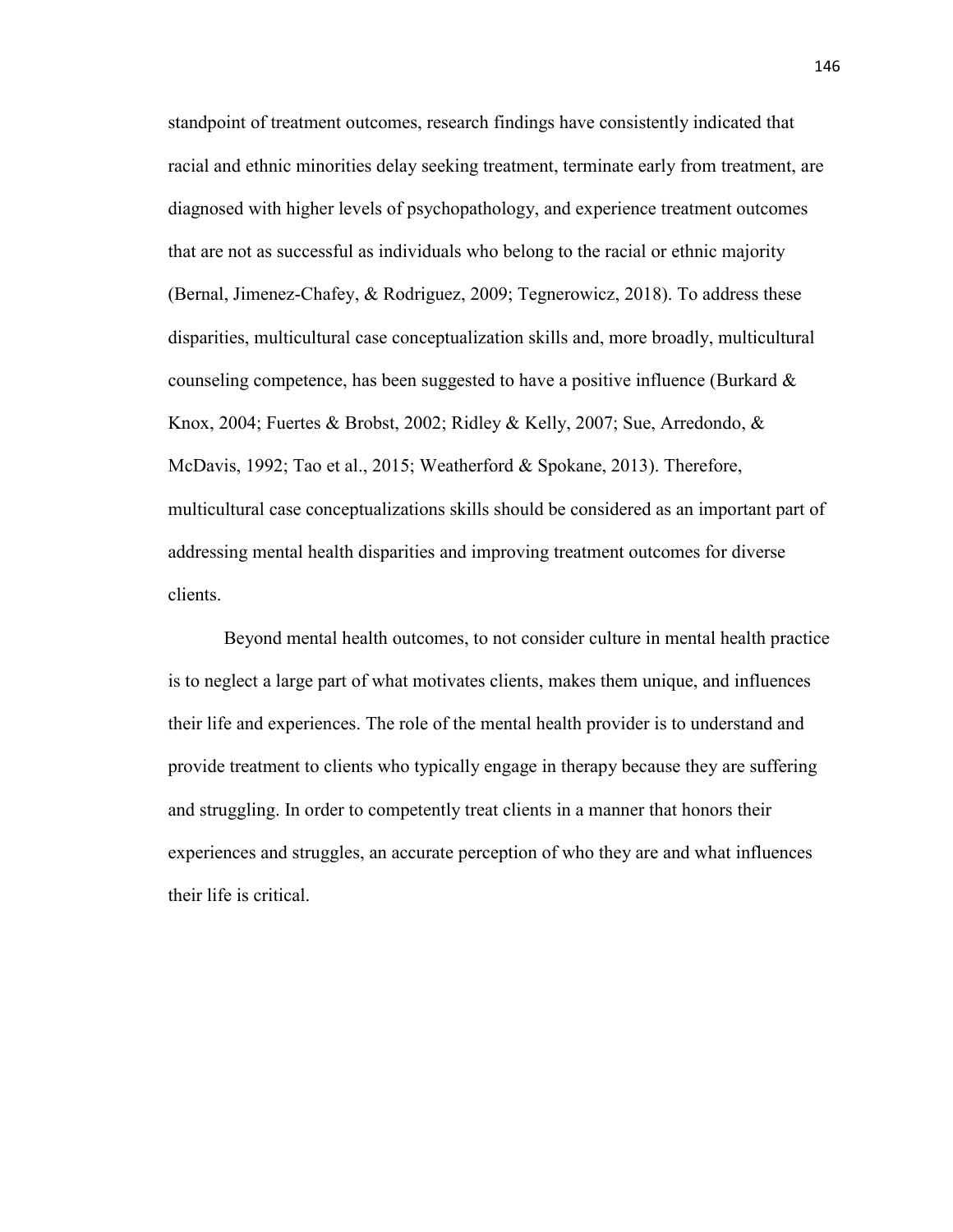standpoint of treatment outcomes, research findings have consistently indicated that racial and ethnic minorities delay seeking treatment, terminate early from treatment, are diagnosed with higher levels of psychopathology, and experience treatment outcomes that are not as successful as individuals who belong to the racial or ethnic majority (Bernal, Jimenez-Chafey, & Rodriguez, 2009; Tegnerowicz, 2018). To address these disparities, multicultural case conceptualization skills and, more broadly, multicultural counseling competence, has been suggested to have a positive influence (Burkard & Knox, 2004; Fuertes & Brobst, 2002; Ridley & Kelly, 2007; Sue, Arredondo, & McDavis, 1992; Tao et al., 2015; Weatherford & Spokane, 2013). Therefore, multicultural case conceptualizations skills should be considered as an important part of addressing mental health disparities and improving treatment outcomes for diverse clients.

Beyond mental health outcomes, to not consider culture in mental health practice is to neglect a large part of what motivates clients, makes them unique, and influences their life and experiences. The role of the mental health provider is to understand and provide treatment to clients who typically engage in therapy because they are suffering and struggling. In order to competently treat clients in a manner that honors their experiences and struggles, an accurate perception of who they are and what influences their life is critical.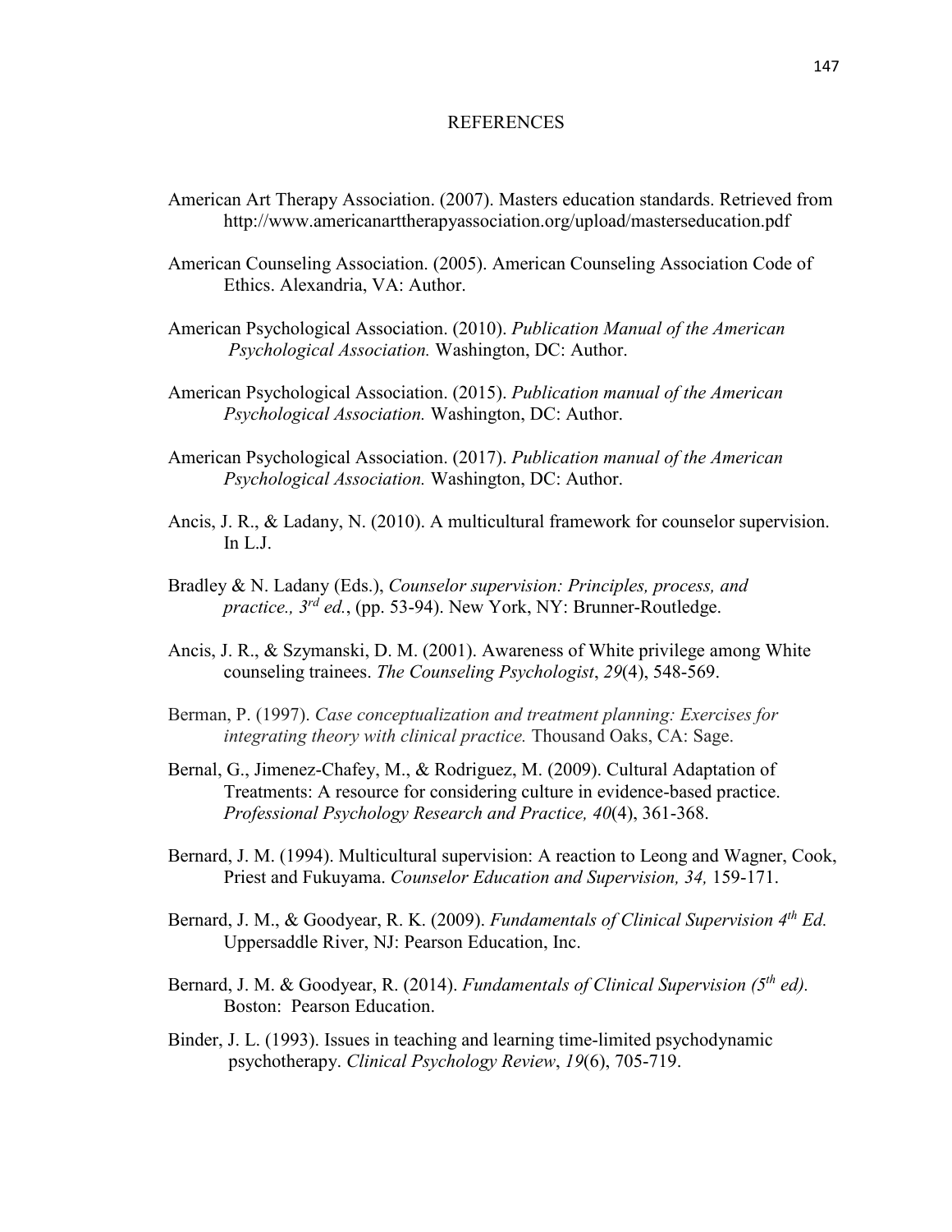# REFERENCES

American Art Therapy Association. (2007). Masters education standards. Retrieved from http://www.americanarttherapyassociation.org/upload/masterseducation.pdf

American Counseling Association. (2005). American Counseling Association Code of Ethics. Alexandria, VA: Author.

American Psychological Association. (2010). *Publication Manual of the American Psychological Association.* Washington, DC: Author.

American Psychological Association. (2015). *Publication manual of the American Psychological Association.* Washington, DC: Author.

American Psychological Association. (2017). *Publication manual of the American Psychological Association.* Washington, DC: Author.

Ancis, J. R., & Ladany, N. (2010). A multicultural framework for counselor supervision. In L.J.

Bradley & N. Ladany (Eds.), *Counselor supervision: Principles, process, and practice., 3rd ed.*, (pp. 53-94). New York, NY: Brunner-Routledge.

Ancis, J. R., & Szymanski, D. M. (2001). Awareness of White privilege among White counseling trainees. *The Counseling Psychologist*, *29*(4), 548-569.

Berman, P. (1997). *Case conceptualization and treatment planning: Exercises for integrating theory with clinical practice.* Thousand Oaks, CA: Sage.

Bernal, G., Jimenez-Chafey, M., & Rodriguez, M. (2009). Cultural Adaptation of Treatments: A resource for considering culture in evidence-based practice. *Professional Psychology Research and Practice, 40*(4), 361-368.

Bernard, J. M. (1994). Multicultural supervision: A reaction to Leong and Wagner, Cook, Priest and Fukuyama. *Counselor Education and Supervision, 34,* 159-171.

Bernard, J. M., & Goodyear, R. K. (2009). *Fundamentals of Clinical Supervision 4th Ed.* Uppersaddle River, NJ: Pearson Education, Inc.

Bernard, J. M. & Goodyear, R. (2014). *Fundamentals of Clinical Supervision (5th ed).* Boston: Pearson Education.

Binder, J. L. (1993). Issues in teaching and learning time-limited psychodynamic psychotherapy. *Clinical Psychology Review*, *19*(6), 705-719.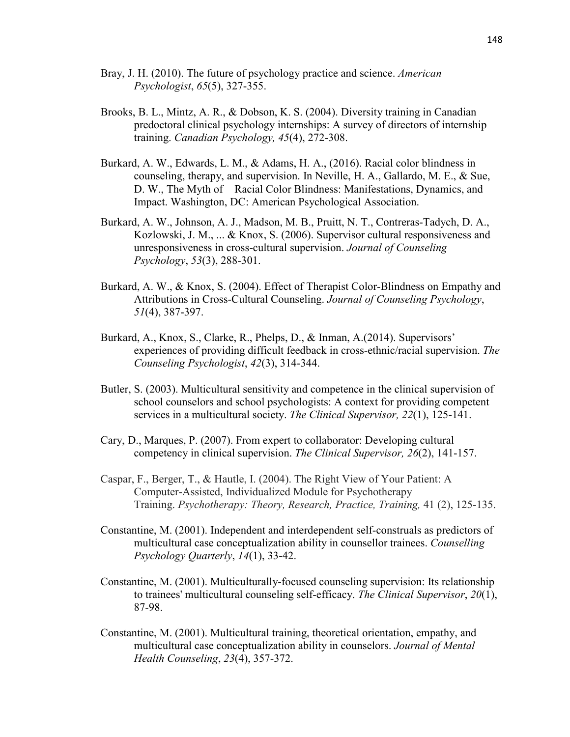Bray, J. H. (2010). The future of psychology practice and science. *American Psychologist*, *65*(5), 327-355.

Brooks, B. L., Mintz, A. R., & Dobson, K. S. (2004). Diversity training in Canadian predoctoral clinical psychology internships: A survey of directors of internship training. *Canadian Psychology, 45*(4), 272-308.

Burkard, A. W., Edwards, L. M., & Adams, H. A., (2016). Racial color blindness in counseling, therapy, and supervision. In Neville, H. A., Gallardo, M. E., & Sue, D. W., The Myth of Racial Color Blindness: Manifestations, Dynamics, and Impact. Washington, DC: American Psychological Association.

Burkard, A. W., Johnson, A. J., Madson, M. B., Pruitt, N. T., Contreras-Tadych, D. A., Kozlowski, J. M., ... & Knox, S. (2006). Supervisor cultural responsiveness and unresponsiveness in cross-cultural supervision. *Journal of Counseling Psychology*, *53*(3), 288-301.

Burkard, A. W., & Knox, S. (2004). Effect of Therapist Color-Blindness on Empathy and Attributions in Cross-Cultural Counseling. *Journal of Counseling Psychology*, *51*(4), 387-397.

Burkard, A., Knox, S., Clarke, R., Phelps, D., & Inman, A.(2014). Supervisors' experiences of providing difficult feedback in cross-ethnic/racial supervision. *The Counseling Psychologist*, *42*(3), 314-344.

Butler, S. (2003). Multicultural sensitivity and competence in the clinical supervision of school counselors and school psychologists: A context for providing competent services in a multicultural society. *The Clinical Supervisor, 22*(1), 125-141.

Cary, D., Marques, P. (2007). From expert to collaborator: Developing cultural competency in clinical supervision. *The Clinical Supervisor, 26*(2), 141-157.

Caspar, F., Berger, T., & Hautle, I. (2004). The Right View of Your Patient: A Computer-Assisted, Individualized Module for Psychotherapy Training. *Psychotherapy: Theory, Research, Practice, Training,* 41 (2), 125-135.

Constantine, M. (2001). Independent and interdependent self-construals as predictors of multicultural case conceptualization ability in counsellor trainees. *Counselling Psychology Quarterly*, *14*(1), 33-42.

Constantine, M. (2001). Multiculturally-focused counseling supervision: Its relationship to trainees' multicultural counseling self-efficacy. *The Clinical Supervisor*, *20*(1), 87-98.

Constantine, M. (2001). Multicultural training, theoretical orientation, empathy, and multicultural case conceptualization ability in counselors. *Journal of Mental Health Counseling*, *23*(4), 357-372.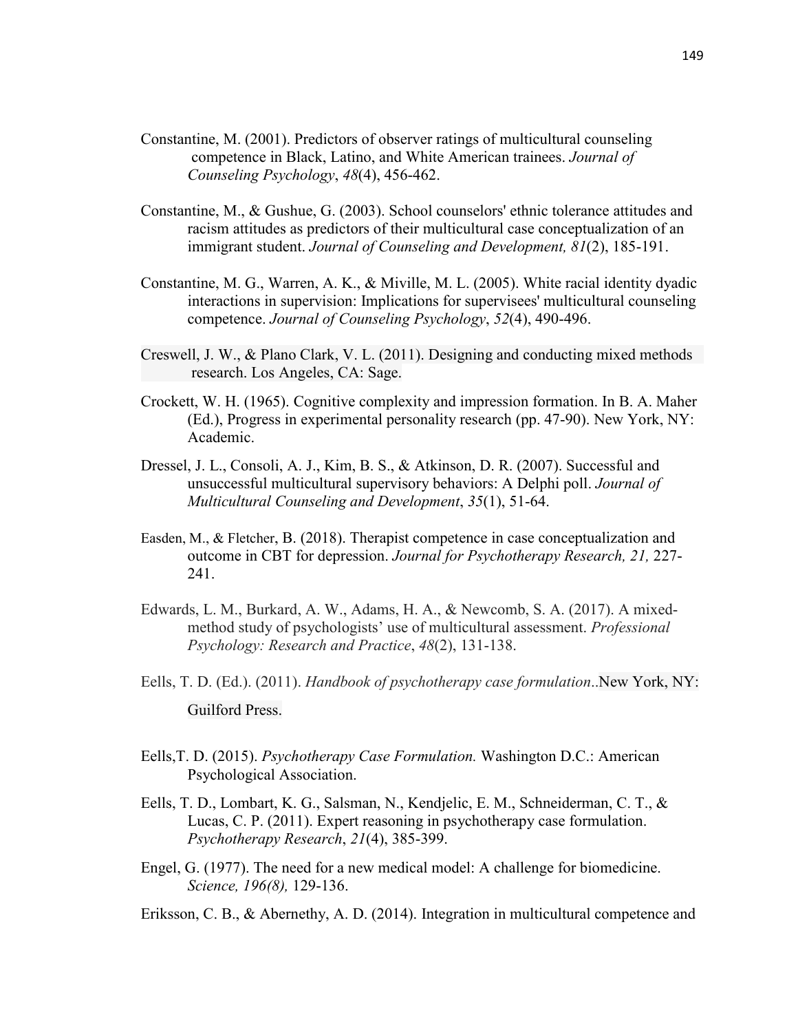Constantine, M. (2001). Predictors of observer ratings of multicultural counseling competence in Black, Latino, and White American trainees. *Journal of Counseling Psychology*, *48*(4), 456-462.

Constantine, M., & Gushue, G. (2003). School counselors' ethnic tolerance attitudes and racism attitudes as predictors of their multicultural case conceptualization of an immigrant student. *Journal of Counseling and Development, 81*(2), 185-191.

Constantine, M. G., Warren, A. K., & Miville, M. L. (2005). White racial identity dyadic interactions in supervision: Implications for supervisees' multicultural counseling competence. *Journal of Counseling Psychology*, *52*(4), 490-496.

Creswell, J. W., & Plano Clark, V. L. (2011). Designing and conducting mixed methods research. Los Angeles, CA: Sage.

Crockett, W. H. (1965). Cognitive complexity and impression formation. In B. A. Maher (Ed.), Progress in experimental personality research (pp. 47-90). New York, NY: Academic.

Dressel, J. L., Consoli, A. J., Kim, B. S., & Atkinson, D. R. (2007). Successful and unsuccessful multicultural supervisory behaviors: A Delphi poll. *Journal of Multicultural Counseling and Development*, *35*(1), 51-64.

Easden, M., & Fletcher, B. (2018). Therapist competence in case conceptualization and outcome in CBT for depression. *Journal for Psychotherapy Research, 21,* 227-241.

Edwards, L. M., Burkard, A. W., Adams, H. A., & Newcomb, S. A. (2017). A mixed-method study of psychologists' use of multicultural assessment. *Professional Psychology: Research and Practice*, *48*(2), 131-138.

Eells, T. D. (Ed.). (2011). *Handbook of psychotherapy case formulation*..New York, NY: Guilford Press.

Eells,T. D. (2015). *Psychotherapy Case Formulation.* Washington D.C.: American Psychological Association.

Eells, T. D., Lombart, K. G., Salsman, N., Kendjelic, E. M., Schneiderman, C. T., & Lucas, C. P. (2011). Expert reasoning in psychotherapy case formulation. *Psychotherapy Research*, *21*(4), 385-399.

Engel, G. (1977). The need for a new medical model: A challenge for biomedicine. *Science, 196(8),* 129-136.

Eriksson, C. B., & Abernethy, A. D. (2014). Integration in multicultural competence and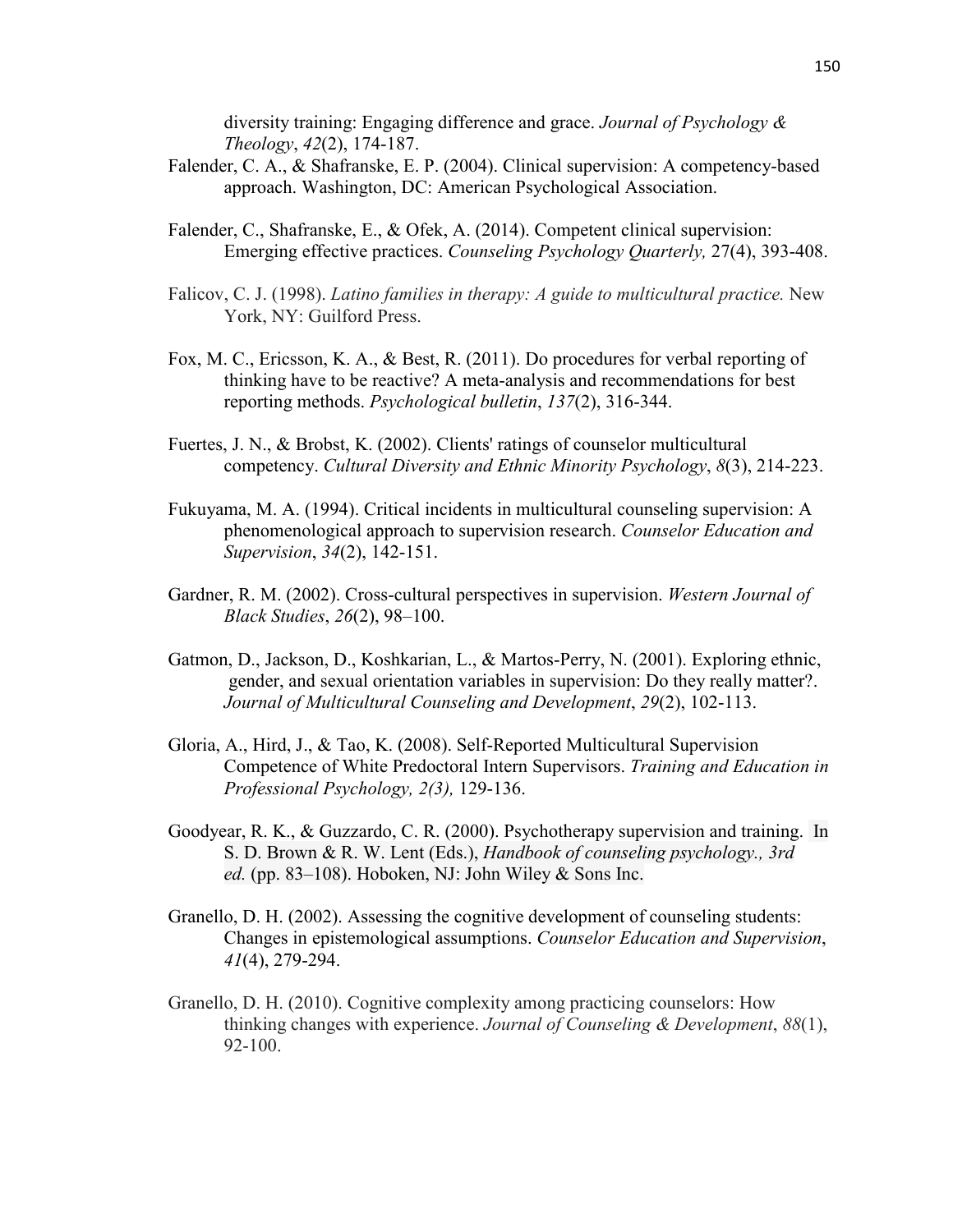diversity training: Engaging difference and grace. *Journal of Psychology & Theology*, *42*(2), 174-187.

Falender, C. A., & Shafranske, E. P. (2004). Clinical supervision: A competency-based approach. Washington, DC: American Psychological Association.

Falender, C., Shafranske, E., & Ofek, A. (2014). Competent clinical supervision: Emerging effective practices. *Counseling Psychology Quarterly,* 27(4), 393-408.

Falicov, C. J. (1998). *Latino families in therapy: A guide to multicultural practice.* New York, NY: Guilford Press.

Fox, M. C., Ericsson, K. A., & Best, R. (2011). Do procedures for verbal reporting of thinking have to be reactive? A meta-analysis and recommendations for best reporting methods. *Psychological bulletin*, *137*(2), 316-344.

Fuertes, J. N., & Brobst, K. (2002). Clients' ratings of counselor multicultural competency. *Cultural Diversity and Ethnic Minority Psychology*, *8*(3), 214-223.

Fukuyama, M. A. (1994). Critical incidents in multicultural counseling supervision: A phenomenological approach to supervision research. *Counselor Education and Supervision*, *34*(2), 142-151.

Gardner, R. M. (2002). Cross-cultural perspectives in supervision. *Western Journal of Black Studies*, *26*(2), 98–100.

Gatmon, D., Jackson, D., Koshkarian, L., & Martos-Perry, N. (2001). Exploring ethnic, gender, and sexual orientation variables in supervision: Do they really matter?. *Journal of Multicultural Counseling and Development*, *29*(2), 102-113.

Gloria, A., Hird, J., & Tao, K. (2008). Self-Reported Multicultural Supervision Competence of White Predoctoral Intern Supervisors. *Training and Education in Professional Psychology, 2(3),* 129-136.

Goodyear, R. K., & Guzzardo, C. R. (2000). Psychotherapy supervision and training. In S. D. Brown & R. W. Lent (Eds.), *Handbook of counseling psychology., 3rd ed.* (pp. 83–108). Hoboken, NJ: John Wiley & Sons Inc.

Granello, D. H. (2002). Assessing the cognitive development of counseling students: Changes in epistemological assumptions. *Counselor Education and Supervision*, *41*(4), 279-294.

Granello, D. H. (2010). Cognitive complexity among practicing counselors: How thinking changes with experience. *Journal of Counseling & Development*, *88*(1), 92-100.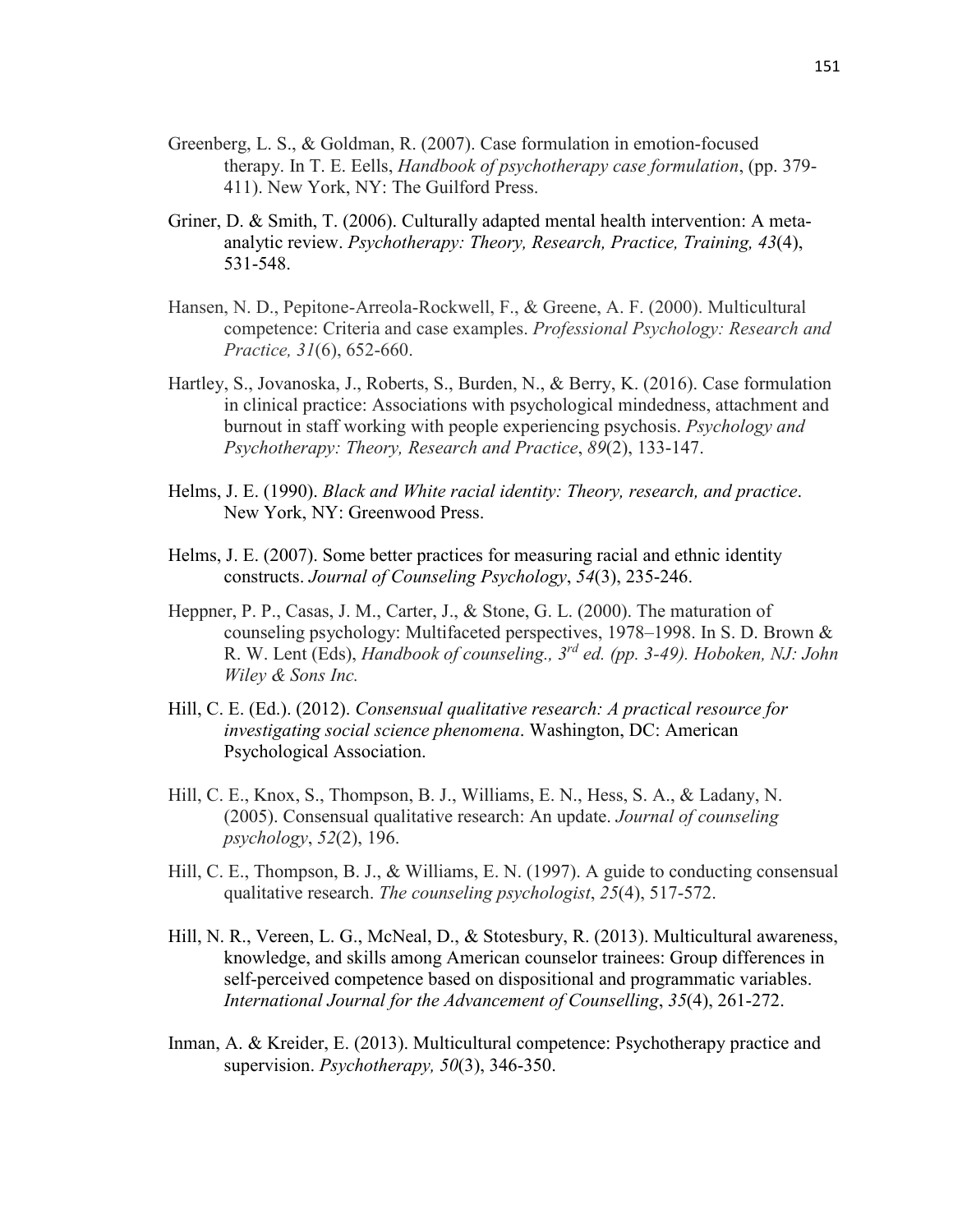Greenberg, L. S., & Goldman, R. (2007). Case formulation in emotion-focused therapy. In T. E. Eells, *Handbook of psychotherapy case formulation*, (pp. 379-411). New York, NY: The Guilford Press.

Griner, D. & Smith, T. (2006). Culturally adapted mental health intervention: A meta-analytic review. *Psychotherapy: Theory, Research, Practice, Training, 43*(4), 531-548.

Hansen, N. D., Pepitone-Arreola-Rockwell, F., & Greene, A. F. (2000). Multicultural competence: Criteria and case examples. *Professional Psychology: Research and Practice, 31*(6), 652-660.

Hartley, S., Jovanoska, J., Roberts, S., Burden, N., & Berry, K. (2016). Case formulation in clinical practice: Associations with psychological mindedness, attachment and burnout in staff working with people experiencing psychosis. *Psychology and Psychotherapy: Theory, Research and Practice*, *89*(2), 133-147.

Helms, J. E. (1990). *Black and White racial identity: Theory, research, and practice*. New York, NY: Greenwood Press.

Helms, J. E. (2007). Some better practices for measuring racial and ethnic identity constructs. *Journal of Counseling Psychology*, *54*(3), 235-246.

Heppner, P. P., Casas, J. M., Carter, J., & Stone, G. L. (2000). The maturation of counseling psychology: Multifaceted perspectives, 1978–1998. In S. D. Brown & R. W. Lent (Eds), *Handbook of counseling., 3rd ed. (pp. 3-49). Hoboken, NJ: John Wiley & Sons Inc.*

Hill, C. E. (Ed.). (2012). *Consensual qualitative research: A practical resource for investigating social science phenomena*. Washington, DC: American Psychological Association.

Hill, C. E., Knox, S., Thompson, B. J., Williams, E. N., Hess, S. A., & Ladany, N. (2005). Consensual qualitative research: An update. *Journal of counseling psychology*, *52*(2), 196.

Hill, C. E., Thompson, B. J., & Williams, E. N. (1997). A guide to conducting consensual qualitative research. *The counseling psychologist*, *25*(4), 517-572.

Hill, N. R., Vereen, L. G., McNeal, D., & Stotesbury, R. (2013). Multicultural awareness, knowledge, and skills among American counselor trainees: Group differences in self-perceived competence based on dispositional and programmatic variables. *International Journal for the Advancement of Counselling*, *35*(4), 261-272.

Inman, A. & Kreider, E. (2013). Multicultural competence: Psychotherapy practice and supervision. *Psychotherapy, 50*(3), 346-350.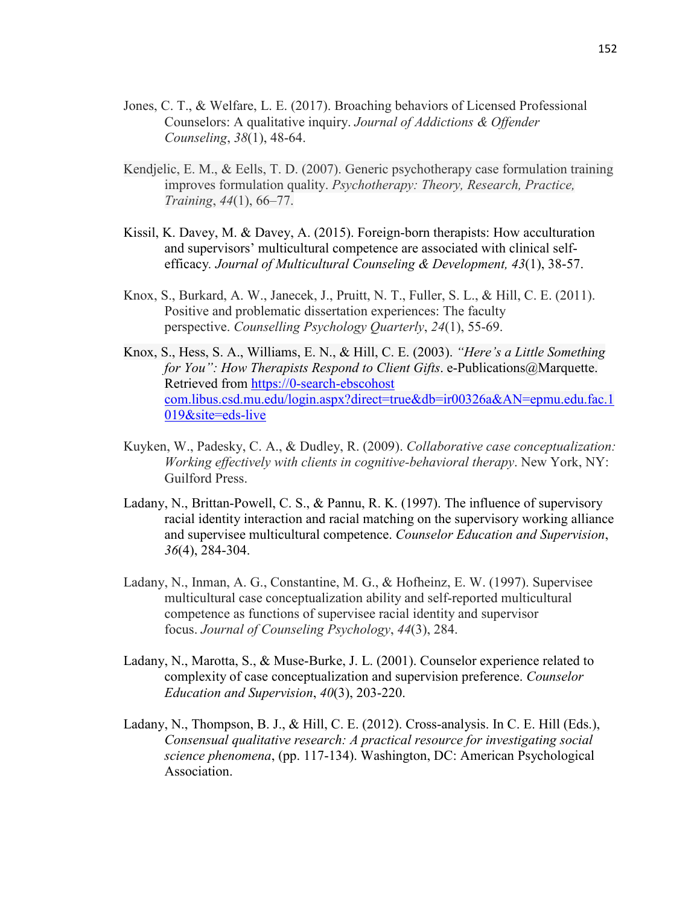Jones, C. T., & Welfare, L. E. (2017). Broaching behaviors of Licensed Professional Counselors: A qualitative inquiry. *Journal of Addictions & Offender Counseling*, *38*(1), 48-64.

Kendjelic, E. M., & Eells, T. D. (2007). Generic psychotherapy case formulation training improves formulation quality. *Psychotherapy: Theory, Research, Practice, Training*, *44*(1), 66–77.

Kissil, K. Davey, M. & Davey, A. (2015). Foreign-born therapists: How acculturation and supervisors' multicultural competence are associated with clinical self-efficacy. *Journal of Multicultural Counseling & Development, 43*(1), 38-57.

Knox, S., Burkard, A. W., Janecek, J., Pruitt, N. T., Fuller, S. L., & Hill, C. E. (2011). Positive and problematic dissertation experiences: The faculty perspective. *Counselling Psychology Quarterly*, *24*(1), 55-69.

Knox, S., Hess, S. A., Williams, E. N., & Hill, C. E. (2003). *"Here's a Little Something for You": How Therapists Respond to Client Gifts*. e-Publications@Marquette. Retrieved from [https://0-search-ebscohost com.libus.csd.mu.edu/login.aspx?direct=true&db=ir00326a&AN=epmu.edu.fac.1019&site=eds-live](https://0-search-ebscohost.com.libus.csd.mu.edu/login.aspx?direct=true&db=ir00326a&AN=epmu.edu.fac.1019&site=eds-live)

Kuyken, W., Padesky, C. A., & Dudley, R. (2009). *Collaborative case conceptualization: Working effectively with clients in cognitive-behavioral therapy*. New York, NY: Guilford Press.

Ladany, N., Brittan-Powell, C. S., & Pannu, R. K. (1997). The influence of supervisory racial identity interaction and racial matching on the supervisory working alliance and supervisee multicultural competence. *Counselor Education and Supervision*, *36*(4), 284-304.

Ladany, N., Inman, A. G., Constantine, M. G., & Hofheinz, E. W. (1997). Supervisee multicultural case conceptualization ability and self-reported multicultural competence as functions of supervisee racial identity and supervisor focus. *Journal of Counseling Psychology*, *44*(3), 284.

Ladany, N., Marotta, S., & Muse-Burke, J. L. (2001). Counselor experience related to complexity of case conceptualization and supervision preference. *Counselor Education and Supervision*, *40*(3), 203-220.

Ladany, N., Thompson, B. J., & Hill, C. E. (2012). Cross-analysis. In C. E. Hill (Eds.), *Consensual qualitative research: A practical resource for investigating social science phenomena*, (pp. 117-134). Washington, DC: American Psychological Association.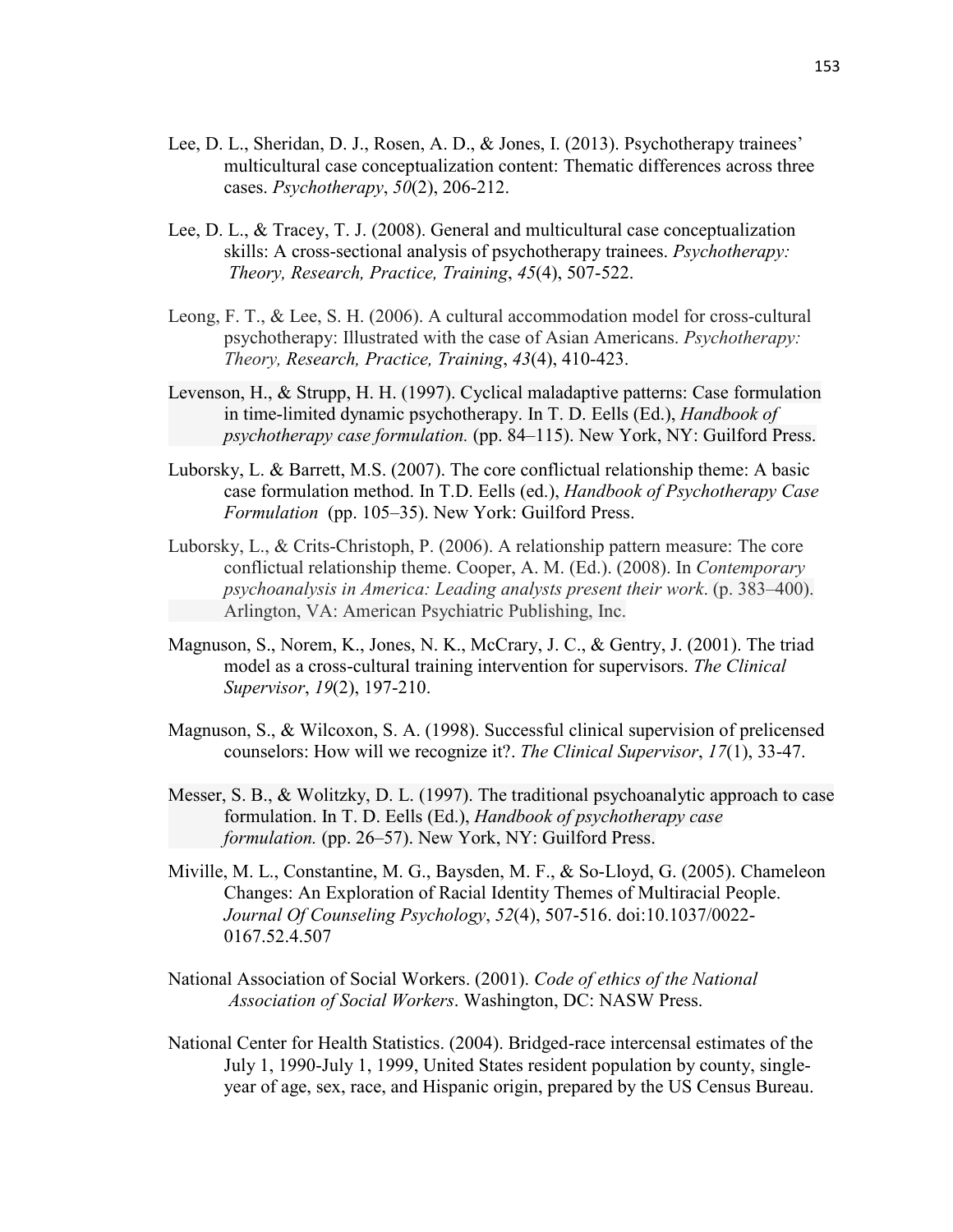Lee, D. L., Sheridan, D. J., Rosen, A. D., & Jones, I. (2013). Psychotherapy trainees' multicultural case conceptualization content: Thematic differences across three cases. *Psychotherapy*, *50*(2), 206-212.

Lee, D. L., & Tracey, T. J. (2008). General and multicultural case conceptualization skills: A cross-sectional analysis of psychotherapy trainees. *Psychotherapy: Theory, Research, Practice, Training*, *45*(4), 507-522.

Leong, F. T., & Lee, S. H. (2006). A cultural accommodation model for cross-cultural psychotherapy: Illustrated with the case of Asian Americans. *Psychotherapy: Theory, Research, Practice, Training*, *43*(4), 410-423.

Levenson, H., & Strupp, H. H. (1997). Cyclical maladaptive patterns: Case formulation in time-limited dynamic psychotherapy. In T. D. Eells (Ed.), *Handbook of psychotherapy case formulation.* (pp. 84–115). New York, NY: Guilford Press.

Luborsky, L. & Barrett, M.S. (2007). The core conflictual relationship theme: A basic case formulation method. In T.D. Eells (ed.), *Handbook of Psychotherapy Case Formulation* (pp. 105–35). New York: Guilford Press.

Luborsky, L., & Crits-Christoph, P. (2006). A relationship pattern measure: The core conflictual relationship theme. Cooper, A. M. (Ed.). (2008). In *Contemporary psychoanalysis in America: Leading analysts present their work*. (p. 383–400). Arlington, VA: American Psychiatric Publishing, Inc.

Magnuson, S., Norem, K., Jones, N. K., McCrary, J. C., & Gentry, J. (2001). The triad model as a cross-cultural training intervention for supervisors. *The Clinical Supervisor*, *19*(2), 197-210.

Magnuson, S., & Wilcoxon, S. A. (1998). Successful clinical supervision of prelicensed counselors: How will we recognize it?. *The Clinical Supervisor*, *17*(1), 33-47.

Messer, S. B., & Wolitzky, D. L. (1997). The traditional psychoanalytic approach to case formulation. In T. D. Eells (Ed.), *Handbook of psychotherapy case formulation.* (pp. 26–57). New York, NY: Guilford Press.

Miville, M. L., Constantine, M. G., Baysden, M. F., & So-Lloyd, G. (2005). Chameleon Changes: An Exploration of Racial Identity Themes of Multiracial People. *Journal Of Counseling Psychology*, *52*(4), 507-516. doi:10.1037/0022-0167.52.4.507

National Association of Social Workers. (2001). *Code of ethics of the National Association of Social Workers*. Washington, DC: NASW Press.

National Center for Health Statistics. (2004). Bridged-race intercensal estimates of the July 1, 1990-July 1, 1999, United States resident population by county, single-year of age, sex, race, and Hispanic origin, prepared by the US Census Bureau.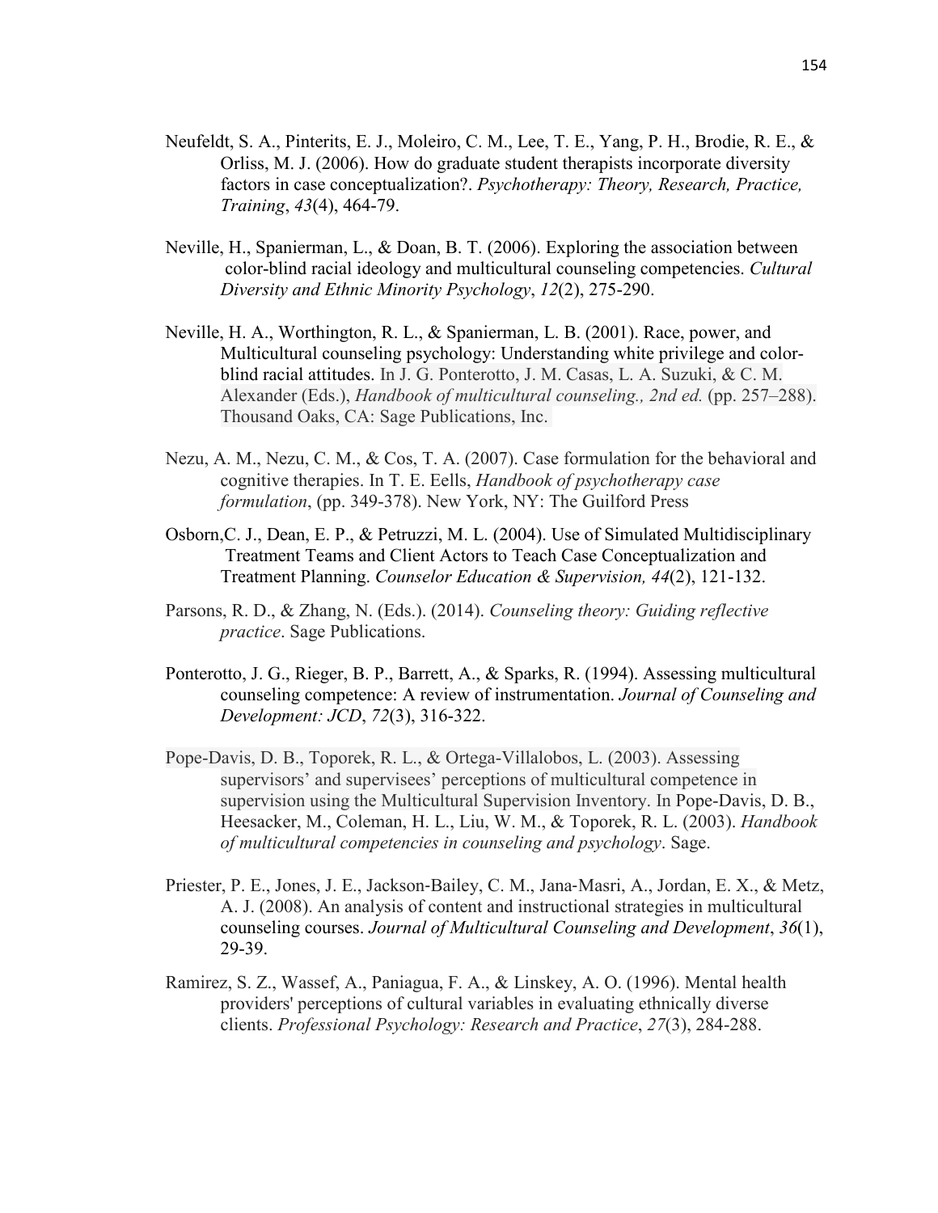Neufeldt, S. A., Pinterits, E. J., Moleiro, C. M., Lee, T. E., Yang, P. H., Brodie, R. E., & Orliss, M. J. (2006). How do graduate student therapists incorporate diversity factors in case conceptualization?. *Psychotherapy: Theory, Research, Practice, Training*, *43*(4), 464-79.

Neville, H., Spanierman, L., & Doan, B. T. (2006). Exploring the association between color-blind racial ideology and multicultural counseling competencies. *Cultural Diversity and Ethnic Minority Psychology*, *12*(2), 275-290.

Neville, H. A., Worthington, R. L., & Spanierman, L. B. (2001). Race, power, and Multicultural counseling psychology: Understanding white privilege and color-blind racial attitudes. In J. G. Ponterotto, J. M. Casas, L. A. Suzuki, & C. M. Alexander (Eds.), *Handbook of multicultural counseling., 2nd ed.* (pp. 257–288). Thousand Oaks, CA: Sage Publications, Inc.

Nezu, A. M., Nezu, C. M., & Cos, T. A. (2007). Case formulation for the behavioral and cognitive therapies. In T. E. Eells, *Handbook of psychotherapy case formulation*, (pp. 349-378). New York, NY: The Guilford Press

Osborn,C. J., Dean, E. P., & Petruzzi, M. L. (2004). Use of Simulated Multidisciplinary Treatment Teams and Client Actors to Teach Case Conceptualization and Treatment Planning. *Counselor Education & Supervision, 44*(2), 121-132.

Parsons, R. D., & Zhang, N. (Eds.). (2014). *Counseling theory: Guiding reflective practice*. Sage Publications.

Ponterotto, J. G., Rieger, B. P., Barrett, A., & Sparks, R. (1994). Assessing multicultural counseling competence: A review of instrumentation. *Journal of Counseling and Development: JCD*, *72*(3), 316-322.

Pope-Davis, D. B., Toporek, R. L., & Ortega-Villalobos, L. (2003). Assessing supervisors' and supervisees' perceptions of multicultural competence in supervision using the Multicultural Supervision Inventory. In Pope-Davis, D. B., Heesacker, M., Coleman, H. L., Liu, W. M., & Toporek, R. L. (2003). *Handbook of multicultural competencies in counseling and psychology*. Sage.

Priester, P. E., Jones, J. E., Jackson-Bailey, C. M., Jana-Masri, A., Jordan, E. X., & Metz, A. J. (2008). An analysis of content and instructional strategies in multicultural counseling courses. *Journal of Multicultural Counseling and Development*, *36*(1), 29-39.

Ramirez, S. Z., Wassef, A., Paniagua, F. A., & Linskey, A. O. (1996). Mental health providers' perceptions of cultural variables in evaluating ethnically diverse clients. *Professional Psychology: Research and Practice*, *27*(3), 284-288.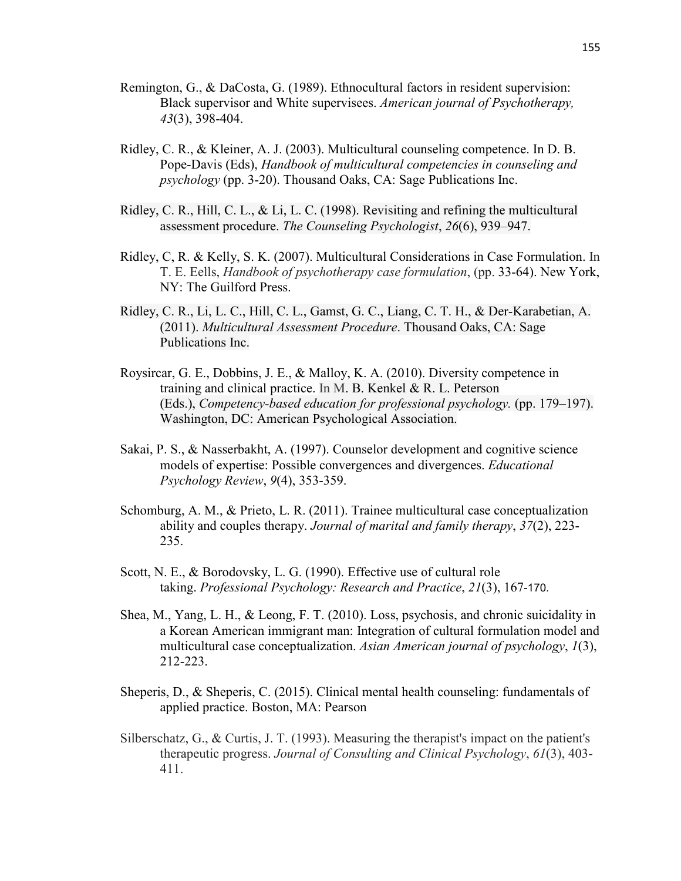Remington, G., & DaCosta, G. (1989). Ethnocultural factors in resident supervision: Black supervisor and White supervisees. *American journal of Psychotherapy, 43*(3), 398-404.

Ridley, C. R., & Kleiner, A. J. (2003). Multicultural counseling competence. In D. B. Pope-Davis (Eds), *Handbook of multicultural competencies in counseling and psychology* (pp. 3-20). Thousand Oaks, CA: Sage Publications Inc.

Ridley, C. R., Hill, C. L., & Li, L. C. (1998). Revisiting and refining the multicultural assessment procedure. *The Counseling Psychologist*, *26*(6), 939–947.

Ridley, C, R. & Kelly, S. K. (2007). Multicultural Considerations in Case Formulation. In T. E. Eells, *Handbook of psychotherapy case formulation*, (pp. 33-64). New York, NY: The Guilford Press.

Ridley, C. R., Li, L. C., Hill, C. L., Gamst, G. C., Liang, C. T. H., & Der-Karabetian, A. (2011). *Multicultural Assessment Procedure*. Thousand Oaks, CA: Sage Publications Inc.

Roysircar, G. E., Dobbins, J. E., & Malloy, K. A. (2010). Diversity competence in training and clinical practice. In M. B. Kenkel & R. L. Peterson (Eds.), *Competency-based education for professional psychology.* (pp. 179–197). Washington, DC: American Psychological Association.

Sakai, P. S., & Nasserbakht, A. (1997). Counselor development and cognitive science models of expertise: Possible convergences and divergences. *Educational Psychology Review*, *9*(4), 353-359.

Schomburg, A. M., & Prieto, L. R. (2011). Trainee multicultural case conceptualization ability and couples therapy. *Journal of marital and family therapy*, *37*(2), 223-235.

Scott, N. E., & Borodovsky, L. G. (1990). Effective use of cultural role taking. *Professional Psychology: Research and Practice*, *21*(3), 167-170.

Shea, M., Yang, L. H., & Leong, F. T. (2010). Loss, psychosis, and chronic suicidality in a Korean American immigrant man: Integration of cultural formulation model and multicultural case conceptualization. *Asian American journal of psychology*, *1*(3), 212-223.

Sheperis, D., & Sheperis, C. (2015). Clinical mental health counseling: fundamentals of applied practice. Boston, MA: Pearson

Silberschatz, G., & Curtis, J. T. (1993). Measuring the therapist's impact on the patient's therapeutic progress. *Journal of Consulting and Clinical Psychology*, *61*(3), 403-411.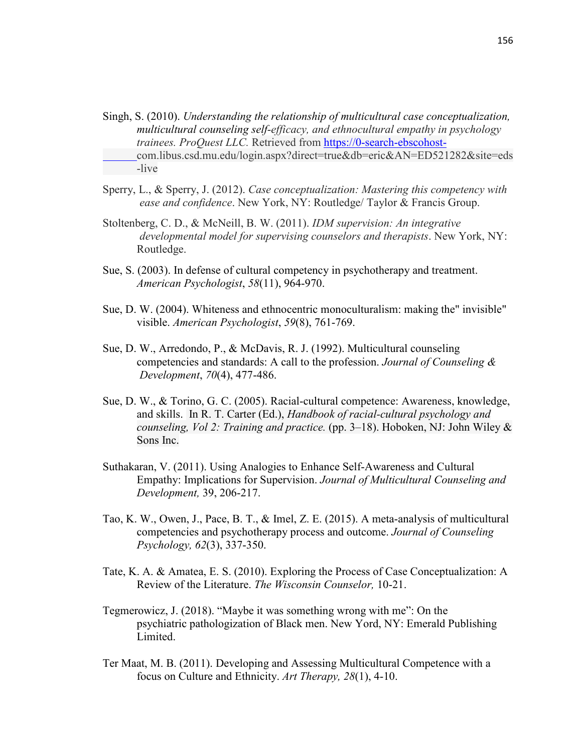Singh, S. (2010). *Understanding the relationship of multicultural case conceptualization, multicultural counseling self-efficacy, and ethnocultural empathy in psychology trainees. ProQuest LLC.* Retrieved from https://0-search-ebscohost-com.libus.csd.mu.edu/login.aspx?direct=true&db=eric&AN=ED521282&site=eds-live

Sperry, L., & Sperry, J. (2012). *Case conceptualization: Mastering this competency with ease and confidence*. New York, NY: Routledge/ Taylor & Francis Group.

Stoltenberg, C. D., & McNeill, B. W. (2011). *IDM supervision: An integrative developmental model for supervising counselors and therapists*. New York, NY: Routledge.

Sue, S. (2003). In defense of cultural competency in psychotherapy and treatment. *American Psychologist*, *58*(11), 964-970.

Sue, D. W. (2004). Whiteness and ethnocentric monoculturalism: making the" invisible" visible. *American Psychologist*, *59*(8), 761-769.

Sue, D. W., Arredondo, P., & McDavis, R. J. (1992). Multicultural counseling competencies and standards: A call to the profession. *Journal of Counseling & Development*, *70*(4), 477-486.

Sue, D. W., & Torino, G. C. (2005). Racial-cultural competence: Awareness, knowledge, and skills. In R. T. Carter (Ed.), *Handbook of racial-cultural psychology and counseling, Vol 2: Training and practice.* (pp. 3–18). Hoboken, NJ: John Wiley & Sons Inc.

Suthakaran, V. (2011). Using Analogies to Enhance Self-Awareness and Cultural Empathy: Implications for Supervision. *Journal of Multicultural Counseling and Development,* 39, 206-217.

Tao, K. W., Owen, J., Pace, B. T., & Imel, Z. E. (2015). A meta-analysis of multicultural competencies and psychotherapy process and outcome. *Journal of Counseling Psychology, 62*(3), 337-350.

Tate, K. A. & Amatea, E. S. (2010). Exploring the Process of Case Conceptualization: A Review of the Literature. *The Wisconsin Counselor,* 10-21.

Tegmerowicz, J. (2018). "Maybe it was something wrong with me": On the psychiatric pathologization of Black men. New Yord, NY: Emerald Publishing Limited.

Ter Maat, M. B. (2011). Developing and Assessing Multicultural Competence with a focus on Culture and Ethnicity. *Art Therapy, 28*(1), 4-10.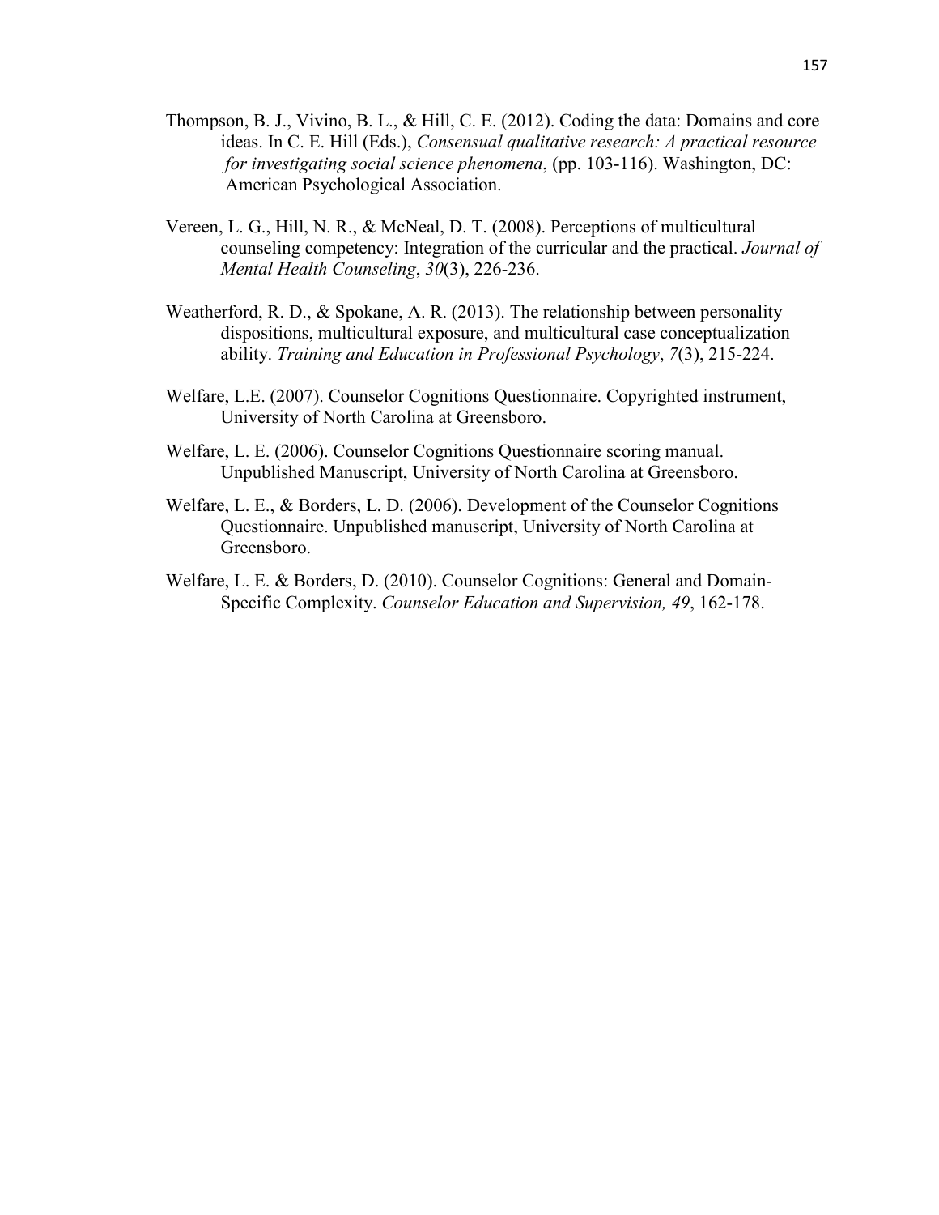Thompson, B. J., Vivino, B. L., & Hill, C. E. (2012). Coding the data: Domains and core ideas. In C. E. Hill (Eds.), *Consensual qualitative research: A practical resource for investigating social science phenomena*, (pp. 103-116). Washington, DC: American Psychological Association.

Vereen, L. G., Hill, N. R., & McNeal, D. T. (2008). Perceptions of multicultural counseling competency: Integration of the curricular and the practical. *Journal of Mental Health Counseling*, *30*(3), 226-236.

Weatherford, R. D., & Spokane, A. R. (2013). The relationship between personality dispositions, multicultural exposure, and multicultural case conceptualization ability. *Training and Education in Professional Psychology*, *7*(3), 215-224.

Welfare, L.E. (2007). Counselor Cognitions Questionnaire. Copyrighted instrument, University of North Carolina at Greensboro.

Welfare, L. E. (2006). Counselor Cognitions Questionnaire scoring manual. Unpublished Manuscript, University of North Carolina at Greensboro.

Welfare, L. E., & Borders, L. D. (2006). Development of the Counselor Cognitions Questionnaire. Unpublished manuscript, University of North Carolina at Greensboro.

Welfare, L. E. & Borders, D. (2010). Counselor Cognitions: General and Domain-Specific Complexity. *Counselor Education and Supervision, 49*, 162-178.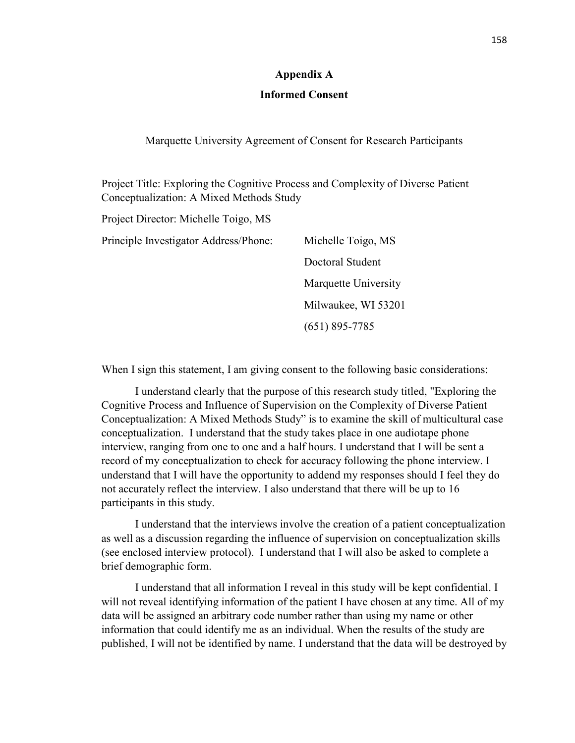## Appendix A

## Informed Consent

Marquette University Agreement of Consent for Research Participants

Project Title: Exploring the Cognitive Process and Complexity of Diverse Patient Conceptualization: A Mixed Methods Study

Project Director: Michelle Toigo, MS

Principle Investigator Address/Phone: Michelle Toigo, MS
Doctoral Student
Marquette University
Milwaukee, WI 53201
(651) 895-7785

When I sign this statement, I am giving consent to the following basic considerations:

I understand clearly that the purpose of this research study titled, "Exploring the Cognitive Process and Influence of Supervision on the Complexity of Diverse Patient Conceptualization: A Mixed Methods Study" is to examine the skill of multicultural case conceptualization. I understand that the study takes place in one audiotape phone interview, ranging from one to one and a half hours. I understand that I will be sent a record of my conceptualization to check for accuracy following the phone interview. I understand that I will have the opportunity to addend my responses should I feel they do not accurately reflect the interview. I also understand that there will be up to 16 participants in this study.

I understand that the interviews involve the creation of a patient conceptualization as well as a discussion regarding the influence of supervision on conceptualization skills (see enclosed interview protocol). I understand that I will also be asked to complete a brief demographic form.

I understand that all information I reveal in this study will be kept confidential. I will not reveal identifying information of the patient I have chosen at any time. All of my data will be assigned an arbitrary code number rather than using my name or other information that could identify me as an individual. When the results of the study are published, I will not be identified by name. I understand that the data will be destroyed by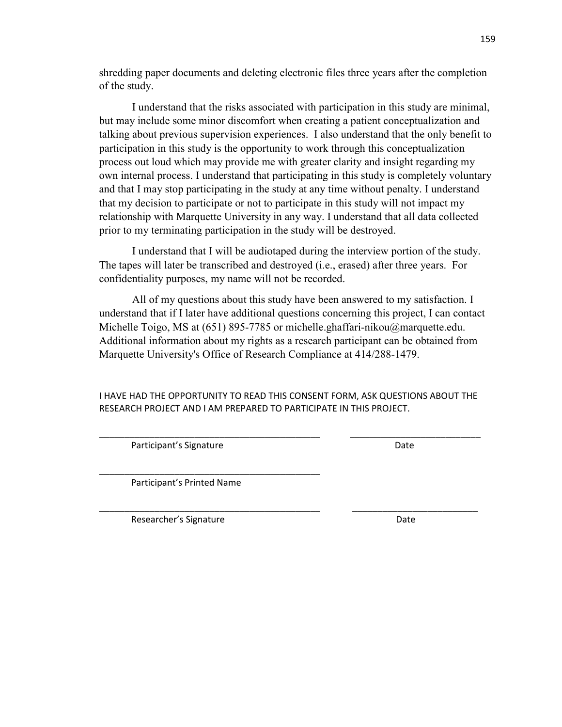shredding paper documents and deleting electronic files three years after the completion of the study.

I understand that the risks associated with participation in this study are minimal, but may include some minor discomfort when creating a patient conceptualization and talking about previous supervision experiences. I also understand that the only benefit to participation in this study is the opportunity to work through this conceptualization process out loud which may provide me with greater clarity and insight regarding my own internal process. I understand that participating in this study is completely voluntary and that I may stop participating in the study at any time without penalty. I understand that my decision to participate or not to participate in this study will not impact my relationship with Marquette University in any way. I understand that all data collected prior to my terminating participation in the study will be destroyed.

I understand that I will be audiotaped during the interview portion of the study. The tapes will later be transcribed and destroyed (i.e., erased) after three years. For confidentiality purposes, my name will not be recorded.

All of my questions about this study have been answered to my satisfaction. I understand that if I later have additional questions concerning this project, I can contact Michelle Toigo, MS at (651) 895-7785 or michelle.ghaffari-nikou@marquette.edu. Additional information about my rights as a research participant can be obtained from Marquette University's Office of Research Compliance at 414/288-1479.

I HAVE HAD THE OPPORTUNITY TO READ THIS CONSENT FORM, ASK QUESTIONS ABOUT THE RESEARCH PROJECT AND I AM PREPARED TO PARTICIPATE IN THIS PROJECT.

_____________________________________________ &nbsp;&nbsp;&nbsp;&nbsp; __________________________

Participant's Signature &nbsp;&nbsp;&nbsp;&nbsp; Date

_____________________________________________

Participant's Printed Name

_____________________________________________ &nbsp;&nbsp;&nbsp;&nbsp; __________________________

Researcher's Signature &nbsp;&nbsp;&nbsp;&nbsp; Date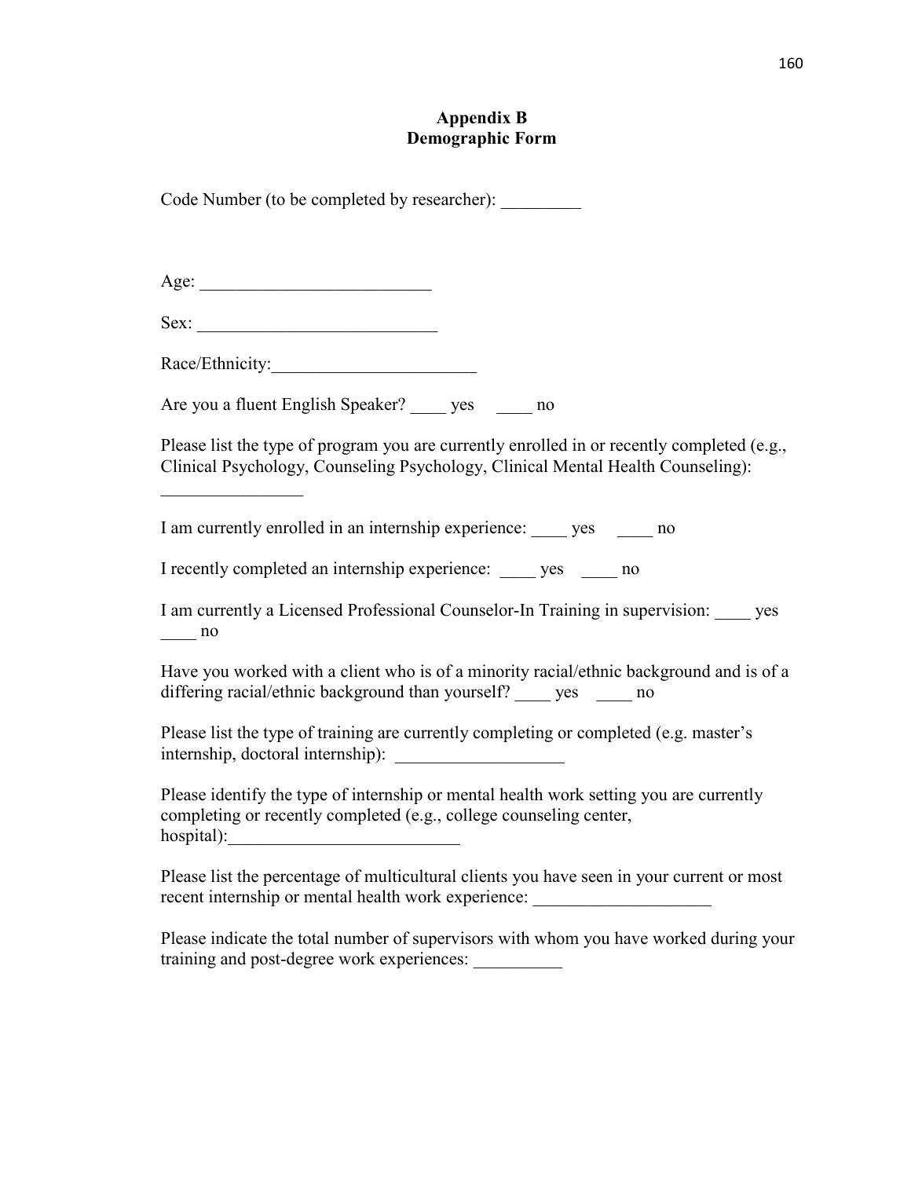# Appendix B
## Demographic Form

Code Number (to be completed by researcher): _________

Age: __________________________

Sex: ___________________________

Race/Ethnicity:_______________________

Are you a fluent English Speaker? ____ yes ____ no

Please list the type of program you are currently enrolled in or recently completed (e.g., Clinical Psychology, Counseling Psychology, Clinical Mental Health Counseling): ________________

I am currently enrolled in an internship experience: ____ yes ____ no

I recently completed an internship experience: ____ yes ____ no

I am currently a Licensed Professional Counselor-In Training in supervision: ____ yes ____ no

Have you worked with a client who is of a minority racial/ethnic background and is of a differing racial/ethnic background than yourself? ____ yes ____ no

Please list the type of training are currently completing or completed (e.g. master's internship, doctoral internship): ___________________

Please identify the type of internship or mental health work setting you are currently completing or recently completed (e.g., college counseling center, hospital):__________________________

Please list the percentage of multicultural clients you have seen in your current or most recent internship or mental health work experience: ____________________

Please indicate the total number of supervisors with whom you have worked during your training and post-degree work experiences: __________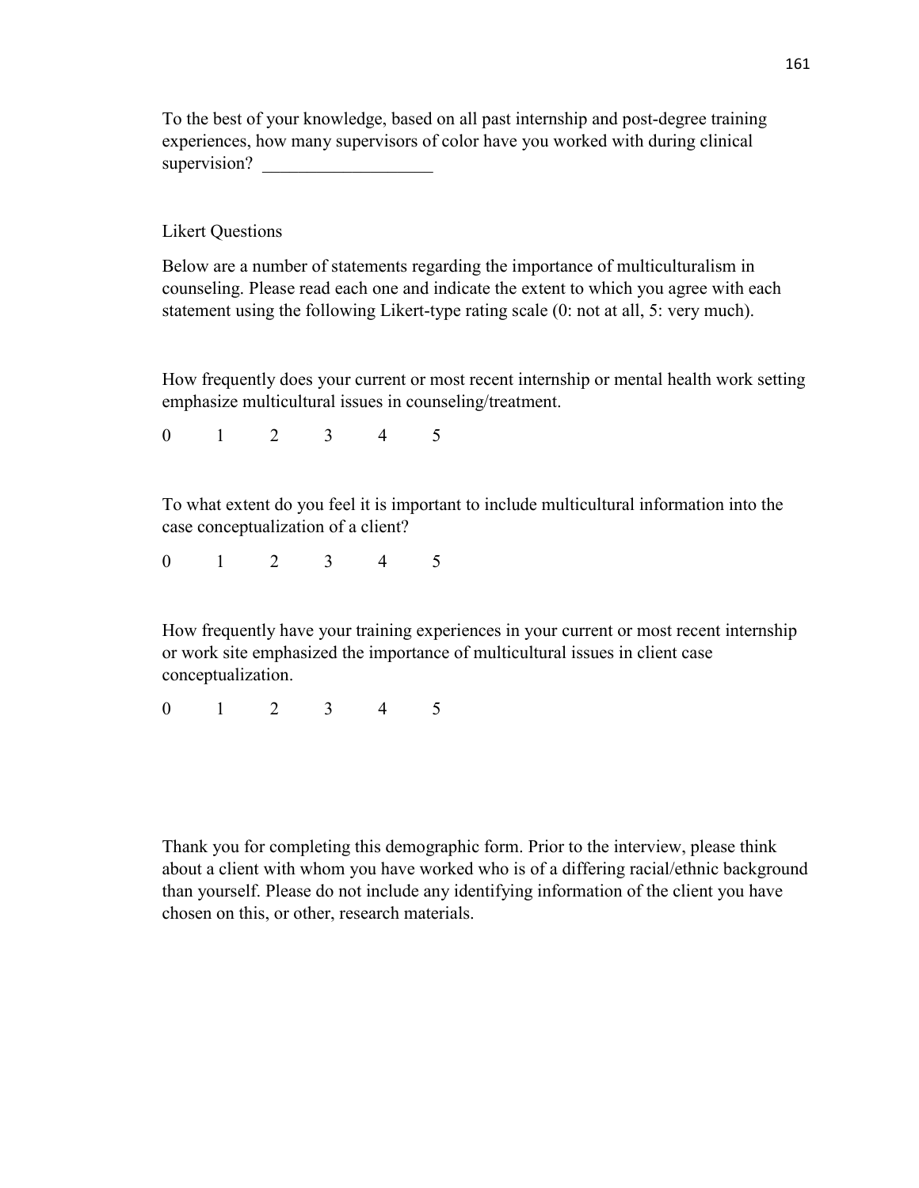To the best of your knowledge, based on all past internship and post-degree training experiences, how many supervisors of color have you worked with during clinical supervision? ___________________

Likert Questions

Below are a number of statements regarding the importance of multiculturalism in counseling. Please read each one and indicate the extent to which you agree with each statement using the following Likert-type rating scale (0: not at all, 5: very much).

How frequently does your current or most recent internship or mental health work setting emphasize multicultural issues in counseling/treatment.

0 1 2 3 4 5

To what extent do you feel it is important to include multicultural information into the case conceptualization of a client?

0 1 2 3 4 5

How frequently have your training experiences in your current or most recent internship or work site emphasized the importance of multicultural issues in client case conceptualization.

0 1 2 3 4 5

Thank you for completing this demographic form. Prior to the interview, please think about a client with whom you have worked who is of a differing racial/ethnic background than yourself. Please do not include any identifying information of the client you have chosen on this, or other, research materials.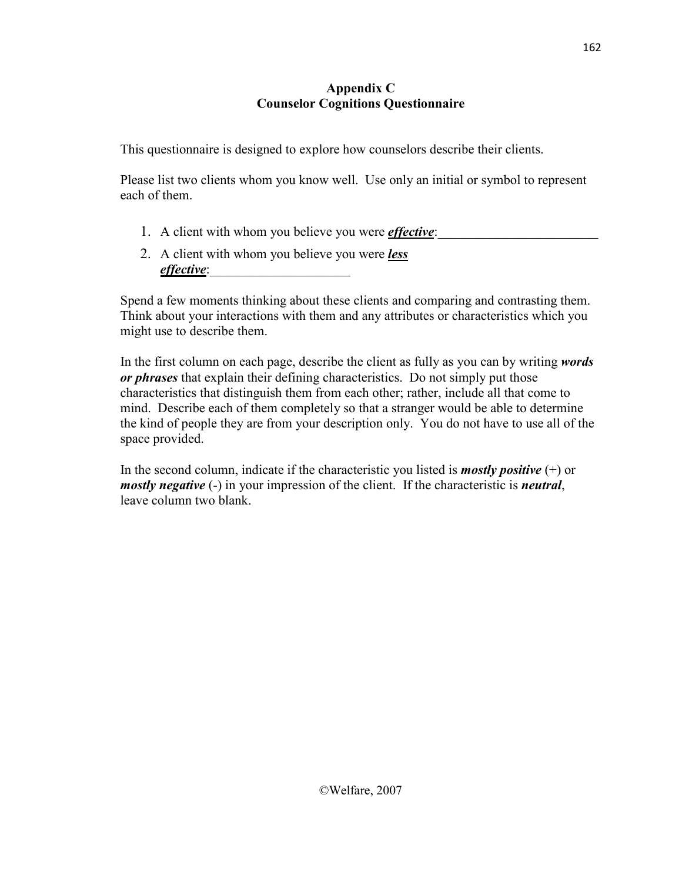# Appendix C
## Counselor Cognitions Questionnaire

This questionnaire is designed to explore how counselors describe their clients.

Please list two clients whom you know well. Use only an initial or symbol to represent each of them.

1. A client with whom you believe you were ***effective***:________________________
2. A client with whom you believe you were ***less effective***:_____________________

Spend a few moments thinking about these clients and comparing and contrasting them. Think about your interactions with them and any attributes or characteristics which you might use to describe them.

In the first column on each page, describe the client as fully as you can by writing ***words or phrases*** that explain their defining characteristics. Do not simply put those characteristics that distinguish them from each other; rather, include all that come to mind. Describe each of them completely so that a stranger would be able to determine the kind of people they are from your description only. You do not have to use all of the space provided.

In the second column, indicate if the characteristic you listed is ***mostly positive*** (+) or ***mostly negative*** (-) in your impression of the client. If the characteristic is ***neutral***, leave column two blank.

©Welfare, 2007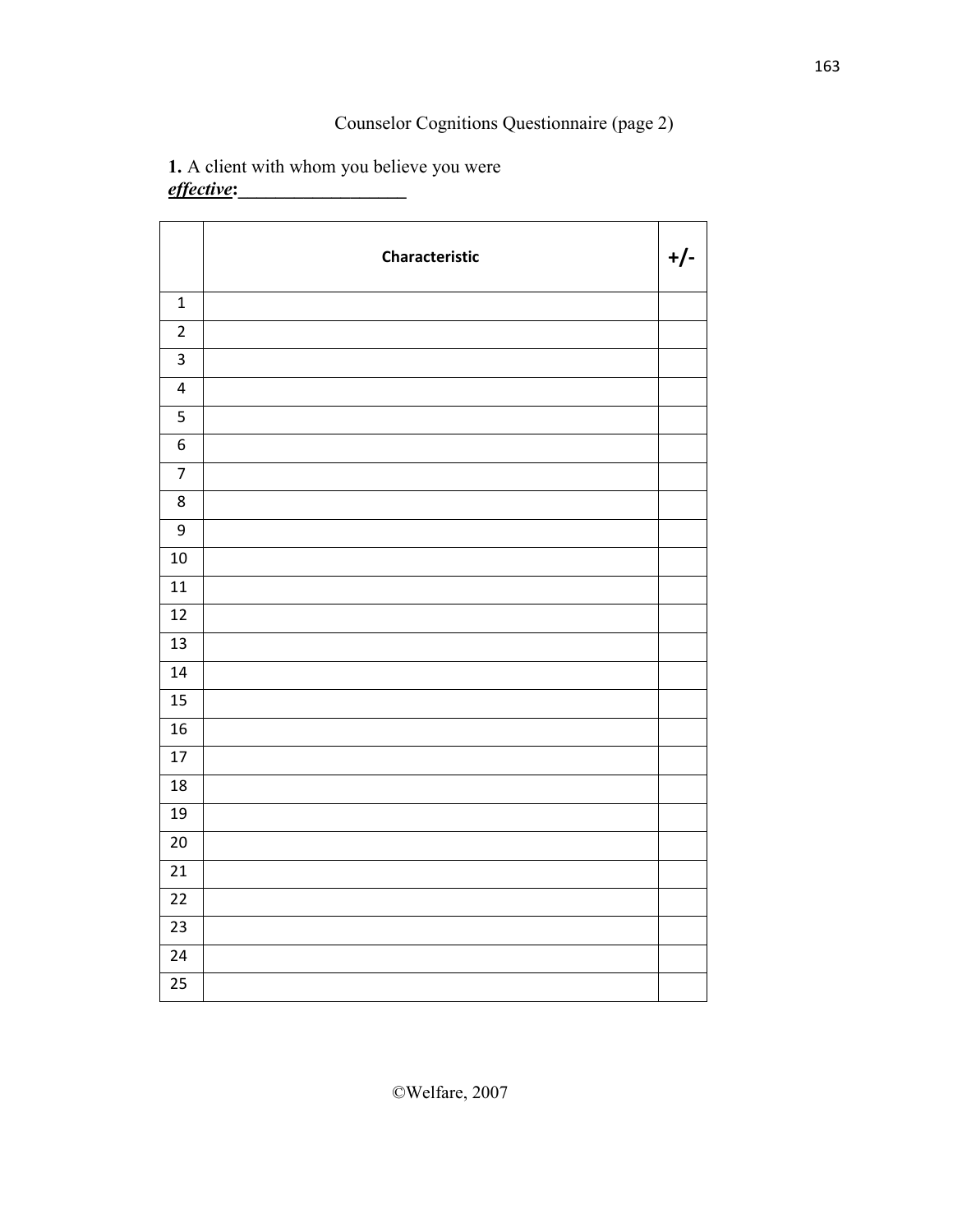Counselor Cognitions Questionnaire (page 2)

**1.** A client with whom you believe you were ***effective*:**__________________

| | Characteristic | +/- |
|---|---|---|
| 1 | | |
| 2 | | |
| 3 | | |
| 4 | | |
| 5 | | |
| 6 | | |
| 7 | | |
| 8 | | |
| 9 | | |
| 10 | | |
| 11 | | |
| 12 | | |
| 13 | | |
| 14 | | |
| 15 | | |
| 16 | | |
| 17 | | |
| 18 | | |
| 19 | | |
| 20 | | |
| 21 | | |
| 22 | | |
| 23 | | |
| 24 | | |
| 25 | | |

©Welfare, 2007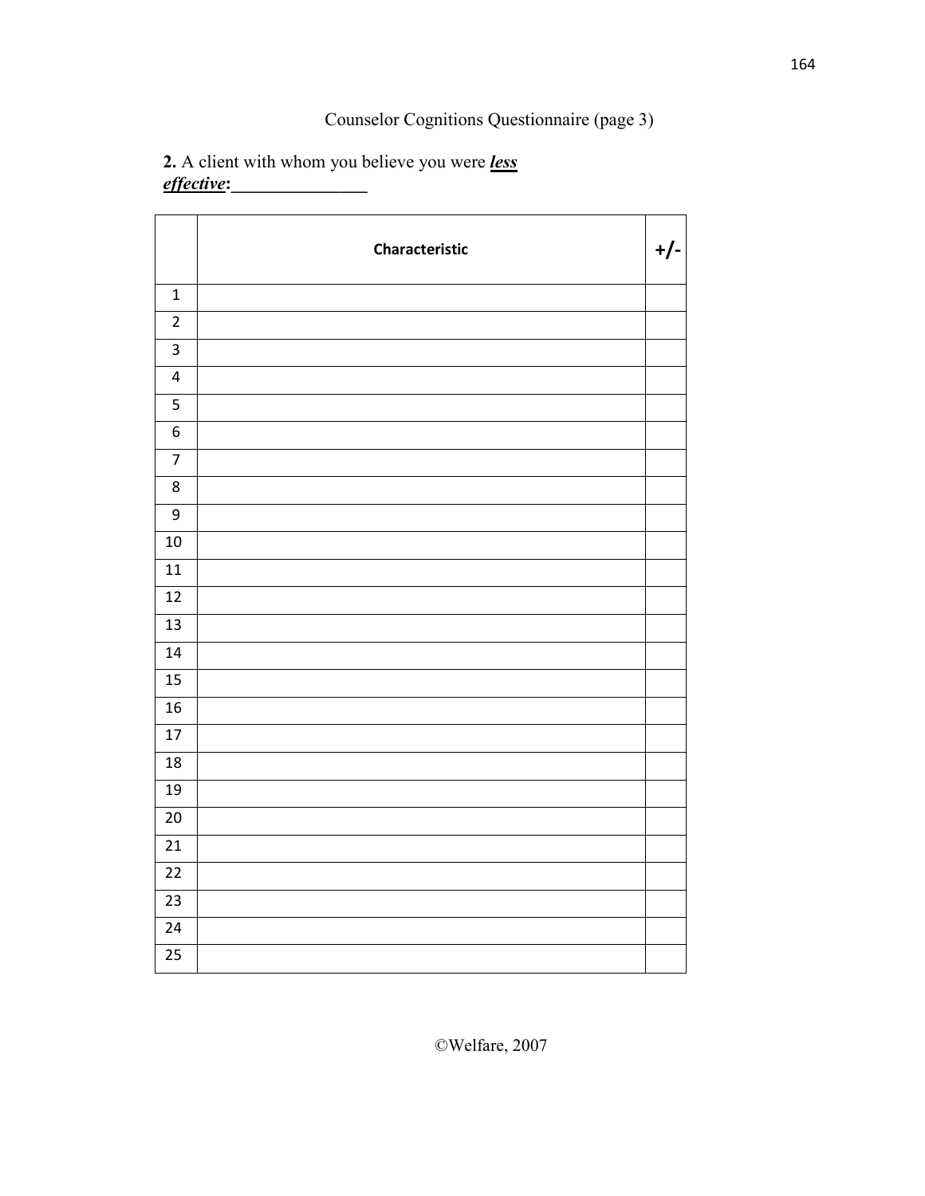Counselor Cognitions Questionnaire (page 3)

**2.** A client with whom you believe you were ***<u>less effective</u>*****:_______________**

| | Characteristic | +/- |
|---|---|---|
| 1 | | |
| 2 | | |
| 3 | | |
| 4 | | |
| 5 | | |
| 6 | | |
| 7 | | |
| 8 | | |
| 9 | | |
| 10 | | |
| 11 | | |
| 12 | | |
| 13 | | |
| 14 | | |
| 15 | | |
| 16 | | |
| 17 | | |
| 18 | | |
| 19 | | |
| 20 | | |
| 21 | | |
| 22 | | |
| 23 | | |
| 24 | | |
| 25 | | |

©Welfare, 2007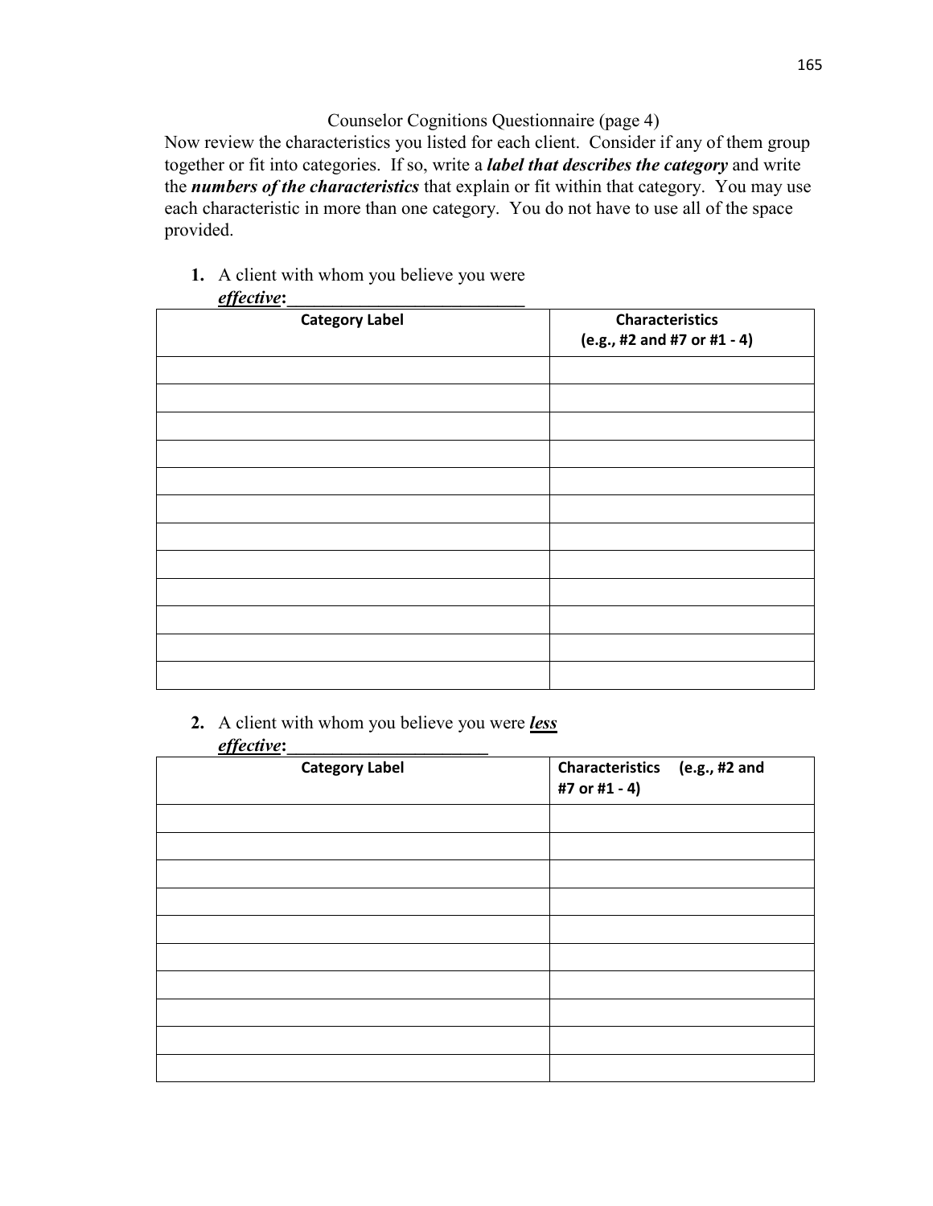Counselor Cognitions Questionnaire (page 4)

Now review the characteristics you listed for each client. Consider if any of them group together or fit into categories. If so, write a ***label that describes the category*** and write the ***numbers of the characteristics*** that explain or fit within that category. You may use each characteristic in more than one category. You do not have to use all of the space provided.

1. A client with whom you believe you were ***effective*:**\_\_\_\_\_\_\_\_\_\_\_\_\_\_\_\_\_\_\_\_\_\_\_\_\_\_

| Category Label | Characteristics (e.g., #2 and #7 or #1 - 4) |
|---|---|
| | |
| | |
| | |
| | |
| | |
| | |
| | |
| | |
| | |
| | |
| | |
| | |

2. A client with whom you believe you were ***less effective*:**\_\_\_\_\_\_\_\_\_\_\_\_\_\_\_\_\_\_\_\_\_\_

| Category Label | Characteristics (e.g., #2 and #7 or #1 - 4) |
|---|---|
| | |
| | |
| | |
| | |
| | |
| | |
| | |
| | |
| | |
| | |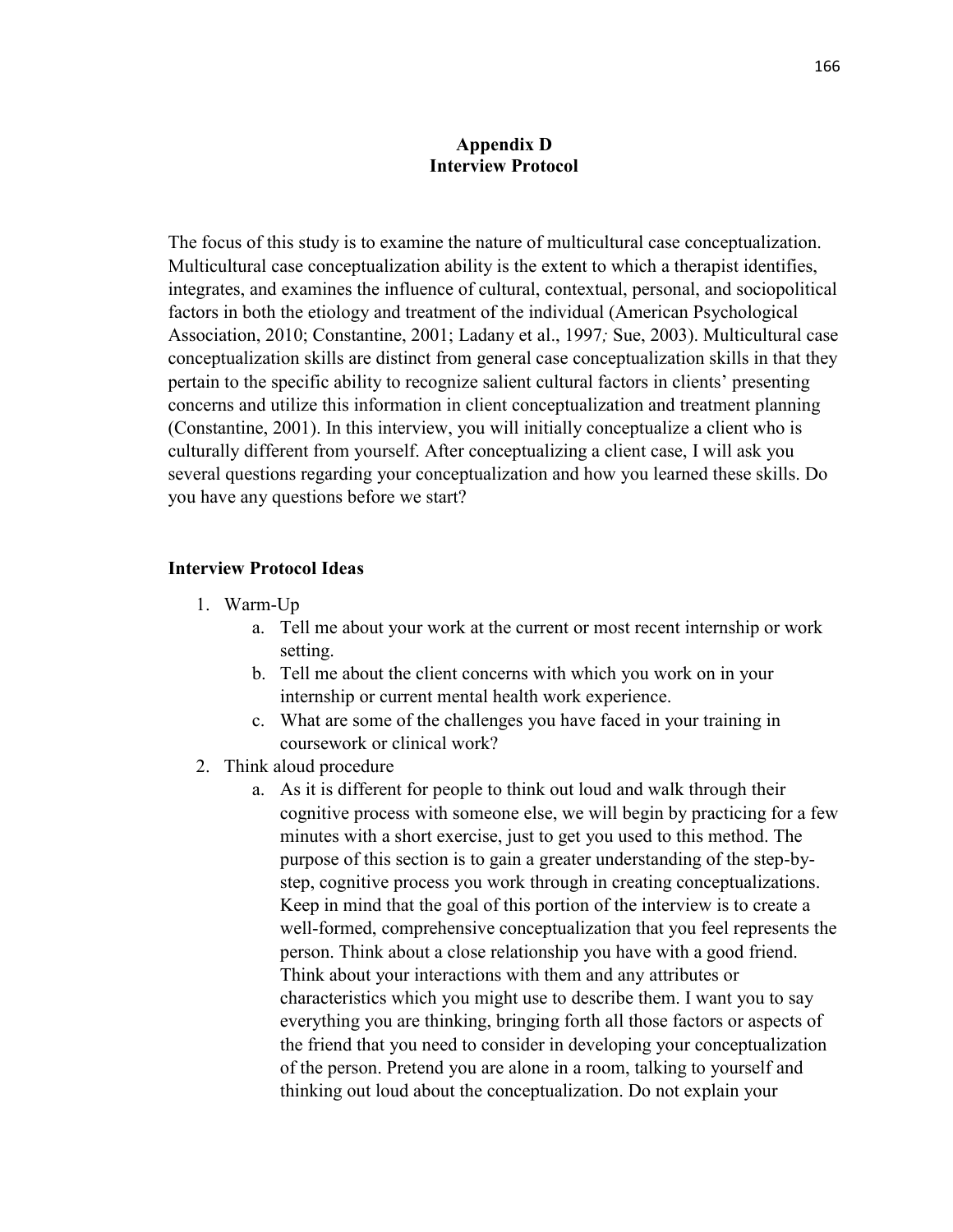# Appendix D
# Interview Protocol

The focus of this study is to examine the nature of multicultural case conceptualization. Multicultural case conceptualization ability is the extent to which a therapist identifies, integrates, and examines the influence of cultural, contextual, personal, and sociopolitical factors in both the etiology and treatment of the individual (American Psychological Association, 2010; Constantine, 2001; Ladany et al., 1997; Sue, 2003). Multicultural case conceptualization skills are distinct from general case conceptualization skills in that they pertain to the specific ability to recognize salient cultural factors in clients' presenting concerns and utilize this information in client conceptualization and treatment planning (Constantine, 2001). In this interview, you will initially conceptualize a client who is culturally different from yourself. After conceptualizing a client case, I will ask you several questions regarding your conceptualization and how you learned these skills. Do you have any questions before we start?

## Interview Protocol Ideas

1. Warm-Up
    a. Tell me about your work at the current or most recent internship or work setting.
    b. Tell me about the client concerns with which you work on in your internship or current mental health work experience.
    c. What are some of the challenges you have faced in your training in coursework or clinical work?
2. Think aloud procedure
    a. As it is different for people to think out loud and walk through their cognitive process with someone else, we will begin by practicing for a few minutes with a short exercise, just to get you used to this method. The purpose of this section is to gain a greater understanding of the step-by-step, cognitive process you work through in creating conceptualizations. Keep in mind that the goal of this portion of the interview is to create a well-formed, comprehensive conceptualization that you feel represents the person. Think about a close relationship you have with a good friend. Think about your interactions with them and any attributes or characteristics which you might use to describe them. I want you to say everything you are thinking, bringing forth all those factors or aspects of the friend that you need to consider in developing your conceptualization of the person. Pretend you are alone in a room, talking to yourself and thinking out loud about the conceptualization. Do not explain your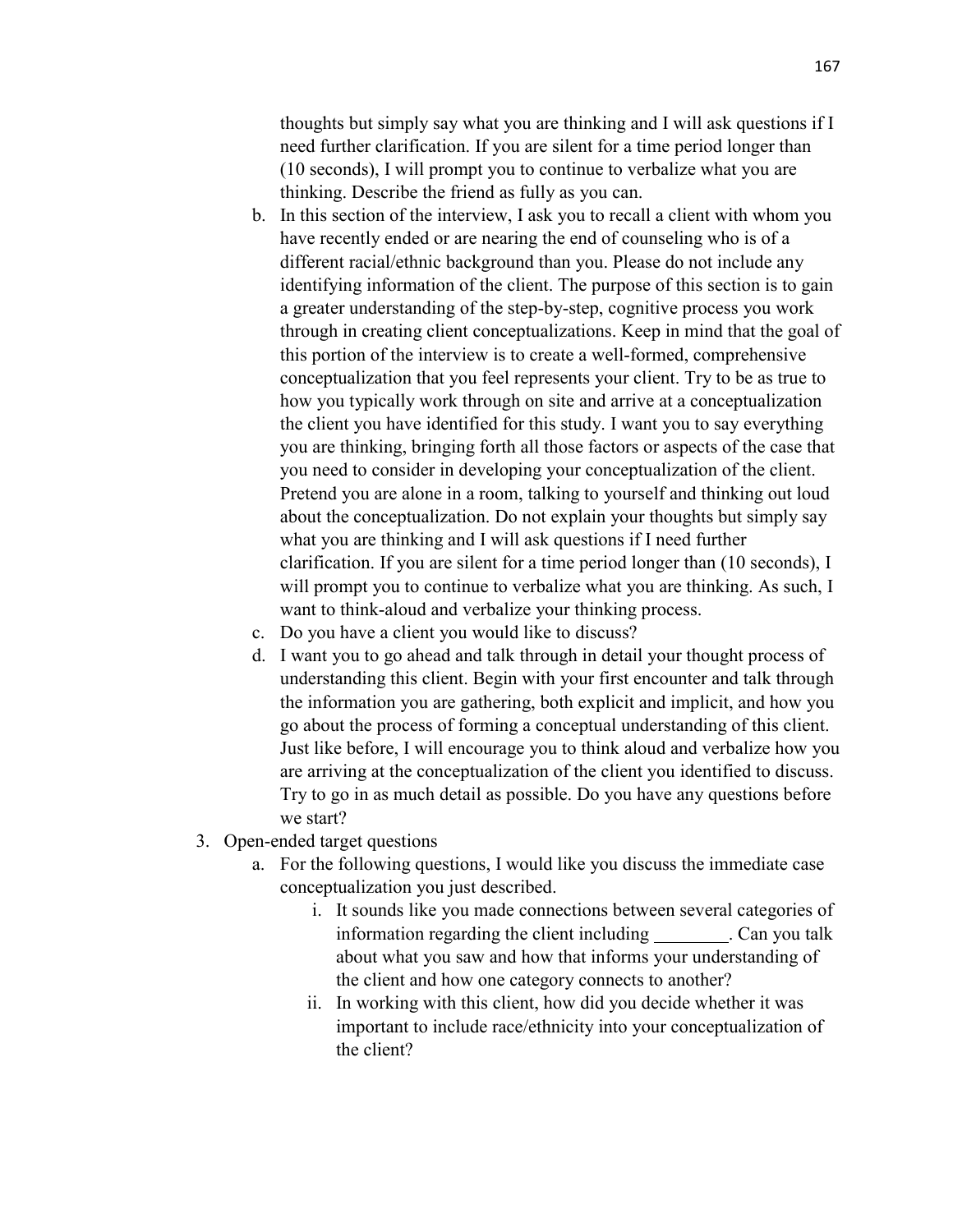thoughts but simply say what you are thinking and I will ask questions if I need further clarification. If you are silent for a time period longer than (10 seconds), I will prompt you to continue to verbalize what you are thinking. Describe the friend as fully as you can.

   b. In this section of the interview, I ask you to recall a client with whom you have recently ended or are nearing the end of counseling who is of a different racial/ethnic background than you. Please do not include any identifying information of the client. The purpose of this section is to gain a greater understanding of the step-by-step, cognitive process you work through in creating client conceptualizations. Keep in mind that the goal of this portion of the interview is to create a well-formed, comprehensive conceptualization that you feel represents your client. Try to be as true to how you typically work through on site and arrive at a conceptualization the client you have identified for this study. I want you to say everything you are thinking, bringing forth all those factors or aspects of the case that you need to consider in developing your conceptualization of the client. Pretend you are alone in a room, talking to yourself and thinking out loud about the conceptualization. Do not explain your thoughts but simply say what you are thinking and I will ask questions if I need further clarification. If you are silent for a time period longer than (10 seconds), I will prompt you to continue to verbalize what you are thinking. As such, I want to think-aloud and verbalize your thinking process.
   c. Do you have a client you would like to discuss?
   d. I want you to go ahead and talk through in detail your thought process of understanding this client. Begin with your first encounter and talk through the information you are gathering, both explicit and implicit, and how you go about the process of forming a conceptual understanding of this client. Just like before, I will encourage you to think aloud and verbalize how you are arriving at the conceptualization of the client you identified to discuss. Try to go in as much detail as possible. Do you have any questions before we start?

3. Open-ended target questions
   a. For the following questions, I would like you discuss the immediate case conceptualization you just described.
      i. It sounds like you made connections between several categories of information regarding the client including ________. Can you talk about what you saw and how that informs your understanding of the client and how one category connects to another?
      ii. In working with this client, how did you decide whether it was important to include race/ethnicity into your conceptualization of the client?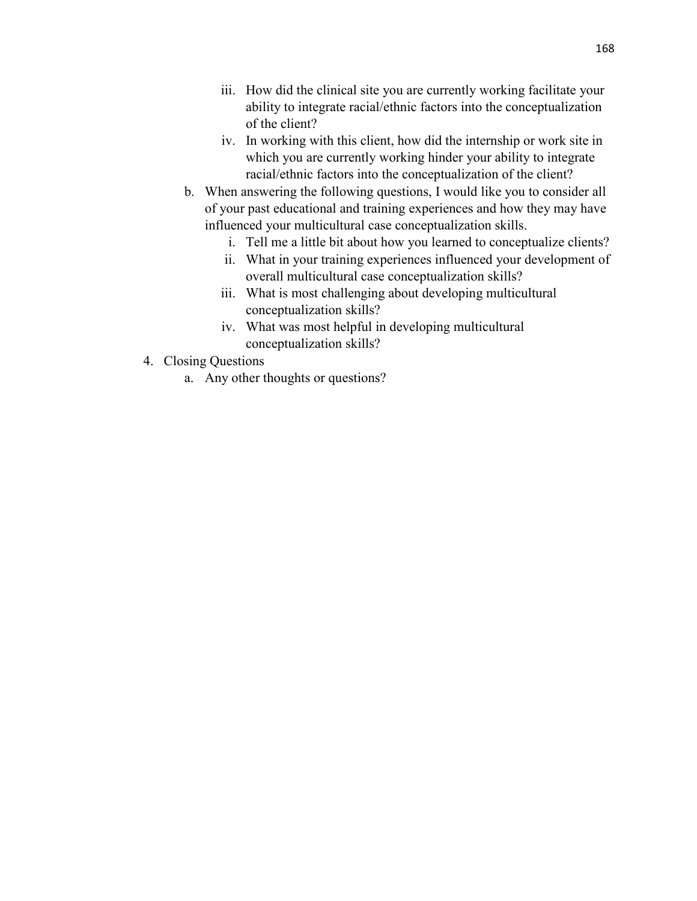iii. How did the clinical site you are currently working facilitate your ability to integrate racial/ethnic factors into the conceptualization of the client?
   iv. In working with this client, how did the internship or work site in which you are currently working hinder your ability to integrate racial/ethnic factors into the conceptualization of the client?

b. When answering the following questions, I would like you to consider all of your past educational and training experiences and how they may have influenced your multicultural case conceptualization skills.
   i. Tell me a little bit about how you learned to conceptualize clients?
   ii. What in your training experiences influenced your development of overall multicultural case conceptualization skills?
   iii. What is most challenging about developing multicultural conceptualization skills?
   iv. What was most helpful in developing multicultural conceptualization skills?

4. Closing Questions
   a. Any other thoughts or questions?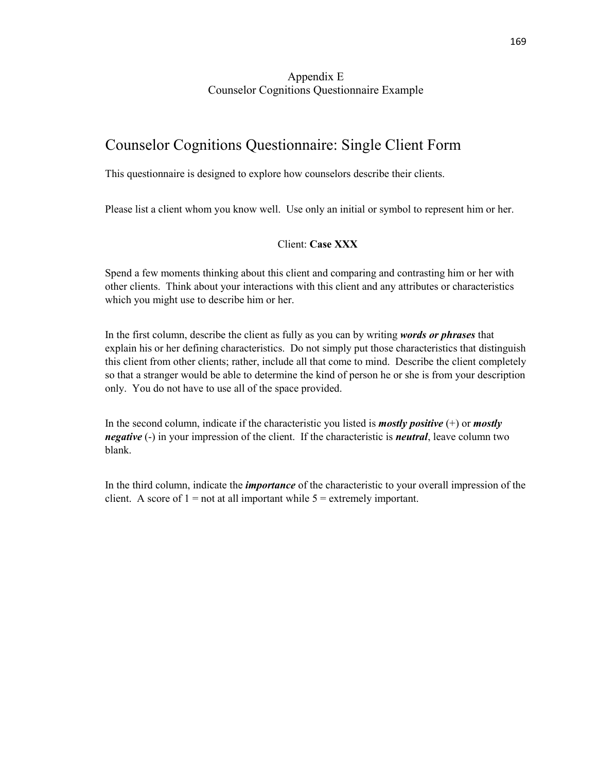Appendix E
Counselor Cognitions Questionnaire Example

# Counselor Cognitions Questionnaire: Single Client Form

This questionnaire is designed to explore how counselors describe their clients.

Please list a client whom you know well. Use only an initial or symbol to represent him or her.

Client: **Case XXX**

Spend a few moments thinking about this client and comparing and contrasting him or her with other clients. Think about your interactions with this client and any attributes or characteristics which you might use to describe him or her.

In the first column, describe the client as fully as you can by writing ***words or phrases*** that explain his or her defining characteristics. Do not simply put those characteristics that distinguish this client from other clients; rather, include all that come to mind. Describe the client completely so that a stranger would be able to determine the kind of person he or she is from your description only. You do not have to use all of the space provided.

In the second column, indicate if the characteristic you listed is ***mostly positive*** (+) or ***mostly negative*** (-) in your impression of the client. If the characteristic is ***neutral***, leave column two blank.

In the third column, indicate the ***importance*** of the characteristic to your overall impression of the client. A score of 1 = not at all important while 5 = extremely important.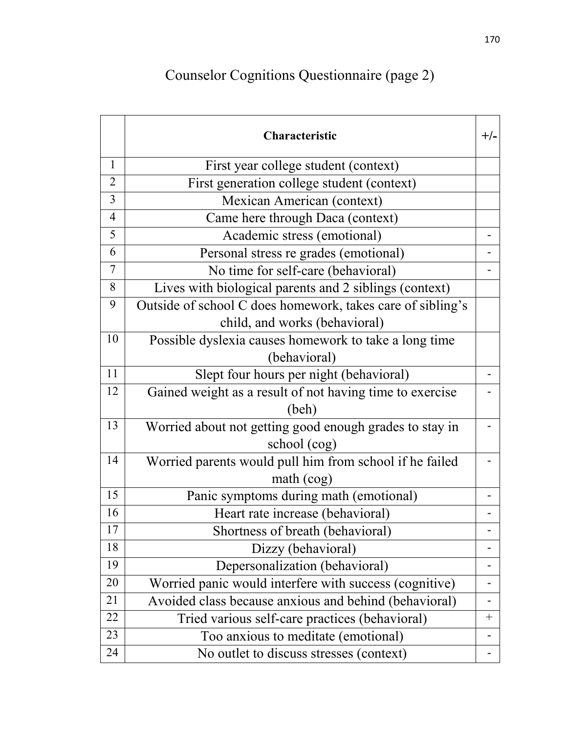# Counselor Cognitions Questionnaire (page 2)

| | **Characteristic** | +/- |
|---|---|---|
| 1 | First year college student (context) | |
| 2 | First generation college student (context) | |
| 3 | Mexican American (context) | |
| 4 | Came here through Daca (context) | |
| 5 | Academic stress (emotional) | - |
| 6 | Personal stress re grades (emotional) | - |
| 7 | No time for self-care (behavioral) | - |
| 8 | Lives with biological parents and 2 siblings (context) | |
| 9 | Outside of school C does homework, takes care of sibling's child, and works (behavioral) | |
| 10 | Possible dyslexia causes homework to take a long time (behavioral) | |
| 11 | Slept four hours per night (behavioral) | - |
| 12 | Gained weight as a result of not having time to exercise (beh) | - |
| 13 | Worried about not getting good enough grades to stay in school (cog) | - |
| 14 | Worried parents would pull him from school if he failed math (cog) | - |
| 15 | Panic symptoms during math (emotional) | - |
| 16 | Heart rate increase (behavioral) | - |
| 17 | Shortness of breath (behavioral) | - |
| 18 | Dizzy (behavioral) | - |
| 19 | Depersonalization (behavioral) | - |
| 20 | Worried panic would interfere with success (cognitive) | - |
| 21 | Avoided class because anxious and behind (behavioral) | - |
| 22 | Tried various self-care practices (behavioral) | + |
| 23 | Too anxious to meditate (emotional) | - |
| 24 | No outlet to discuss stresses (context) | - |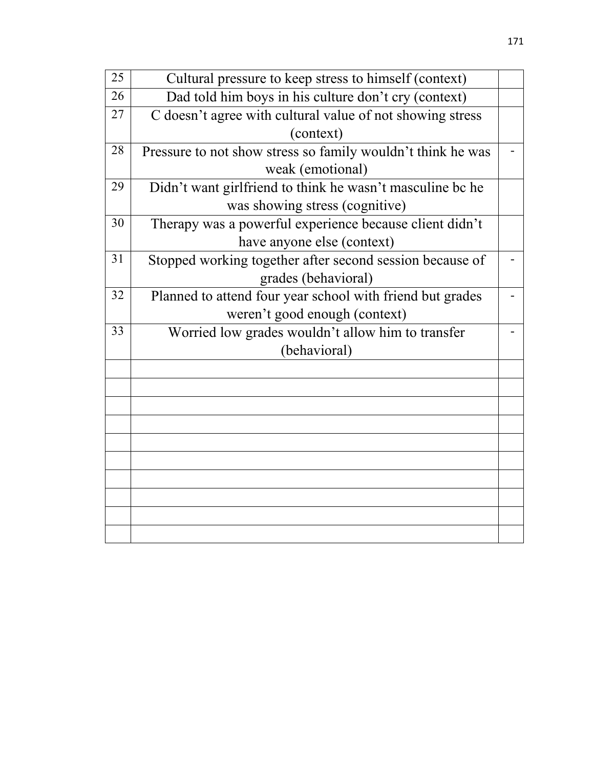| | | |
|---|---|---|
| 25 | Cultural pressure to keep stress to himself (context) | |
| 26 | Dad told him boys in his culture don't cry (context) | |
| 27 | C doesn't agree with cultural value of not showing stress (context) | |
| 28 | Pressure to not show stress so family wouldn't think he was weak (emotional) | - |
| 29 | Didn't want girlfriend to think he wasn't masculine bc he was showing stress (cognitive) | |
| 30 | Therapy was a powerful experience because client didn't have anyone else (context) | |
| 31 | Stopped working together after second session because of grades (behavioral) | - |
| 32 | Planned to attend four year school with friend but grades weren't good enough (context) | - |
| 33 | Worried low grades wouldn't allow him to transfer (behavioral) | - |
| | | |
| | | |
| | | |
| | | |
| | | |
| | | |
| | | |
| | | |
| | | |
| | | |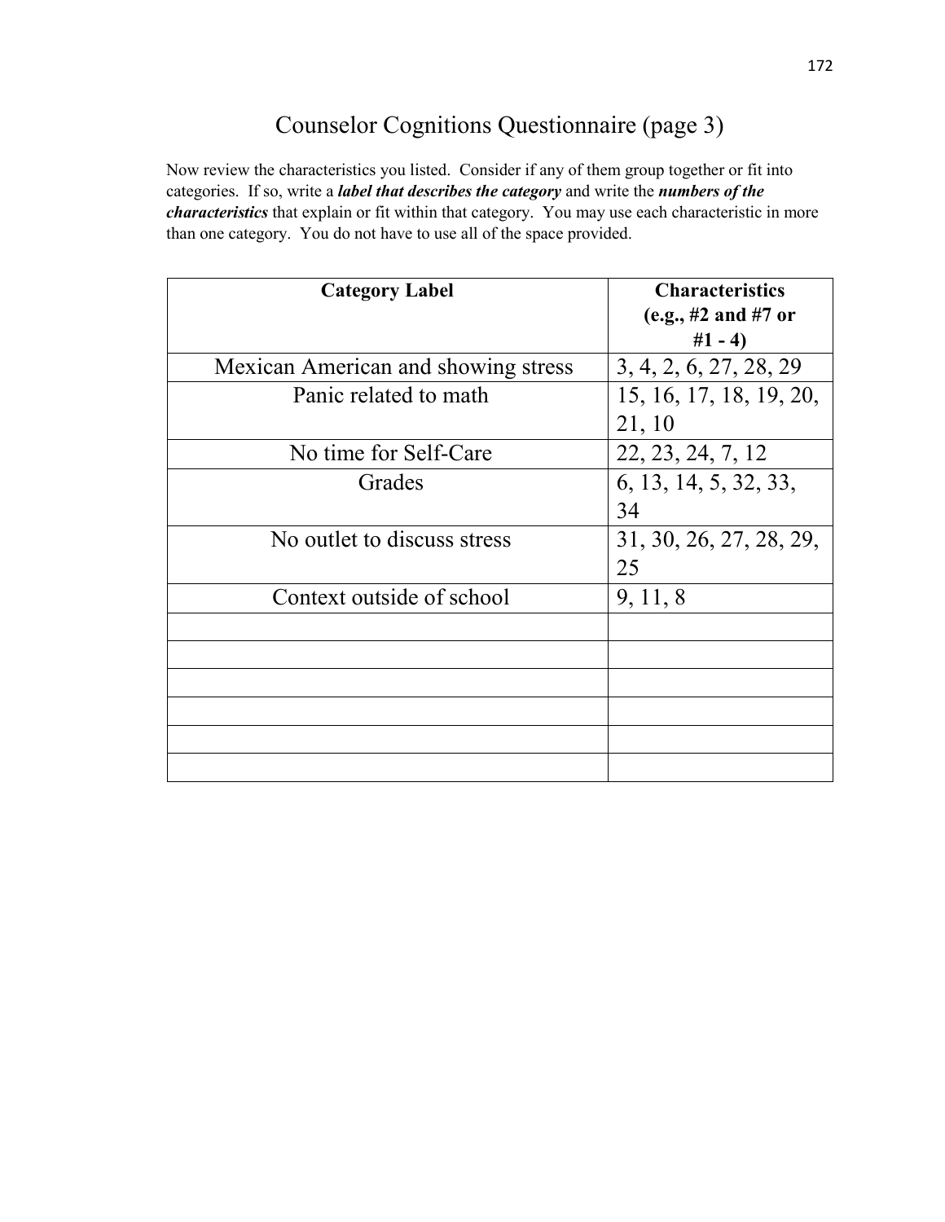# Counselor Cognitions Questionnaire (page 3)

Now review the characteristics you listed. Consider if any of them group together or fit into categories. If so, write a ***label that describes the category*** and write the ***numbers of the characteristics*** that explain or fit within that category. You may use each characteristic in more than one category. You do not have to use all of the space provided.

| **Category Label** | **Characteristics (e.g., #2 and #7 or #1 - 4)** |
|---|---|
| Mexican American and showing stress | 3, 4, 2, 6, 27, 28, 29 |
| Panic related to math | 15, 16, 17, 18, 19, 20, 21, 10 |
| No time for Self-Care | 22, 23, 24, 7, 12 |
| Grades | 6, 13, 14, 5, 32, 33, 34 |
| No outlet to discuss stress | 31, 30, 26, 27, 28, 29, 25 |
| Context outside of school | 9, 11, 8 |
| | |
| | |
| | |
| | |
| | |
| | |